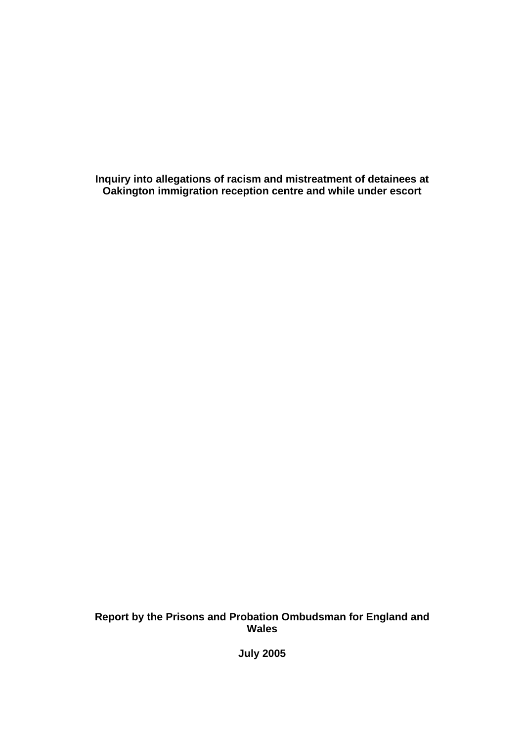# Inquiry into allegations of racism and mistreatment of detainees at Oakington immigration reception centre and while under escort

**Report by the Prisons and Probation Ombudsman for England and Wales**

**July 2005**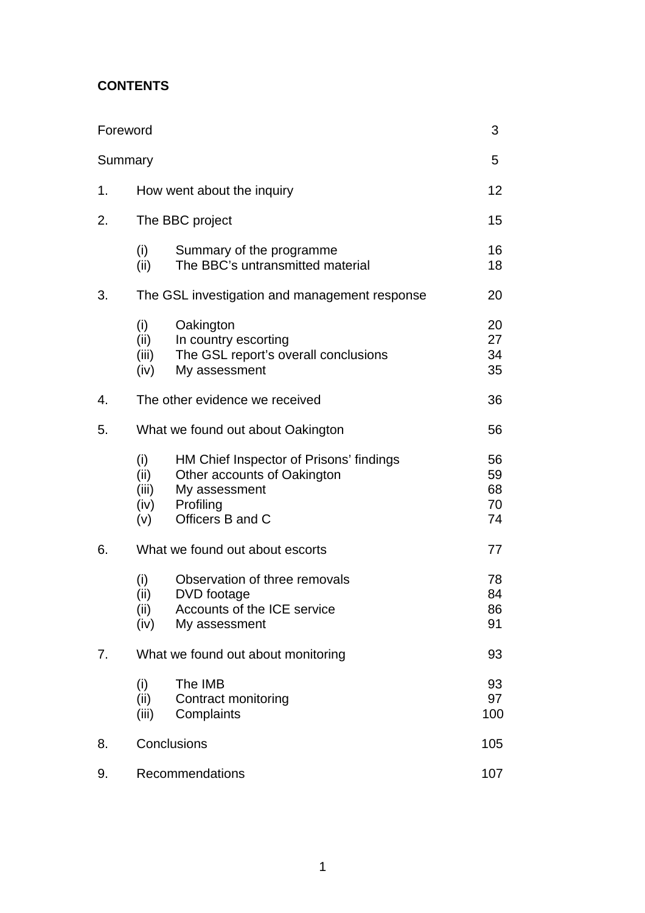# CONTENTS

| | | Page |
|---|---|---|
| Foreword | | 3 |
| Summary | | 5 |
| 1. | How went about the inquiry | 12 |
| 2. | The BBC project | 15 |
| | (i) Summary of the programme | 16 |
| | (ii) The BBC's untransmitted material | 18 |
| 3. | The GSL investigation and management response | 20 |
| | (i) Oakington | 20 |
| | (ii) In country escorting | 27 |
| | (iii) The GSL report's overall conclusions | 34 |
| | (iv) My assessment | 35 |
| 4. | The other evidence we received | 36 |
| 5. | What we found out about Oakington | 56 |
| | (i) HM Chief Inspector of Prisons' findings | 56 |
| | (ii) Other accounts of Oakington | 59 |
| | (iii) My assessment | 68 |
| | (iv) Profiling | 70 |
| | (v) Officers B and C | 74 |
| 6. | What we found out about escorts | 77 |
| | (i) Observation of three removals | 78 |
| | (ii) DVD footage | 84 |
| | (ii) Accounts of the ICE service | 86 |
| | (iv) My assessment | 91 |
| 7. | What we found out about monitoring | 93 |
| | (i) The IMB | 93 |
| | (ii) Contract monitoring | 97 |
| | (iii) Complaints | 100 |
| 8. | Conclusions | 105 |
| 9. | Recommendations | 107 |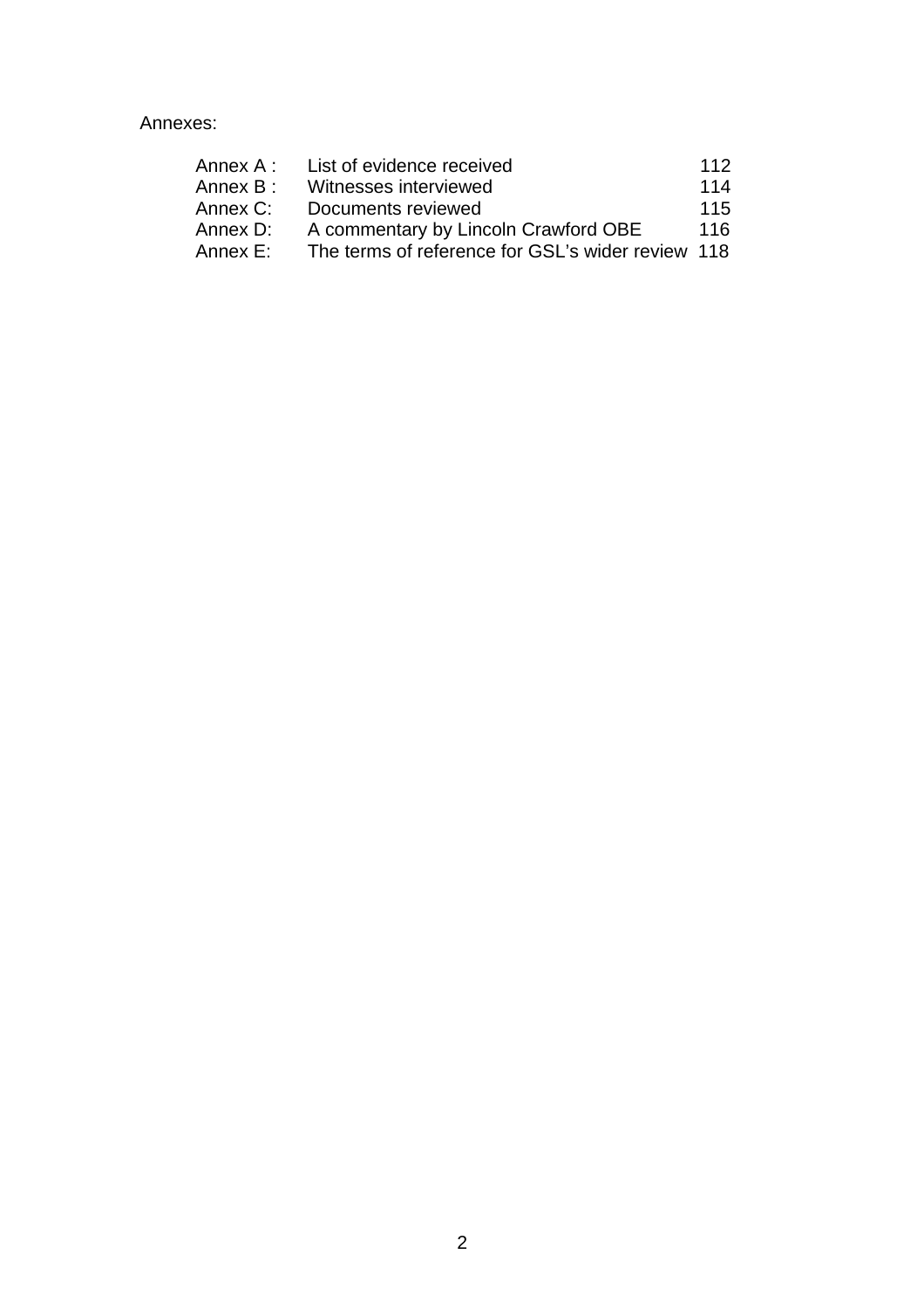Annexes:

| | | |
|---|---|---|
| Annex A : | List of evidence received | 112 |
| Annex B : | Witnesses interviewed | 114 |
| Annex C: | Documents reviewed | 115 |
| Annex D: | A commentary by Lincoln Crawford OBE | 116 |
| Annex E: | The terms of reference for GSL's wider review | 118 |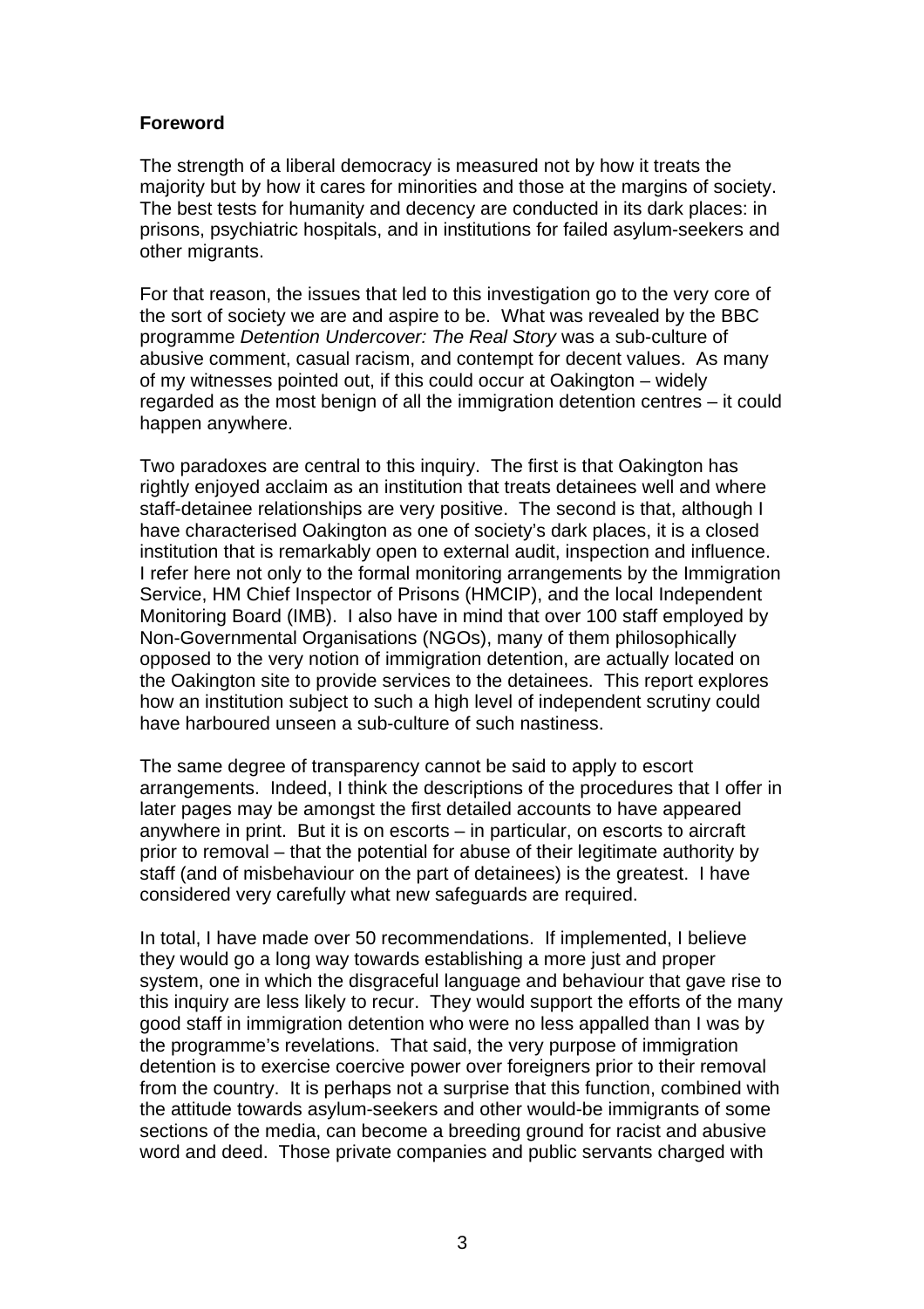**Foreword**

The strength of a liberal democracy is measured not by how it treats the majority but by how it cares for minorities and those at the margins of society. The best tests for humanity and decency are conducted in its dark places: in prisons, psychiatric hospitals, and in institutions for failed asylum-seekers and other migrants.

For that reason, the issues that led to this investigation go to the very core of the sort of society we are and aspire to be. What was revealed by the BBC programme *Detention Undercover: The Real Story* was a sub-culture of abusive comment, casual racism, and contempt for decent values. As many of my witnesses pointed out, if this could occur at Oakington – widely regarded as the most benign of all the immigration detention centres – it could happen anywhere.

Two paradoxes are central to this inquiry. The first is that Oakington has rightly enjoyed acclaim as an institution that treats detainees well and where staff-detainee relationships are very positive. The second is that, although I have characterised Oakington as one of society's dark places, it is a closed institution that is remarkably open to external audit, inspection and influence. I refer here not only to the formal monitoring arrangements by the Immigration Service, HM Chief Inspector of Prisons (HMCIP), and the local Independent Monitoring Board (IMB). I also have in mind that over 100 staff employed by Non-Governmental Organisations (NGOs), many of them philosophically opposed to the very notion of immigration detention, are actually located on the Oakington site to provide services to the detainees. This report explores how an institution subject to such a high level of independent scrutiny could have harboured unseen a sub-culture of such nastiness.

The same degree of transparency cannot be said to apply to escort arrangements. Indeed, I think the descriptions of the procedures that I offer in later pages may be amongst the first detailed accounts to have appeared anywhere in print. But it is on escorts – in particular, on escorts to aircraft prior to removal – that the potential for abuse of their legitimate authority by staff (and of misbehaviour on the part of detainees) is the greatest. I have considered very carefully what new safeguards are required.

In total, I have made over 50 recommendations. If implemented, I believe they would go a long way towards establishing a more just and proper system, one in which the disgraceful language and behaviour that gave rise to this inquiry are less likely to recur. They would support the efforts of the many good staff in immigration detention who were no less appalled than I was by the programme's revelations. That said, the very purpose of immigration detention is to exercise coercive power over foreigners prior to their removal from the country. It is perhaps not a surprise that this function, combined with the attitude towards asylum-seekers and other would-be immigrants of some sections of the media, can become a breeding ground for racist and abusive word and deed. Those private companies and public servants charged with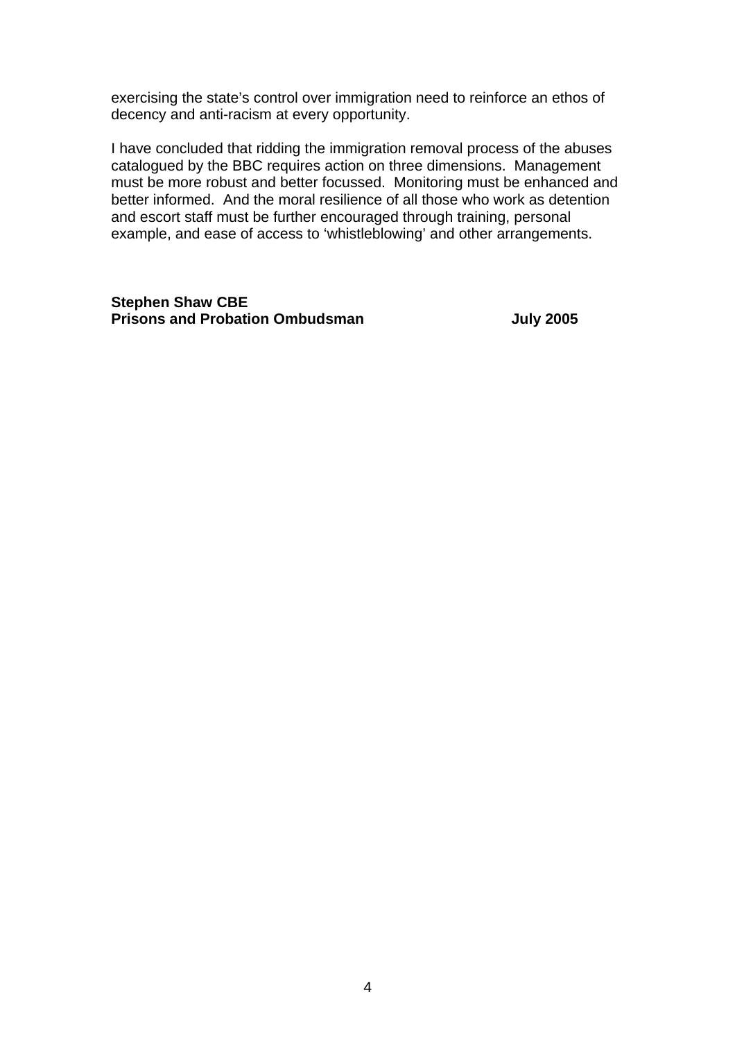exercising the state's control over immigration need to reinforce an ethos of decency and anti-racism at every opportunity.

I have concluded that ridding the immigration removal process of the abuses catalogued by the BBC requires action on three dimensions. Management must be more robust and better focussed. Monitoring must be enhanced and better informed. And the moral resilience of all those who work as detention and escort staff must be further encouraged through training, personal example, and ease of access to 'whistleblowing' and other arrangements.

**Stephen Shaw CBE**
**Prisons and Probation Ombudsman** **July 2005**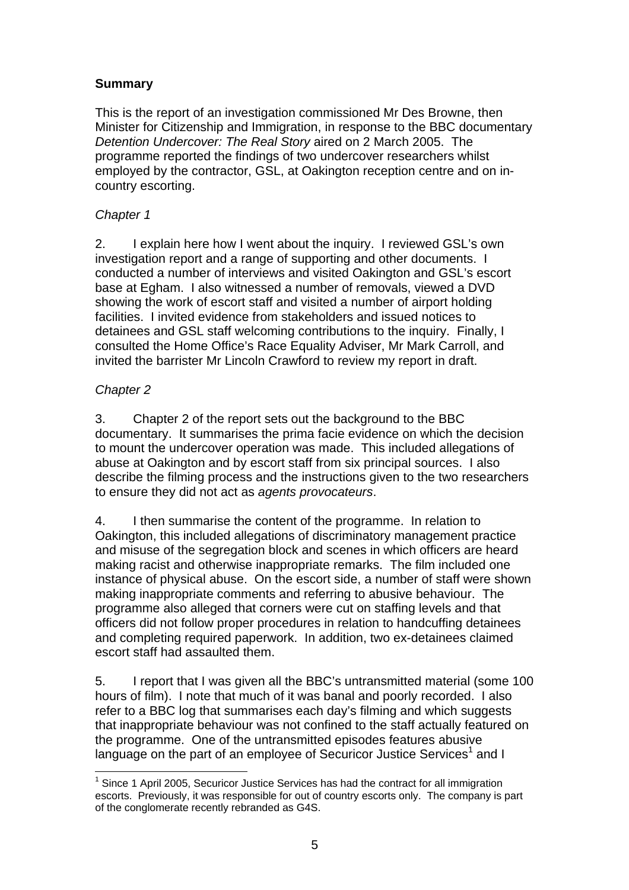## **Summary**

This is the report of an investigation commissioned Mr Des Browne, then Minister for Citizenship and Immigration, in response to the BBC documentary *Detention Undercover: The Real Story* aired on 2 March 2005. The programme reported the findings of two undercover researchers whilst employed by the contractor, GSL, at Oakington reception centre and on in-country escorting.

*Chapter 1*

2. I explain here how I went about the inquiry. I reviewed GSL's own investigation report and a range of supporting and other documents. I conducted a number of interviews and visited Oakington and GSL's escort base at Egham. I also witnessed a number of removals, viewed a DVD showing the work of escort staff and visited a number of airport holding facilities. I invited evidence from stakeholders and issued notices to detainees and GSL staff welcoming contributions to the inquiry. Finally, I consulted the Home Office's Race Equality Adviser, Mr Mark Carroll, and invited the barrister Mr Lincoln Crawford to review my report in draft.

*Chapter 2*

3. Chapter 2 of the report sets out the background to the BBC documentary. It summarises the prima facie evidence on which the decision to mount the undercover operation was made. This included allegations of abuse at Oakington and by escort staff from six principal sources. I also describe the filming process and the instructions given to the two researchers to ensure they did not act as *agents provocateurs*.

4. I then summarise the content of the programme. In relation to Oakington, this included allegations of discriminatory management practice and misuse of the segregation block and scenes in which officers are heard making racist and otherwise inappropriate remarks. The film included one instance of physical abuse. On the escort side, a number of staff were shown making inappropriate comments and referring to abusive behaviour. The programme also alleged that corners were cut on staffing levels and that officers did not follow proper procedures in relation to handcuffing detainees and completing required paperwork. In addition, two ex-detainees claimed escort staff had assaulted them.

5. I report that I was given all the BBC's untransmitted material (some 100 hours of film). I note that much of it was banal and poorly recorded. I also refer to a BBC log that summarises each day's filming and which suggests that inappropriate behaviour was not confined to the staff actually featured on the programme. One of the untransmitted episodes features abusive language on the part of an employee of Securicor Justice Services[1] and I

---

[1] Since 1 April 2005, Securicor Justice Services has had the contract for all immigration escorts. Previously, it was responsible for out of country escorts only. The company is part of the conglomerate recently rebranded as G4S.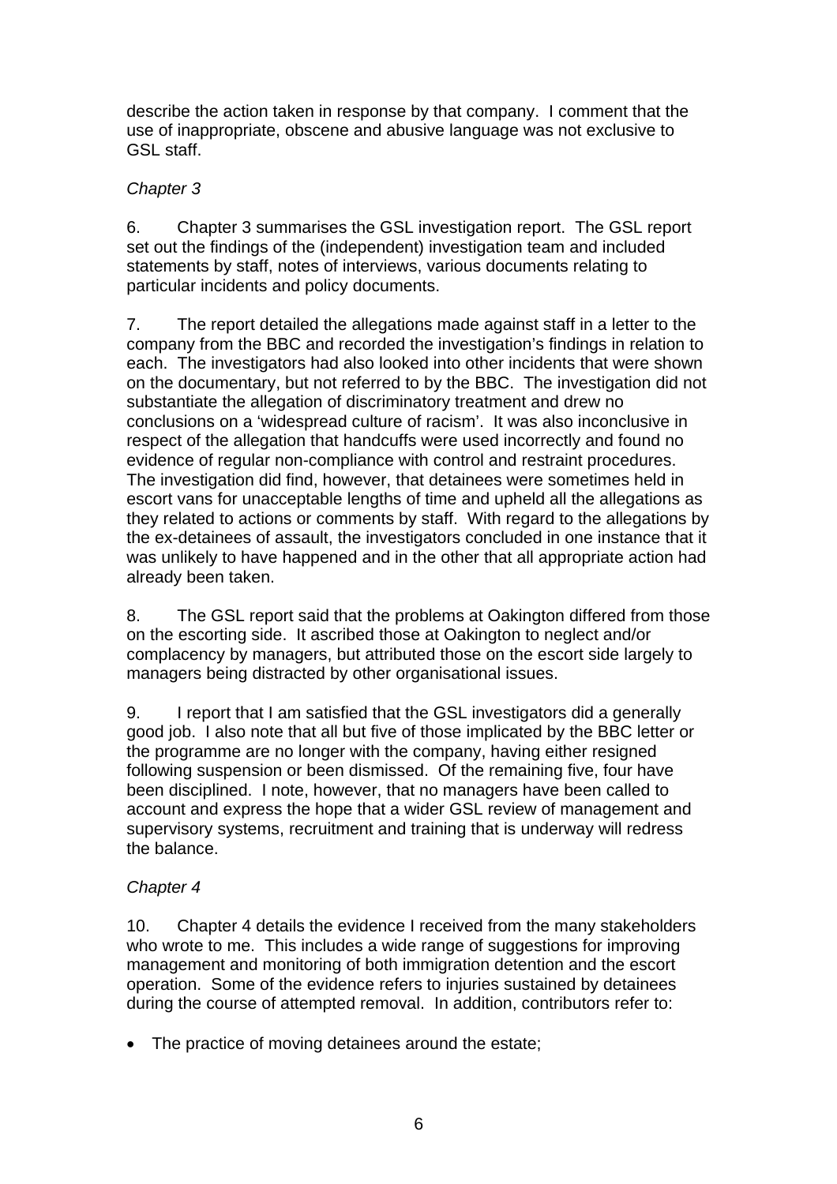describe the action taken in response by that company. I comment that the use of inappropriate, obscene and abusive language was not exclusive to GSL staff.

*Chapter 3*

6. Chapter 3 summarises the GSL investigation report. The GSL report set out the findings of the (independent) investigation team and included statements by staff, notes of interviews, various documents relating to particular incidents and policy documents.

7. The report detailed the allegations made against staff in a letter to the company from the BBC and recorded the investigation's findings in relation to each. The investigators had also looked into other incidents that were shown on the documentary, but not referred to by the BBC. The investigation did not substantiate the allegation of discriminatory treatment and drew no conclusions on a 'widespread culture of racism'. It was also inconclusive in respect of the allegation that handcuffs were used incorrectly and found no evidence of regular non-compliance with control and restraint procedures. The investigation did find, however, that detainees were sometimes held in escort vans for unacceptable lengths of time and upheld all the allegations as they related to actions or comments by staff. With regard to the allegations by the ex-detainees of assault, the investigators concluded in one instance that it was unlikely to have happened and in the other that all appropriate action had already been taken.

8. The GSL report said that the problems at Oakington differed from those on the escorting side. It ascribed those at Oakington to neglect and/or complacency by managers, but attributed those on the escort side largely to managers being distracted by other organisational issues.

9. I report that I am satisfied that the GSL investigators did a generally good job. I also note that all but five of those implicated by the BBC letter or the programme are no longer with the company, having either resigned following suspension or been dismissed. Of the remaining five, four have been disciplined. I note, however, that no managers have been called to account and express the hope that a wider GSL review of management and supervisory systems, recruitment and training that is underway will redress the balance.

*Chapter 4*

10. Chapter 4 details the evidence I received from the many stakeholders who wrote to me. This includes a wide range of suggestions for improving management and monitoring of both immigration detention and the escort operation. Some of the evidence refers to injuries sustained by detainees during the course of attempted removal. In addition, contributors refer to:

- The practice of moving detainees around the estate;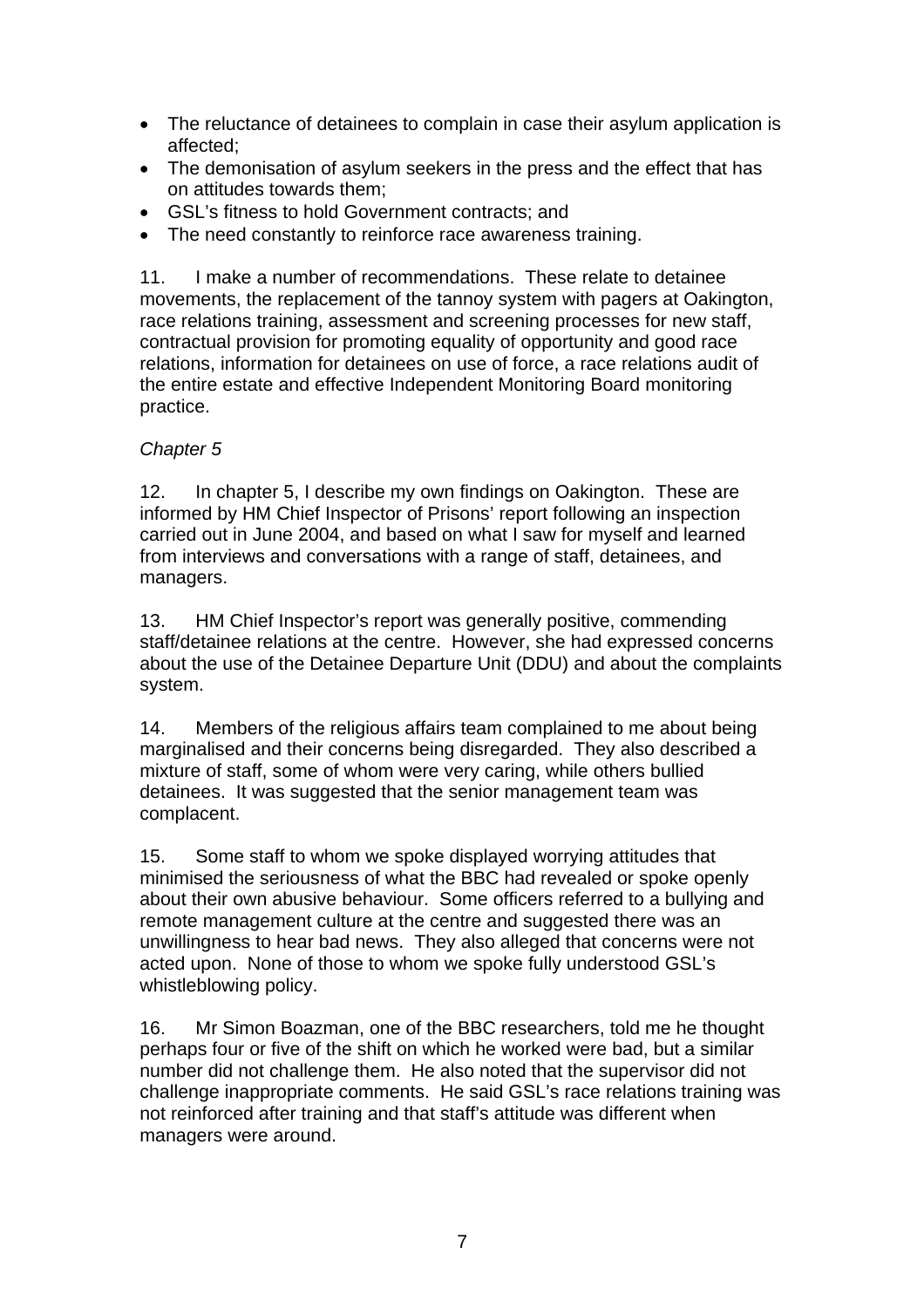- The reluctance of detainees to complain in case their asylum application is affected;
- The demonisation of asylum seekers in the press and the effect that has on attitudes towards them;
- GSL's fitness to hold Government contracts; and
- The need constantly to reinforce race awareness training.

11. I make a number of recommendations. These relate to detainee movements, the replacement of the tannoy system with pagers at Oakington, race relations training, assessment and screening processes for new staff, contractual provision for promoting equality of opportunity and good race relations, information for detainees on use of force, a race relations audit of the entire estate and effective Independent Monitoring Board monitoring practice.

*Chapter 5*

12. In chapter 5, I describe my own findings on Oakington. These are informed by HM Chief Inspector of Prisons' report following an inspection carried out in June 2004, and based on what I saw for myself and learned from interviews and conversations with a range of staff, detainees, and managers.

13. HM Chief Inspector's report was generally positive, commending staff/detainee relations at the centre. However, she had expressed concerns about the use of the Detainee Departure Unit (DDU) and about the complaints system.

14. Members of the religious affairs team complained to me about being marginalised and their concerns being disregarded. They also described a mixture of staff, some of whom were very caring, while others bullied detainees. It was suggested that the senior management team was complacent.

15. Some staff to whom we spoke displayed worrying attitudes that minimised the seriousness of what the BBC had revealed or spoke openly about their own abusive behaviour. Some officers referred to a bullying and remote management culture at the centre and suggested there was an unwillingness to hear bad news. They also alleged that concerns were not acted upon. None of those to whom we spoke fully understood GSL's whistleblowing policy.

16. Mr Simon Boazman, one of the BBC researchers, told me he thought perhaps four or five of the shift on which he worked were bad, but a similar number did not challenge them. He also noted that the supervisor did not challenge inappropriate comments. He said GSL's race relations training was not reinforced after training and that staff's attitude was different when managers were around.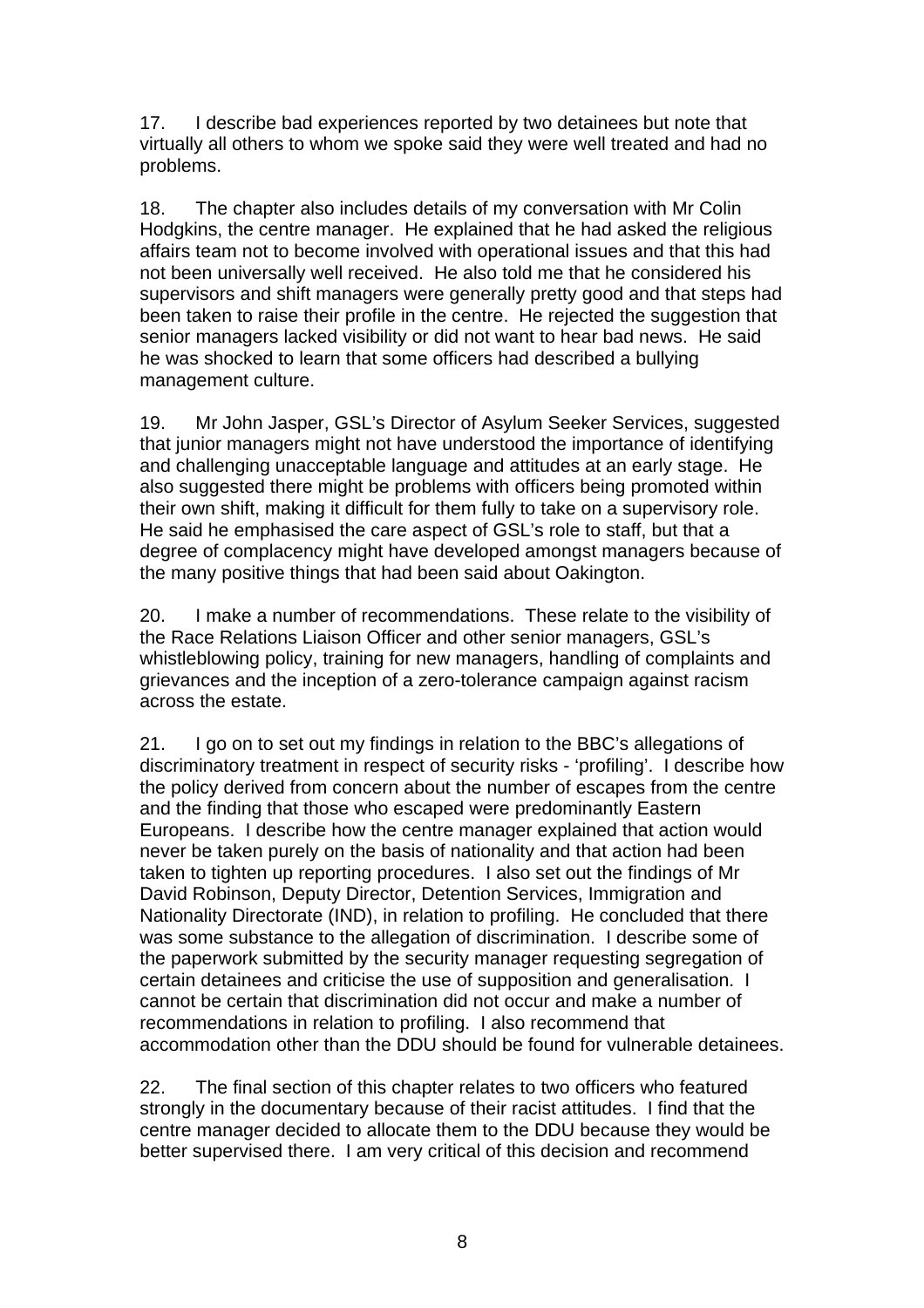17. I describe bad experiences reported by two detainees but note that virtually all others to whom we spoke said they were well treated and had no problems.

18. The chapter also includes details of my conversation with Mr Colin Hodgkins, the centre manager. He explained that he had asked the religious affairs team not to become involved with operational issues and that this had not been universally well received. He also told me that he considered his supervisors and shift managers were generally pretty good and that steps had been taken to raise their profile in the centre. He rejected the suggestion that senior managers lacked visibility or did not want to hear bad news. He said he was shocked to learn that some officers had described a bullying management culture.

19. Mr John Jasper, GSL's Director of Asylum Seeker Services, suggested that junior managers might not have understood the importance of identifying and challenging unacceptable language and attitudes at an early stage. He also suggested there might be problems with officers being promoted within their own shift, making it difficult for them fully to take on a supervisory role. He said he emphasised the care aspect of GSL's role to staff, but that a degree of complacency might have developed amongst managers because of the many positive things that had been said about Oakington.

20. I make a number of recommendations. These relate to the visibility of the Race Relations Liaison Officer and other senior managers, GSL's whistleblowing policy, training for new managers, handling of complaints and grievances and the inception of a zero-tolerance campaign against racism across the estate.

21. I go on to set out my findings in relation to the BBC's allegations of discriminatory treatment in respect of security risks - 'profiling'. I describe how the policy derived from concern about the number of escapes from the centre and the finding that those who escaped were predominantly Eastern Europeans. I describe how the centre manager explained that action would never be taken purely on the basis of nationality and that action had been taken to tighten up reporting procedures. I also set out the findings of Mr David Robinson, Deputy Director, Detention Services, Immigration and Nationality Directorate (IND), in relation to profiling. He concluded that there was some substance to the allegation of discrimination. I describe some of the paperwork submitted by the security manager requesting segregation of certain detainees and criticise the use of supposition and generalisation. I cannot be certain that discrimination did not occur and make a number of recommendations in relation to profiling. I also recommend that accommodation other than the DDU should be found for vulnerable detainees.

22. The final section of this chapter relates to two officers who featured strongly in the documentary because of their racist attitudes. I find that the centre manager decided to allocate them to the DDU because they would be better supervised there. I am very critical of this decision and recommend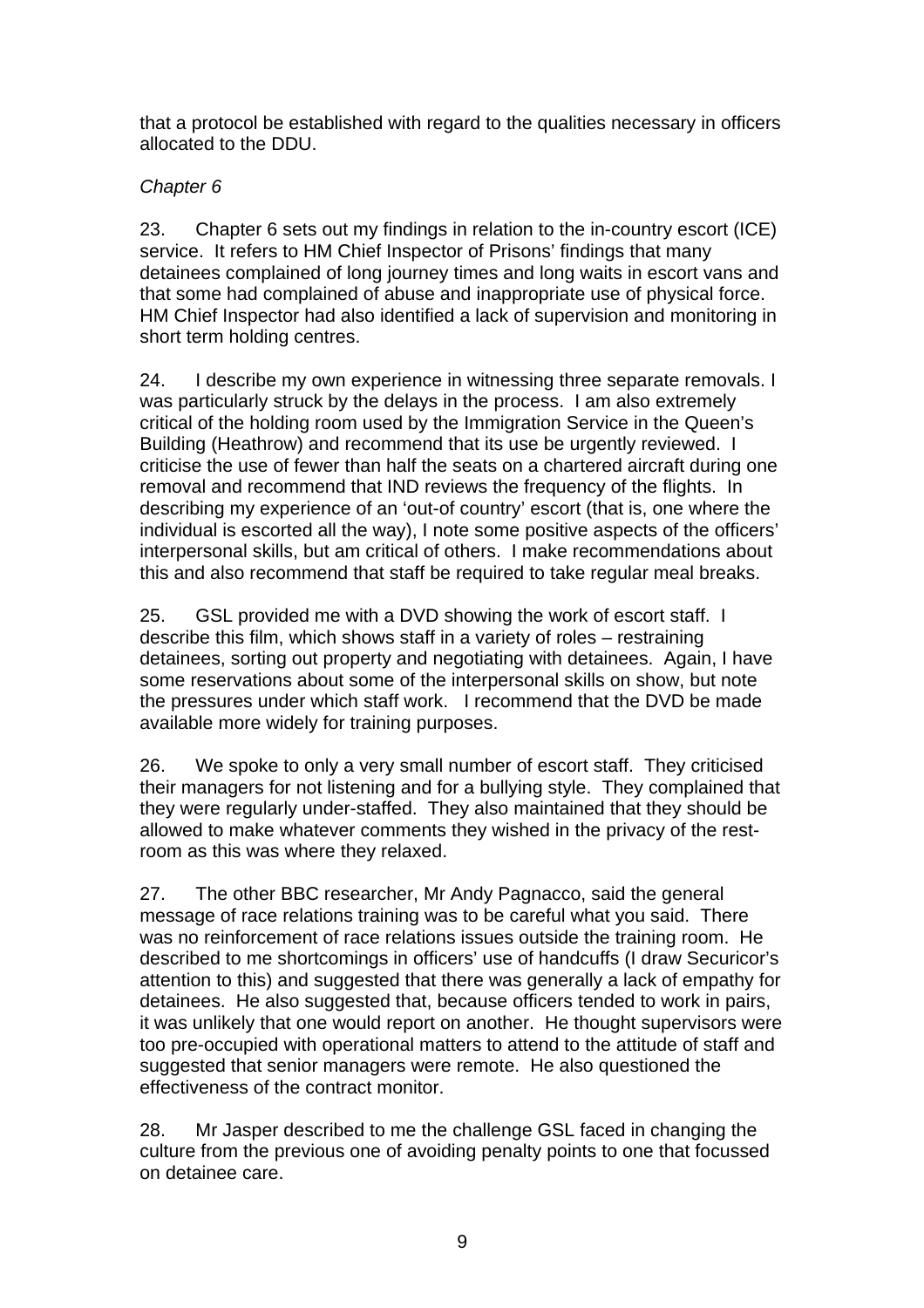that a protocol be established with regard to the qualities necessary in officers allocated to the DDU.

*Chapter 6*

23. Chapter 6 sets out my findings in relation to the in-country escort (ICE) service. It refers to HM Chief Inspector of Prisons' findings that many detainees complained of long journey times and long waits in escort vans and that some had complained of abuse and inappropriate use of physical force. HM Chief Inspector had also identified a lack of supervision and monitoring in short term holding centres.

24. I describe my own experience in witnessing three separate removals. I was particularly struck by the delays in the process. I am also extremely critical of the holding room used by the Immigration Service in the Queen's Building (Heathrow) and recommend that its use be urgently reviewed. I criticise the use of fewer than half the seats on a chartered aircraft during one removal and recommend that IND reviews the frequency of the flights. In describing my experience of an 'out-of country' escort (that is, one where the individual is escorted all the way), I note some positive aspects of the officers' interpersonal skills, but am critical of others. I make recommendations about this and also recommend that staff be required to take regular meal breaks.

25. GSL provided me with a DVD showing the work of escort staff. I describe this film, which shows staff in a variety of roles – restraining detainees, sorting out property and negotiating with detainees. Again, I have some reservations about some of the interpersonal skills on show, but note the pressures under which staff work. I recommend that the DVD be made available more widely for training purposes.

26. We spoke to only a very small number of escort staff. They criticised their managers for not listening and for a bullying style. They complained that they were regularly under-staffed. They also maintained that they should be allowed to make whatever comments they wished in the privacy of the rest-room as this was where they relaxed.

27. The other BBC researcher, Mr Andy Pagnacco, said the general message of race relations training was to be careful what you said. There was no reinforcement of race relations issues outside the training room. He described to me shortcomings in officers' use of handcuffs (I draw Securicor's attention to this) and suggested that there was generally a lack of empathy for detainees. He also suggested that, because officers tended to work in pairs, it was unlikely that one would report on another. He thought supervisors were too pre-occupied with operational matters to attend to the attitude of staff and suggested that senior managers were remote. He also questioned the effectiveness of the contract monitor.

28. Mr Jasper described to me the challenge GSL faced in changing the culture from the previous one of avoiding penalty points to one that focussed on detainee care.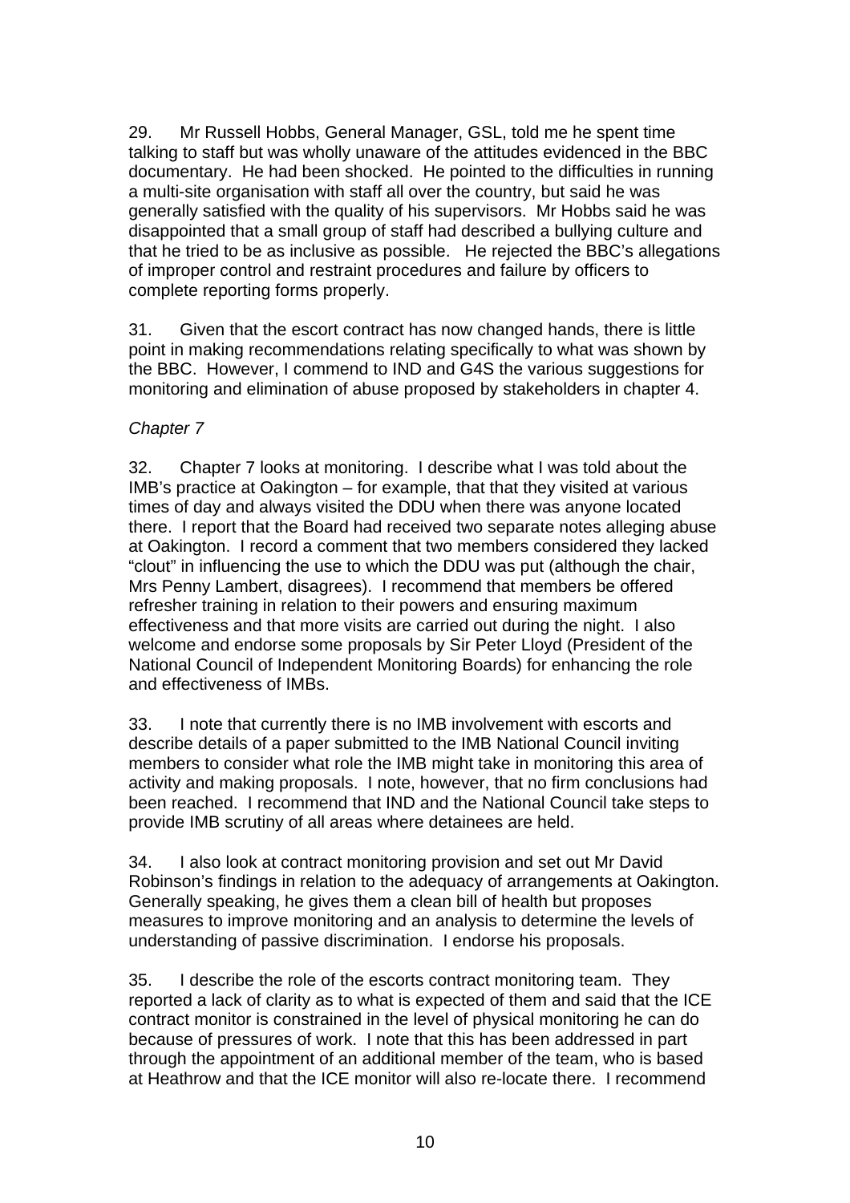29. Mr Russell Hobbs, General Manager, GSL, told me he spent time talking to staff but was wholly unaware of the attitudes evidenced in the BBC documentary. He had been shocked. He pointed to the difficulties in running a multi-site organisation with staff all over the country, but said he was generally satisfied with the quality of his supervisors. Mr Hobbs said he was disappointed that a small group of staff had described a bullying culture and that he tried to be as inclusive as possible. He rejected the BBC's allegations of improper control and restraint procedures and failure by officers to complete reporting forms properly.

31. Given that the escort contract has now changed hands, there is little point in making recommendations relating specifically to what was shown by the BBC. However, I commend to IND and G4S the various suggestions for monitoring and elimination of abuse proposed by stakeholders in chapter 4.

*Chapter 7*

32. Chapter 7 looks at monitoring. I describe what I was told about the IMB's practice at Oakington – for example, that that they visited at various times of day and always visited the DDU when there was anyone located there. I report that the Board had received two separate notes alleging abuse at Oakington. I record a comment that two members considered they lacked "clout" in influencing the use to which the DDU was put (although the chair, Mrs Penny Lambert, disagrees). I recommend that members be offered refresher training in relation to their powers and ensuring maximum effectiveness and that more visits are carried out during the night. I also welcome and endorse some proposals by Sir Peter Lloyd (President of the National Council of Independent Monitoring Boards) for enhancing the role and effectiveness of IMBs.

33. I note that currently there is no IMB involvement with escorts and describe details of a paper submitted to the IMB National Council inviting members to consider what role the IMB might take in monitoring this area of activity and making proposals. I note, however, that no firm conclusions had been reached. I recommend that IND and the National Council take steps to provide IMB scrutiny of all areas where detainees are held.

34. I also look at contract monitoring provision and set out Mr David Robinson's findings in relation to the adequacy of arrangements at Oakington. Generally speaking, he gives them a clean bill of health but proposes measures to improve monitoring and an analysis to determine the levels of understanding of passive discrimination. I endorse his proposals.

35. I describe the role of the escorts contract monitoring team. They reported a lack of clarity as to what is expected of them and said that the ICE contract monitor is constrained in the level of physical monitoring he can do because of pressures of work. I note that this has been addressed in part through the appointment of an additional member of the team, who is based at Heathrow and that the ICE monitor will also re-locate there. I recommend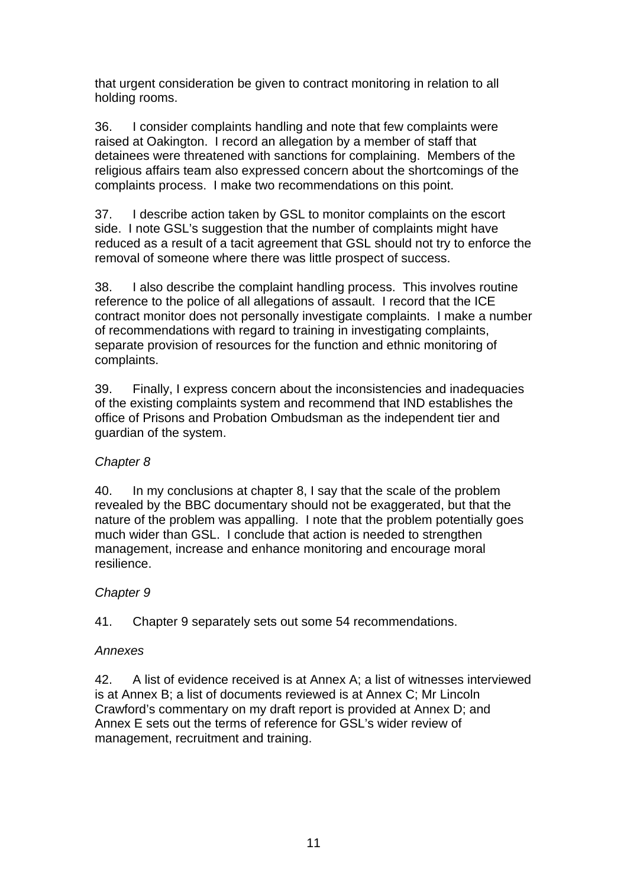that urgent consideration be given to contract monitoring in relation to all holding rooms.

36. I consider complaints handling and note that few complaints were raised at Oakington. I record an allegation by a member of staff that detainees were threatened with sanctions for complaining. Members of the religious affairs team also expressed concern about the shortcomings of the complaints process. I make two recommendations on this point.

37. I describe action taken by GSL to monitor complaints on the escort side. I note GSL's suggestion that the number of complaints might have reduced as a result of a tacit agreement that GSL should not try to enforce the removal of someone where there was little prospect of success.

38. I also describe the complaint handling process. This involves routine reference to the police of all allegations of assault. I record that the ICE contract monitor does not personally investigate complaints. I make a number of recommendations with regard to training in investigating complaints, separate provision of resources for the function and ethnic monitoring of complaints.

39. Finally, I express concern about the inconsistencies and inadequacies of the existing complaints system and recommend that IND establishes the office of Prisons and Probation Ombudsman as the independent tier and guardian of the system.

*Chapter 8*

40. In my conclusions at chapter 8, I say that the scale of the problem revealed by the BBC documentary should not be exaggerated, but that the nature of the problem was appalling. I note that the problem potentially goes much wider than GSL. I conclude that action is needed to strengthen management, increase and enhance monitoring and encourage moral resilience.

*Chapter 9*

41. Chapter 9 separately sets out some 54 recommendations.

*Annexes*

42. A list of evidence received is at Annex A; a list of witnesses interviewed is at Annex B; a list of documents reviewed is at Annex C; Mr Lincoln Crawford's commentary on my draft report is provided at Annex D; and Annex E sets out the terms of reference for GSL's wider review of management, recruitment and training.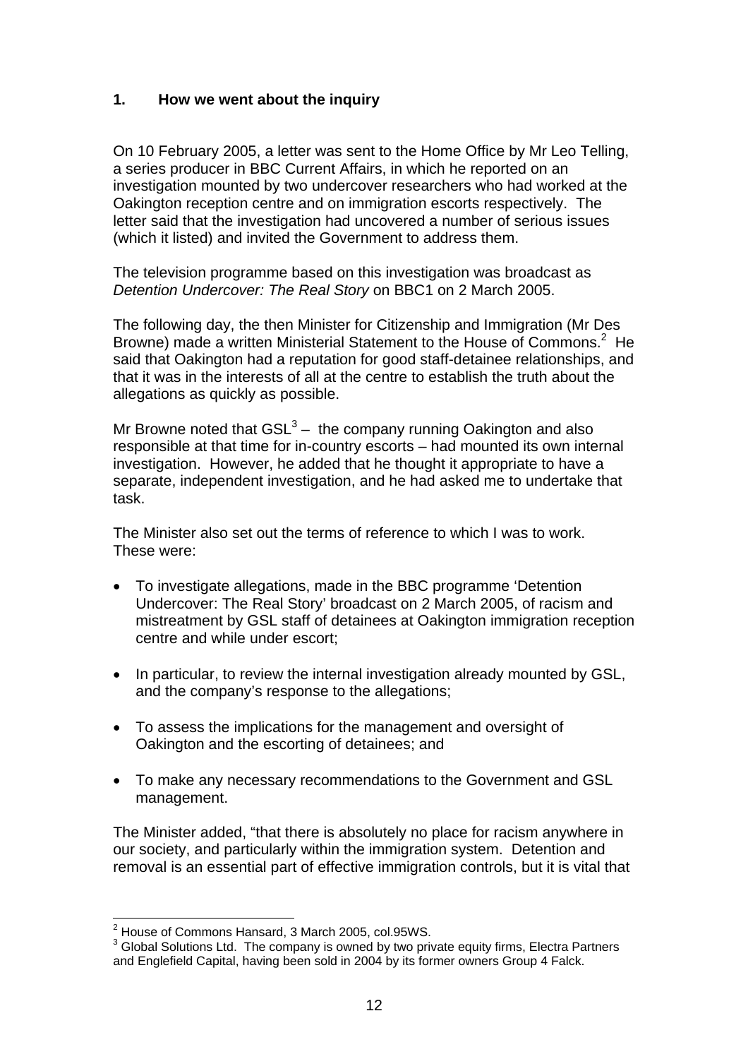## 1. How we went about the inquiry

On 10 February 2005, a letter was sent to the Home Office by Mr Leo Telling, a series producer in BBC Current Affairs, in which he reported on an investigation mounted by two undercover researchers who had worked at the Oakington reception centre and on immigration escorts respectively. The letter said that the investigation had uncovered a number of serious issues (which it listed) and invited the Government to address them.

The television programme based on this investigation was broadcast as *Detention Undercover: The Real Story* on BBC1 on 2 March 2005.

The following day, the then Minister for Citizenship and Immigration (Mr Des Browne) made a written Ministerial Statement to the House of Commons.[2] He said that Oakington had a reputation for good staff-detainee relationships, and that it was in the interests of all at the centre to establish the truth about the allegations as quickly as possible.

Mr Browne noted that GSL[3] – the company running Oakington and also responsible at that time for in-country escorts – had mounted its own internal investigation. However, he added that he thought it appropriate to have a separate, independent investigation, and he had asked me to undertake that task.

The Minister also set out the terms of reference to which I was to work. These were:

- To investigate allegations, made in the BBC programme 'Detention Undercover: The Real Story' broadcast on 2 March 2005, of racism and mistreatment by GSL staff of detainees at Oakington immigration reception centre and while under escort;
- In particular, to review the internal investigation already mounted by GSL, and the company's response to the allegations;
- To assess the implications for the management and oversight of Oakington and the escorting of detainees; and
- To make any necessary recommendations to the Government and GSL management.

The Minister added, "that there is absolutely no place for racism anywhere in our society, and particularly within the immigration system. Detention and removal is an essential part of effective immigration controls, but it is vital that

---

[2] House of Commons Hansard, 3 March 2005, col.95WS.

[3] Global Solutions Ltd. The company is owned by two private equity firms, Electra Partners and Englefield Capital, having been sold in 2004 by its former owners Group 4 Falck.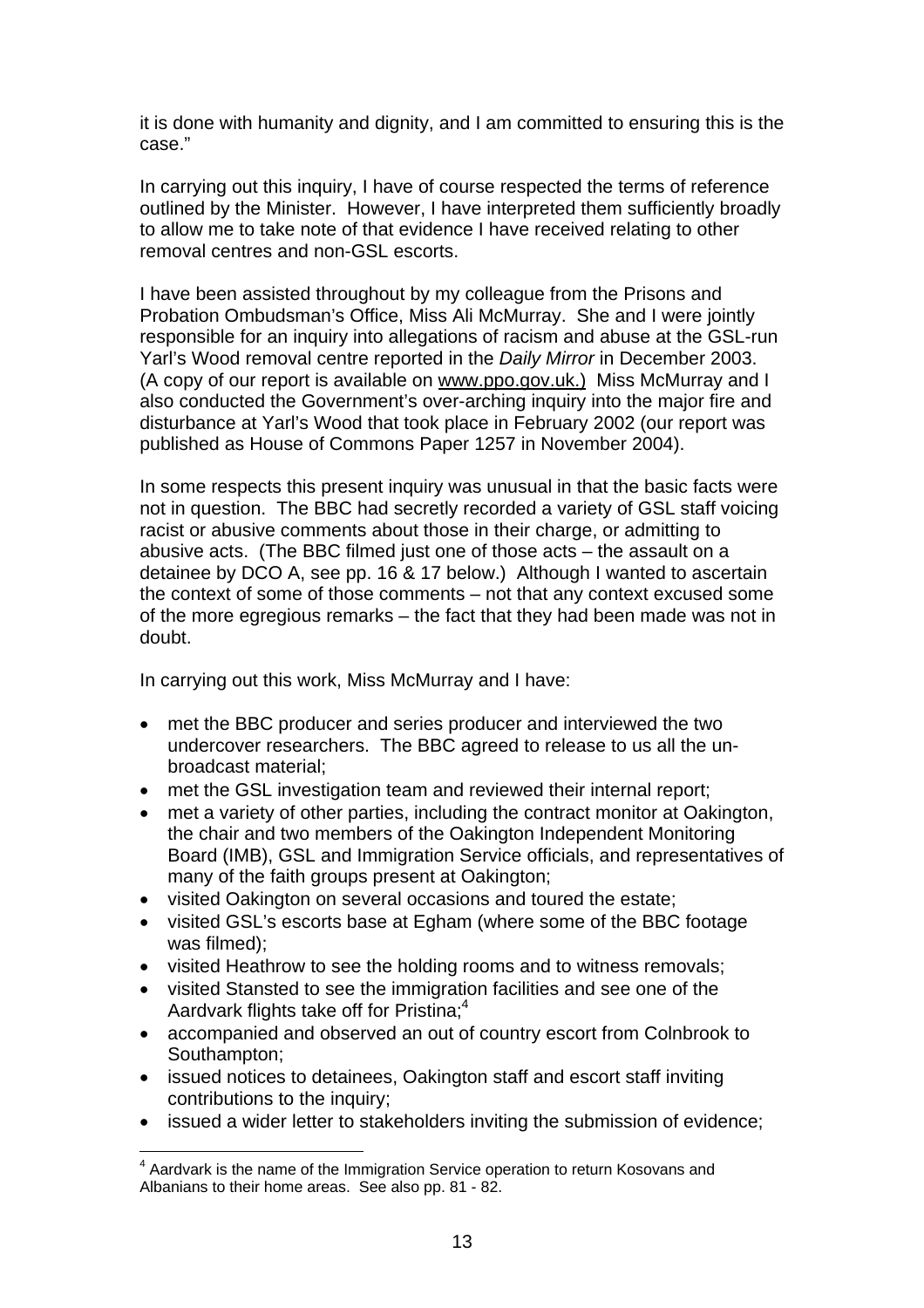it is done with humanity and dignity, and I am committed to ensuring this is the case."

In carrying out this inquiry, I have of course respected the terms of reference outlined by the Minister. However, I have interpreted them sufficiently broadly to allow me to take note of that evidence I have received relating to other removal centres and non-GSL escorts.

I have been assisted throughout by my colleague from the Prisons and Probation Ombudsman's Office, Miss Ali McMurray. She and I were jointly responsible for an inquiry into allegations of racism and abuse at the GSL-run Yarl's Wood removal centre reported in the *Daily Mirror* in December 2003. (A copy of our report is available on www.ppo.gov.uk.) Miss McMurray and I also conducted the Government's over-arching inquiry into the major fire and disturbance at Yarl's Wood that took place in February 2002 (our report was published as House of Commons Paper 1257 in November 2004).

In some respects this present inquiry was unusual in that the basic facts were not in question. The BBC had secretly recorded a variety of GSL staff voicing racist or abusive comments about those in their charge, or admitting to abusive acts. (The BBC filmed just one of those acts – the assault on a detainee by DCO A, see pp. 16 & 17 below.) Although I wanted to ascertain the context of some of those comments – not that any context excused some of the more egregious remarks – the fact that they had been made was not in doubt.

In carrying out this work, Miss McMurray and I have:

- met the BBC producer and series producer and interviewed the two undercover researchers. The BBC agreed to release to us all the un-broadcast material;
- met the GSL investigation team and reviewed their internal report;
- met a variety of other parties, including the contract monitor at Oakington, the chair and two members of the Oakington Independent Monitoring Board (IMB), GSL and Immigration Service officials, and representatives of many of the faith groups present at Oakington;
- visited Oakington on several occasions and toured the estate;
- visited GSL's escorts base at Egham (where some of the BBC footage was filmed);
- visited Heathrow to see the holding rooms and to witness removals;
- visited Stansted to see the immigration facilities and see one of the Aardvark flights take off for Pristina;[4]
- accompanied and observed an out of country escort from Colnbrook to Southampton;
- issued notices to detainees, Oakington staff and escort staff inviting contributions to the inquiry;
- issued a wider letter to stakeholders inviting the submission of evidence;

[4] Aardvark is the name of the Immigration Service operation to return Kosovans and Albanians to their home areas. See also pp. 81 - 82.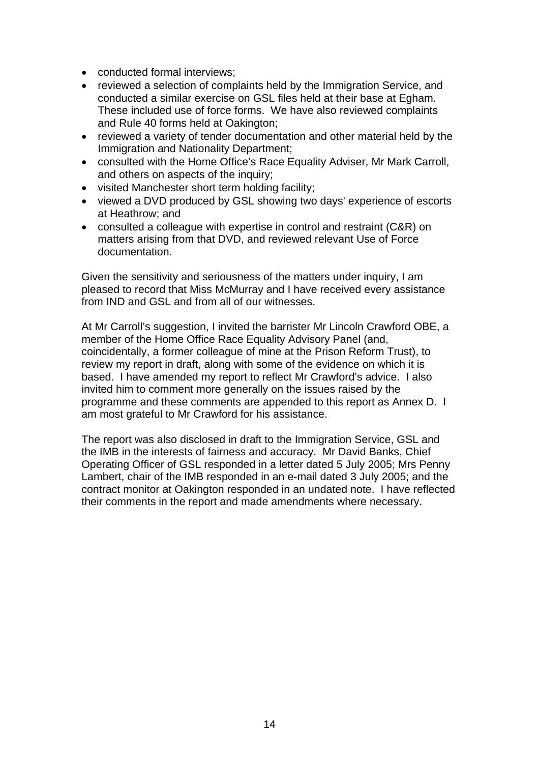- conducted formal interviews;
- reviewed a selection of complaints held by the Immigration Service, and conducted a similar exercise on GSL files held at their base at Egham. These included use of force forms. We have also reviewed complaints and Rule 40 forms held at Oakington;
- reviewed a variety of tender documentation and other material held by the Immigration and Nationality Department;
- consulted with the Home Office's Race Equality Adviser, Mr Mark Carroll, and others on aspects of the inquiry;
- visited Manchester short term holding facility;
- viewed a DVD produced by GSL showing two days' experience of escorts at Heathrow; and
- consulted a colleague with expertise in control and restraint (C&R) on matters arising from that DVD, and reviewed relevant Use of Force documentation.

Given the sensitivity and seriousness of the matters under inquiry, I am pleased to record that Miss McMurray and I have received every assistance from IND and GSL and from all of our witnesses.

At Mr Carroll's suggestion, I invited the barrister Mr Lincoln Crawford OBE, a member of the Home Office Race Equality Advisory Panel (and, coincidentally, a former colleague of mine at the Prison Reform Trust), to review my report in draft, along with some of the evidence on which it is based. I have amended my report to reflect Mr Crawford's advice. I also invited him to comment more generally on the issues raised by the programme and these comments are appended to this report as Annex D. I am most grateful to Mr Crawford for his assistance.

The report was also disclosed in draft to the Immigration Service, GSL and the IMB in the interests of fairness and accuracy. Mr David Banks, Chief Operating Officer of GSL responded in a letter dated 5 July 2005; Mrs Penny Lambert, chair of the IMB responded in an e-mail dated 3 July 2005; and the contract monitor at Oakington responded in an undated note. I have reflected their comments in the report and made amendments where necessary.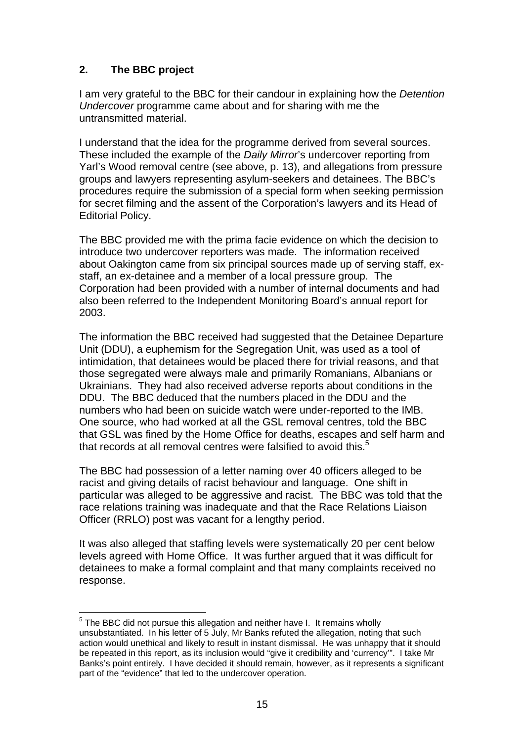## 2. The BBC project

I am very grateful to the BBC for their candour in explaining how the *Detention Undercover* programme came about and for sharing with me the untransmitted material.

I understand that the idea for the programme derived from several sources. These included the example of the *Daily Mirror*'s undercover reporting from Yarl's Wood removal centre (see above, p. 13), and allegations from pressure groups and lawyers representing asylum-seekers and detainees. The BBC's procedures require the submission of a special form when seeking permission for secret filming and the assent of the Corporation's lawyers and its Head of Editorial Policy.

The BBC provided me with the prima facie evidence on which the decision to introduce two undercover reporters was made. The information received about Oakington came from six principal sources made up of serving staff, ex-staff, an ex-detainee and a member of a local pressure group. The Corporation had been provided with a number of internal documents and had also been referred to the Independent Monitoring Board's annual report for 2003.

The information the BBC received had suggested that the Detainee Departure Unit (DDU), a euphemism for the Segregation Unit, was used as a tool of intimidation, that detainees would be placed there for trivial reasons, and that those segregated were always male and primarily Romanians, Albanians or Ukrainians. They had also received adverse reports about conditions in the DDU. The BBC deduced that the numbers placed in the DDU and the numbers who had been on suicide watch were under-reported to the IMB. One source, who had worked at all the GSL removal centres, told the BBC that GSL was fined by the Home Office for deaths, escapes and self harm and that records at all removal centres were falsified to avoid this.[5]

The BBC had possession of a letter naming over 40 officers alleged to be racist and giving details of racist behaviour and language. One shift in particular was alleged to be aggressive and racist. The BBC was told that the race relations training was inadequate and that the Race Relations Liaison Officer (RRLO) post was vacant for a lengthy period.

It was also alleged that staffing levels were systematically 20 per cent below levels agreed with Home Office. It was further argued that it was difficult for detainees to make a formal complaint and that many complaints received no response.

---

[5] The BBC did not pursue this allegation and neither have I. It remains wholly unsubstantiated. In his letter of 5 July, Mr Banks refuted the allegation, noting that such action would unethical and likely to result in instant dismissal. He was unhappy that it should be repeated in this report, as its inclusion would "give it credibility and 'currency'". I take Mr Banks's point entirely. I have decided it should remain, however, as it represents a significant part of the "evidence" that led to the undercover operation.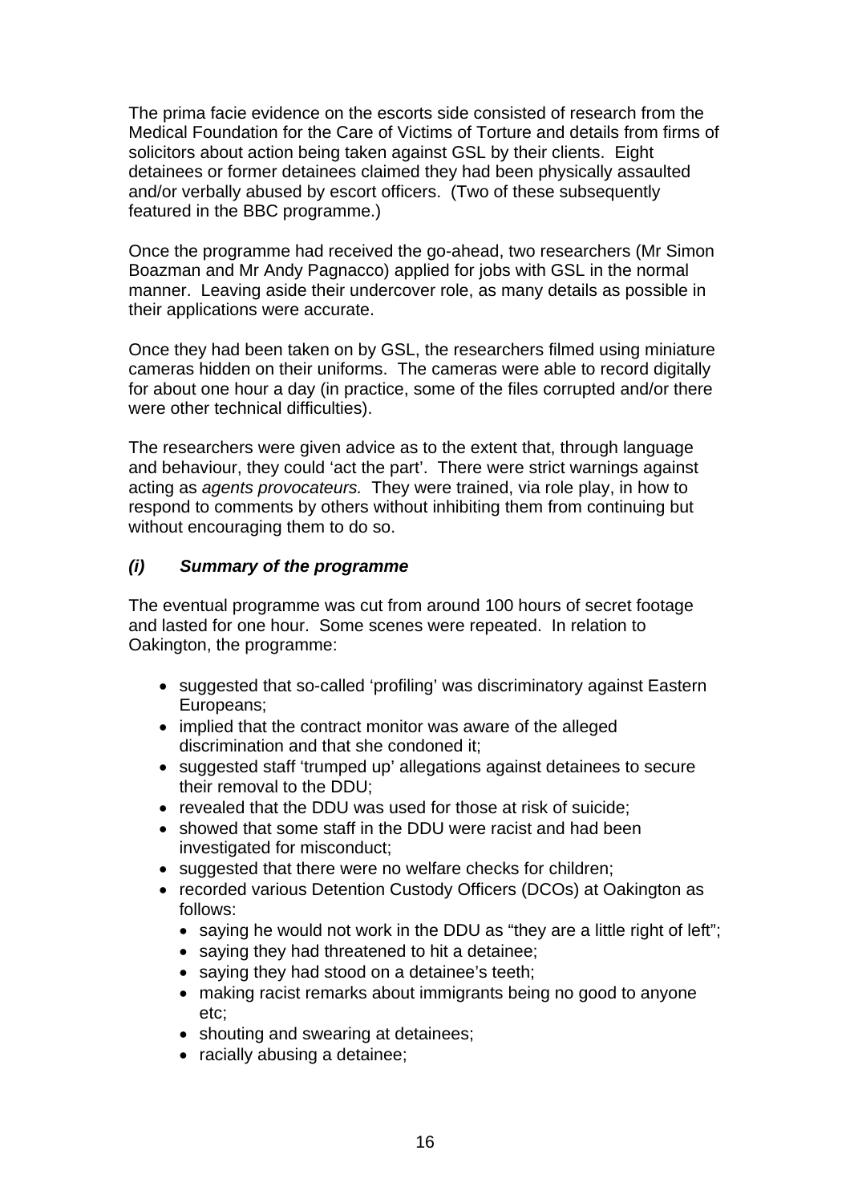The prima facie evidence on the escorts side consisted of research from the Medical Foundation for the Care of Victims of Torture and details from firms of solicitors about action being taken against GSL by their clients. Eight detainees or former detainees claimed they had been physically assaulted and/or verbally abused by escort officers. (Two of these subsequently featured in the BBC programme.)

Once the programme had received the go-ahead, two researchers (Mr Simon Boazman and Mr Andy Pagnacco) applied for jobs with GSL in the normal manner. Leaving aside their undercover role, as many details as possible in their applications were accurate.

Once they had been taken on by GSL, the researchers filmed using miniature cameras hidden on their uniforms. The cameras were able to record digitally for about one hour a day (in practice, some of the files corrupted and/or there were other technical difficulties).

The researchers were given advice as to the extent that, through language and behaviour, they could 'act the part'. There were strict warnings against acting as *agents provocateurs.* They were trained, via role play, in how to respond to comments by others without inhibiting them from continuing but without encouraging them to do so.

### *(i) Summary of the programme*

The eventual programme was cut from around 100 hours of secret footage and lasted for one hour. Some scenes were repeated. In relation to Oakington, the programme:

- suggested that so-called 'profiling' was discriminatory against Eastern Europeans;
- implied that the contract monitor was aware of the alleged discrimination and that she condoned it;
- suggested staff 'trumped up' allegations against detainees to secure their removal to the DDU;
- revealed that the DDU was used for those at risk of suicide;
- showed that some staff in the DDU were racist and had been investigated for misconduct;
- suggested that there were no welfare checks for children;
- recorded various Detention Custody Officers (DCOs) at Oakington as follows:
  - saying he would not work in the DDU as "they are a little right of left";
  - saying they had threatened to hit a detainee;
  - saying they had stood on a detainee's teeth;
  - making racist remarks about immigrants being no good to anyone etc;
  - shouting and swearing at detainees;
  - racially abusing a detainee;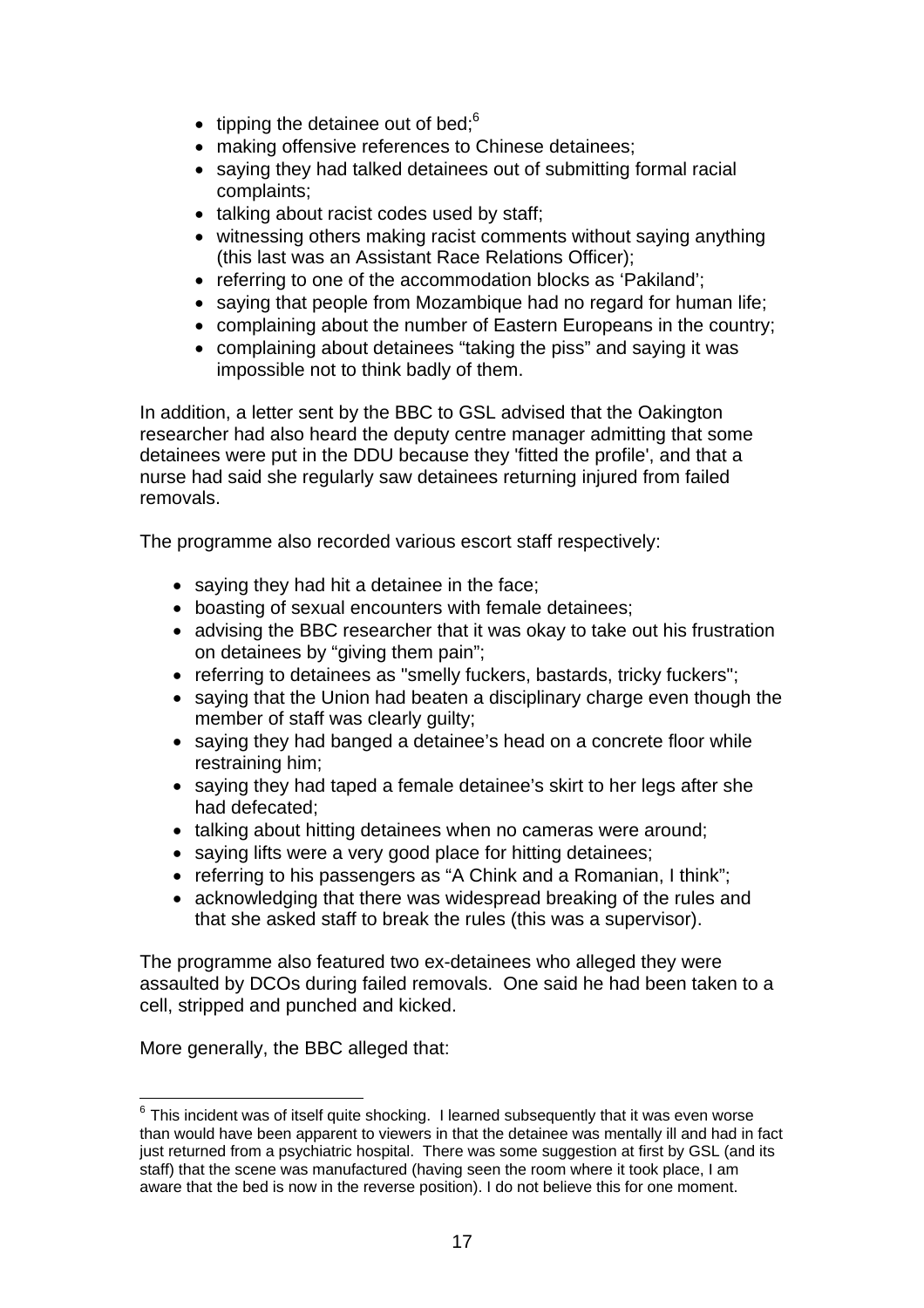- tipping the detainee out of bed;[6]
- making offensive references to Chinese detainees;
- saying they had talked detainees out of submitting formal racial complaints;
- talking about racist codes used by staff;
- witnessing others making racist comments without saying anything (this last was an Assistant Race Relations Officer);
- referring to one of the accommodation blocks as 'Pakiland';
- saying that people from Mozambique had no regard for human life;
- complaining about the number of Eastern Europeans in the country;
- complaining about detainees "taking the piss" and saying it was impossible not to think badly of them.

In addition, a letter sent by the BBC to GSL advised that the Oakington researcher had also heard the deputy centre manager admitting that some detainees were put in the DDU because they 'fitted the profile', and that a nurse had said she regularly saw detainees returning injured from failed removals.

The programme also recorded various escort staff respectively:

- saying they had hit a detainee in the face;
- boasting of sexual encounters with female detainees;
- advising the BBC researcher that it was okay to take out his frustration on detainees by "giving them pain";
- referring to detainees as "smelly fuckers, bastards, tricky fuckers";
- saying that the Union had beaten a disciplinary charge even though the member of staff was clearly guilty;
- saying they had banged a detainee's head on a concrete floor while restraining him;
- saying they had taped a female detainee's skirt to her legs after she had defecated;
- talking about hitting detainees when no cameras were around;
- saying lifts were a very good place for hitting detainees;
- referring to his passengers as "A Chink and a Romanian, I think";
- acknowledging that there was widespread breaking of the rules and that she asked staff to break the rules (this was a supervisor).

The programme also featured two ex-detainees who alleged they were assaulted by DCOs during failed removals. One said he had been taken to a cell, stripped and punched and kicked.

More generally, the BBC alleged that:

---

[6] This incident was of itself quite shocking. I learned subsequently that it was even worse than would have been apparent to viewers in that the detainee was mentally ill and had in fact just returned from a psychiatric hospital. There was some suggestion at first by GSL (and its staff) that the scene was manufactured (having seen the room where it took place, I am aware that the bed is now in the reverse position). I do not believe this for one moment.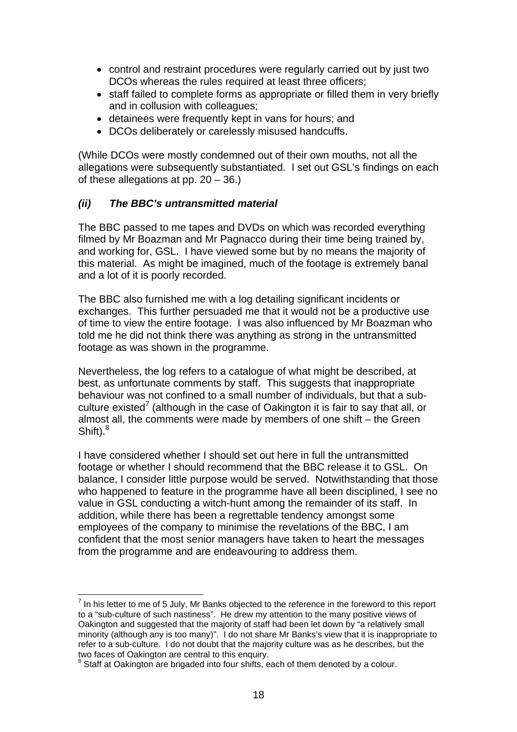- control and restraint procedures were regularly carried out by just two DCOs whereas the rules required at least three officers;
- staff failed to complete forms as appropriate or filled them in very briefly and in collusion with colleagues;
- detainees were frequently kept in vans for hours; and
- DCOs deliberately or carelessly misused handcuffs.

(While DCOs were mostly condemned out of their own mouths, not all the allegations were subsequently substantiated. I set out GSL's findings on each of these allegations at pp. 20 – 36.)

### *(ii) The BBC's untransmitted material*

The BBC passed to me tapes and DVDs on which was recorded everything filmed by Mr Boazman and Mr Pagnacco during their time being trained by, and working for, GSL. I have viewed some but by no means the majority of this material. As might be imagined, much of the footage is extremely banal and a lot of it is poorly recorded.

The BBC also furnished me with a log detailing significant incidents or exchanges. This further persuaded me that it would not be a productive use of time to view the entire footage. I was also influenced by Mr Boazman who told me he did not think there was anything as strong in the untransmitted footage as was shown in the programme.

Nevertheless, the log refers to a catalogue of what might be described, at best, as unfortunate comments by staff. This suggests that inappropriate behaviour was not confined to a small number of individuals, but that a sub-culture existed[7] (although in the case of Oakington it is fair to say that all, or almost all, the comments were made by members of one shift – the Green Shift).[8]

I have considered whether I should set out here in full the untransmitted footage or whether I should recommend that the BBC release it to GSL. On balance, I consider little purpose would be served. Notwithstanding that those who happened to feature in the programme have all been disciplined, I see no value in GSL conducting a witch-hunt among the remainder of its staff. In addition, while there has been a regrettable tendency amongst some employees of the company to minimise the revelations of the BBC, I am confident that the most senior managers have taken to heart the messages from the programme and are endeavouring to address them.

---

[7] In his letter to me of 5 July, Mr Banks objected to the reference in the foreword to this report to a "sub-culture of such nastiness". He drew my attention to the many positive views of Oakington and suggested that the majority of staff had been let down by "a relatively small minority (although any is too many)". I do not share Mr Banks's view that it is inappropriate to refer to a sub-culture. I do not doubt that the majority culture was as he describes, but the two faces of Oakington are central to this enquiry.

[8] Staff at Oakington are brigaded into four shifts, each of them denoted by a colour.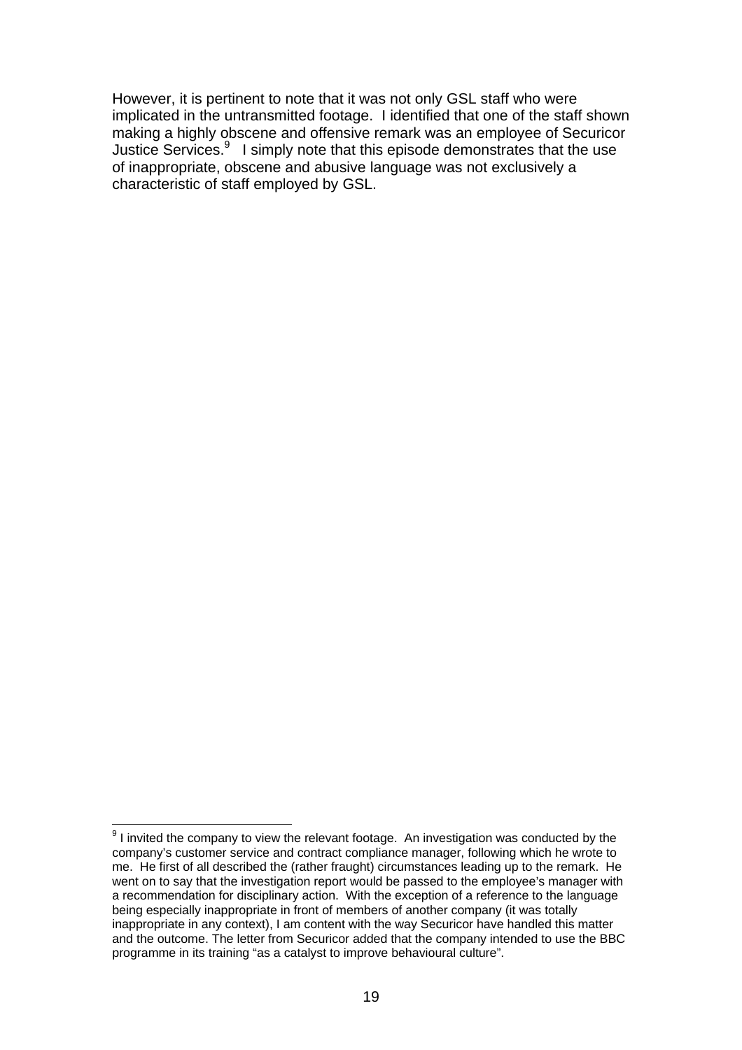However, it is pertinent to note that it was not only GSL staff who were implicated in the untransmitted footage. I identified that one of the staff shown making a highly obscene and offensive remark was an employee of Securicor Justice Services.[9] I simply note that this episode demonstrates that the use of inappropriate, obscene and abusive language was not exclusively a characteristic of staff employed by GSL.

---

[9] I invited the company to view the relevant footage. An investigation was conducted by the company's customer service and contract compliance manager, following which he wrote to me. He first of all described the (rather fraught) circumstances leading up to the remark. He went on to say that the investigation report would be passed to the employee's manager with a recommendation for disciplinary action. With the exception of a reference to the language being especially inappropriate in front of members of another company (it was totally inappropriate in any context), I am content with the way Securicor have handled this matter and the outcome. The letter from Securicor added that the company intended to use the BBC programme in its training "as a catalyst to improve behavioural culture".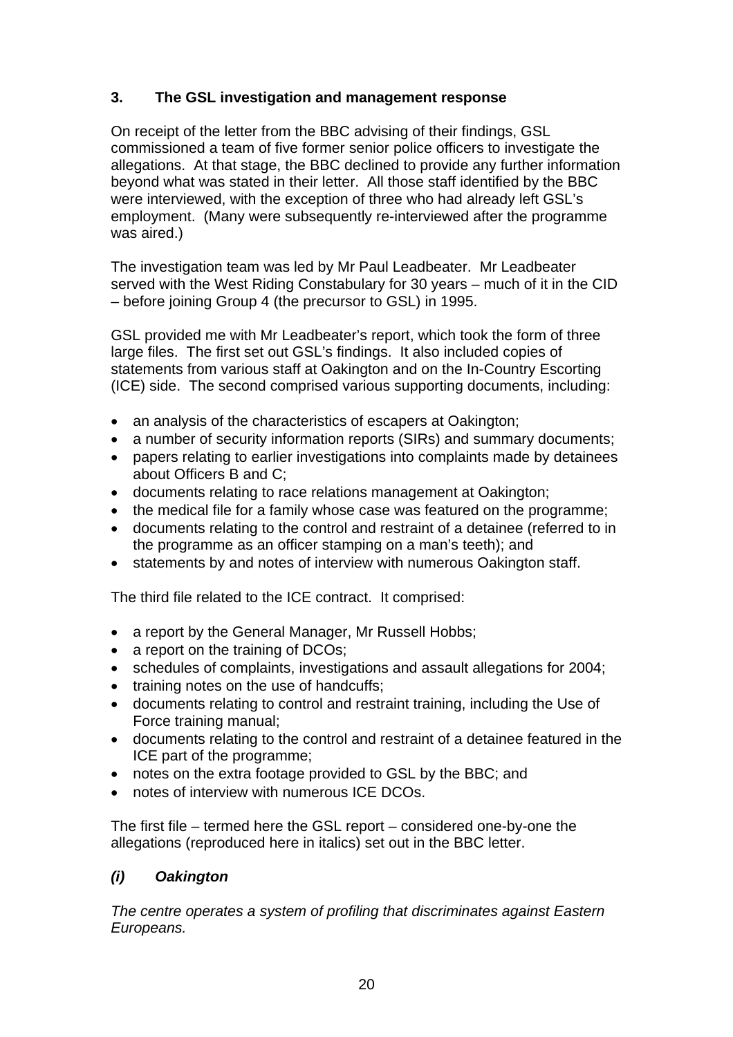## 3. The GSL investigation and management response

On receipt of the letter from the BBC advising of their findings, GSL commissioned a team of five former senior police officers to investigate the allegations. At that stage, the BBC declined to provide any further information beyond what was stated in their letter. All those staff identified by the BBC were interviewed, with the exception of three who had already left GSL's employment. (Many were subsequently re-interviewed after the programme was aired.)

The investigation team was led by Mr Paul Leadbeater. Mr Leadbeater served with the West Riding Constabulary for 30 years – much of it in the CID – before joining Group 4 (the precursor to GSL) in 1995.

GSL provided me with Mr Leadbeater's report, which took the form of three large files. The first set out GSL's findings. It also included copies of statements from various staff at Oakington and on the In-Country Escorting (ICE) side. The second comprised various supporting documents, including:

- an analysis of the characteristics of escapers at Oakington;
- a number of security information reports (SIRs) and summary documents;
- papers relating to earlier investigations into complaints made by detainees about Officers B and C;
- documents relating to race relations management at Oakington;
- the medical file for a family whose case was featured on the programme;
- documents relating to the control and restraint of a detainee (referred to in the programme as an officer stamping on a man's teeth); and
- statements by and notes of interview with numerous Oakington staff.

The third file related to the ICE contract. It comprised:

- a report by the General Manager, Mr Russell Hobbs;
- a report on the training of DCOs;
- schedules of complaints, investigations and assault allegations for 2004;
- training notes on the use of handcuffs;
- documents relating to control and restraint training, including the Use of Force training manual;
- documents relating to the control and restraint of a detainee featured in the ICE part of the programme;
- notes on the extra footage provided to GSL by the BBC; and
- notes of interview with numerous ICE DCOs.

The first file – termed here the GSL report – considered one-by-one the allegations (reproduced here in italics) set out in the BBC letter.

### *(i) Oakington*

*The centre operates a system of profiling that discriminates against Eastern Europeans.*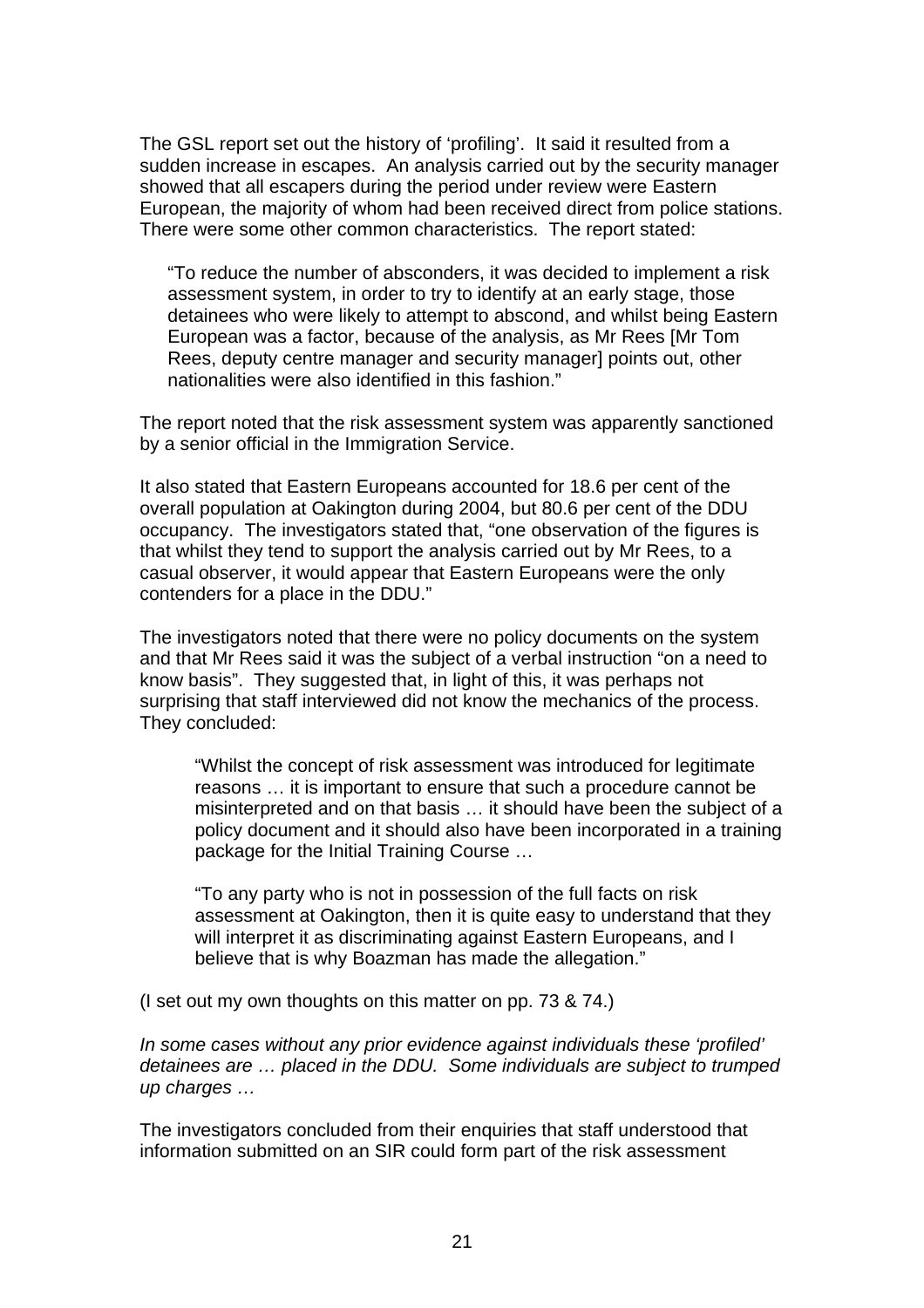The GSL report set out the history of 'profiling'. It said it resulted from a sudden increase in escapes. An analysis carried out by the security manager showed that all escapers during the period under review were Eastern European, the majority of whom had been received direct from police stations. There were some other common characteristics. The report stated:

> "To reduce the number of absconders, it was decided to implement a risk assessment system, in order to try to identify at an early stage, those detainees who were likely to attempt to abscond, and whilst being Eastern European was a factor, because of the analysis, as Mr Rees [Mr Tom Rees, deputy centre manager and security manager] points out, other nationalities were also identified in this fashion."

The report noted that the risk assessment system was apparently sanctioned by a senior official in the Immigration Service.

It also stated that Eastern Europeans accounted for 18.6 per cent of the overall population at Oakington during 2004, but 80.6 per cent of the DDU occupancy. The investigators stated that, "one observation of the figures is that whilst they tend to support the analysis carried out by Mr Rees, to a casual observer, it would appear that Eastern Europeans were the only contenders for a place in the DDU."

The investigators noted that there were no policy documents on the system and that Mr Rees said it was the subject of a verbal instruction "on a need to know basis". They suggested that, in light of this, it was perhaps not surprising that staff interviewed did not know the mechanics of the process. They concluded:

> "Whilst the concept of risk assessment was introduced for legitimate reasons … it is important to ensure that such a procedure cannot be misinterpreted and on that basis … it should have been the subject of a policy document and it should also have been incorporated in a training package for the Initial Training Course …
>
> "To any party who is not in possession of the full facts on risk assessment at Oakington, then it is quite easy to understand that they will interpret it as discriminating against Eastern Europeans, and I believe that is why Boazman has made the allegation."

(I set out my own thoughts on this matter on pp. 73 & 74.)

*In some cases without any prior evidence against individuals these 'profiled' detainees are … placed in the DDU. Some individuals are subject to trumped up charges …*

The investigators concluded from their enquiries that staff understood that information submitted on an SIR could form part of the risk assessment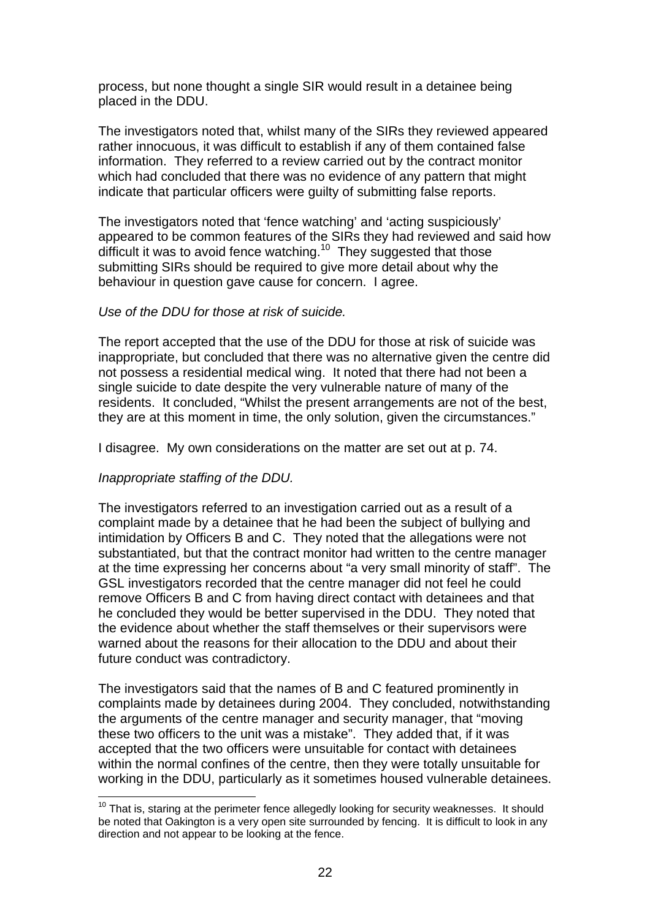process, but none thought a single SIR would result in a detainee being placed in the DDU.

The investigators noted that, whilst many of the SIRs they reviewed appeared rather innocuous, it was difficult to establish if any of them contained false information. They referred to a review carried out by the contract monitor which had concluded that there was no evidence of any pattern that might indicate that particular officers were guilty of submitting false reports.

The investigators noted that 'fence watching' and 'acting suspiciously' appeared to be common features of the SIRs they had reviewed and said how difficult it was to avoid fence watching.[10] They suggested that those submitting SIRs should be required to give more detail about why the behaviour in question gave cause for concern. I agree.

*Use of the DDU for those at risk of suicide.*

The report accepted that the use of the DDU for those at risk of suicide was inappropriate, but concluded that there was no alternative given the centre did not possess a residential medical wing. It noted that there had not been a single suicide to date despite the very vulnerable nature of many of the residents. It concluded, "Whilst the present arrangements are not of the best, they are at this moment in time, the only solution, given the circumstances."

I disagree. My own considerations on the matter are set out at p. 74.

*Inappropriate staffing of the DDU.*

The investigators referred to an investigation carried out as a result of a complaint made by a detainee that he had been the subject of bullying and intimidation by Officers B and C. They noted that the allegations were not substantiated, but that the contract monitor had written to the centre manager at the time expressing her concerns about "a very small minority of staff". The GSL investigators recorded that the centre manager did not feel he could remove Officers B and C from having direct contact with detainees and that he concluded they would be better supervised in the DDU. They noted that the evidence about whether the staff themselves or their supervisors were warned about the reasons for their allocation to the DDU and about their future conduct was contradictory.

The investigators said that the names of B and C featured prominently in complaints made by detainees during 2004. They concluded, notwithstanding the arguments of the centre manager and security manager, that "moving these two officers to the unit was a mistake". They added that, if it was accepted that the two officers were unsuitable for contact with detainees within the normal confines of the centre, then they were totally unsuitable for working in the DDU, particularly as it sometimes housed vulnerable detainees.

[10] That is, staring at the perimeter fence allegedly looking for security weaknesses. It should be noted that Oakington is a very open site surrounded by fencing. It is difficult to look in any direction and not appear to be looking at the fence.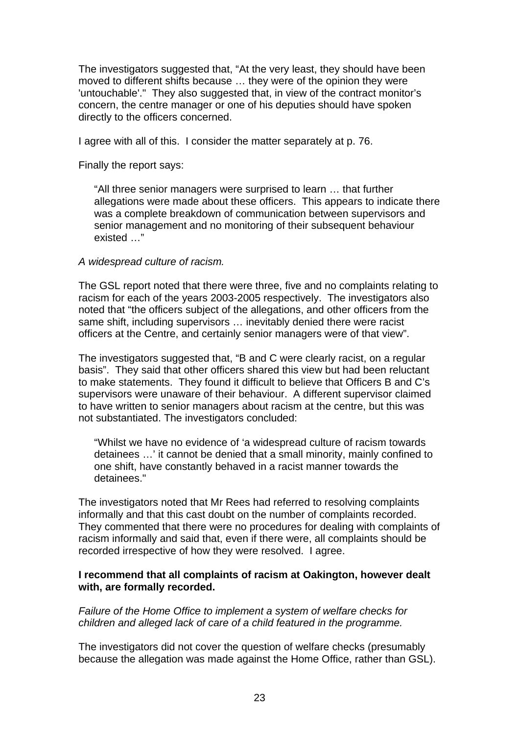The investigators suggested that, "At the very least, they should have been moved to different shifts because … they were of the opinion they were 'untouchable'." They also suggested that, in view of the contract monitor's concern, the centre manager or one of his deputies should have spoken directly to the officers concerned.

I agree with all of this. I consider the matter separately at p. 76.

Finally the report says:

> "All three senior managers were surprised to learn … that further allegations were made about these officers. This appears to indicate there was a complete breakdown of communication between supervisors and senior management and no monitoring of their subsequent behaviour existed …"

*A widespread culture of racism.*

The GSL report noted that there were three, five and no complaints relating to racism for each of the years 2003-2005 respectively. The investigators also noted that "the officers subject of the allegations, and other officers from the same shift, including supervisors … inevitably denied there were racist officers at the Centre, and certainly senior managers were of that view".

The investigators suggested that, "B and C were clearly racist, on a regular basis". They said that other officers shared this view but had been reluctant to make statements. They found it difficult to believe that Officers B and C's supervisors were unaware of their behaviour. A different supervisor claimed to have written to senior managers about racism at the centre, but this was not substantiated. The investigators concluded:

> "Whilst we have no evidence of 'a widespread culture of racism towards detainees …' it cannot be denied that a small minority, mainly confined to one shift, have constantly behaved in a racist manner towards the detainees."

The investigators noted that Mr Rees had referred to resolving complaints informally and that this cast doubt on the number of complaints recorded. They commented that there were no procedures for dealing with complaints of racism informally and said that, even if there were, all complaints should be recorded irrespective of how they were resolved. I agree.

**I recommend that all complaints of racism at Oakington, however dealt with, are formally recorded.**

*Failure of the Home Office to implement a system of welfare checks for children and alleged lack of care of a child featured in the programme.*

The investigators did not cover the question of welfare checks (presumably because the allegation was made against the Home Office, rather than GSL).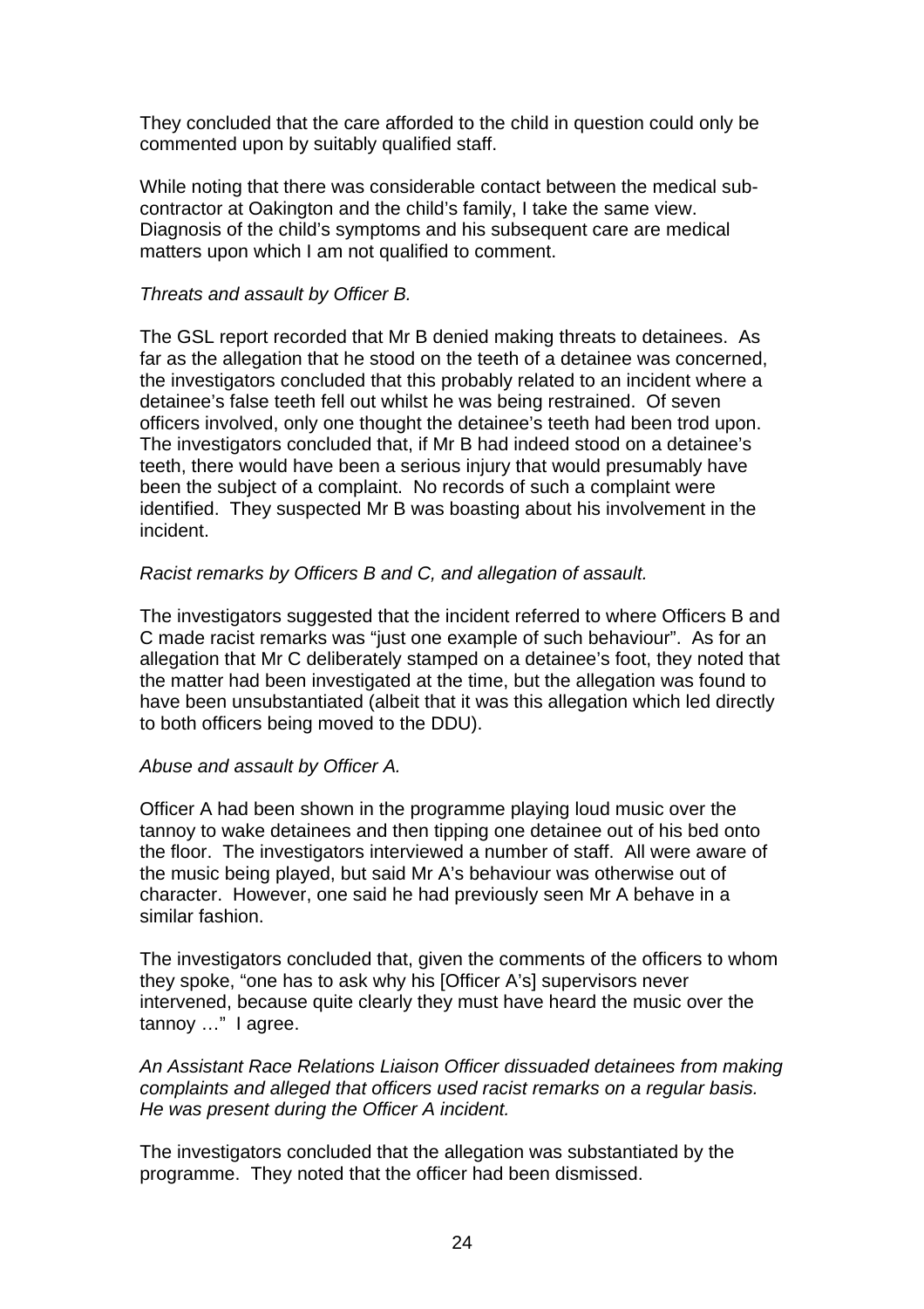They concluded that the care afforded to the child in question could only be commented upon by suitably qualified staff.

While noting that there was considerable contact between the medical sub-contractor at Oakington and the child's family, I take the same view. Diagnosis of the child's symptoms and his subsequent care are medical matters upon which I am not qualified to comment.

*Threats and assault by Officer B.*

The GSL report recorded that Mr B denied making threats to detainees. As far as the allegation that he stood on the teeth of a detainee was concerned, the investigators concluded that this probably related to an incident where a detainee's false teeth fell out whilst he was being restrained. Of seven officers involved, only one thought the detainee's teeth had been trod upon. The investigators concluded that, if Mr B had indeed stood on a detainee's teeth, there would have been a serious injury that would presumably have been the subject of a complaint. No records of such a complaint were identified. They suspected Mr B was boasting about his involvement in the incident.

*Racist remarks by Officers B and C, and allegation of assault.*

The investigators suggested that the incident referred to where Officers B and C made racist remarks was "just one example of such behaviour". As for an allegation that Mr C deliberately stamped on a detainee's foot, they noted that the matter had been investigated at the time, but the allegation was found to have been unsubstantiated (albeit that it was this allegation which led directly to both officers being moved to the DDU).

*Abuse and assault by Officer A.*

Officer A had been shown in the programme playing loud music over the tannoy to wake detainees and then tipping one detainee out of his bed onto the floor. The investigators interviewed a number of staff. All were aware of the music being played, but said Mr A's behaviour was otherwise out of character. However, one said he had previously seen Mr A behave in a similar fashion.

The investigators concluded that, given the comments of the officers to whom they spoke, "one has to ask why his [Officer A's] supervisors never intervened, because quite clearly they must have heard the music over the tannoy …" I agree.

*An Assistant Race Relations Liaison Officer dissuaded detainees from making complaints and alleged that officers used racist remarks on a regular basis. He was present during the Officer A incident.*

The investigators concluded that the allegation was substantiated by the programme. They noted that the officer had been dismissed.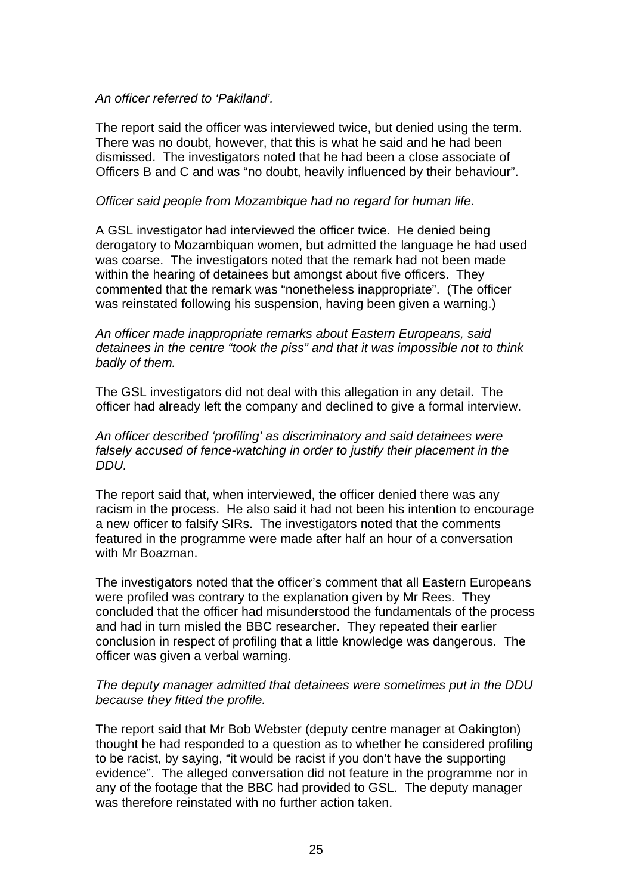*An officer referred to 'Pakiland'.*

The report said the officer was interviewed twice, but denied using the term. There was no doubt, however, that this is what he said and he had been dismissed. The investigators noted that he had been a close associate of Officers B and C and was "no doubt, heavily influenced by their behaviour".

*Officer said people from Mozambique had no regard for human life.*

A GSL investigator had interviewed the officer twice. He denied being derogatory to Mozambiquan women, but admitted the language he had used was coarse. The investigators noted that the remark had not been made within the hearing of detainees but amongst about five officers. They commented that the remark was "nonetheless inappropriate". (The officer was reinstated following his suspension, having been given a warning.)

*An officer made inappropriate remarks about Eastern Europeans, said detainees in the centre "took the piss" and that it was impossible not to think badly of them.*

The GSL investigators did not deal with this allegation in any detail. The officer had already left the company and declined to give a formal interview.

*An officer described 'profiling' as discriminatory and said detainees were falsely accused of fence-watching in order to justify their placement in the DDU.*

The report said that, when interviewed, the officer denied there was any racism in the process. He also said it had not been his intention to encourage a new officer to falsify SIRs. The investigators noted that the comments featured in the programme were made after half an hour of a conversation with Mr Boazman.

The investigators noted that the officer's comment that all Eastern Europeans were profiled was contrary to the explanation given by Mr Rees. They concluded that the officer had misunderstood the fundamentals of the process and had in turn misled the BBC researcher. They repeated their earlier conclusion in respect of profiling that a little knowledge was dangerous. The officer was given a verbal warning.

*The deputy manager admitted that detainees were sometimes put in the DDU because they fitted the profile.*

The report said that Mr Bob Webster (deputy centre manager at Oakington) thought he had responded to a question as to whether he considered profiling to be racist, by saying, "it would be racist if you don't have the supporting evidence". The alleged conversation did not feature in the programme nor in any of the footage that the BBC had provided to GSL. The deputy manager was therefore reinstated with no further action taken.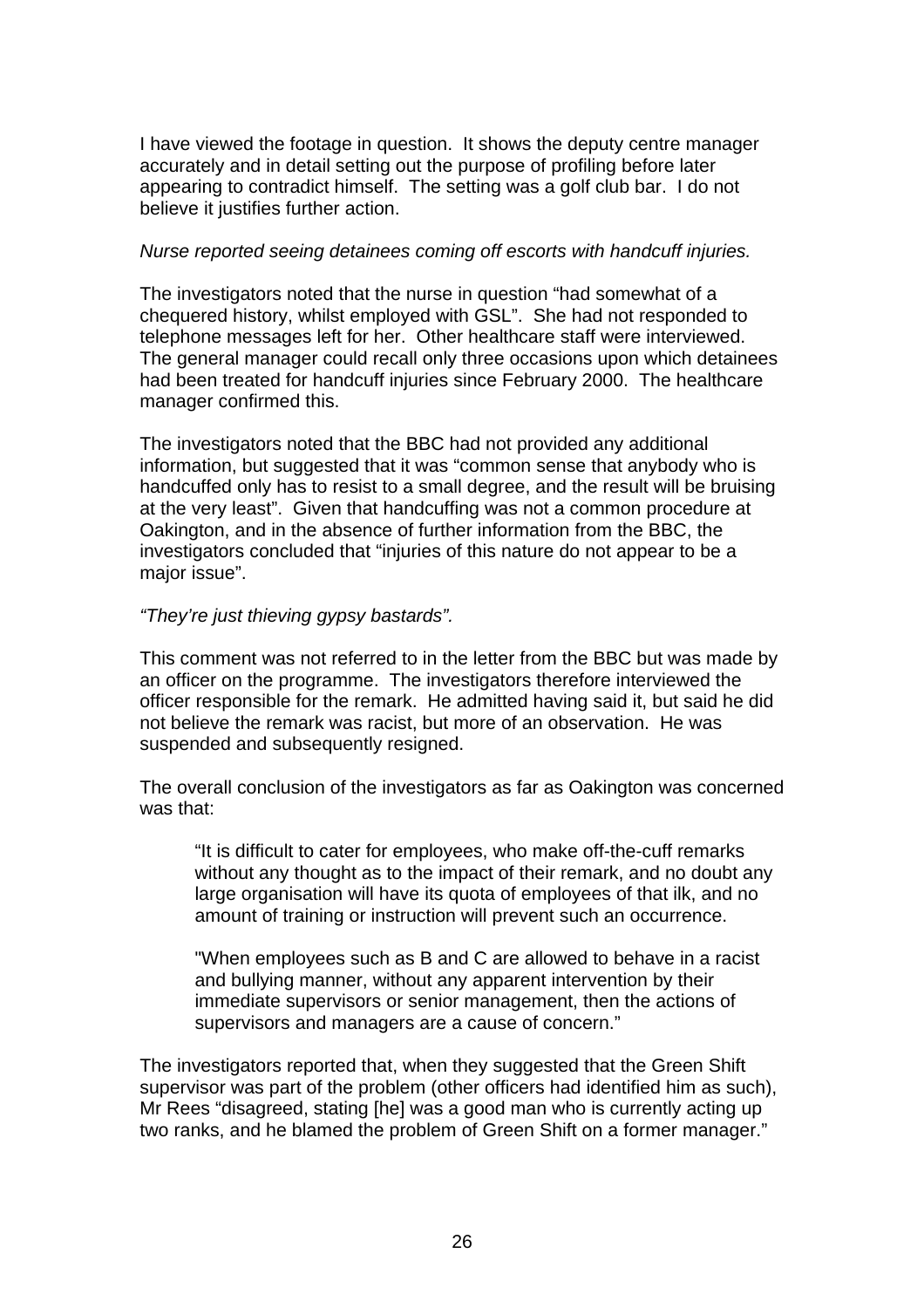I have viewed the footage in question. It shows the deputy centre manager accurately and in detail setting out the purpose of profiling before later appearing to contradict himself. The setting was a golf club bar. I do not believe it justifies further action.

*Nurse reported seeing detainees coming off escorts with handcuff injuries.*

The investigators noted that the nurse in question "had somewhat of a chequered history, whilst employed with GSL". She had not responded to telephone messages left for her. Other healthcare staff were interviewed. The general manager could recall only three occasions upon which detainees had been treated for handcuff injuries since February 2000. The healthcare manager confirmed this.

The investigators noted that the BBC had not provided any additional information, but suggested that it was "common sense that anybody who is handcuffed only has to resist to a small degree, and the result will be bruising at the very least". Given that handcuffing was not a common procedure at Oakington, and in the absence of further information from the BBC, the investigators concluded that "injuries of this nature do not appear to be a major issue".

*"They're just thieving gypsy bastards".*

This comment was not referred to in the letter from the BBC but was made by an officer on the programme. The investigators therefore interviewed the officer responsible for the remark. He admitted having said it, but said he did not believe the remark was racist, but more of an observation. He was suspended and subsequently resigned.

The overall conclusion of the investigators as far as Oakington was concerned was that:

> "It is difficult to cater for employees, who make off-the-cuff remarks without any thought as to the impact of their remark, and no doubt any large organisation will have its quota of employees of that ilk, and no amount of training or instruction will prevent such an occurrence.
>
> "When employees such as B and C are allowed to behave in a racist and bullying manner, without any apparent intervention by their immediate supervisors or senior management, then the actions of supervisors and managers are a cause of concern."

The investigators reported that, when they suggested that the Green Shift supervisor was part of the problem (other officers had identified him as such), Mr Rees "disagreed, stating [he] was a good man who is currently acting up two ranks, and he blamed the problem of Green Shift on a former manager."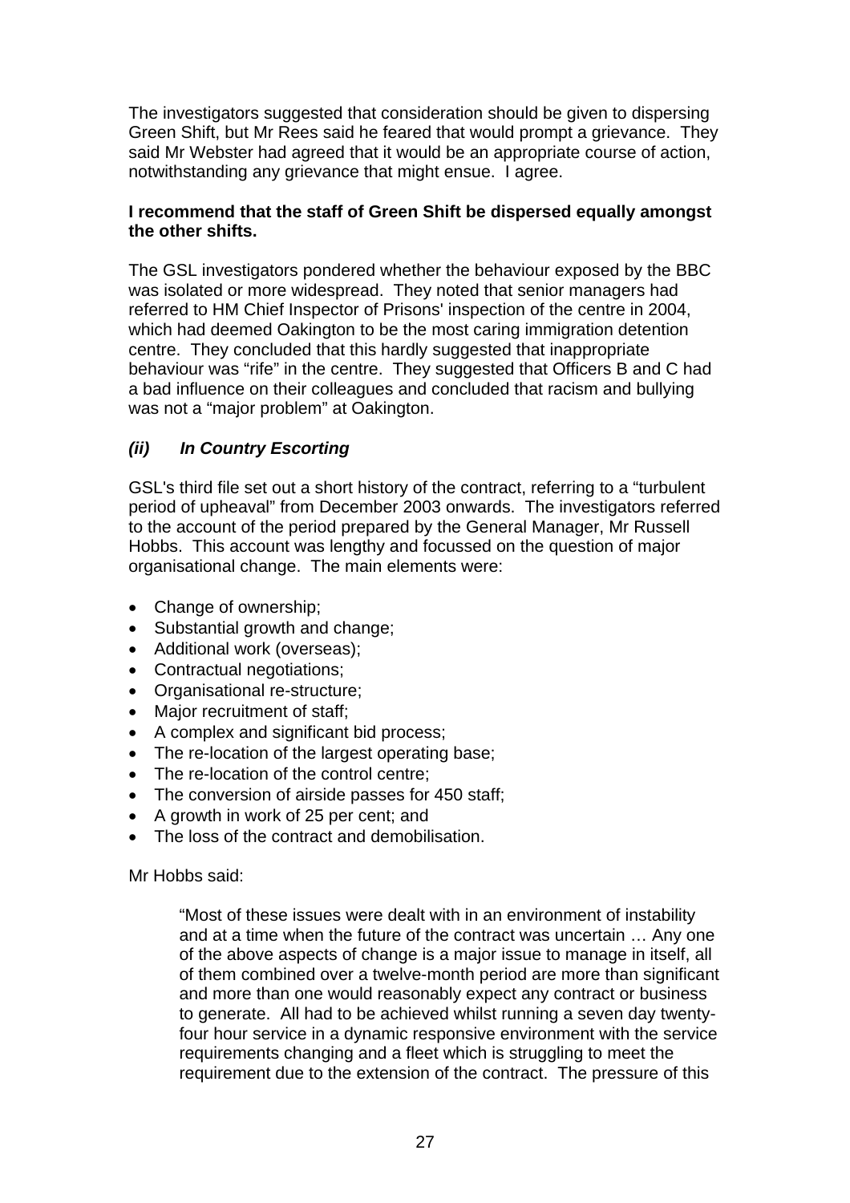The investigators suggested that consideration should be given to dispersing Green Shift, but Mr Rees said he feared that would prompt a grievance. They said Mr Webster had agreed that it would be an appropriate course of action, notwithstanding any grievance that might ensue. I agree.

**I recommend that the staff of Green Shift be dispersed equally amongst the other shifts.**

The GSL investigators pondered whether the behaviour exposed by the BBC was isolated or more widespread. They noted that senior managers had referred to HM Chief Inspector of Prisons' inspection of the centre in 2004, which had deemed Oakington to be the most caring immigration detention centre. They concluded that this hardly suggested that inappropriate behaviour was "rife" in the centre. They suggested that Officers B and C had a bad influence on their colleagues and concluded that racism and bullying was not a "major problem" at Oakington.

### *(ii) In Country Escorting*

GSL's third file set out a short history of the contract, referring to a "turbulent period of upheaval" from December 2003 onwards. The investigators referred to the account of the period prepared by the General Manager, Mr Russell Hobbs. This account was lengthy and focussed on the question of major organisational change. The main elements were:

- Change of ownership;
- Substantial growth and change;
- Additional work (overseas);
- Contractual negotiations;
- Organisational re-structure;
- Major recruitment of staff;
- A complex and significant bid process;
- The re-location of the largest operating base;
- The re-location of the control centre;
- The conversion of airside passes for 450 staff;
- A growth in work of 25 per cent; and
- The loss of the contract and demobilisation.

Mr Hobbs said:

> "Most of these issues were dealt with in an environment of instability and at a time when the future of the contract was uncertain … Any one of the above aspects of change is a major issue to manage in itself, all of them combined over a twelve-month period are more than significant and more than one would reasonably expect any contract or business to generate. All had to be achieved whilst running a seven day twenty-four hour service in a dynamic responsive environment with the service requirements changing and a fleet which is struggling to meet the requirement due to the extension of the contract. The pressure of this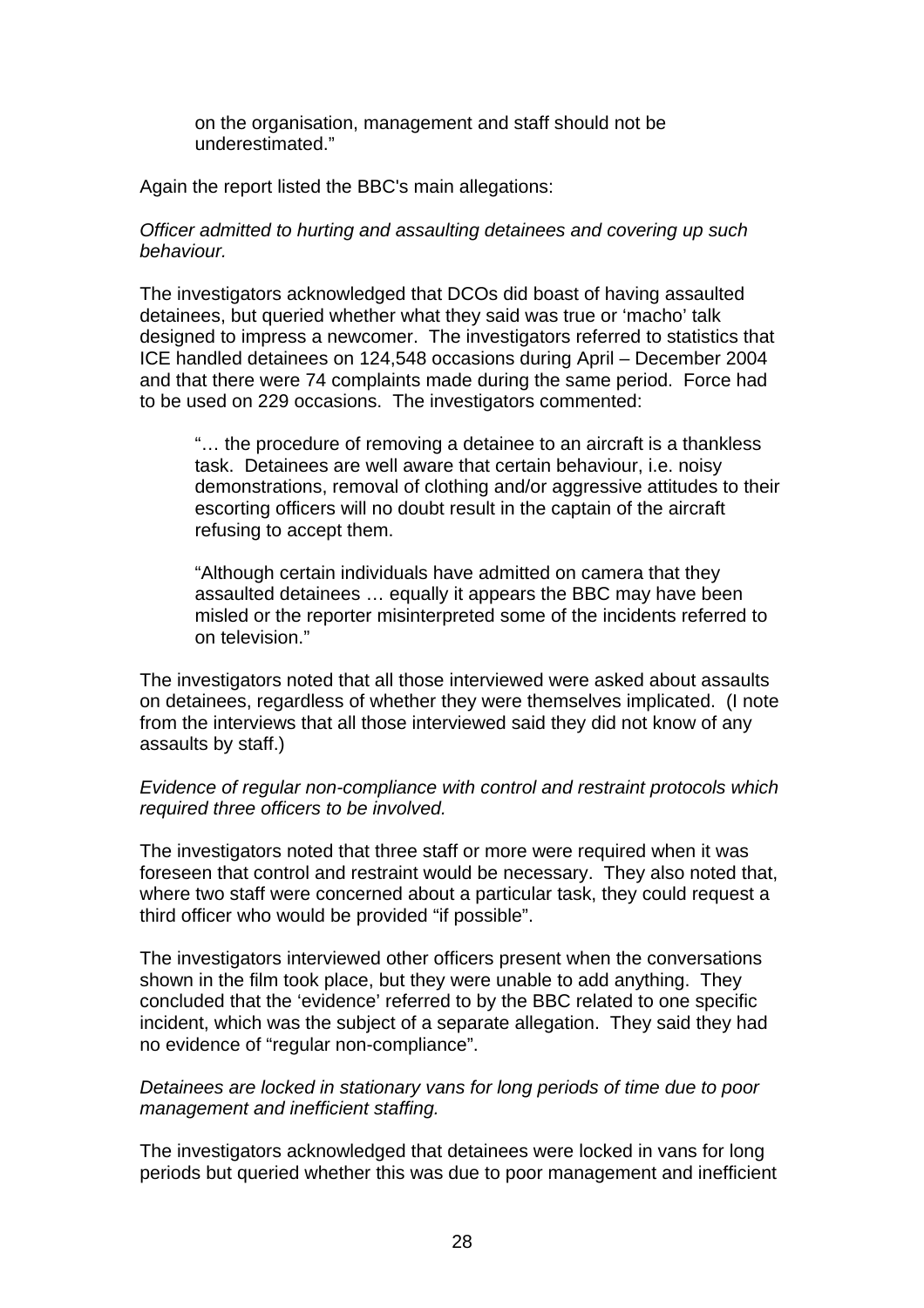> on the organisation, management and staff should not be underestimated."

Again the report listed the BBC's main allegations:

*Officer admitted to hurting and assaulting detainees and covering up such behaviour.*

The investigators acknowledged that DCOs did boast of having assaulted detainees, but queried whether what they said was true or 'macho' talk designed to impress a newcomer. The investigators referred to statistics that ICE handled detainees on 124,548 occasions during April – December 2004 and that there were 74 complaints made during the same period. Force had to be used on 229 occasions. The investigators commented:

> "… the procedure of removing a detainee to an aircraft is a thankless task. Detainees are well aware that certain behaviour, i.e. noisy demonstrations, removal of clothing and/or aggressive attitudes to their escorting officers will no doubt result in the captain of the aircraft refusing to accept them.
>
> "Although certain individuals have admitted on camera that they assaulted detainees … equally it appears the BBC may have been misled or the reporter misinterpreted some of the incidents referred to on television."

The investigators noted that all those interviewed were asked about assaults on detainees, regardless of whether they were themselves implicated. (I note from the interviews that all those interviewed said they did not know of any assaults by staff.)

*Evidence of regular non-compliance with control and restraint protocols which required three officers to be involved.*

The investigators noted that three staff or more were required when it was foreseen that control and restraint would be necessary. They also noted that, where two staff were concerned about a particular task, they could request a third officer who would be provided "if possible".

The investigators interviewed other officers present when the conversations shown in the film took place, but they were unable to add anything. They concluded that the 'evidence' referred to by the BBC related to one specific incident, which was the subject of a separate allegation. They said they had no evidence of "regular non-compliance".

*Detainees are locked in stationary vans for long periods of time due to poor management and inefficient staffing.*

The investigators acknowledged that detainees were locked in vans for long periods but queried whether this was due to poor management and inefficient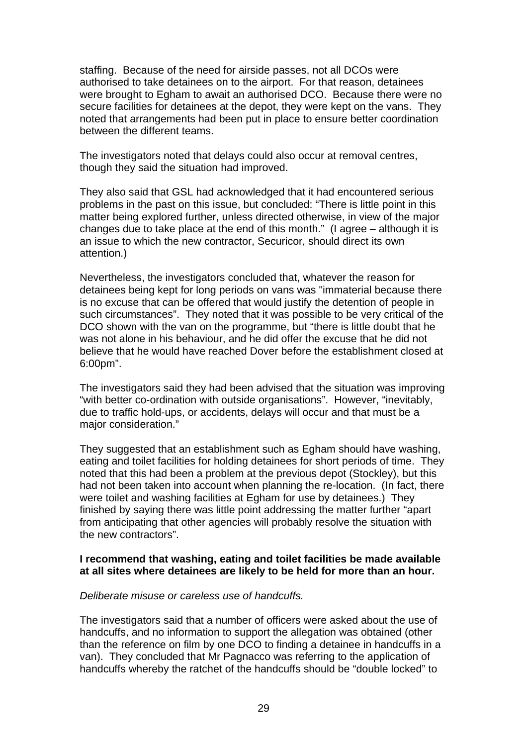staffing. Because of the need for airside passes, not all DCOs were authorised to take detainees on to the airport. For that reason, detainees were brought to Egham to await an authorised DCO. Because there were no secure facilities for detainees at the depot, they were kept on the vans. They noted that arrangements had been put in place to ensure better coordination between the different teams.

The investigators noted that delays could also occur at removal centres, though they said the situation had improved.

They also said that GSL had acknowledged that it had encountered serious problems in the past on this issue, but concluded: “There is little point in this matter being explored further, unless directed otherwise, in view of the major changes due to take place at the end of this month.” (I agree – although it is an issue to which the new contractor, Securicor, should direct its own attention.)

Nevertheless, the investigators concluded that, whatever the reason for detainees being kept for long periods on vans was "immaterial because there is no excuse that can be offered that would justify the detention of people in such circumstances”. They noted that it was possible to be very critical of the DCO shown with the van on the programme, but “there is little doubt that he was not alone in his behaviour, and he did offer the excuse that he did not believe that he would have reached Dover before the establishment closed at 6:00pm”.

The investigators said they had been advised that the situation was improving “with better co-ordination with outside organisations”. However, “inevitably, due to traffic hold-ups, or accidents, delays will occur and that must be a major consideration.”

They suggested that an establishment such as Egham should have washing, eating and toilet facilities for holding detainees for short periods of time. They noted that this had been a problem at the previous depot (Stockley), but this had not been taken into account when planning the re-location. (In fact, there were toilet and washing facilities at Egham for use by detainees.) They finished by saying there was little point addressing the matter further “apart from anticipating that other agencies will probably resolve the situation with the new contractors”.

**I recommend that washing, eating and toilet facilities be made available at all sites where detainees are likely to be held for more than an hour.**

*Deliberate misuse or careless use of handcuffs.*

The investigators said that a number of officers were asked about the use of handcuffs, and no information to support the allegation was obtained (other than the reference on film by one DCO to finding a detainee in handcuffs in a van). They concluded that Mr Pagnacco was referring to the application of handcuffs whereby the ratchet of the handcuffs should be “double locked” to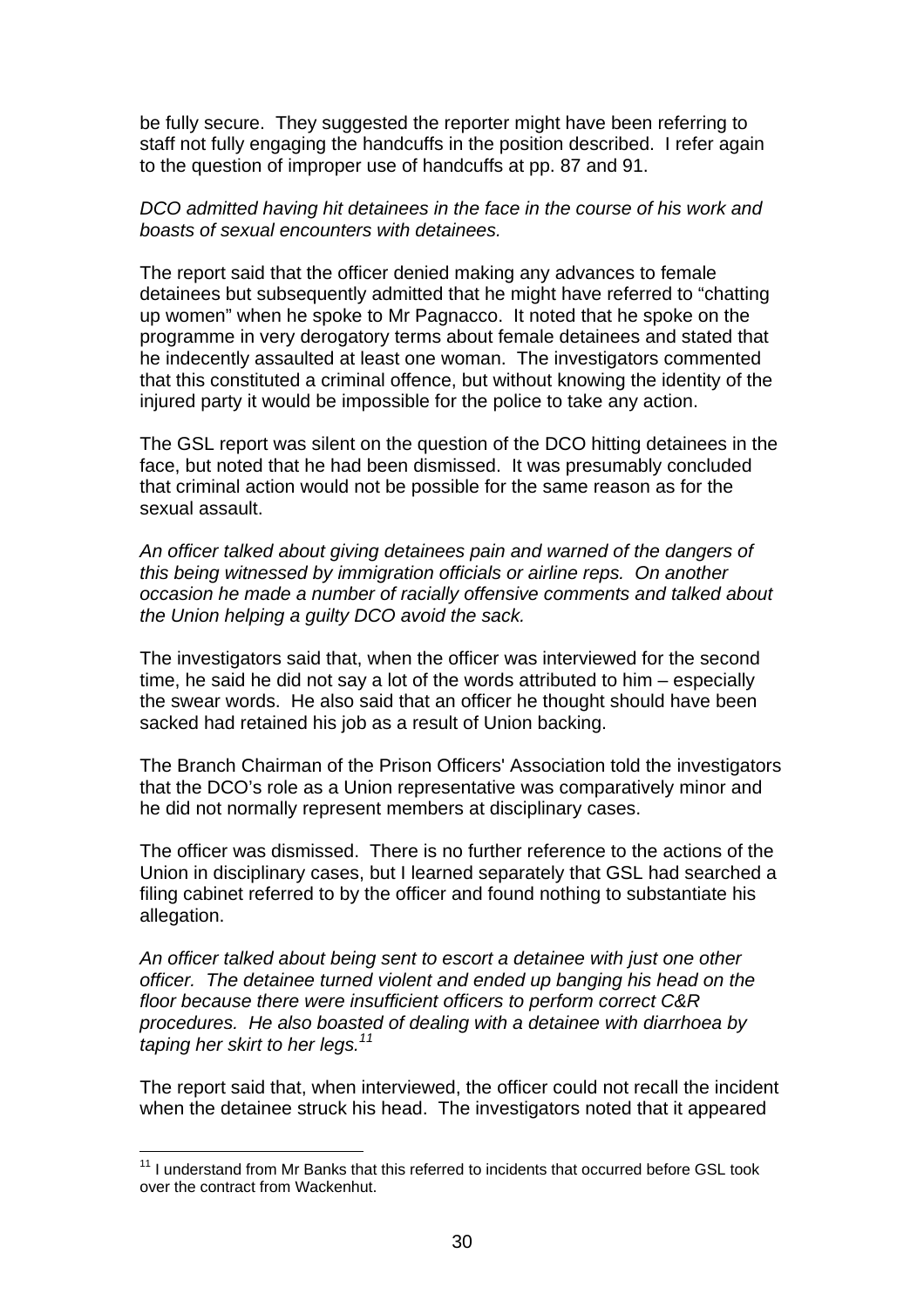be fully secure. They suggested the reporter might have been referring to staff not fully engaging the handcuffs in the position described. I refer again to the question of improper use of handcuffs at pp. 87 and 91.

*DCO admitted having hit detainees in the face in the course of his work and boasts of sexual encounters with detainees.*

The report said that the officer denied making any advances to female detainees but subsequently admitted that he might have referred to "chatting up women" when he spoke to Mr Pagnacco. It noted that he spoke on the programme in very derogatory terms about female detainees and stated that he indecently assaulted at least one woman. The investigators commented that this constituted a criminal offence, but without knowing the identity of the injured party it would be impossible for the police to take any action.

The GSL report was silent on the question of the DCO hitting detainees in the face, but noted that he had been dismissed. It was presumably concluded that criminal action would not be possible for the same reason as for the sexual assault.

*An officer talked about giving detainees pain and warned of the dangers of this being witnessed by immigration officials or airline reps. On another occasion he made a number of racially offensive comments and talked about the Union helping a guilty DCO avoid the sack.*

The investigators said that, when the officer was interviewed for the second time, he said he did not say a lot of the words attributed to him – especially the swear words. He also said that an officer he thought should have been sacked had retained his job as a result of Union backing.

The Branch Chairman of the Prison Officers' Association told the investigators that the DCO's role as a Union representative was comparatively minor and he did not normally represent members at disciplinary cases.

The officer was dismissed. There is no further reference to the actions of the Union in disciplinary cases, but I learned separately that GSL had searched a filing cabinet referred to by the officer and found nothing to substantiate his allegation.

*An officer talked about being sent to escort a detainee with just one other officer. The detainee turned violent and ended up banging his head on the floor because there were insufficient officers to perform correct C&R procedures. He also boasted of dealing with a detainee with diarrhoea by taping her skirt to her legs.*[11]

The report said that, when interviewed, the officer could not recall the incident when the detainee struck his head. The investigators noted that it appeared

[11] I understand from Mr Banks that this referred to incidents that occurred before GSL took over the contract from Wackenhut.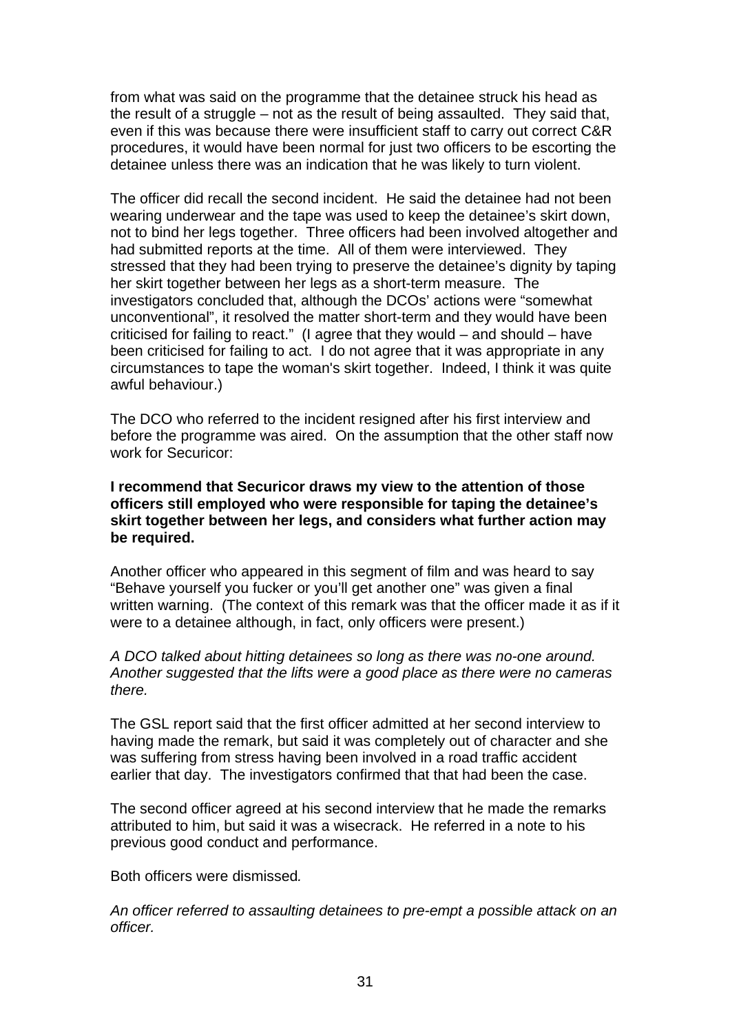from what was said on the programme that the detainee struck his head as the result of a struggle – not as the result of being assaulted. They said that, even if this was because there were insufficient staff to carry out correct C&R procedures, it would have been normal for just two officers to be escorting the detainee unless there was an indication that he was likely to turn violent.

The officer did recall the second incident. He said the detainee had not been wearing underwear and the tape was used to keep the detainee's skirt down, not to bind her legs together. Three officers had been involved altogether and had submitted reports at the time. All of them were interviewed. They stressed that they had been trying to preserve the detainee's dignity by taping her skirt together between her legs as a short-term measure. The investigators concluded that, although the DCOs' actions were "somewhat unconventional", it resolved the matter short-term and they would have been criticised for failing to react." (I agree that they would – and should – have been criticised for failing to act. I do not agree that it was appropriate in any circumstances to tape the woman's skirt together. Indeed, I think it was quite awful behaviour.)

The DCO who referred to the incident resigned after his first interview and before the programme was aired. On the assumption that the other staff now work for Securicor:

**I recommend that Securicor draws my view to the attention of those officers still employed who were responsible for taping the detainee's skirt together between her legs, and considers what further action may be required.**

Another officer who appeared in this segment of film and was heard to say "Behave yourself you fucker or you'll get another one" was given a final written warning. (The context of this remark was that the officer made it as if it were to a detainee although, in fact, only officers were present.)

*A DCO talked about hitting detainees so long as there was no-one around. Another suggested that the lifts were a good place as there were no cameras there.*

The GSL report said that the first officer admitted at her second interview to having made the remark, but said it was completely out of character and she was suffering from stress having been involved in a road traffic accident earlier that day. The investigators confirmed that that had been the case.

The second officer agreed at his second interview that he made the remarks attributed to him, but said it was a wisecrack. He referred in a note to his previous good conduct and performance.

Both officers were dismissed.

*An officer referred to assaulting detainees to pre-empt a possible attack on an officer.*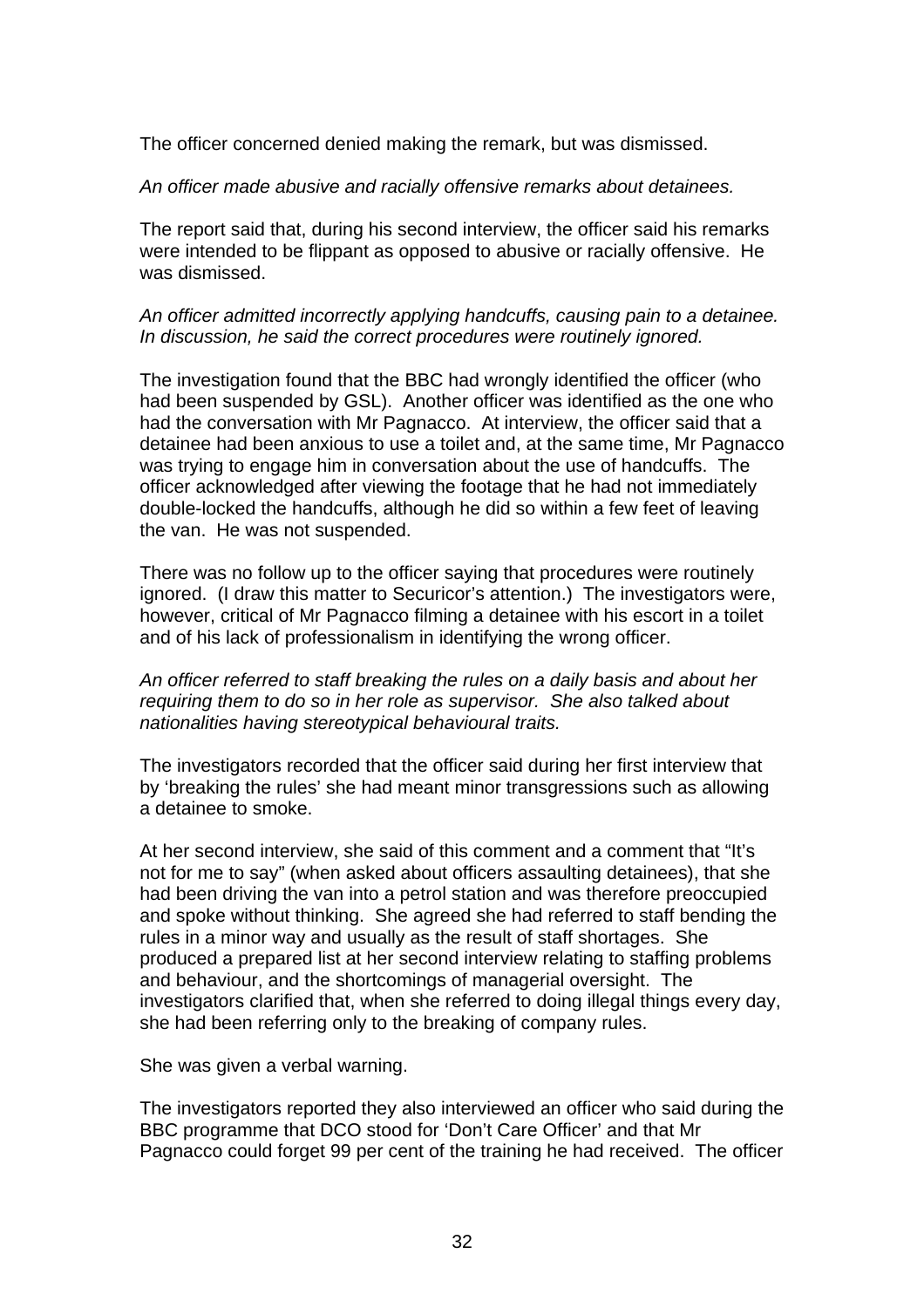The officer concerned denied making the remark, but was dismissed.

*An officer made abusive and racially offensive remarks about detainees.*

The report said that, during his second interview, the officer said his remarks were intended to be flippant as opposed to abusive or racially offensive. He was dismissed.

*An officer admitted incorrectly applying handcuffs, causing pain to a detainee. In discussion, he said the correct procedures were routinely ignored.*

The investigation found that the BBC had wrongly identified the officer (who had been suspended by GSL). Another officer was identified as the one who had the conversation with Mr Pagnacco. At interview, the officer said that a detainee had been anxious to use a toilet and, at the same time, Mr Pagnacco was trying to engage him in conversation about the use of handcuffs. The officer acknowledged after viewing the footage that he had not immediately double-locked the handcuffs, although he did so within a few feet of leaving the van. He was not suspended.

There was no follow up to the officer saying that procedures were routinely ignored. (I draw this matter to Securicor's attention.) The investigators were, however, critical of Mr Pagnacco filming a detainee with his escort in a toilet and of his lack of professionalism in identifying the wrong officer.

*An officer referred to staff breaking the rules on a daily basis and about her requiring them to do so in her role as supervisor. She also talked about nationalities having stereotypical behavioural traits.*

The investigators recorded that the officer said during her first interview that by 'breaking the rules' she had meant minor transgressions such as allowing a detainee to smoke.

At her second interview, she said of this comment and a comment that "It's not for me to say" (when asked about officers assaulting detainees), that she had been driving the van into a petrol station and was therefore preoccupied and spoke without thinking. She agreed she had referred to staff bending the rules in a minor way and usually as the result of staff shortages. She produced a prepared list at her second interview relating to staffing problems and behaviour, and the shortcomings of managerial oversight. The investigators clarified that, when she referred to doing illegal things every day, she had been referring only to the breaking of company rules.

She was given a verbal warning.

The investigators reported they also interviewed an officer who said during the BBC programme that DCO stood for 'Don't Care Officer' and that Mr Pagnacco could forget 99 per cent of the training he had received. The officer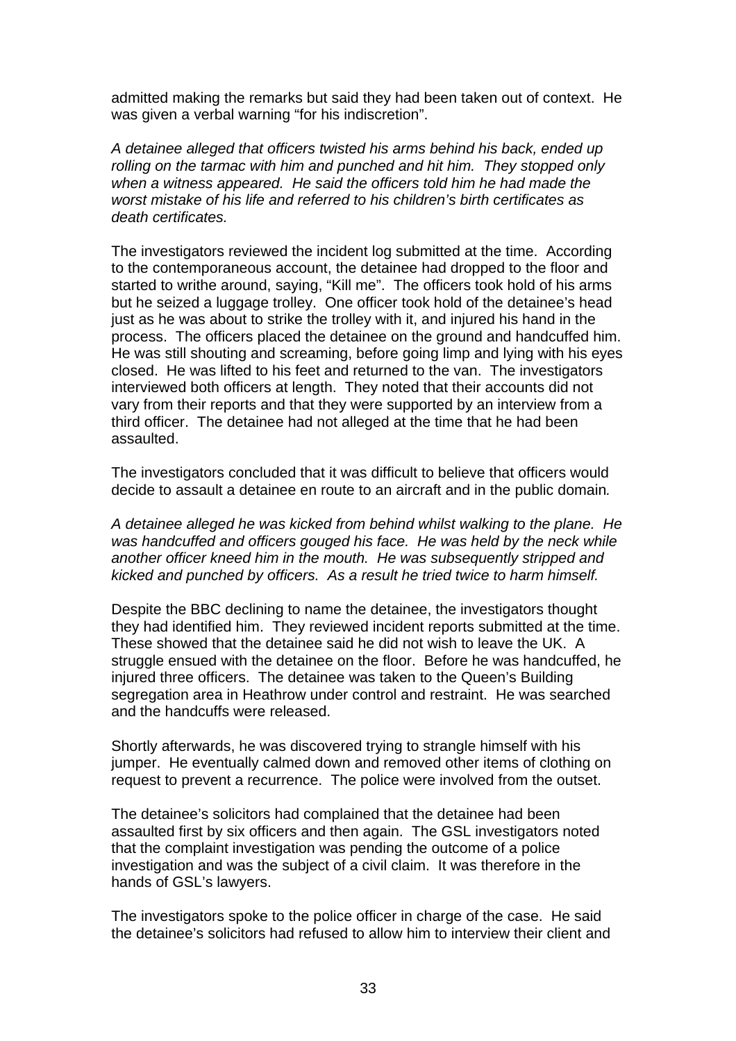admitted making the remarks but said they had been taken out of context. He was given a verbal warning "for his indiscretion".

*A detainee alleged that officers twisted his arms behind his back, ended up rolling on the tarmac with him and punched and hit him. They stopped only when a witness appeared. He said the officers told him he had made the worst mistake of his life and referred to his children's birth certificates as death certificates.*

The investigators reviewed the incident log submitted at the time. According to the contemporaneous account, the detainee had dropped to the floor and started to writhe around, saying, "Kill me". The officers took hold of his arms but he seized a luggage trolley. One officer took hold of the detainee's head just as he was about to strike the trolley with it, and injured his hand in the process. The officers placed the detainee on the ground and handcuffed him. He was still shouting and screaming, before going limp and lying with his eyes closed. He was lifted to his feet and returned to the van. The investigators interviewed both officers at length. They noted that their accounts did not vary from their reports and that they were supported by an interview from a third officer. The detainee had not alleged at the time that he had been assaulted.

The investigators concluded that it was difficult to believe that officers would decide to assault a detainee en route to an aircraft and in the public domain.

*A detainee alleged he was kicked from behind whilst walking to the plane. He was handcuffed and officers gouged his face. He was held by the neck while another officer kneed him in the mouth. He was subsequently stripped and kicked and punched by officers. As a result he tried twice to harm himself.*

Despite the BBC declining to name the detainee, the investigators thought they had identified him. They reviewed incident reports submitted at the time. These showed that the detainee said he did not wish to leave the UK. A struggle ensued with the detainee on the floor. Before he was handcuffed, he injured three officers. The detainee was taken to the Queen's Building segregation area in Heathrow under control and restraint. He was searched and the handcuffs were released.

Shortly afterwards, he was discovered trying to strangle himself with his jumper. He eventually calmed down and removed other items of clothing on request to prevent a recurrence. The police were involved from the outset.

The detainee's solicitors had complained that the detainee had been assaulted first by six officers and then again. The GSL investigators noted that the complaint investigation was pending the outcome of a police investigation and was the subject of a civil claim. It was therefore in the hands of GSL's lawyers.

The investigators spoke to the police officer in charge of the case. He said the detainee's solicitors had refused to allow him to interview their client and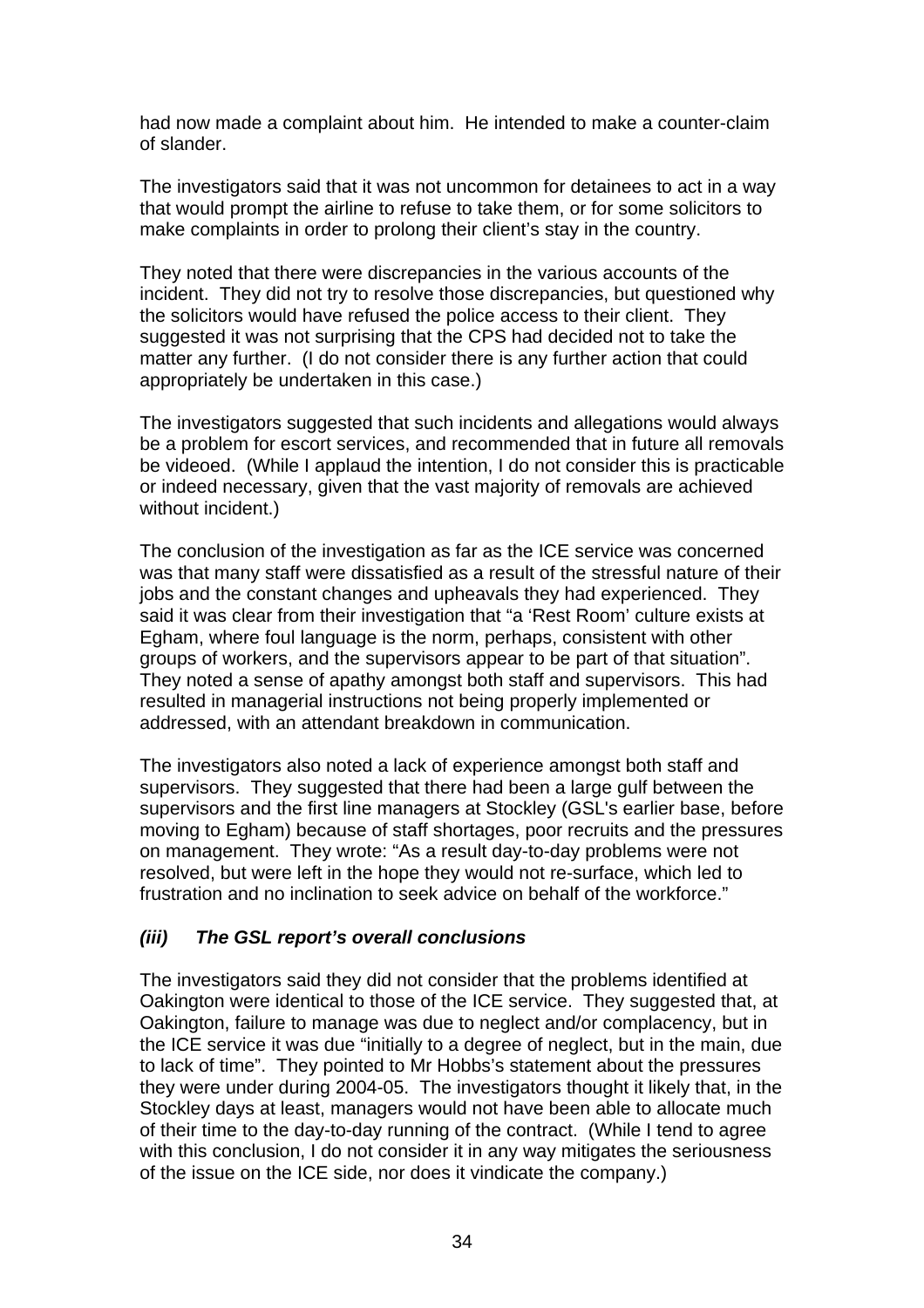had now made a complaint about him. He intended to make a counter-claim of slander.

The investigators said that it was not uncommon for detainees to act in a way that would prompt the airline to refuse to take them, or for some solicitors to make complaints in order to prolong their client's stay in the country.

They noted that there were discrepancies in the various accounts of the incident. They did not try to resolve those discrepancies, but questioned why the solicitors would have refused the police access to their client. They suggested it was not surprising that the CPS had decided not to take the matter any further. (I do not consider there is any further action that could appropriately be undertaken in this case.)

The investigators suggested that such incidents and allegations would always be a problem for escort services, and recommended that in future all removals be videoed. (While I applaud the intention, I do not consider this is practicable or indeed necessary, given that the vast majority of removals are achieved without incident.)

The conclusion of the investigation as far as the ICE service was concerned was that many staff were dissatisfied as a result of the stressful nature of their jobs and the constant changes and upheavals they had experienced. They said it was clear from their investigation that "a 'Rest Room' culture exists at Egham, where foul language is the norm, perhaps, consistent with other groups of workers, and the supervisors appear to be part of that situation". They noted a sense of apathy amongst both staff and supervisors. This had resulted in managerial instructions not being properly implemented or addressed, with an attendant breakdown in communication.

The investigators also noted a lack of experience amongst both staff and supervisors. They suggested that there had been a large gulf between the supervisors and the first line managers at Stockley (GSL's earlier base, before moving to Egham) because of staff shortages, poor recruits and the pressures on management. They wrote: "As a result day-to-day problems were not resolved, but were left in the hope they would not re-surface, which led to frustration and no inclination to seek advice on behalf of the workforce."

### *(iii) The GSL report's overall conclusions*

The investigators said they did not consider that the problems identified at Oakington were identical to those of the ICE service. They suggested that, at Oakington, failure to manage was due to neglect and/or complacency, but in the ICE service it was due "initially to a degree of neglect, but in the main, due to lack of time". They pointed to Mr Hobbs's statement about the pressures they were under during 2004-05. The investigators thought it likely that, in the Stockley days at least, managers would not have been able to allocate much of their time to the day-to-day running of the contract. (While I tend to agree with this conclusion, I do not consider it in any way mitigates the seriousness of the issue on the ICE side, nor does it vindicate the company.)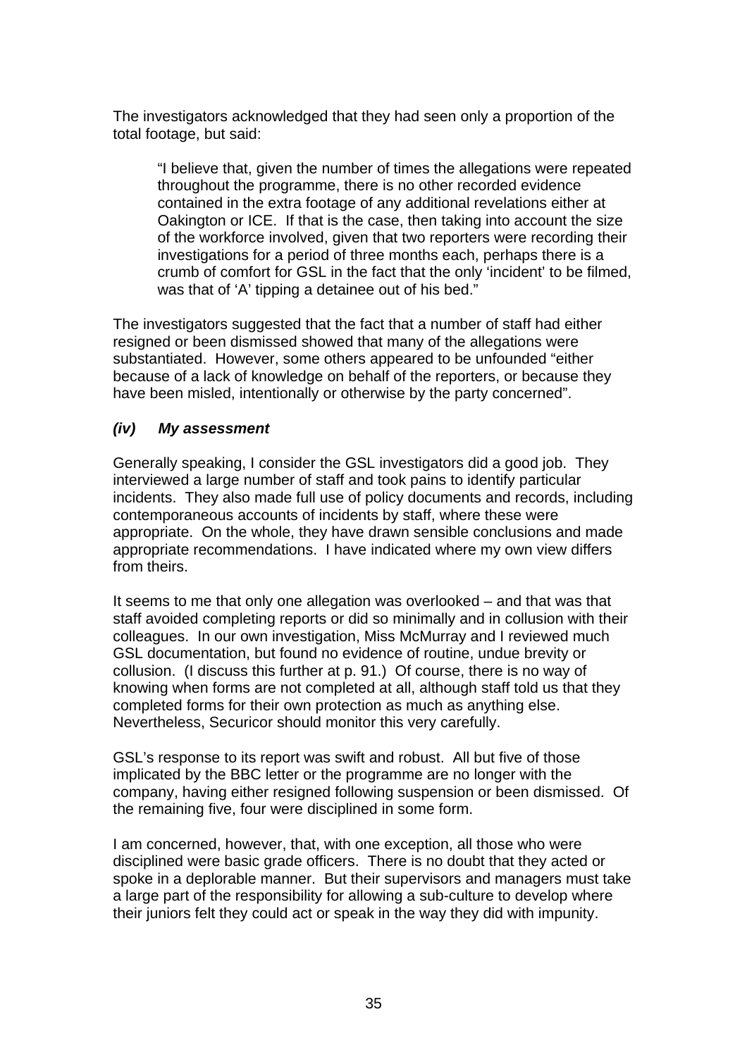The investigators acknowledged that they had seen only a proportion of the total footage, but said:

> "I believe that, given the number of times the allegations were repeated throughout the programme, there is no other recorded evidence contained in the extra footage of any additional revelations either at Oakington or ICE. If that is the case, then taking into account the size of the workforce involved, given that two reporters were recording their investigations for a period of three months each, perhaps there is a crumb of comfort for GSL in the fact that the only 'incident' to be filmed, was that of 'A' tipping a detainee out of his bed."

The investigators suggested that the fact that a number of staff had either resigned or been dismissed showed that many of the allegations were substantiated. However, some others appeared to be unfounded "either because of a lack of knowledge on behalf of the reporters, or because they have been misled, intentionally or otherwise by the party concerned".

### *(iv) My assessment*

Generally speaking, I consider the GSL investigators did a good job. They interviewed a large number of staff and took pains to identify particular incidents. They also made full use of policy documents and records, including contemporaneous accounts of incidents by staff, where these were appropriate. On the whole, they have drawn sensible conclusions and made appropriate recommendations. I have indicated where my own view differs from theirs.

It seems to me that only one allegation was overlooked – and that was that staff avoided completing reports or did so minimally and in collusion with their colleagues. In our own investigation, Miss McMurray and I reviewed much GSL documentation, but found no evidence of routine, undue brevity or collusion. (I discuss this further at p. 91.) Of course, there is no way of knowing when forms are not completed at all, although staff told us that they completed forms for their own protection as much as anything else. Nevertheless, Securicor should monitor this very carefully.

GSL's response to its report was swift and robust. All but five of those implicated by the BBC letter or the programme are no longer with the company, having either resigned following suspension or been dismissed. Of the remaining five, four were disciplined in some form.

I am concerned, however, that, with one exception, all those who were disciplined were basic grade officers. There is no doubt that they acted or spoke in a deplorable manner. But their supervisors and managers must take a large part of the responsibility for allowing a sub-culture to develop where their juniors felt they could act or speak in the way they did with impunity.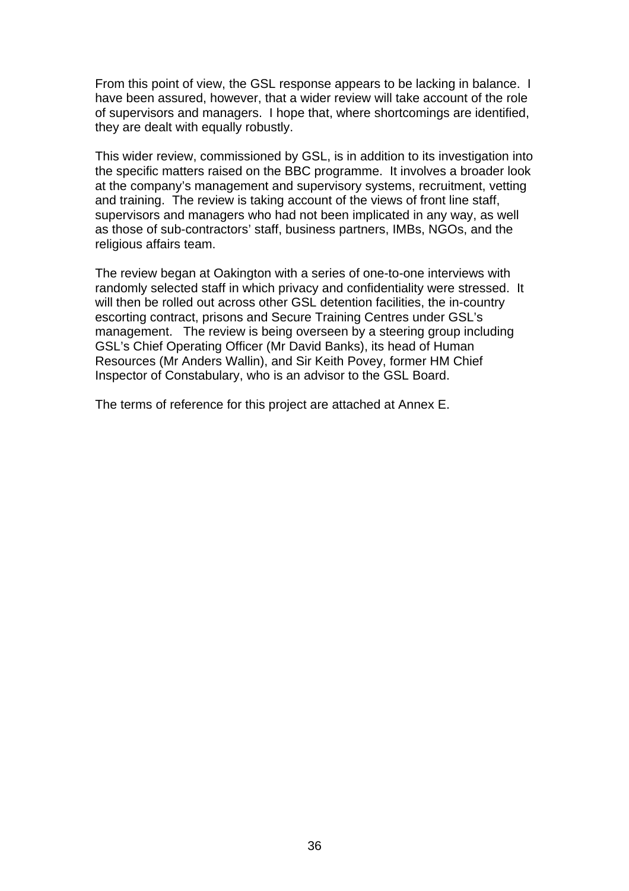From this point of view, the GSL response appears to be lacking in balance. I have been assured, however, that a wider review will take account of the role of supervisors and managers. I hope that, where shortcomings are identified, they are dealt with equally robustly.

This wider review, commissioned by GSL, is in addition to its investigation into the specific matters raised on the BBC programme. It involves a broader look at the company's management and supervisory systems, recruitment, vetting and training. The review is taking account of the views of front line staff, supervisors and managers who had not been implicated in any way, as well as those of sub-contractors' staff, business partners, IMBs, NGOs, and the religious affairs team.

The review began at Oakington with a series of one-to-one interviews with randomly selected staff in which privacy and confidentiality were stressed. It will then be rolled out across other GSL detention facilities, the in-country escorting contract, prisons and Secure Training Centres under GSL's management. The review is being overseen by a steering group including GSL's Chief Operating Officer (Mr David Banks), its head of Human Resources (Mr Anders Wallin), and Sir Keith Povey, former HM Chief Inspector of Constabulary, who is an advisor to the GSL Board.

The terms of reference for this project are attached at Annex E.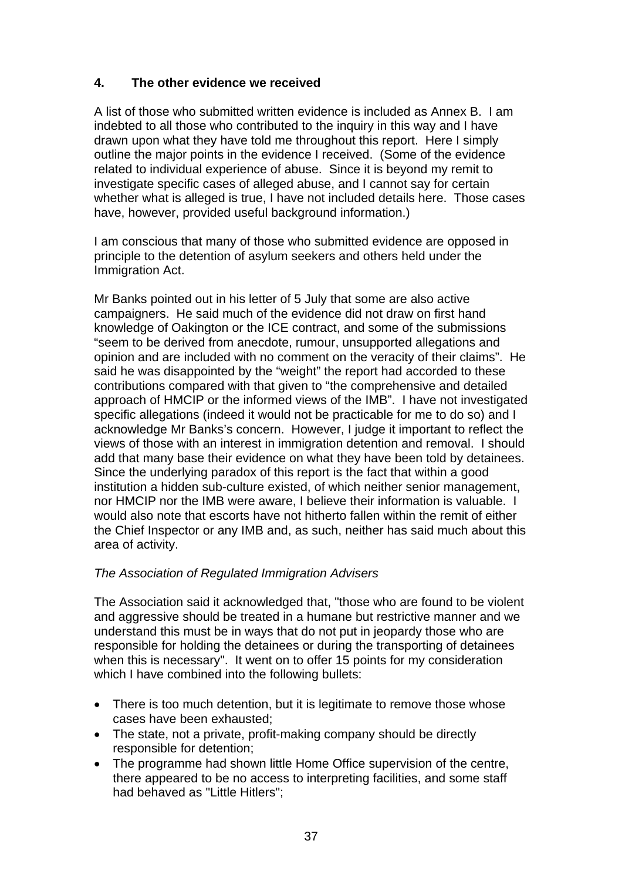## 4. The other evidence we received

A list of those who submitted written evidence is included as Annex B. I am indebted to all those who contributed to the inquiry in this way and I have drawn upon what they have told me throughout this report. Here I simply outline the major points in the evidence I received. (Some of the evidence related to individual experience of abuse. Since it is beyond my remit to investigate specific cases of alleged abuse, and I cannot say for certain whether what is alleged is true, I have not included details here. Those cases have, however, provided useful background information.)

I am conscious that many of those who submitted evidence are opposed in principle to the detention of asylum seekers and others held under the Immigration Act.

Mr Banks pointed out in his letter of 5 July that some are also active campaigners. He said much of the evidence did not draw on first hand knowledge of Oakington or the ICE contract, and some of the submissions "seem to be derived from anecdote, rumour, unsupported allegations and opinion and are included with no comment on the veracity of their claims". He said he was disappointed by the "weight" the report had accorded to these contributions compared with that given to "the comprehensive and detailed approach of HMCIP or the informed views of the IMB". I have not investigated specific allegations (indeed it would not be practicable for me to do so) and I acknowledge Mr Banks's concern. However, I judge it important to reflect the views of those with an interest in immigration detention and removal. I should add that many base their evidence on what they have been told by detainees. Since the underlying paradox of this report is the fact that within a good institution a hidden sub-culture existed, of which neither senior management, nor HMCIP nor the IMB were aware, I believe their information is valuable. I would also note that escorts have not hitherto fallen within the remit of either the Chief Inspector or any IMB and, as such, neither has said much about this area of activity.

*The Association of Regulated Immigration Advisers*

The Association said it acknowledged that, "those who are found to be violent and aggressive should be treated in a humane but restrictive manner and we understand this must be in ways that do not put in jeopardy those who are responsible for holding the detainees or during the transporting of detainees when this is necessary". It went on to offer 15 points for my consideration which I have combined into the following bullets:

- There is too much detention, but it is legitimate to remove those whose cases have been exhausted;
- The state, not a private, profit-making company should be directly responsible for detention;
- The programme had shown little Home Office supervision of the centre, there appeared to be no access to interpreting facilities, and some staff had behaved as "Little Hitlers";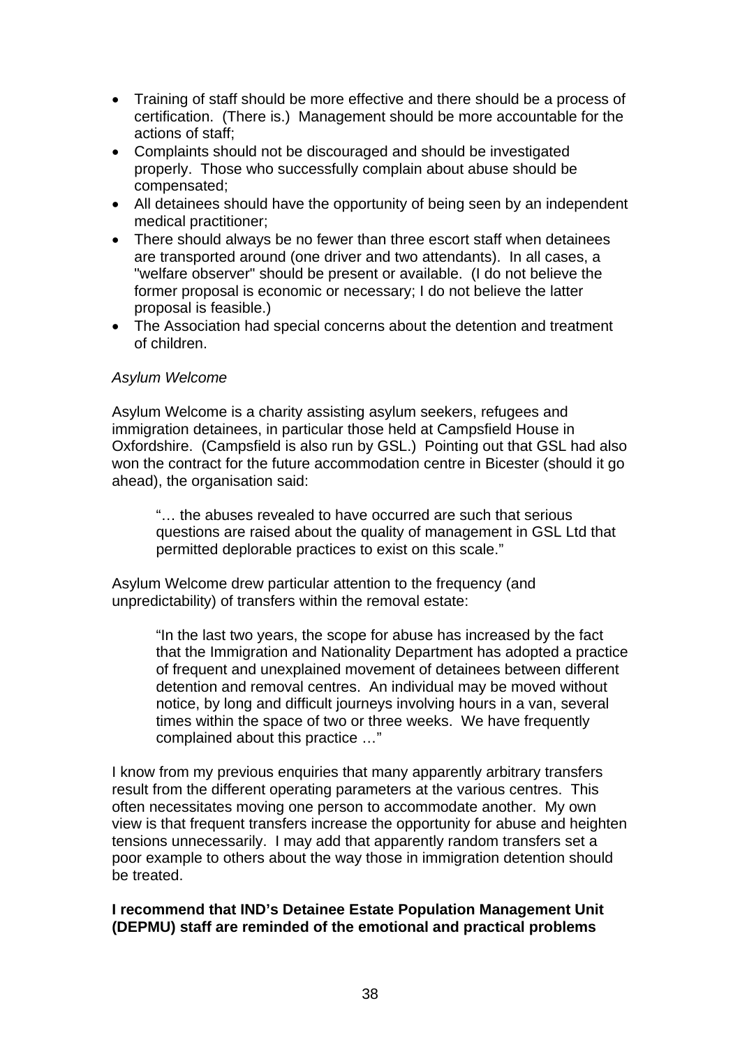- Training of staff should be more effective and there should be a process of certification. (There is.) Management should be more accountable for the actions of staff;
- Complaints should not be discouraged and should be investigated properly. Those who successfully complain about abuse should be compensated;
- All detainees should have the opportunity of being seen by an independent medical practitioner;
- There should always be no fewer than three escort staff when detainees are transported around (one driver and two attendants). In all cases, a "welfare observer" should be present or available. (I do not believe the former proposal is economic or necessary; I do not believe the latter proposal is feasible.)
- The Association had special concerns about the detention and treatment of children.

*Asylum Welcome*

Asylum Welcome is a charity assisting asylum seekers, refugees and immigration detainees, in particular those held at Campsfield House in Oxfordshire. (Campsfield is also run by GSL.) Pointing out that GSL had also won the contract for the future accommodation centre in Bicester (should it go ahead), the organisation said:

> "… the abuses revealed to have occurred are such that serious questions are raised about the quality of management in GSL Ltd that permitted deplorable practices to exist on this scale."

Asylum Welcome drew particular attention to the frequency (and unpredictability) of transfers within the removal estate:

> "In the last two years, the scope for abuse has increased by the fact that the Immigration and Nationality Department has adopted a practice of frequent and unexplained movement of detainees between different detention and removal centres. An individual may be moved without notice, by long and difficult journeys involving hours in a van, several times within the space of two or three weeks. We have frequently complained about this practice …"

I know from my previous enquiries that many apparently arbitrary transfers result from the different operating parameters at the various centres. This often necessitates moving one person to accommodate another. My own view is that frequent transfers increase the opportunity for abuse and heighten tensions unnecessarily. I may add that apparently random transfers set a poor example to others about the way those in immigration detention should be treated.

**I recommend that IND's Detainee Estate Population Management Unit (DEPMU) staff are reminded of the emotional and practical problems**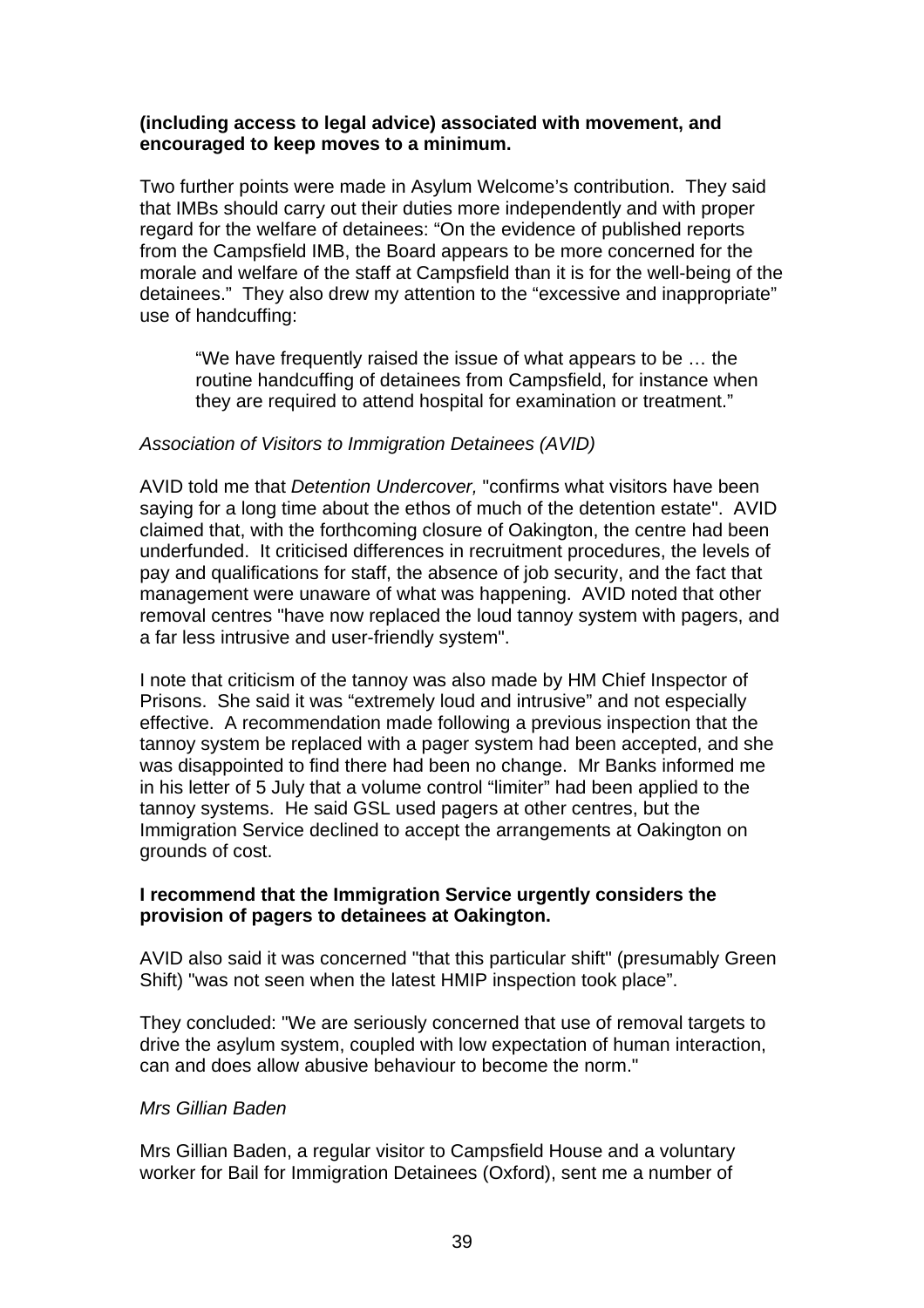**(including access to legal advice) associated with movement, and encouraged to keep moves to a minimum.**

Two further points were made in Asylum Welcome's contribution. They said that IMBs should carry out their duties more independently and with proper regard for the welfare of detainees: "On the evidence of published reports from the Campsfield IMB, the Board appears to be more concerned for the morale and welfare of the staff at Campsfield than it is for the well-being of the detainees." They also drew my attention to the "excessive and inappropriate" use of handcuffing:

> "We have frequently raised the issue of what appears to be … the routine handcuffing of detainees from Campsfield, for instance when they are required to attend hospital for examination or treatment."

*Association of Visitors to Immigration Detainees (AVID)*

AVID told me that *Detention Undercover,* "confirms what visitors have been saying for a long time about the ethos of much of the detention estate". AVID claimed that, with the forthcoming closure of Oakington, the centre had been underfunded. It criticised differences in recruitment procedures, the levels of pay and qualifications for staff, the absence of job security, and the fact that management were unaware of what was happening. AVID noted that other removal centres "have now replaced the loud tannoy system with pagers, and a far less intrusive and user-friendly system".

I note that criticism of the tannoy was also made by HM Chief Inspector of Prisons. She said it was "extremely loud and intrusive" and not especially effective. A recommendation made following a previous inspection that the tannoy system be replaced with a pager system had been accepted, and she was disappointed to find there had been no change. Mr Banks informed me in his letter of 5 July that a volume control "limiter" had been applied to the tannoy systems. He said GSL used pagers at other centres, but the Immigration Service declined to accept the arrangements at Oakington on grounds of cost.

**I recommend that the Immigration Service urgently considers the provision of pagers to detainees at Oakington.**

AVID also said it was concerned "that this particular shift" (presumably Green Shift) "was not seen when the latest HMIP inspection took place".

They concluded: "We are seriously concerned that use of removal targets to drive the asylum system, coupled with low expectation of human interaction, can and does allow abusive behaviour to become the norm."

*Mrs Gillian Baden*

Mrs Gillian Baden, a regular visitor to Campsfield House and a voluntary worker for Bail for Immigration Detainees (Oxford), sent me a number of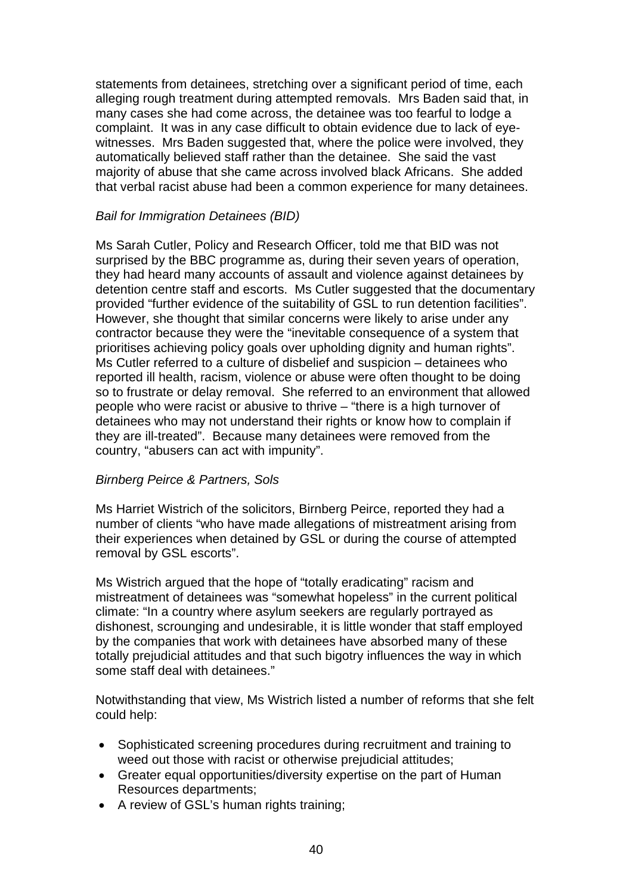statements from detainees, stretching over a significant period of time, each alleging rough treatment during attempted removals. Mrs Baden said that, in many cases she had come across, the detainee was too fearful to lodge a complaint. It was in any case difficult to obtain evidence due to lack of eye-witnesses. Mrs Baden suggested that, where the police were involved, they automatically believed staff rather than the detainee. She said the vast majority of abuse that she came across involved black Africans. She added that verbal racist abuse had been a common experience for many detainees.

*Bail for Immigration Detainees (BID)*

Ms Sarah Cutler, Policy and Research Officer, told me that BID was not surprised by the BBC programme as, during their seven years of operation, they had heard many accounts of assault and violence against detainees by detention centre staff and escorts. Ms Cutler suggested that the documentary provided "further evidence of the suitability of GSL to run detention facilities". However, she thought that similar concerns were likely to arise under any contractor because they were the "inevitable consequence of a system that prioritises achieving policy goals over upholding dignity and human rights". Ms Cutler referred to a culture of disbelief and suspicion – detainees who reported ill health, racism, violence or abuse were often thought to be doing so to frustrate or delay removal. She referred to an environment that allowed people who were racist or abusive to thrive – "there is a high turnover of detainees who may not understand their rights or know how to complain if they are ill-treated". Because many detainees were removed from the country, "abusers can act with impunity".

*Birnberg Peirce & Partners, Sols*

Ms Harriet Wistrich of the solicitors, Birnberg Peirce, reported they had a number of clients "who have made allegations of mistreatment arising from their experiences when detained by GSL or during the course of attempted removal by GSL escorts".

Ms Wistrich argued that the hope of "totally eradicating" racism and mistreatment of detainees was "somewhat hopeless" in the current political climate: "In a country where asylum seekers are regularly portrayed as dishonest, scrounging and undesirable, it is little wonder that staff employed by the companies that work with detainees have absorbed many of these totally prejudicial attitudes and that such bigotry influences the way in which some staff deal with detainees."

Notwithstanding that view, Ms Wistrich listed a number of reforms that she felt could help:

- Sophisticated screening procedures during recruitment and training to weed out those with racist or otherwise prejudicial attitudes;
- Greater equal opportunities/diversity expertise on the part of Human Resources departments;
- A review of GSL's human rights training;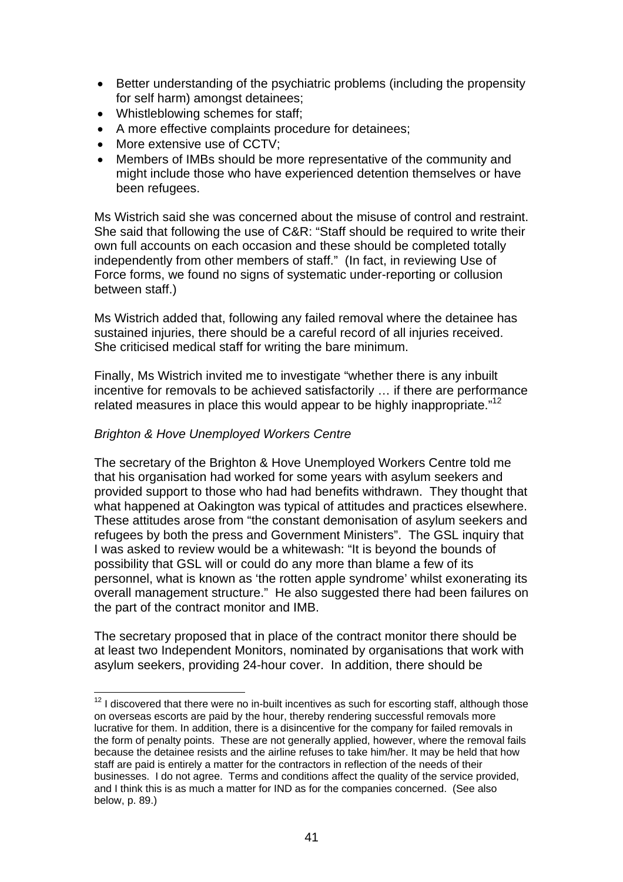- Better understanding of the psychiatric problems (including the propensity for self harm) amongst detainees;
- Whistleblowing schemes for staff;
- A more effective complaints procedure for detainees;
- More extensive use of CCTV;
- Members of IMBs should be more representative of the community and might include those who have experienced detention themselves or have been refugees.

Ms Wistrich said she was concerned about the misuse of control and restraint. She said that following the use of C&R: "Staff should be required to write their own full accounts on each occasion and these should be completed totally independently from other members of staff." (In fact, in reviewing Use of Force forms, we found no signs of systematic under-reporting or collusion between staff.)

Ms Wistrich added that, following any failed removal where the detainee has sustained injuries, there should be a careful record of all injuries received. She criticised medical staff for writing the bare minimum.

Finally, Ms Wistrich invited me to investigate "whether there is any inbuilt incentive for removals to be achieved satisfactorily … if there are performance related measures in place this would appear to be highly inappropriate."[12]

*Brighton & Hove Unemployed Workers Centre*

The secretary of the Brighton & Hove Unemployed Workers Centre told me that his organisation had worked for some years with asylum seekers and provided support to those who had had benefits withdrawn. They thought that what happened at Oakington was typical of attitudes and practices elsewhere. These attitudes arose from "the constant demonisation of asylum seekers and refugees by both the press and Government Ministers". The GSL inquiry that I was asked to review would be a whitewash: "It is beyond the bounds of possibility that GSL will or could do any more than blame a few of its personnel, what is known as 'the rotten apple syndrome' whilst exonerating its overall management structure." He also suggested there had been failures on the part of the contract monitor and IMB.

The secretary proposed that in place of the contract monitor there should be at least two Independent Monitors, nominated by organisations that work with asylum seekers, providing 24-hour cover. In addition, there should be

[12] I discovered that there were no in-built incentives as such for escorting staff, although those on overseas escorts are paid by the hour, thereby rendering successful removals more lucrative for them. In addition, there is a disincentive for the company for failed removals in the form of penalty points. These are not generally applied, however, where the removal fails because the detainee resists and the airline refuses to take him/her. It may be held that how staff are paid is entirely a matter for the contractors in reflection of the needs of their businesses. I do not agree. Terms and conditions affect the quality of the service provided, and I think this is as much a matter for IND as for the companies concerned. (See also below, p. 89.)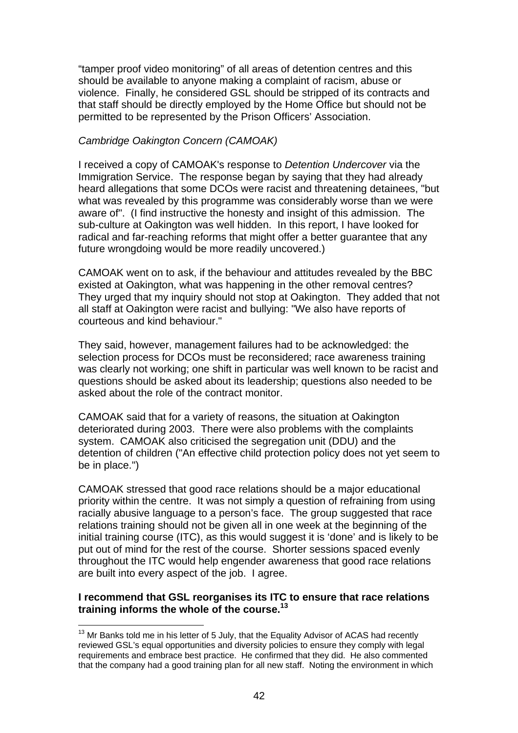"tamper proof video monitoring" of all areas of detention centres and this should be available to anyone making a complaint of racism, abuse or violence. Finally, he considered GSL should be stripped of its contracts and that staff should be directly employed by the Home Office but should not be permitted to be represented by the Prison Officers' Association.

*Cambridge Oakington Concern (CAMOAK)*

I received a copy of CAMOAK's response to *Detention Undercover* via the Immigration Service. The response began by saying that they had already heard allegations that some DCOs were racist and threatening detainees, "but what was revealed by this programme was considerably worse than we were aware of". (I find instructive the honesty and insight of this admission. The sub-culture at Oakington was well hidden. In this report, I have looked for radical and far-reaching reforms that might offer a better guarantee that any future wrongdoing would be more readily uncovered.)

CAMOAK went on to ask, if the behaviour and attitudes revealed by the BBC existed at Oakington, what was happening in the other removal centres? They urged that my inquiry should not stop at Oakington. They added that not all staff at Oakington were racist and bullying: "We also have reports of courteous and kind behaviour."

They said, however, management failures had to be acknowledged: the selection process for DCOs must be reconsidered; race awareness training was clearly not working; one shift in particular was well known to be racist and questions should be asked about its leadership; questions also needed to be asked about the role of the contract monitor.

CAMOAK said that for a variety of reasons, the situation at Oakington deteriorated during 2003. There were also problems with the complaints system. CAMOAK also criticised the segregation unit (DDU) and the detention of children ("An effective child protection policy does not yet seem to be in place.")

CAMOAK stressed that good race relations should be a major educational priority within the centre. It was not simply a question of refraining from using racially abusive language to a person's face. The group suggested that race relations training should not be given all in one week at the beginning of the initial training course (ITC), as this would suggest it is 'done' and is likely to be put out of mind for the rest of the course. Shorter sessions spaced evenly throughout the ITC would help engender awareness that good race relations are built into every aspect of the job. I agree.

**I recommend that GSL reorganises its ITC to ensure that race relations training informs the whole of the course.[13]**

[13] Mr Banks told me in his letter of 5 July, that the Equality Advisor of ACAS had recently reviewed GSL's equal opportunities and diversity policies to ensure they comply with legal requirements and embrace best practice. He confirmed that they did. He also commented that the company had a good training plan for all new staff. Noting the environment in which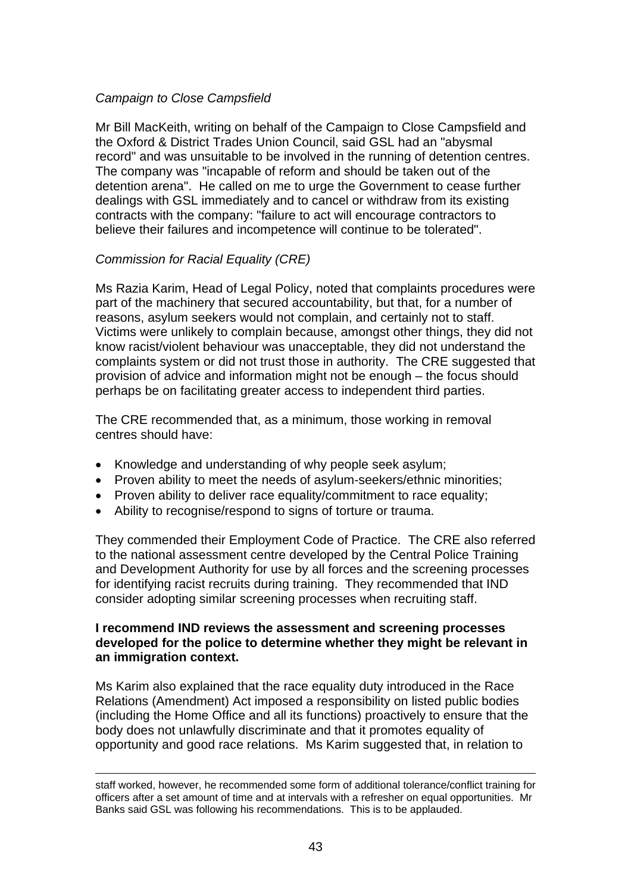*Campaign to Close Campsfield*

Mr Bill MacKeith, writing on behalf of the Campaign to Close Campsfield and the Oxford & District Trades Union Council, said GSL had an "abysmal record" and was unsuitable to be involved in the running of detention centres. The company was "incapable of reform and should be taken out of the detention arena". He called on me to urge the Government to cease further dealings with GSL immediately and to cancel or withdraw from its existing contracts with the company: "failure to act will encourage contractors to believe their failures and incompetence will continue to be tolerated".

*Commission for Racial Equality (CRE)*

Ms Razia Karim, Head of Legal Policy, noted that complaints procedures were part of the machinery that secured accountability, but that, for a number of reasons, asylum seekers would not complain, and certainly not to staff. Victims were unlikely to complain because, amongst other things, they did not know racist/violent behaviour was unacceptable, they did not understand the complaints system or did not trust those in authority. The CRE suggested that provision of advice and information might not be enough – the focus should perhaps be on facilitating greater access to independent third parties.

The CRE recommended that, as a minimum, those working in removal centres should have:

- Knowledge and understanding of why people seek asylum;
- Proven ability to meet the needs of asylum-seekers/ethnic minorities;
- Proven ability to deliver race equality/commitment to race equality;
- Ability to recognise/respond to signs of torture or trauma.

They commended their Employment Code of Practice. The CRE also referred to the national assessment centre developed by the Central Police Training and Development Authority for use by all forces and the screening processes for identifying racist recruits during training. They recommended that IND consider adopting similar screening processes when recruiting staff.

**I recommend IND reviews the assessment and screening processes developed for the police to determine whether they might be relevant in an immigration context.**

Ms Karim also explained that the race equality duty introduced in the Race Relations (Amendment) Act imposed a responsibility on listed public bodies (including the Home Office and all its functions) proactively to ensure that the body does not unlawfully discriminate and that it promotes equality of opportunity and good race relations. Ms Karim suggested that, in relation to

---

staff worked, however, he recommended some form of additional tolerance/conflict training for officers after a set amount of time and at intervals with a refresher on equal opportunities. Mr Banks said GSL was following his recommendations. This is to be applauded.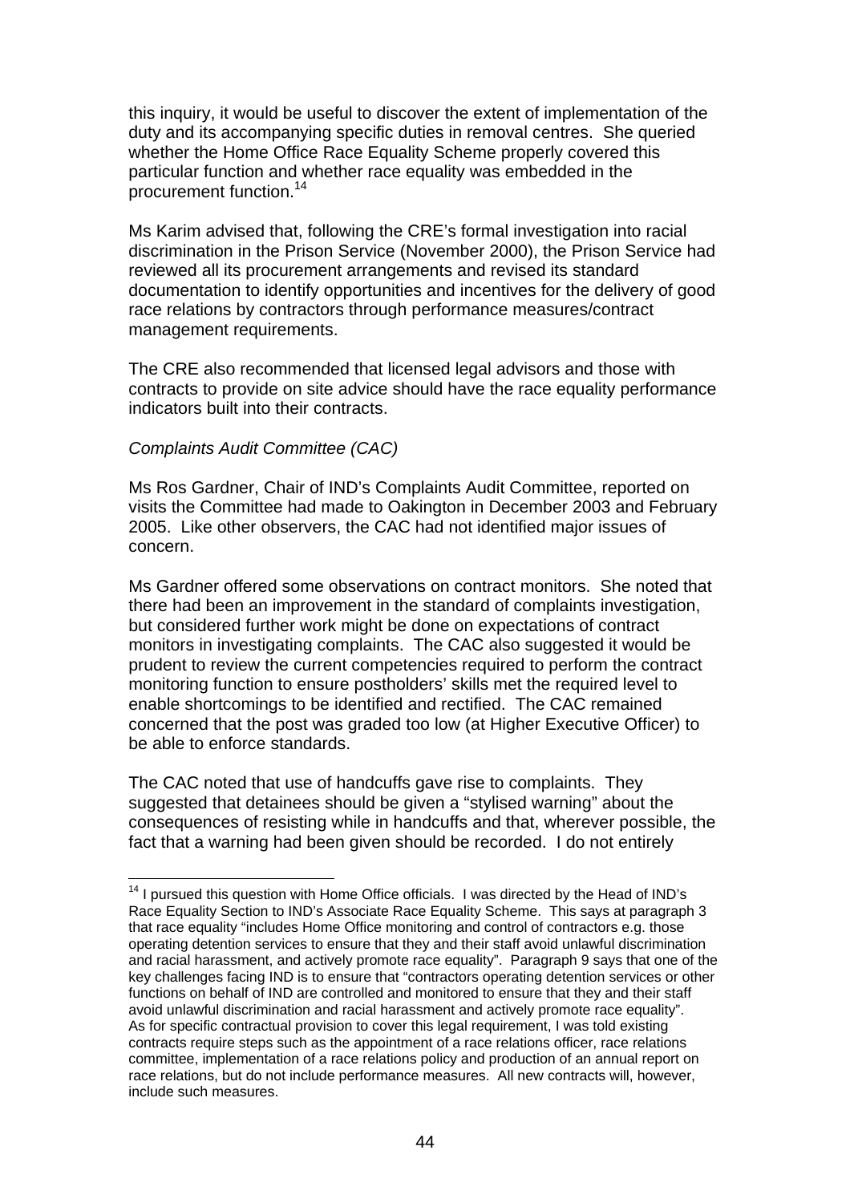this inquiry, it would be useful to discover the extent of implementation of the duty and its accompanying specific duties in removal centres. She queried whether the Home Office Race Equality Scheme properly covered this particular function and whether race equality was embedded in the procurement function.[14]

Ms Karim advised that, following the CRE's formal investigation into racial discrimination in the Prison Service (November 2000), the Prison Service had reviewed all its procurement arrangements and revised its standard documentation to identify opportunities and incentives for the delivery of good race relations by contractors through performance measures/contract management requirements.

The CRE also recommended that licensed legal advisors and those with contracts to provide on site advice should have the race equality performance indicators built into their contracts.

*Complaints Audit Committee (CAC)*

Ms Ros Gardner, Chair of IND's Complaints Audit Committee, reported on visits the Committee had made to Oakington in December 2003 and February 2005. Like other observers, the CAC had not identified major issues of concern.

Ms Gardner offered some observations on contract monitors. She noted that there had been an improvement in the standard of complaints investigation, but considered further work might be done on expectations of contract monitors in investigating complaints. The CAC also suggested it would be prudent to review the current competencies required to perform the contract monitoring function to ensure postholders' skills met the required level to enable shortcomings to be identified and rectified. The CAC remained concerned that the post was graded too low (at Higher Executive Officer) to be able to enforce standards.

The CAC noted that use of handcuffs gave rise to complaints. They suggested that detainees should be given a "stylised warning" about the consequences of resisting while in handcuffs and that, wherever possible, the fact that a warning had been given should be recorded. I do not entirely

---

[14] I pursued this question with Home Office officials. I was directed by the Head of IND's Race Equality Section to IND's Associate Race Equality Scheme. This says at paragraph 3 that race equality "includes Home Office monitoring and control of contractors e.g. those operating detention services to ensure that they and their staff avoid unlawful discrimination and racial harassment, and actively promote race equality". Paragraph 9 says that one of the key challenges facing IND is to ensure that "contractors operating detention services or other functions on behalf of IND are controlled and monitored to ensure that they and their staff avoid unlawful discrimination and racial harassment and actively promote race equality". As for specific contractual provision to cover this legal requirement, I was told existing contracts require steps such as the appointment of a race relations officer, race relations committee, implementation of a race relations policy and production of an annual report on race relations, but do not include performance measures. All new contracts will, however, include such measures.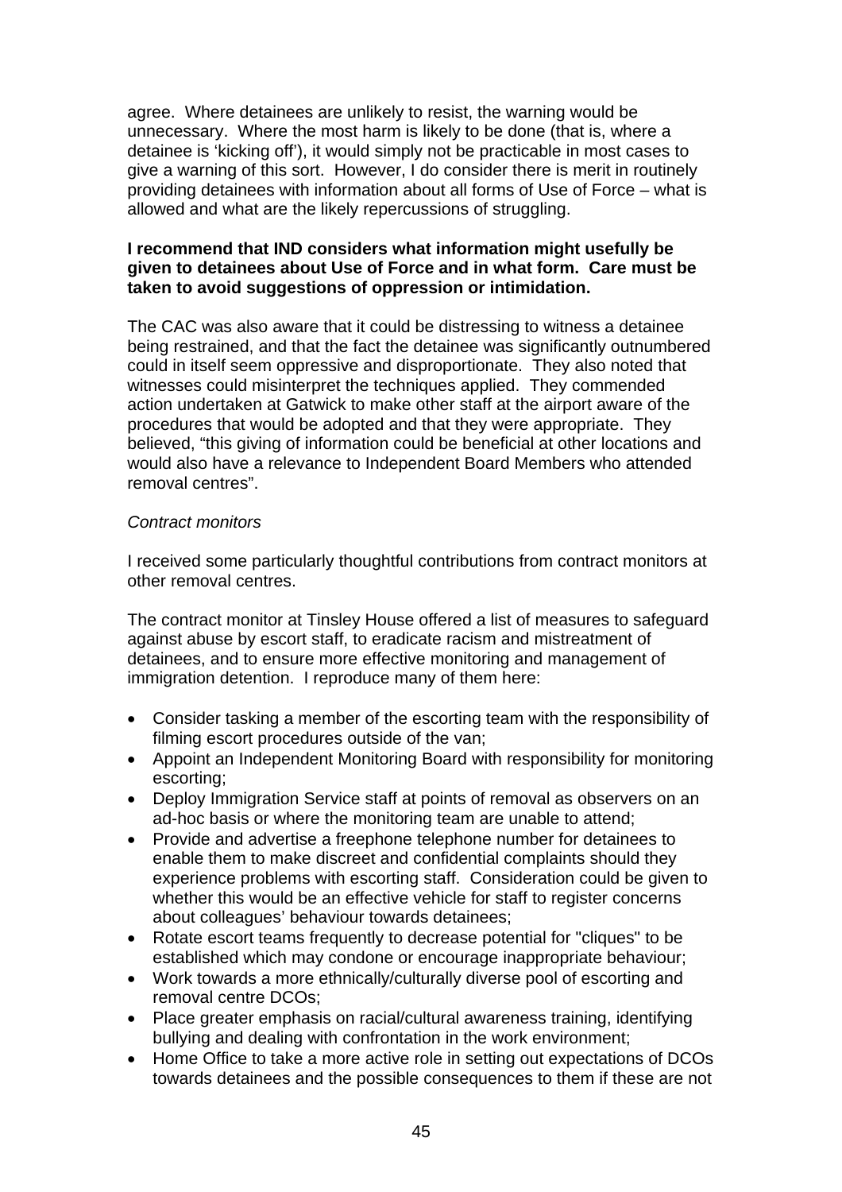agree. Where detainees are unlikely to resist, the warning would be unnecessary. Where the most harm is likely to be done (that is, where a detainee is 'kicking off'), it would simply not be practicable in most cases to give a warning of this sort. However, I do consider there is merit in routinely providing detainees with information about all forms of Use of Force – what is allowed and what are the likely repercussions of struggling.

**I recommend that IND considers what information might usefully be given to detainees about Use of Force and in what form. Care must be taken to avoid suggestions of oppression or intimidation.**

The CAC was also aware that it could be distressing to witness a detainee being restrained, and that the fact the detainee was significantly outnumbered could in itself seem oppressive and disproportionate. They also noted that witnesses could misinterpret the techniques applied. They commended action undertaken at Gatwick to make other staff at the airport aware of the procedures that would be adopted and that they were appropriate. They believed, "this giving of information could be beneficial at other locations and would also have a relevance to Independent Board Members who attended removal centres".

*Contract monitors*

I received some particularly thoughtful contributions from contract monitors at other removal centres.

The contract monitor at Tinsley House offered a list of measures to safeguard against abuse by escort staff, to eradicate racism and mistreatment of detainees, and to ensure more effective monitoring and management of immigration detention. I reproduce many of them here:

- Consider tasking a member of the escorting team with the responsibility of filming escort procedures outside of the van;
- Appoint an Independent Monitoring Board with responsibility for monitoring escorting;
- Deploy Immigration Service staff at points of removal as observers on an ad-hoc basis or where the monitoring team are unable to attend;
- Provide and advertise a freephone telephone number for detainees to enable them to make discreet and confidential complaints should they experience problems with escorting staff. Consideration could be given to whether this would be an effective vehicle for staff to register concerns about colleagues' behaviour towards detainees;
- Rotate escort teams frequently to decrease potential for "cliques" to be established which may condone or encourage inappropriate behaviour;
- Work towards a more ethnically/culturally diverse pool of escorting and removal centre DCOs;
- Place greater emphasis on racial/cultural awareness training, identifying bullying and dealing with confrontation in the work environment;
- Home Office to take a more active role in setting out expectations of DCOs towards detainees and the possible consequences to them if these are not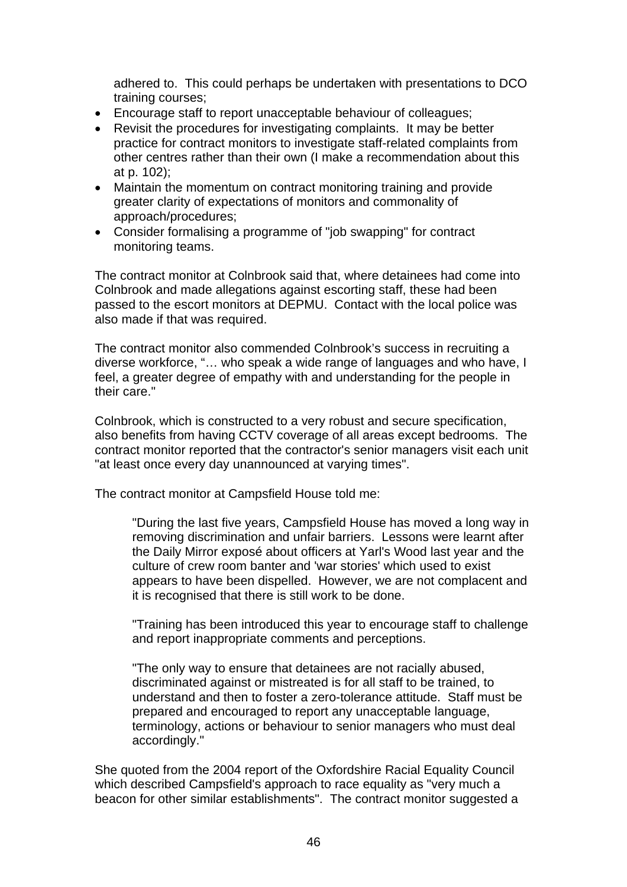adhered to. This could perhaps be undertaken with presentations to DCO training courses;

- Encourage staff to report unacceptable behaviour of colleagues;
- Revisit the procedures for investigating complaints. It may be better practice for contract monitors to investigate staff-related complaints from other centres rather than their own (I make a recommendation about this at p. 102);
- Maintain the momentum on contract monitoring training and provide greater clarity of expectations of monitors and commonality of approach/procedures;
- Consider formalising a programme of "job swapping" for contract monitoring teams.

The contract monitor at Colnbrook said that, where detainees had come into Colnbrook and made allegations against escorting staff, these had been passed to the escort monitors at DEPMU. Contact with the local police was also made if that was required.

The contract monitor also commended Colnbrook's success in recruiting a diverse workforce, "… who speak a wide range of languages and who have, I feel, a greater degree of empathy with and understanding for the people in their care."

Colnbrook, which is constructed to a very robust and secure specification, also benefits from having CCTV coverage of all areas except bedrooms. The contract monitor reported that the contractor's senior managers visit each unit "at least once every day unannounced at varying times".

The contract monitor at Campsfield House told me:

> "During the last five years, Campsfield House has moved a long way in removing discrimination and unfair barriers. Lessons were learnt after the Daily Mirror exposé about officers at Yarl's Wood last year and the culture of crew room banter and 'war stories' which used to exist appears to have been dispelled. However, we are not complacent and it is recognised that there is still work to be done.
>
> "Training has been introduced this year to encourage staff to challenge and report inappropriate comments and perceptions.
>
> "The only way to ensure that detainees are not racially abused, discriminated against or mistreated is for all staff to be trained, to understand and then to foster a zero-tolerance attitude. Staff must be prepared and encouraged to report any unacceptable language, terminology, actions or behaviour to senior managers who must deal accordingly."

She quoted from the 2004 report of the Oxfordshire Racial Equality Council which described Campsfield's approach to race equality as "very much a beacon for other similar establishments". The contract monitor suggested a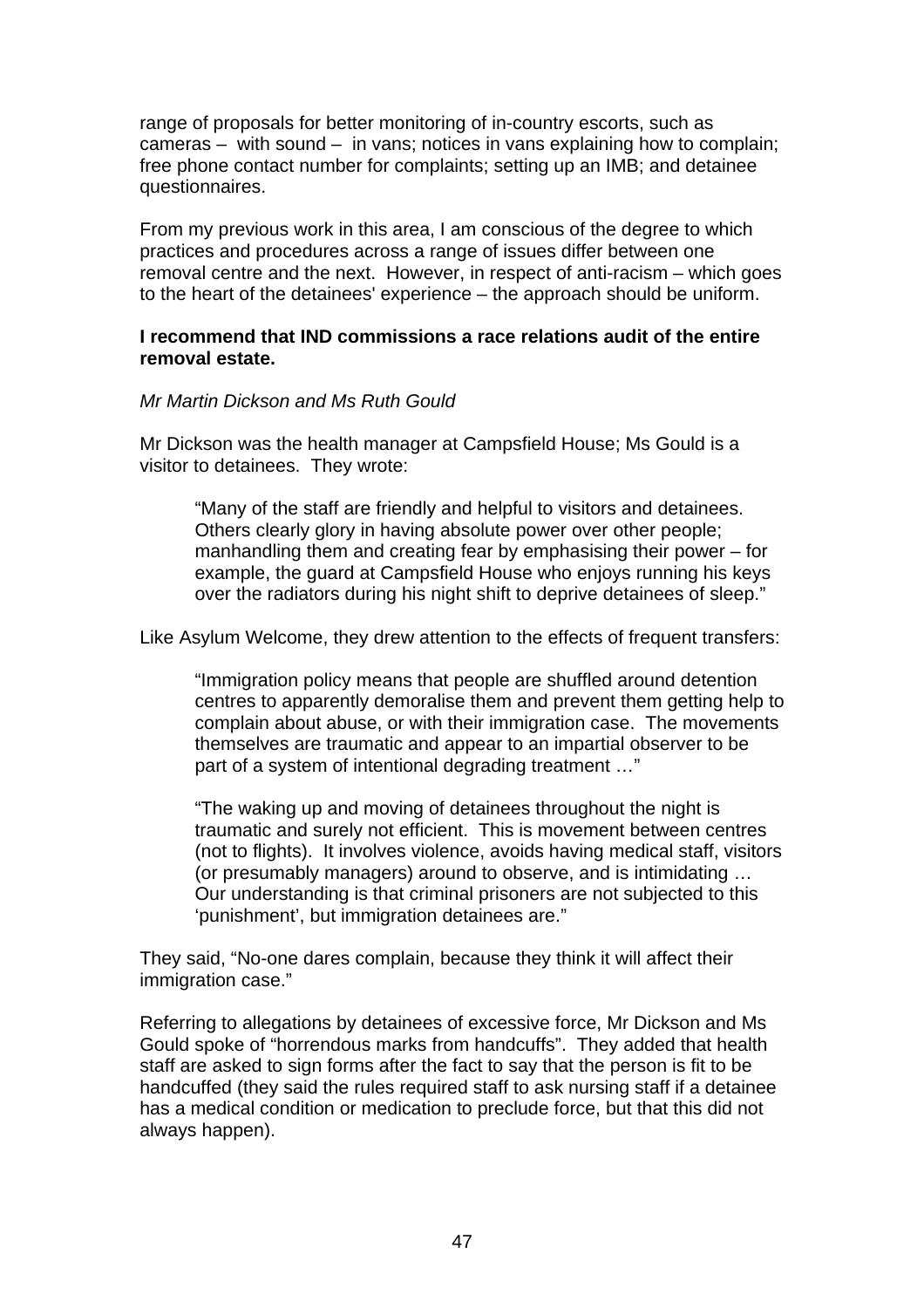range of proposals for better monitoring of in-country escorts, such as cameras – with sound – in vans; notices in vans explaining how to complain; free phone contact number for complaints; setting up an IMB; and detainee questionnaires.

From my previous work in this area, I am conscious of the degree to which practices and procedures across a range of issues differ between one removal centre and the next. However, in respect of anti-racism – which goes to the heart of the detainees' experience – the approach should be uniform.

**I recommend that IND commissions a race relations audit of the entire removal estate.**

*Mr Martin Dickson and Ms Ruth Gould*

Mr Dickson was the health manager at Campsfield House; Ms Gould is a visitor to detainees. They wrote:

> "Many of the staff are friendly and helpful to visitors and detainees. Others clearly glory in having absolute power over other people; manhandling them and creating fear by emphasising their power – for example, the guard at Campsfield House who enjoys running his keys over the radiators during his night shift to deprive detainees of sleep."

Like Asylum Welcome, they drew attention to the effects of frequent transfers:

> "Immigration policy means that people are shuffled around detention centres to apparently demoralise them and prevent them getting help to complain about abuse, or with their immigration case. The movements themselves are traumatic and appear to an impartial observer to be part of a system of intentional degrading treatment …"
>
> "The waking up and moving of detainees throughout the night is traumatic and surely not efficient. This is movement between centres (not to flights). It involves violence, avoids having medical staff, visitors (or presumably managers) around to observe, and is intimidating … Our understanding is that criminal prisoners are not subjected to this 'punishment', but immigration detainees are."

They said, "No-one dares complain, because they think it will affect their immigration case."

Referring to allegations by detainees of excessive force, Mr Dickson and Ms Gould spoke of "horrendous marks from handcuffs". They added that health staff are asked to sign forms after the fact to say that the person is fit to be handcuffed (they said the rules required staff to ask nursing staff if a detainee has a medical condition or medication to preclude force, but that this did not always happen).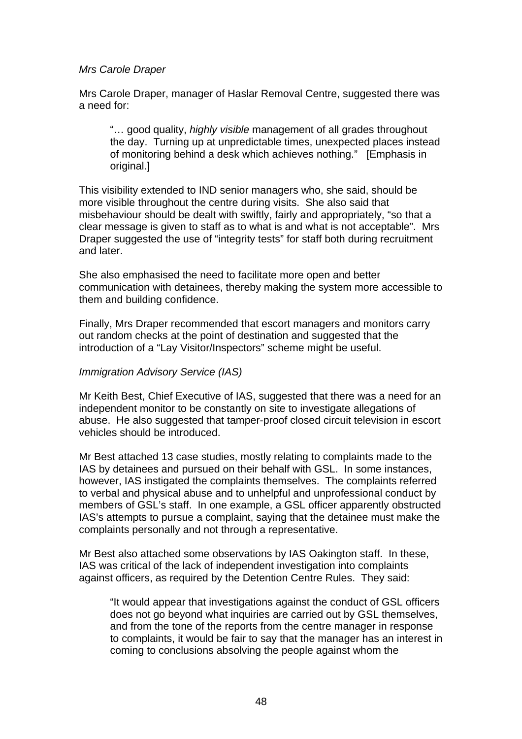*Mrs Carole Draper*

Mrs Carole Draper, manager of Haslar Removal Centre, suggested there was a need for:

> "… good quality, *highly visible* management of all grades throughout the day. Turning up at unpredictable times, unexpected places instead of monitoring behind a desk which achieves nothing." [Emphasis in original.]

This visibility extended to IND senior managers who, she said, should be more visible throughout the centre during visits. She also said that misbehaviour should be dealt with swiftly, fairly and appropriately, "so that a clear message is given to staff as to what is and what is not acceptable". Mrs Draper suggested the use of "integrity tests" for staff both during recruitment and later.

She also emphasised the need to facilitate more open and better communication with detainees, thereby making the system more accessible to them and building confidence.

Finally, Mrs Draper recommended that escort managers and monitors carry out random checks at the point of destination and suggested that the introduction of a "Lay Visitor/Inspectors" scheme might be useful.

*Immigration Advisory Service (IAS)*

Mr Keith Best, Chief Executive of IAS, suggested that there was a need for an independent monitor to be constantly on site to investigate allegations of abuse. He also suggested that tamper-proof closed circuit television in escort vehicles should be introduced.

Mr Best attached 13 case studies, mostly relating to complaints made to the IAS by detainees and pursued on their behalf with GSL. In some instances, however, IAS instigated the complaints themselves. The complaints referred to verbal and physical abuse and to unhelpful and unprofessional conduct by members of GSL's staff. In one example, a GSL officer apparently obstructed IAS's attempts to pursue a complaint, saying that the detainee must make the complaints personally and not through a representative.

Mr Best also attached some observations by IAS Oakington staff. In these, IAS was critical of the lack of independent investigation into complaints against officers, as required by the Detention Centre Rules. They said:

> "It would appear that investigations against the conduct of GSL officers does not go beyond what inquiries are carried out by GSL themselves, and from the tone of the reports from the centre manager in response to complaints, it would be fair to say that the manager has an interest in coming to conclusions absolving the people against whom the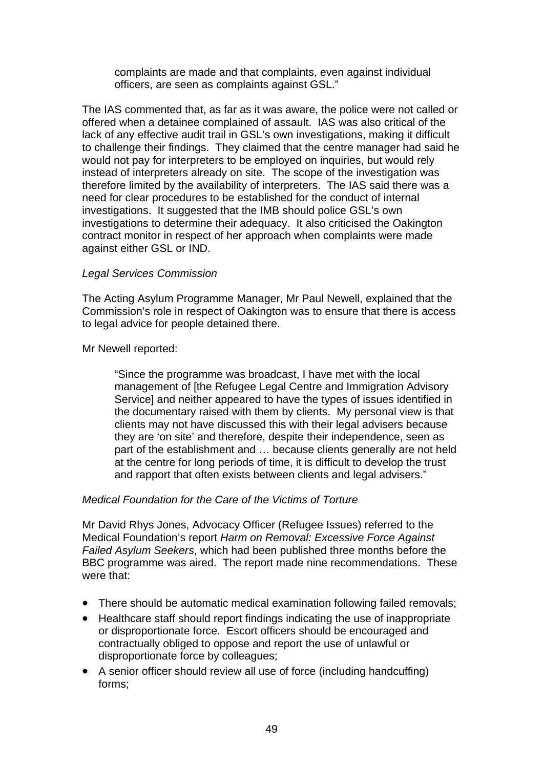> complaints are made and that complaints, even against individual officers, are seen as complaints against GSL."

The IAS commented that, as far as it was aware, the police were not called or offered when a detainee complained of assault. IAS was also critical of the lack of any effective audit trail in GSL's own investigations, making it difficult to challenge their findings. They claimed that the centre manager had said he would not pay for interpreters to be employed on inquiries, but would rely instead of interpreters already on site. The scope of the investigation was therefore limited by the availability of interpreters. The IAS said there was a need for clear procedures to be established for the conduct of internal investigations. It suggested that the IMB should police GSL's own investigations to determine their adequacy. It also criticised the Oakington contract monitor in respect of her approach when complaints were made against either GSL or IND.

*Legal Services Commission*

The Acting Asylum Programme Manager, Mr Paul Newell, explained that the Commission's role in respect of Oakington was to ensure that there is access to legal advice for people detained there.

Mr Newell reported:

> "Since the programme was broadcast, I have met with the local management of [the Refugee Legal Centre and Immigration Advisory Service] and neither appeared to have the types of issues identified in the documentary raised with them by clients. My personal view is that clients may not have discussed this with their legal advisers because they are 'on site' and therefore, despite their independence, seen as part of the establishment and … because clients generally are not held at the centre for long periods of time, it is difficult to develop the trust and rapport that often exists between clients and legal advisers."

*Medical Foundation for the Care of the Victims of Torture*

Mr David Rhys Jones, Advocacy Officer (Refugee Issues) referred to the Medical Foundation's report *Harm on Removal: Excessive Force Against Failed Asylum Seekers*, which had been published three months before the BBC programme was aired. The report made nine recommendations. These were that:

- There should be automatic medical examination following failed removals;
- Healthcare staff should report findings indicating the use of inappropriate or disproportionate force. Escort officers should be encouraged and contractually obliged to oppose and report the use of unlawful or disproportionate force by colleagues;
- A senior officer should review all use of force (including handcuffing) forms;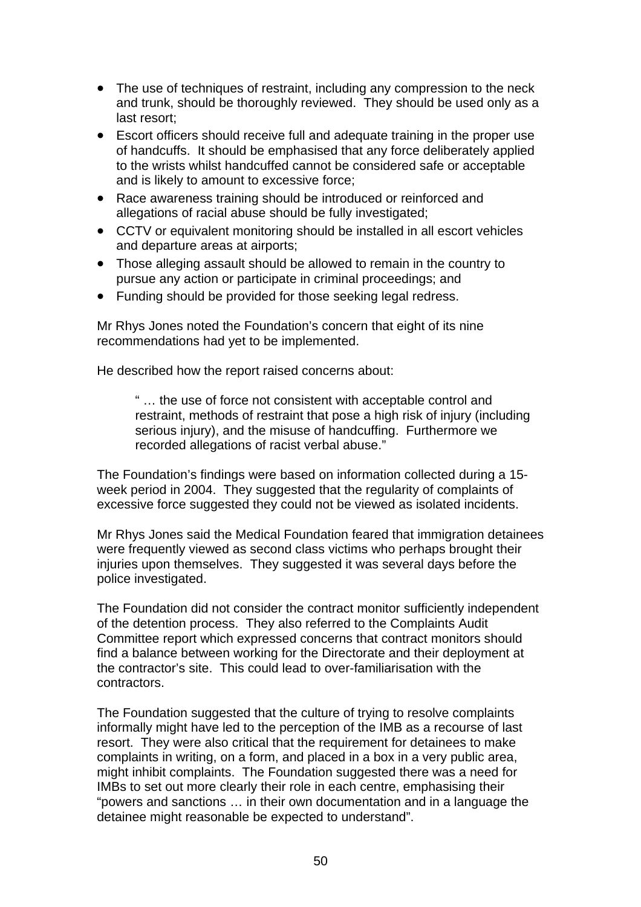- The use of techniques of restraint, including any compression to the neck and trunk, should be thoroughly reviewed. They should be used only as a last resort;
- Escort officers should receive full and adequate training in the proper use of handcuffs. It should be emphasised that any force deliberately applied to the wrists whilst handcuffed cannot be considered safe or acceptable and is likely to amount to excessive force;
- Race awareness training should be introduced or reinforced and allegations of racial abuse should be fully investigated;
- CCTV or equivalent monitoring should be installed in all escort vehicles and departure areas at airports;
- Those alleging assault should be allowed to remain in the country to pursue any action or participate in criminal proceedings; and
- Funding should be provided for those seeking legal redress.

Mr Rhys Jones noted the Foundation's concern that eight of its nine recommendations had yet to be implemented.

He described how the report raised concerns about:

> " … the use of force not consistent with acceptable control and restraint, methods of restraint that pose a high risk of injury (including serious injury), and the misuse of handcuffing. Furthermore we recorded allegations of racist verbal abuse."

The Foundation's findings were based on information collected during a 15-week period in 2004. They suggested that the regularity of complaints of excessive force suggested they could not be viewed as isolated incidents.

Mr Rhys Jones said the Medical Foundation feared that immigration detainees were frequently viewed as second class victims who perhaps brought their injuries upon themselves. They suggested it was several days before the police investigated.

The Foundation did not consider the contract monitor sufficiently independent of the detention process. They also referred to the Complaints Audit Committee report which expressed concerns that contract monitors should find a balance between working for the Directorate and their deployment at the contractor's site. This could lead to over-familiarisation with the contractors.

The Foundation suggested that the culture of trying to resolve complaints informally might have led to the perception of the IMB as a recourse of last resort. They were also critical that the requirement for detainees to make complaints in writing, on a form, and placed in a box in a very public area, might inhibit complaints. The Foundation suggested there was a need for IMBs to set out more clearly their role in each centre, emphasising their "powers and sanctions … in their own documentation and in a language the detainee might reasonable be expected to understand".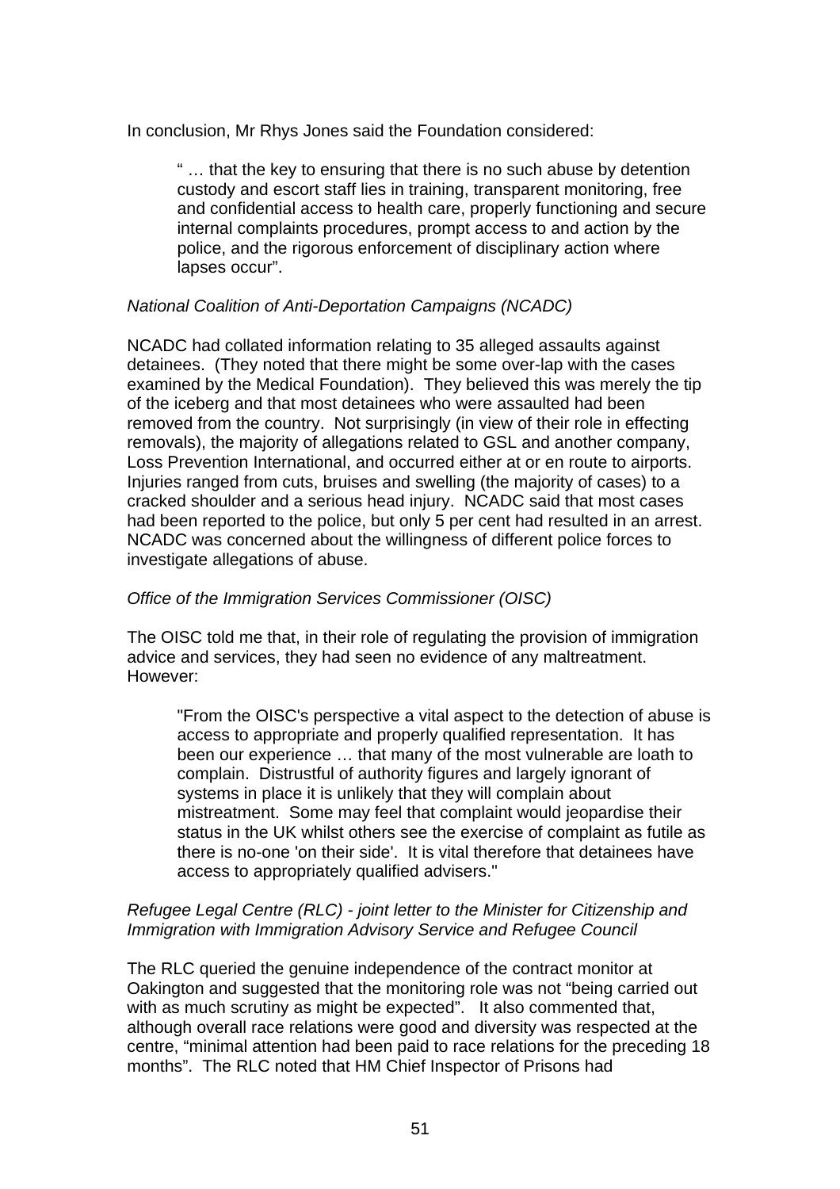In conclusion, Mr Rhys Jones said the Foundation considered:

> " … that the key to ensuring that there is no such abuse by detention custody and escort staff lies in training, transparent monitoring, free and confidential access to health care, properly functioning and secure internal complaints procedures, prompt access to and action by the police, and the rigorous enforcement of disciplinary action where lapses occur".

*National Coalition of Anti-Deportation Campaigns (NCADC)*

NCADC had collated information relating to 35 alleged assaults against detainees. (They noted that there might be some over-lap with the cases examined by the Medical Foundation). They believed this was merely the tip of the iceberg and that most detainees who were assaulted had been removed from the country. Not surprisingly (in view of their role in effecting removals), the majority of allegations related to GSL and another company, Loss Prevention International, and occurred either at or en route to airports. Injuries ranged from cuts, bruises and swelling (the majority of cases) to a cracked shoulder and a serious head injury. NCADC said that most cases had been reported to the police, but only 5 per cent had resulted in an arrest. NCADC was concerned about the willingness of different police forces to investigate allegations of abuse.

*Office of the Immigration Services Commissioner (OISC)*

The OISC told me that, in their role of regulating the provision of immigration advice and services, they had seen no evidence of any maltreatment. However:

> "From the OISC's perspective a vital aspect to the detection of abuse is access to appropriate and properly qualified representation. It has been our experience … that many of the most vulnerable are loath to complain. Distrustful of authority figures and largely ignorant of systems in place it is unlikely that they will complain about mistreatment. Some may feel that complaint would jeopardise their status in the UK whilst others see the exercise of complaint as futile as there is no-one 'on their side'. It is vital therefore that detainees have access to appropriately qualified advisers."

*Refugee Legal Centre (RLC) - joint letter to the Minister for Citizenship and Immigration with Immigration Advisory Service and Refugee Council*

The RLC queried the genuine independence of the contract monitor at Oakington and suggested that the monitoring role was not "being carried out with as much scrutiny as might be expected". It also commented that, although overall race relations were good and diversity was respected at the centre, "minimal attention had been paid to race relations for the preceding 18 months". The RLC noted that HM Chief Inspector of Prisons had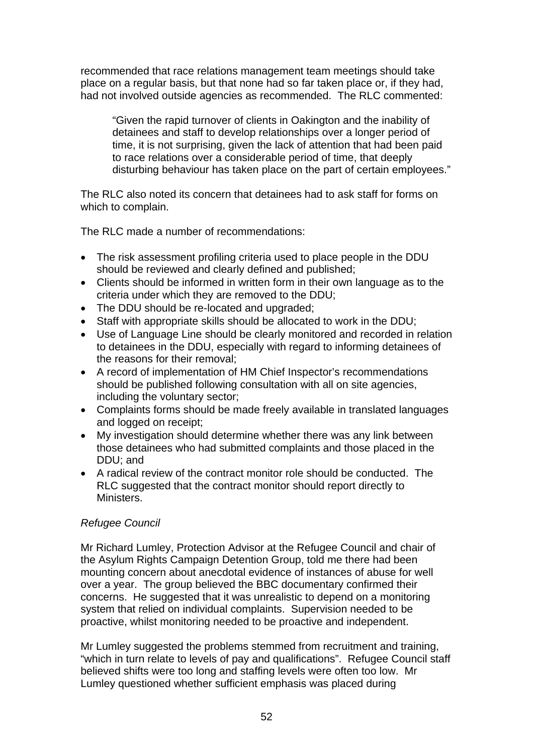recommended that race relations management team meetings should take place on a regular basis, but that none had so far taken place or, if they had, had not involved outside agencies as recommended. The RLC commented:

> "Given the rapid turnover of clients in Oakington and the inability of detainees and staff to develop relationships over a longer period of time, it is not surprising, given the lack of attention that had been paid to race relations over a considerable period of time, that deeply disturbing behaviour has taken place on the part of certain employees."

The RLC also noted its concern that detainees had to ask staff for forms on which to complain.

The RLC made a number of recommendations:

- The risk assessment profiling criteria used to place people in the DDU should be reviewed and clearly defined and published;
- Clients should be informed in written form in their own language as to the criteria under which they are removed to the DDU;
- The DDU should be re-located and upgraded;
- Staff with appropriate skills should be allocated to work in the DDU;
- Use of Language Line should be clearly monitored and recorded in relation to detainees in the DDU, especially with regard to informing detainees of the reasons for their removal;
- A record of implementation of HM Chief Inspector's recommendations should be published following consultation with all on site agencies, including the voluntary sector;
- Complaints forms should be made freely available in translated languages and logged on receipt;
- My investigation should determine whether there was any link between those detainees who had submitted complaints and those placed in the DDU; and
- A radical review of the contract monitor role should be conducted. The RLC suggested that the contract monitor should report directly to Ministers.

*Refugee Council*

Mr Richard Lumley, Protection Advisor at the Refugee Council and chair of the Asylum Rights Campaign Detention Group, told me there had been mounting concern about anecdotal evidence of instances of abuse for well over a year. The group believed the BBC documentary confirmed their concerns. He suggested that it was unrealistic to depend on a monitoring system that relied on individual complaints. Supervision needed to be proactive, whilst monitoring needed to be proactive and independent.

Mr Lumley suggested the problems stemmed from recruitment and training, "which in turn relate to levels of pay and qualifications". Refugee Council staff believed shifts were too long and staffing levels were often too low. Mr Lumley questioned whether sufficient emphasis was placed during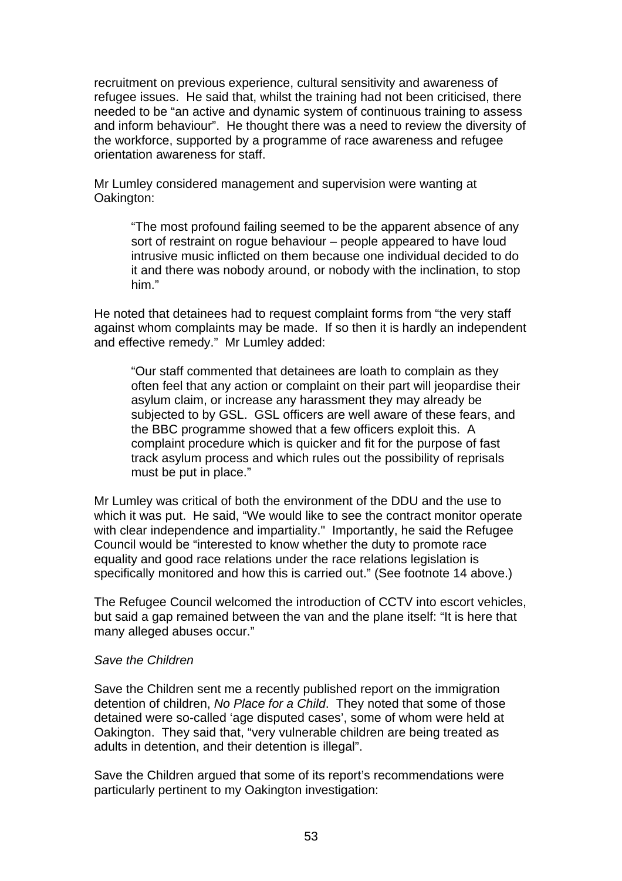recruitment on previous experience, cultural sensitivity and awareness of refugee issues. He said that, whilst the training had not been criticised, there needed to be "an active and dynamic system of continuous training to assess and inform behaviour". He thought there was a need to review the diversity of the workforce, supported by a programme of race awareness and refugee orientation awareness for staff.

Mr Lumley considered management and supervision were wanting at Oakington:

> "The most profound failing seemed to be the apparent absence of any sort of restraint on rogue behaviour – people appeared to have loud intrusive music inflicted on them because one individual decided to do it and there was nobody around, or nobody with the inclination, to stop him."

He noted that detainees had to request complaint forms from "the very staff against whom complaints may be made. If so then it is hardly an independent and effective remedy." Mr Lumley added:

> "Our staff commented that detainees are loath to complain as they often feel that any action or complaint on their part will jeopardise their asylum claim, or increase any harassment they may already be subjected to by GSL. GSL officers are well aware of these fears, and the BBC programme showed that a few officers exploit this. A complaint procedure which is quicker and fit for the purpose of fast track asylum process and which rules out the possibility of reprisals must be put in place."

Mr Lumley was critical of both the environment of the DDU and the use to which it was put. He said, "We would like to see the contract monitor operate with clear independence and impartiality." Importantly, he said the Refugee Council would be "interested to know whether the duty to promote race equality and good race relations under the race relations legislation is specifically monitored and how this is carried out." (See footnote 14 above.)

The Refugee Council welcomed the introduction of CCTV into escort vehicles, but said a gap remained between the van and the plane itself: "It is here that many alleged abuses occur."

*Save the Children*

Save the Children sent me a recently published report on the immigration detention of children, *No Place for a Child*. They noted that some of those detained were so-called 'age disputed cases', some of whom were held at Oakington. They said that, "very vulnerable children are being treated as adults in detention, and their detention is illegal".

Save the Children argued that some of its report's recommendations were particularly pertinent to my Oakington investigation: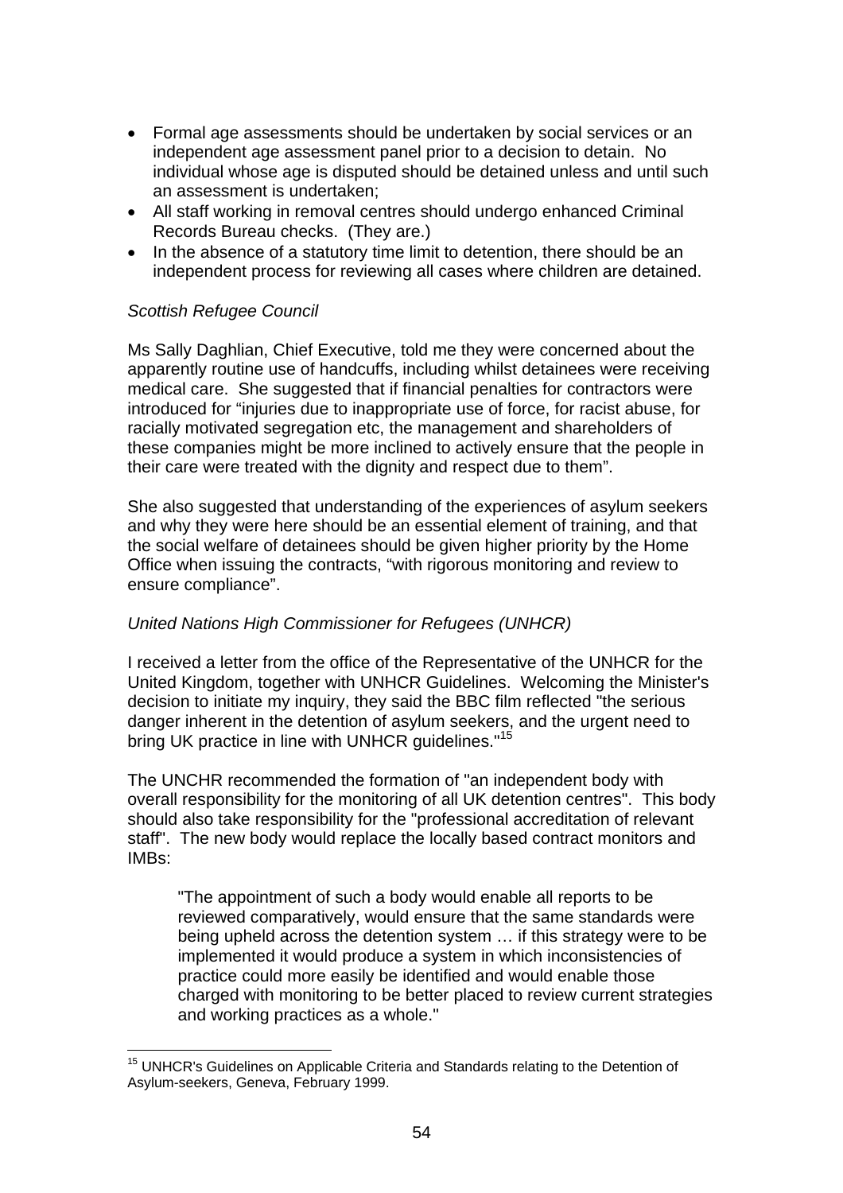- Formal age assessments should be undertaken by social services or an independent age assessment panel prior to a decision to detain. No individual whose age is disputed should be detained unless and until such an assessment is undertaken;
- All staff working in removal centres should undergo enhanced Criminal Records Bureau checks. (They are.)
- In the absence of a statutory time limit to detention, there should be an independent process for reviewing all cases where children are detained.

*Scottish Refugee Council*

Ms Sally Daghlian, Chief Executive, told me they were concerned about the apparently routine use of handcuffs, including whilst detainees were receiving medical care. She suggested that if financial penalties for contractors were introduced for "injuries due to inappropriate use of force, for racist abuse, for racially motivated segregation etc, the management and shareholders of these companies might be more inclined to actively ensure that the people in their care were treated with the dignity and respect due to them".

She also suggested that understanding of the experiences of asylum seekers and why they were here should be an essential element of training, and that the social welfare of detainees should be given higher priority by the Home Office when issuing the contracts, "with rigorous monitoring and review to ensure compliance".

*United Nations High Commissioner for Refugees (UNHCR)*

I received a letter from the office of the Representative of the UNHCR for the United Kingdom, together with UNHCR Guidelines. Welcoming the Minister's decision to initiate my inquiry, they said the BBC film reflected "the serious danger inherent in the detention of asylum seekers, and the urgent need to bring UK practice in line with UNHCR guidelines."[15]

The UNCHR recommended the formation of "an independent body with overall responsibility for the monitoring of all UK detention centres". This body should also take responsibility for the "professional accreditation of relevant staff". The new body would replace the locally based contract monitors and IMBs:

> "The appointment of such a body would enable all reports to be reviewed comparatively, would ensure that the same standards were being upheld across the detention system … if this strategy were to be implemented it would produce a system in which inconsistencies of practice could more easily be identified and would enable those charged with monitoring to be better placed to review current strategies and working practices as a whole."

---

[15] UNHCR's Guidelines on Applicable Criteria and Standards relating to the Detention of Asylum-seekers, Geneva, February 1999.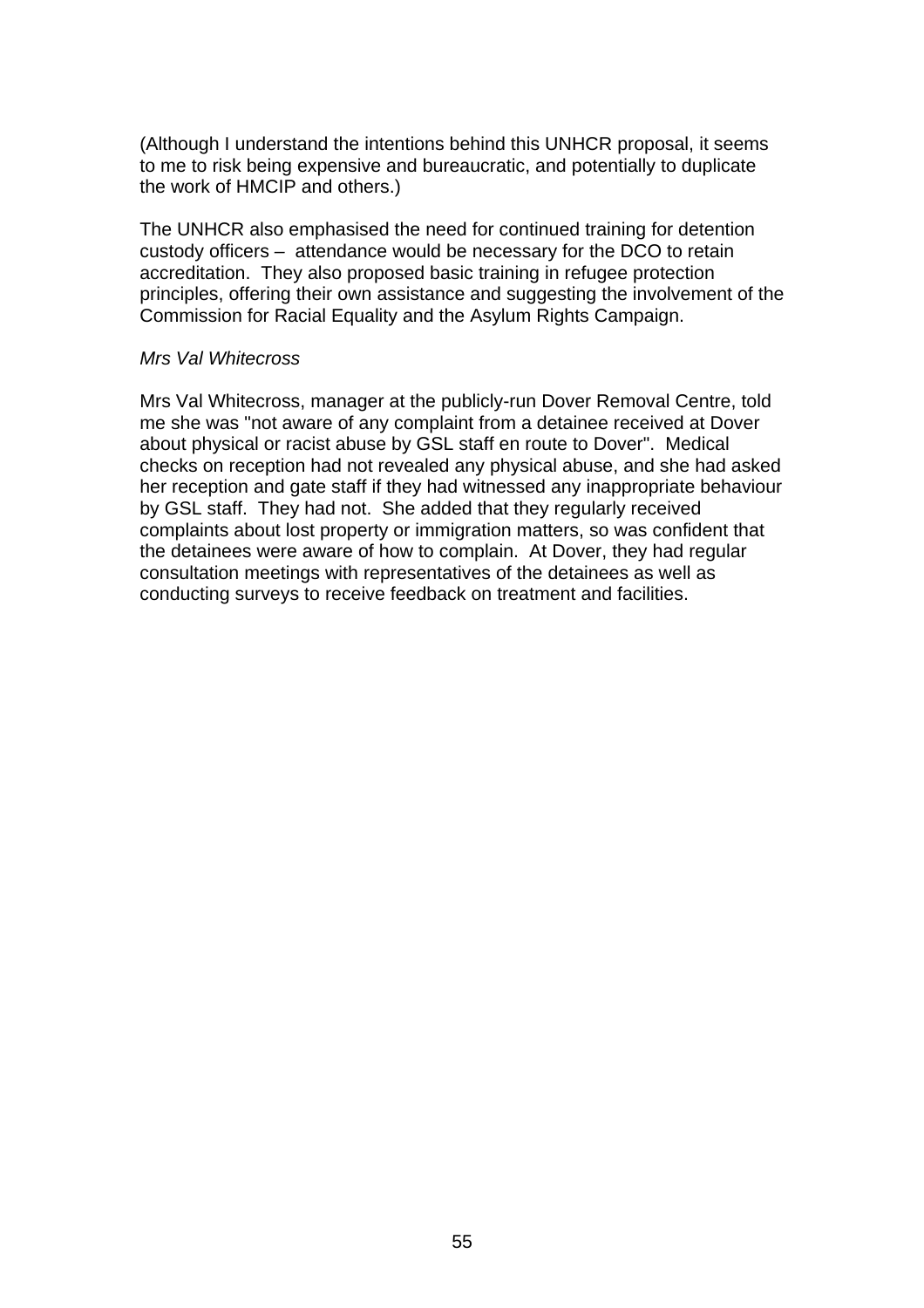(Although I understand the intentions behind this UNHCR proposal, it seems to me to risk being expensive and bureaucratic, and potentially to duplicate the work of HMCIP and others.)

The UNHCR also emphasised the need for continued training for detention custody officers – attendance would be necessary for the DCO to retain accreditation. They also proposed basic training in refugee protection principles, offering their own assistance and suggesting the involvement of the Commission for Racial Equality and the Asylum Rights Campaign.

*Mrs Val Whitecross*

Mrs Val Whitecross, manager at the publicly-run Dover Removal Centre, told me she was "not aware of any complaint from a detainee received at Dover about physical or racist abuse by GSL staff en route to Dover". Medical checks on reception had not revealed any physical abuse, and she had asked her reception and gate staff if they had witnessed any inappropriate behaviour by GSL staff. They had not. She added that they regularly received complaints about lost property or immigration matters, so was confident that the detainees were aware of how to complain. At Dover, they had regular consultation meetings with representatives of the detainees as well as conducting surveys to receive feedback on treatment and facilities.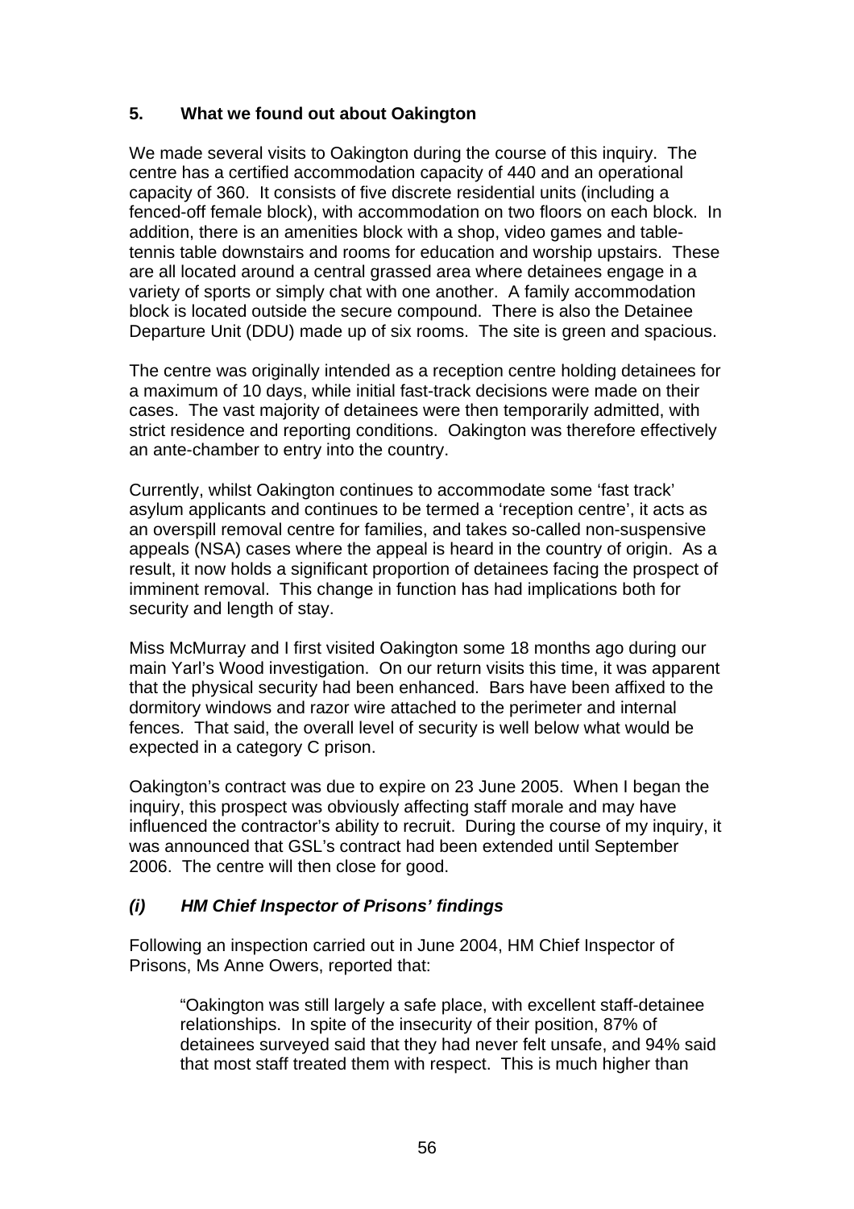## 5. What we found out about Oakington

We made several visits to Oakington during the course of this inquiry. The centre has a certified accommodation capacity of 440 and an operational capacity of 360. It consists of five discrete residential units (including a fenced-off female block), with accommodation on two floors on each block. In addition, there is an amenities block with a shop, video games and table-tennis table downstairs and rooms for education and worship upstairs. These are all located around a central grassed area where detainees engage in a variety of sports or simply chat with one another. A family accommodation block is located outside the secure compound. There is also the Detainee Departure Unit (DDU) made up of six rooms. The site is green and spacious.

The centre was originally intended as a reception centre holding detainees for a maximum of 10 days, while initial fast-track decisions were made on their cases. The vast majority of detainees were then temporarily admitted, with strict residence and reporting conditions. Oakington was therefore effectively an ante-chamber to entry into the country.

Currently, whilst Oakington continues to accommodate some 'fast track' asylum applicants and continues to be termed a 'reception centre', it acts as an overspill removal centre for families, and takes so-called non-suspensive appeals (NSA) cases where the appeal is heard in the country of origin. As a result, it now holds a significant proportion of detainees facing the prospect of imminent removal. This change in function has had implications both for security and length of stay.

Miss McMurray and I first visited Oakington some 18 months ago during our main Yarl's Wood investigation. On our return visits this time, it was apparent that the physical security had been enhanced. Bars have been affixed to the dormitory windows and razor wire attached to the perimeter and internal fences. That said, the overall level of security is well below what would be expected in a category C prison.

Oakington's contract was due to expire on 23 June 2005. When I began the inquiry, this prospect was obviously affecting staff morale and may have influenced the contractor's ability to recruit. During the course of my inquiry, it was announced that GSL's contract had been extended until September 2006. The centre will then close for good.

### *(i) HM Chief Inspector of Prisons' findings*

Following an inspection carried out in June 2004, HM Chief Inspector of Prisons, Ms Anne Owers, reported that:

> "Oakington was still largely a safe place, with excellent staff-detainee relationships. In spite of the insecurity of their position, 87% of detainees surveyed said that they had never felt unsafe, and 94% said that most staff treated them with respect. This is much higher than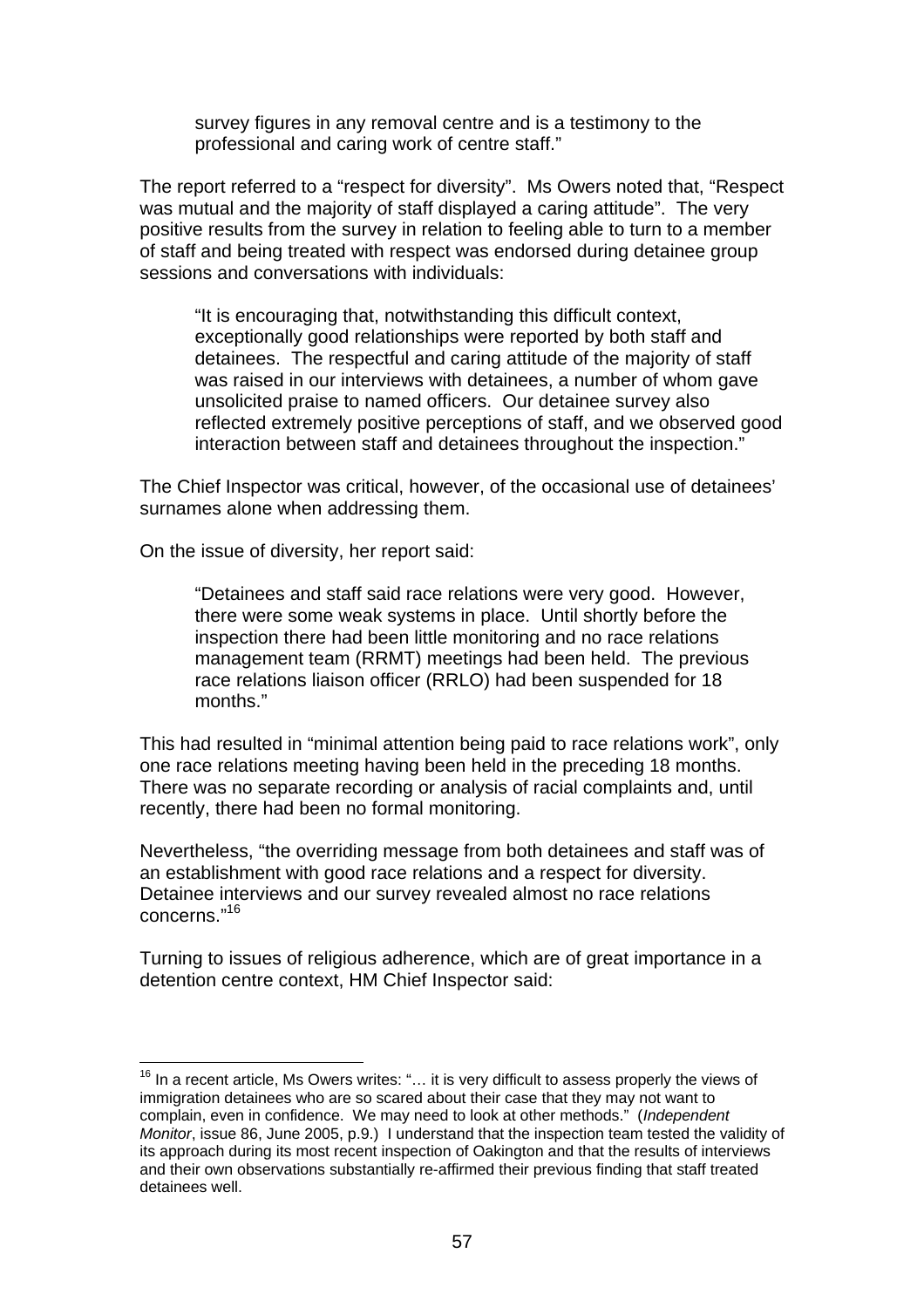> survey figures in any removal centre and is a testimony to the professional and caring work of centre staff."

The report referred to a "respect for diversity". Ms Owers noted that, "Respect was mutual and the majority of staff displayed a caring attitude". The very positive results from the survey in relation to feeling able to turn to a member of staff and being treated with respect was endorsed during detainee group sessions and conversations with individuals:

> "It is encouraging that, notwithstanding this difficult context, exceptionally good relationships were reported by both staff and detainees. The respectful and caring attitude of the majority of staff was raised in our interviews with detainees, a number of whom gave unsolicited praise to named officers. Our detainee survey also reflected extremely positive perceptions of staff, and we observed good interaction between staff and detainees throughout the inspection."

The Chief Inspector was critical, however, of the occasional use of detainees' surnames alone when addressing them.

On the issue of diversity, her report said:

> "Detainees and staff said race relations were very good. However, there were some weak systems in place. Until shortly before the inspection there had been little monitoring and no race relations management team (RRMT) meetings had been held. The previous race relations liaison officer (RRLO) had been suspended for 18 months."

This had resulted in "minimal attention being paid to race relations work", only one race relations meeting having been held in the preceding 18 months. There was no separate recording or analysis of racial complaints and, until recently, there had been no formal monitoring.

Nevertheless, "the overriding message from both detainees and staff was of an establishment with good race relations and a respect for diversity. Detainee interviews and our survey revealed almost no race relations concerns."[16]

Turning to issues of religious adherence, which are of great importance in a detention centre context, HM Chief Inspector said:

---

[16] In a recent article, Ms Owers writes: "… it is very difficult to assess properly the views of immigration detainees who are so scared about their case that they may not want to complain, even in confidence. We may need to look at other methods." (*Independent Monitor*, issue 86, June 2005, p.9.) I understand that the inspection team tested the validity of its approach during its most recent inspection of Oakington and that the results of interviews and their own observations substantially re-affirmed their previous finding that staff treated detainees well.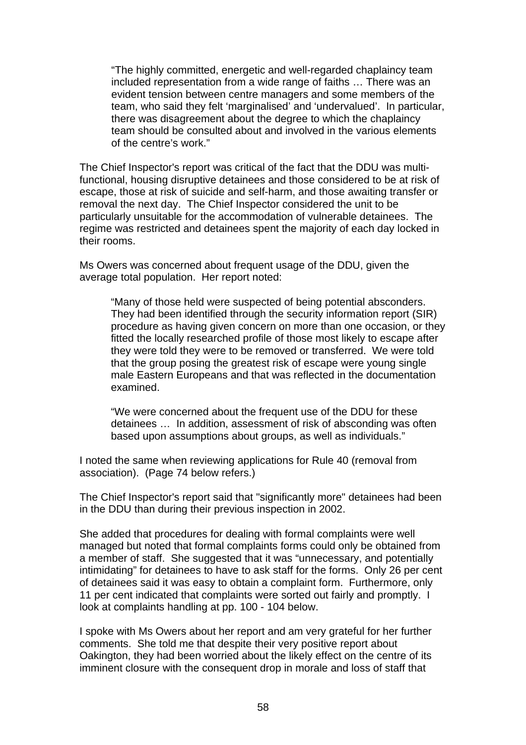> "The highly committed, energetic and well-regarded chaplaincy team included representation from a wide range of faiths … There was an evident tension between centre managers and some members of the team, who said they felt 'marginalised' and 'undervalued'. In particular, there was disagreement about the degree to which the chaplaincy team should be consulted about and involved in the various elements of the centre's work."

The Chief Inspector's report was critical of the fact that the DDU was multi-functional, housing disruptive detainees and those considered to be at risk of escape, those at risk of suicide and self-harm, and those awaiting transfer or removal the next day. The Chief Inspector considered the unit to be particularly unsuitable for the accommodation of vulnerable detainees. The regime was restricted and detainees spent the majority of each day locked in their rooms.

Ms Owers was concerned about frequent usage of the DDU, given the average total population. Her report noted:

> "Many of those held were suspected of being potential absconders. They had been identified through the security information report (SIR) procedure as having given concern on more than one occasion, or they fitted the locally researched profile of those most likely to escape after they were told they were to be removed or transferred. We were told that the group posing the greatest risk of escape were young single male Eastern Europeans and that was reflected in the documentation examined.
>
> "We were concerned about the frequent use of the DDU for these detainees … In addition, assessment of risk of absconding was often based upon assumptions about groups, as well as individuals."

I noted the same when reviewing applications for Rule 40 (removal from association). (Page 74 below refers.)

The Chief Inspector's report said that "significantly more" detainees had been in the DDU than during their previous inspection in 2002.

She added that procedures for dealing with formal complaints were well managed but noted that formal complaints forms could only be obtained from a member of staff. She suggested that it was "unnecessary, and potentially intimidating" for detainees to have to ask staff for the forms. Only 26 per cent of detainees said it was easy to obtain a complaint form. Furthermore, only 11 per cent indicated that complaints were sorted out fairly and promptly. I look at complaints handling at pp. 100 - 104 below.

I spoke with Ms Owers about her report and am very grateful for her further comments. She told me that despite their very positive report about Oakington, they had been worried about the likely effect on the centre of its imminent closure with the consequent drop in morale and loss of staff that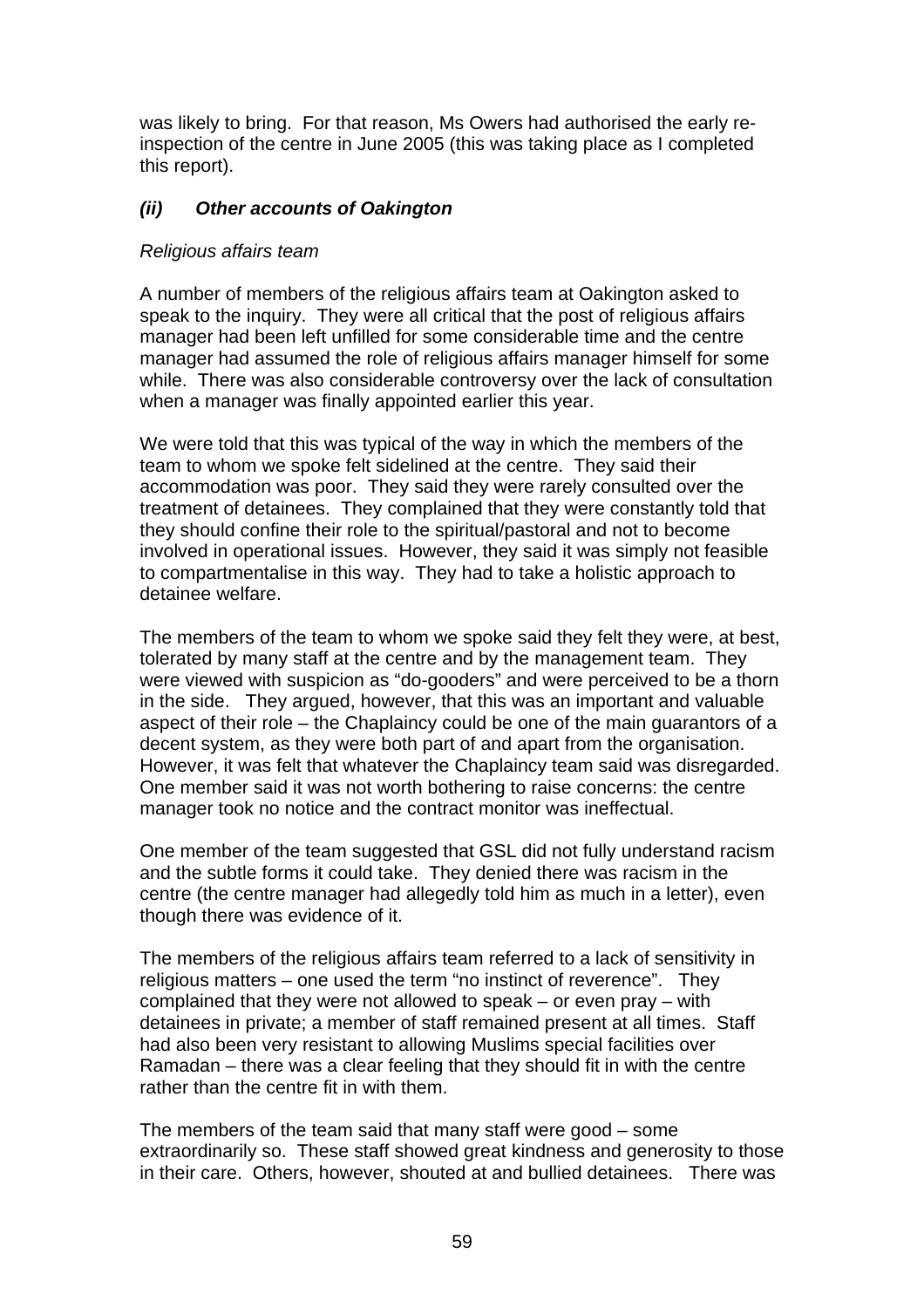was likely to bring. For that reason, Ms Owers had authorised the early re-inspection of the centre in June 2005 (this was taking place as I completed this report).

### *(ii) Other accounts of Oakington*

*Religious affairs team*

A number of members of the religious affairs team at Oakington asked to speak to the inquiry. They were all critical that the post of religious affairs manager had been left unfilled for some considerable time and the centre manager had assumed the role of religious affairs manager himself for some while. There was also considerable controversy over the lack of consultation when a manager was finally appointed earlier this year.

We were told that this was typical of the way in which the members of the team to whom we spoke felt sidelined at the centre. They said their accommodation was poor. They said they were rarely consulted over the treatment of detainees. They complained that they were constantly told that they should confine their role to the spiritual/pastoral and not to become involved in operational issues. However, they said it was simply not feasible to compartmentalise in this way. They had to take a holistic approach to detainee welfare.

The members of the team to whom we spoke said they felt they were, at best, tolerated by many staff at the centre and by the management team. They were viewed with suspicion as "do-gooders" and were perceived to be a thorn in the side. They argued, however, that this was an important and valuable aspect of their role – the Chaplaincy could be one of the main guarantors of a decent system, as they were both part of and apart from the organisation. However, it was felt that whatever the Chaplaincy team said was disregarded. One member said it was not worth bothering to raise concerns: the centre manager took no notice and the contract monitor was ineffectual.

One member of the team suggested that GSL did not fully understand racism and the subtle forms it could take. They denied there was racism in the centre (the centre manager had allegedly told him as much in a letter), even though there was evidence of it.

The members of the religious affairs team referred to a lack of sensitivity in religious matters – one used the term "no instinct of reverence". They complained that they were not allowed to speak – or even pray – with detainees in private; a member of staff remained present at all times. Staff had also been very resistant to allowing Muslims special facilities over Ramadan – there was a clear feeling that they should fit in with the centre rather than the centre fit in with them.

The members of the team said that many staff were good – some extraordinarily so. These staff showed great kindness and generosity to those in their care. Others, however, shouted at and bullied detainees. There was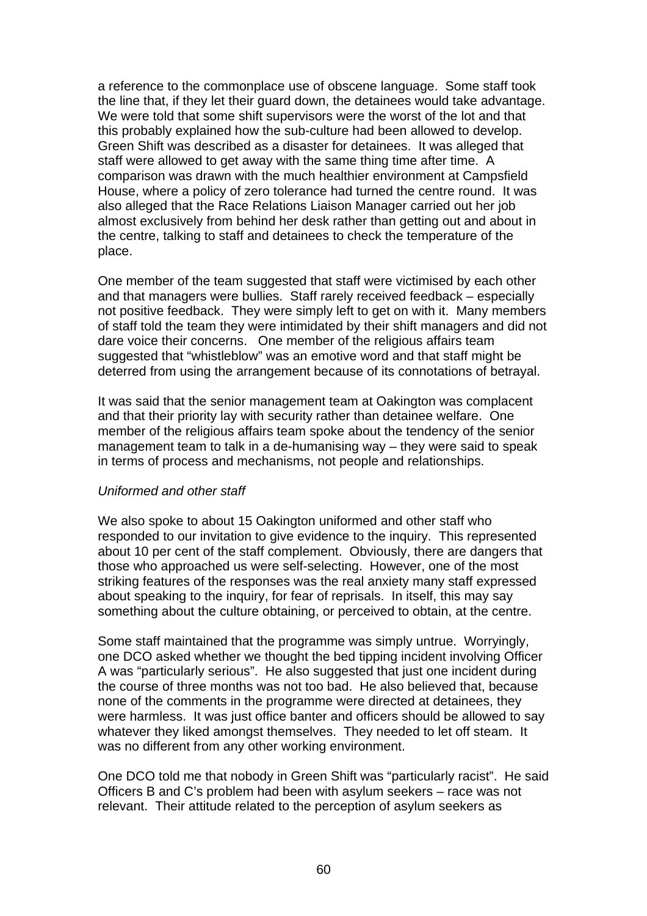a reference to the commonplace use of obscene language. Some staff took the line that, if they let their guard down, the detainees would take advantage. We were told that some shift supervisors were the worst of the lot and that this probably explained how the sub-culture had been allowed to develop. Green Shift was described as a disaster for detainees. It was alleged that staff were allowed to get away with the same thing time after time. A comparison was drawn with the much healthier environment at Campsfield House, where a policy of zero tolerance had turned the centre round. It was also alleged that the Race Relations Liaison Manager carried out her job almost exclusively from behind her desk rather than getting out and about in the centre, talking to staff and detainees to check the temperature of the place.

One member of the team suggested that staff were victimised by each other and that managers were bullies. Staff rarely received feedback – especially not positive feedback. They were simply left to get on with it. Many members of staff told the team they were intimidated by their shift managers and did not dare voice their concerns. One member of the religious affairs team suggested that "whistleblow" was an emotive word and that staff might be deterred from using the arrangement because of its connotations of betrayal.

It was said that the senior management team at Oakington was complacent and that their priority lay with security rather than detainee welfare. One member of the religious affairs team spoke about the tendency of the senior management team to talk in a de-humanising way – they were said to speak in terms of process and mechanisms, not people and relationships.

*Uniformed and other staff*

We also spoke to about 15 Oakington uniformed and other staff who responded to our invitation to give evidence to the inquiry. This represented about 10 per cent of the staff complement. Obviously, there are dangers that those who approached us were self-selecting. However, one of the most striking features of the responses was the real anxiety many staff expressed about speaking to the inquiry, for fear of reprisals. In itself, this may say something about the culture obtaining, or perceived to obtain, at the centre.

Some staff maintained that the programme was simply untrue. Worryingly, one DCO asked whether we thought the bed tipping incident involving Officer A was "particularly serious". He also suggested that just one incident during the course of three months was not too bad. He also believed that, because none of the comments in the programme were directed at detainees, they were harmless. It was just office banter and officers should be allowed to say whatever they liked amongst themselves. They needed to let off steam. It was no different from any other working environment.

One DCO told me that nobody in Green Shift was "particularly racist". He said Officers B and C's problem had been with asylum seekers – race was not relevant. Their attitude related to the perception of asylum seekers as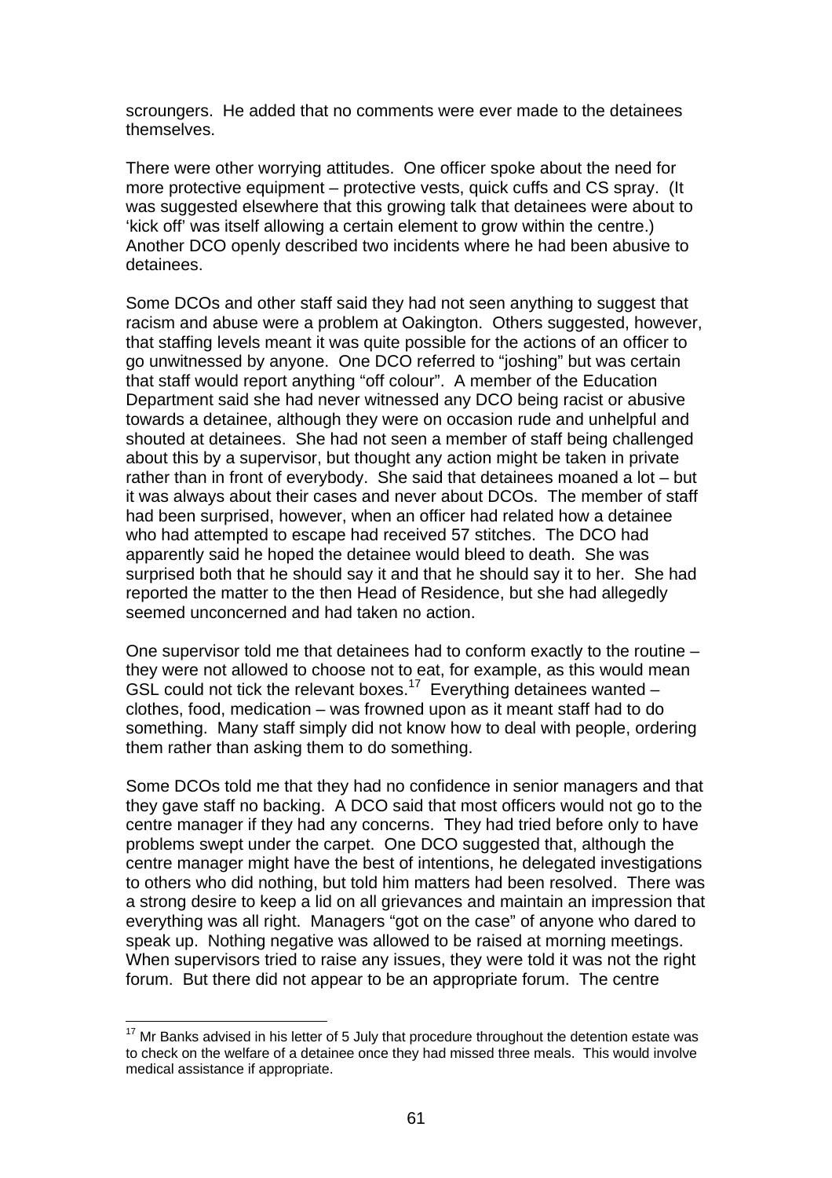scroungers. He added that no comments were ever made to the detainees themselves.

There were other worrying attitudes. One officer spoke about the need for more protective equipment – protective vests, quick cuffs and CS spray. (It was suggested elsewhere that this growing talk that detainees were about to 'kick off' was itself allowing a certain element to grow within the centre.) Another DCO openly described two incidents where he had been abusive to detainees.

Some DCOs and other staff said they had not seen anything to suggest that racism and abuse were a problem at Oakington. Others suggested, however, that staffing levels meant it was quite possible for the actions of an officer to go unwitnessed by anyone. One DCO referred to "joshing" but was certain that staff would report anything "off colour". A member of the Education Department said she had never witnessed any DCO being racist or abusive towards a detainee, although they were on occasion rude and unhelpful and shouted at detainees. She had not seen a member of staff being challenged about this by a supervisor, but thought any action might be taken in private rather than in front of everybody. She said that detainees moaned a lot – but it was always about their cases and never about DCOs. The member of staff had been surprised, however, when an officer had related how a detainee who had attempted to escape had received 57 stitches. The DCO had apparently said he hoped the detainee would bleed to death. She was surprised both that he should say it and that he should say it to her. She had reported the matter to the then Head of Residence, but she had allegedly seemed unconcerned and had taken no action.

One supervisor told me that detainees had to conform exactly to the routine – they were not allowed to choose not to eat, for example, as this would mean GSL could not tick the relevant boxes.[17] Everything detainees wanted – clothes, food, medication – was frowned upon as it meant staff had to do something. Many staff simply did not know how to deal with people, ordering them rather than asking them to do something.

Some DCOs told me that they had no confidence in senior managers and that they gave staff no backing. A DCO said that most officers would not go to the centre manager if they had any concerns. They had tried before only to have problems swept under the carpet. One DCO suggested that, although the centre manager might have the best of intentions, he delegated investigations to others who did nothing, but told him matters had been resolved. There was a strong desire to keep a lid on all grievances and maintain an impression that everything was all right. Managers "got on the case" of anyone who dared to speak up. Nothing negative was allowed to be raised at morning meetings. When supervisors tried to raise any issues, they were told it was not the right forum. But there did not appear to be an appropriate forum. The centre

---

[17] Mr Banks advised in his letter of 5 July that procedure throughout the detention estate was to check on the welfare of a detainee once they had missed three meals. This would involve medical assistance if appropriate.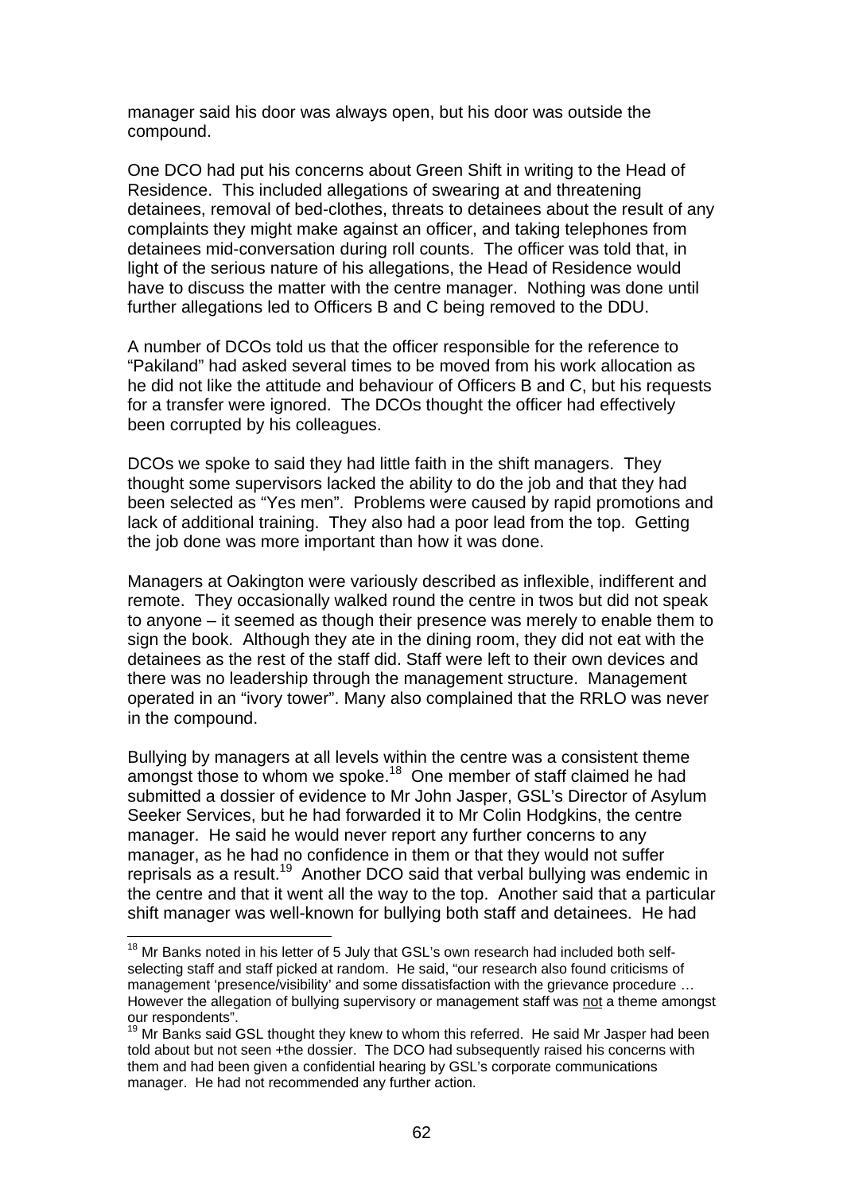manager said his door was always open, but his door was outside the compound.

One DCO had put his concerns about Green Shift in writing to the Head of Residence. This included allegations of swearing at and threatening detainees, removal of bed-clothes, threats to detainees about the result of any complaints they might make against an officer, and taking telephones from detainees mid-conversation during roll counts. The officer was told that, in light of the serious nature of his allegations, the Head of Residence would have to discuss the matter with the centre manager. Nothing was done until further allegations led to Officers B and C being removed to the DDU.

A number of DCOs told us that the officer responsible for the reference to "Pakiland" had asked several times to be moved from his work allocation as he did not like the attitude and behaviour of Officers B and C, but his requests for a transfer were ignored. The DCOs thought the officer had effectively been corrupted by his colleagues.

DCOs we spoke to said they had little faith in the shift managers. They thought some supervisors lacked the ability to do the job and that they had been selected as "Yes men". Problems were caused by rapid promotions and lack of additional training. They also had a poor lead from the top. Getting the job done was more important than how it was done.

Managers at Oakington were variously described as inflexible, indifferent and remote. They occasionally walked round the centre in twos but did not speak to anyone – it seemed as though their presence was merely to enable them to sign the book. Although they ate in the dining room, they did not eat with the detainees as the rest of the staff did. Staff were left to their own devices and there was no leadership through the management structure. Management operated in an "ivory tower". Many also complained that the RRLO was never in the compound.

Bullying by managers at all levels within the centre was a consistent theme amongst those to whom we spoke.[18] One member of staff claimed he had submitted a dossier of evidence to Mr John Jasper, GSL's Director of Asylum Seeker Services, but he had forwarded it to Mr Colin Hodgkins, the centre manager. He said he would never report any further concerns to any manager, as he had no confidence in them or that they would not suffer reprisals as a result.[19] Another DCO said that verbal bullying was endemic in the centre and that it went all the way to the top. Another said that a particular shift manager was well-known for bullying both staff and detainees. He had

---

[18] Mr Banks noted in his letter of 5 July that GSL's own research had included both self-selecting staff and staff picked at random. He said, "our research also found criticisms of management 'presence/visibility' and some dissatisfaction with the grievance procedure … However the allegation of bullying supervisory or management staff was <u>not</u> a theme amongst our respondents".

[19] Mr Banks said GSL thought they knew to whom this referred. He said Mr Jasper had been told about but not seen +the dossier. The DCO had subsequently raised his concerns with them and had been given a confidential hearing by GSL's corporate communications manager. He had not recommended any further action.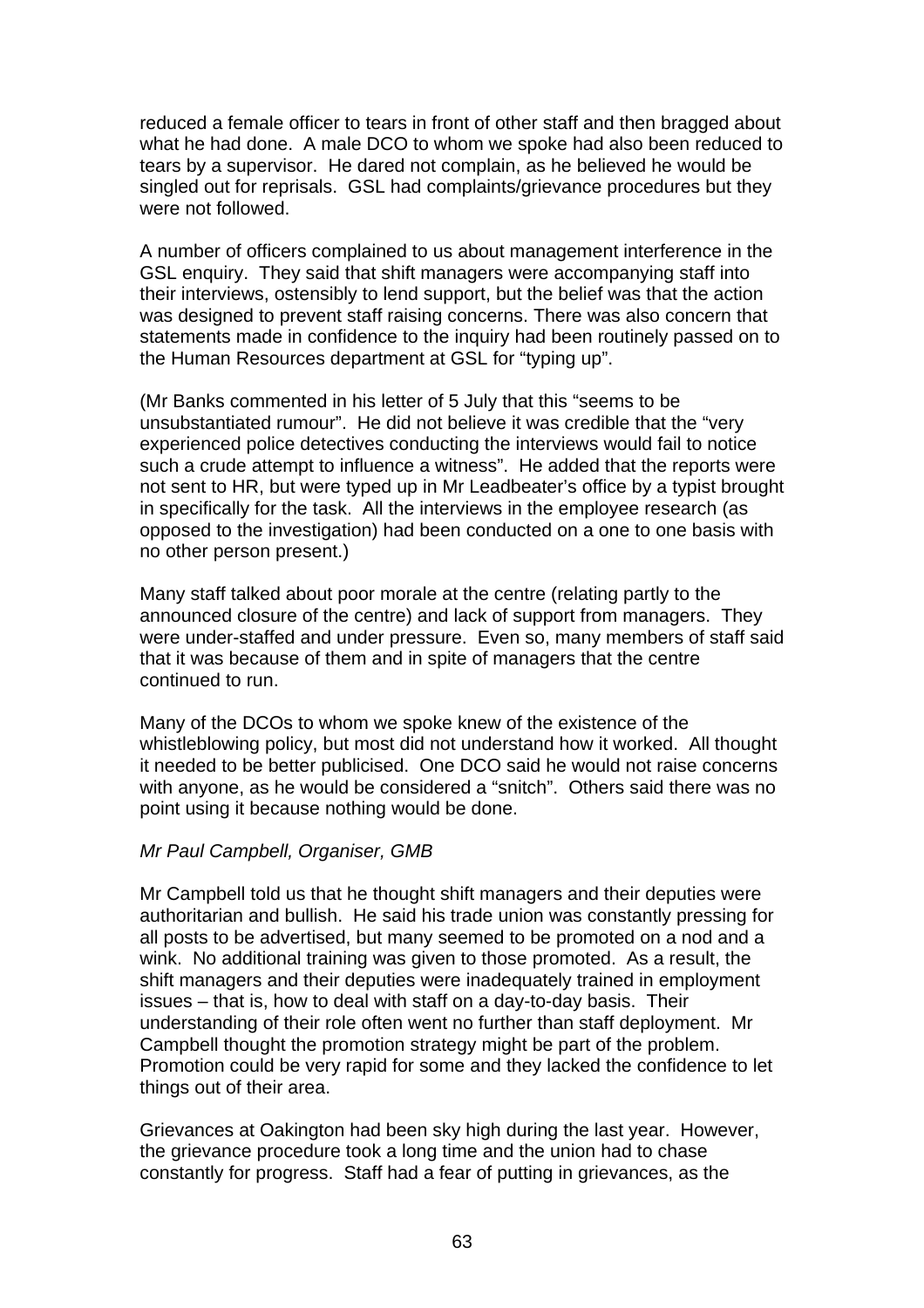reduced a female officer to tears in front of other staff and then bragged about what he had done. A male DCO to whom we spoke had also been reduced to tears by a supervisor. He dared not complain, as he believed he would be singled out for reprisals. GSL had complaints/grievance procedures but they were not followed.

A number of officers complained to us about management interference in the GSL enquiry. They said that shift managers were accompanying staff into their interviews, ostensibly to lend support, but the belief was that the action was designed to prevent staff raising concerns. There was also concern that statements made in confidence to the inquiry had been routinely passed on to the Human Resources department at GSL for "typing up".

(Mr Banks commented in his letter of 5 July that this "seems to be unsubstantiated rumour". He did not believe it was credible that the "very experienced police detectives conducting the interviews would fail to notice such a crude attempt to influence a witness". He added that the reports were not sent to HR, but were typed up in Mr Leadbeater's office by a typist brought in specifically for the task. All the interviews in the employee research (as opposed to the investigation) had been conducted on a one to one basis with no other person present.)

Many staff talked about poor morale at the centre (relating partly to the announced closure of the centre) and lack of support from managers. They were under-staffed and under pressure. Even so, many members of staff said that it was because of them and in spite of managers that the centre continued to run.

Many of the DCOs to whom we spoke knew of the existence of the whistleblowing policy, but most did not understand how it worked. All thought it needed to be better publicised. One DCO said he would not raise concerns with anyone, as he would be considered a "snitch". Others said there was no point using it because nothing would be done.

*Mr Paul Campbell, Organiser, GMB*

Mr Campbell told us that he thought shift managers and their deputies were authoritarian and bullish. He said his trade union was constantly pressing for all posts to be advertised, but many seemed to be promoted on a nod and a wink. No additional training was given to those promoted. As a result, the shift managers and their deputies were inadequately trained in employment issues – that is, how to deal with staff on a day-to-day basis. Their understanding of their role often went no further than staff deployment. Mr Campbell thought the promotion strategy might be part of the problem. Promotion could be very rapid for some and they lacked the confidence to let things out of their area.

Grievances at Oakington had been sky high during the last year. However, the grievance procedure took a long time and the union had to chase constantly for progress. Staff had a fear of putting in grievances, as the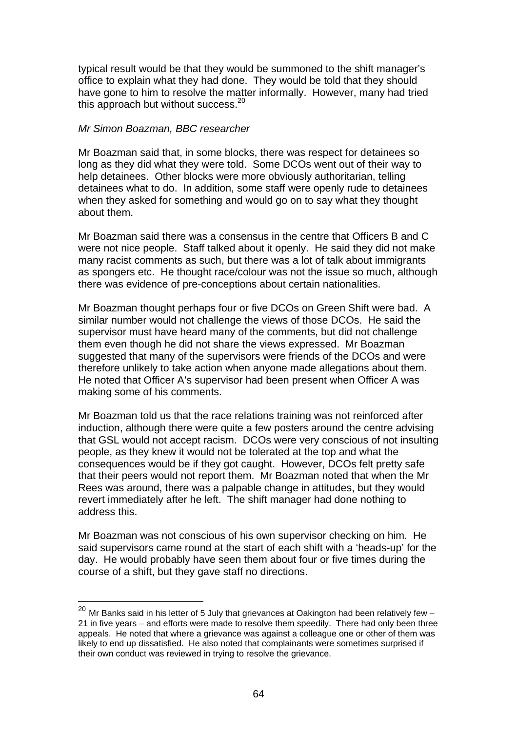typical result would be that they would be summoned to the shift manager's office to explain what they had done. They would be told that they should have gone to him to resolve the matter informally. However, many had tried this approach but without success.[20]

*Mr Simon Boazman, BBC researcher*

Mr Boazman said that, in some blocks, there was respect for detainees so long as they did what they were told. Some DCOs went out of their way to help detainees. Other blocks were more obviously authoritarian, telling detainees what to do. In addition, some staff were openly rude to detainees when they asked for something and would go on to say what they thought about them.

Mr Boazman said there was a consensus in the centre that Officers B and C were not nice people. Staff talked about it openly. He said they did not make many racist comments as such, but there was a lot of talk about immigrants as spongers etc. He thought race/colour was not the issue so much, although there was evidence of pre-conceptions about certain nationalities.

Mr Boazman thought perhaps four or five DCOs on Green Shift were bad. A similar number would not challenge the views of those DCOs. He said the supervisor must have heard many of the comments, but did not challenge them even though he did not share the views expressed. Mr Boazman suggested that many of the supervisors were friends of the DCOs and were therefore unlikely to take action when anyone made allegations about them. He noted that Officer A's supervisor had been present when Officer A was making some of his comments.

Mr Boazman told us that the race relations training was not reinforced after induction, although there were quite a few posters around the centre advising that GSL would not accept racism. DCOs were very conscious of not insulting people, as they knew it would not be tolerated at the top and what the consequences would be if they got caught. However, DCOs felt pretty safe that their peers would not report them. Mr Boazman noted that when the Mr Rees was around, there was a palpable change in attitudes, but they would revert immediately after he left. The shift manager had done nothing to address this.

Mr Boazman was not conscious of his own supervisor checking on him. He said supervisors came round at the start of each shift with a 'heads-up' for the day. He would probably have seen them about four or five times during the course of a shift, but they gave staff no directions.

---

[20] Mr Banks said in his letter of 5 July that grievances at Oakington had been relatively few – 21 in five years – and efforts were made to resolve them speedily. There had only been three appeals. He noted that where a grievance was against a colleague one or other of them was likely to end up dissatisfied. He also noted that complainants were sometimes surprised if their own conduct was reviewed in trying to resolve the grievance.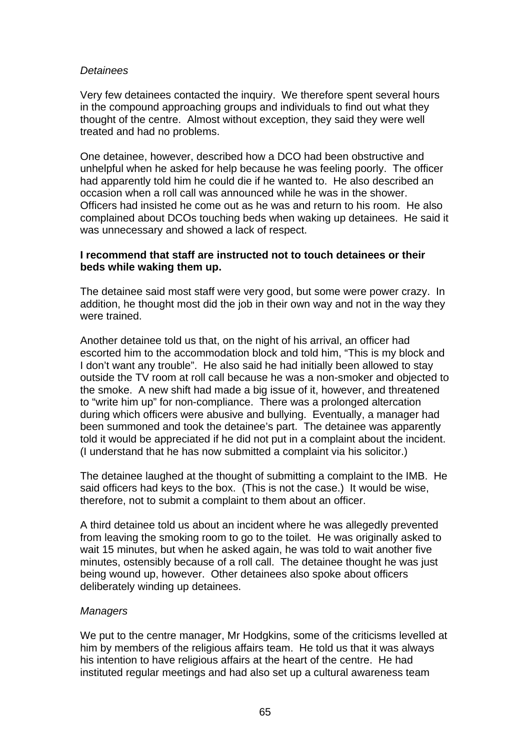*Detainees*

Very few detainees contacted the inquiry. We therefore spent several hours in the compound approaching groups and individuals to find out what they thought of the centre. Almost without exception, they said they were well treated and had no problems.

One detainee, however, described how a DCO had been obstructive and unhelpful when he asked for help because he was feeling poorly. The officer had apparently told him he could die if he wanted to. He also described an occasion when a roll call was announced while he was in the shower. Officers had insisted he come out as he was and return to his room. He also complained about DCOs touching beds when waking up detainees. He said it was unnecessary and showed a lack of respect.

**I recommend that staff are instructed not to touch detainees or their beds while waking them up.**

The detainee said most staff were very good, but some were power crazy. In addition, he thought most did the job in their own way and not in the way they were trained.

Another detainee told us that, on the night of his arrival, an officer had escorted him to the accommodation block and told him, "This is my block and I don't want any trouble". He also said he had initially been allowed to stay outside the TV room at roll call because he was a non-smoker and objected to the smoke. A new shift had made a big issue of it, however, and threatened to "write him up" for non-compliance. There was a prolonged altercation during which officers were abusive and bullying. Eventually, a manager had been summoned and took the detainee's part. The detainee was apparently told it would be appreciated if he did not put in a complaint about the incident. (I understand that he has now submitted a complaint via his solicitor.)

The detainee laughed at the thought of submitting a complaint to the IMB. He said officers had keys to the box. (This is not the case.) It would be wise, therefore, not to submit a complaint to them about an officer.

A third detainee told us about an incident where he was allegedly prevented from leaving the smoking room to go to the toilet. He was originally asked to wait 15 minutes, but when he asked again, he was told to wait another five minutes, ostensibly because of a roll call. The detainee thought he was just being wound up, however. Other detainees also spoke about officers deliberately winding up detainees.

*Managers*

We put to the centre manager, Mr Hodgkins, some of the criticisms levelled at him by members of the religious affairs team. He told us that it was always his intention to have religious affairs at the heart of the centre. He had instituted regular meetings and had also set up a cultural awareness team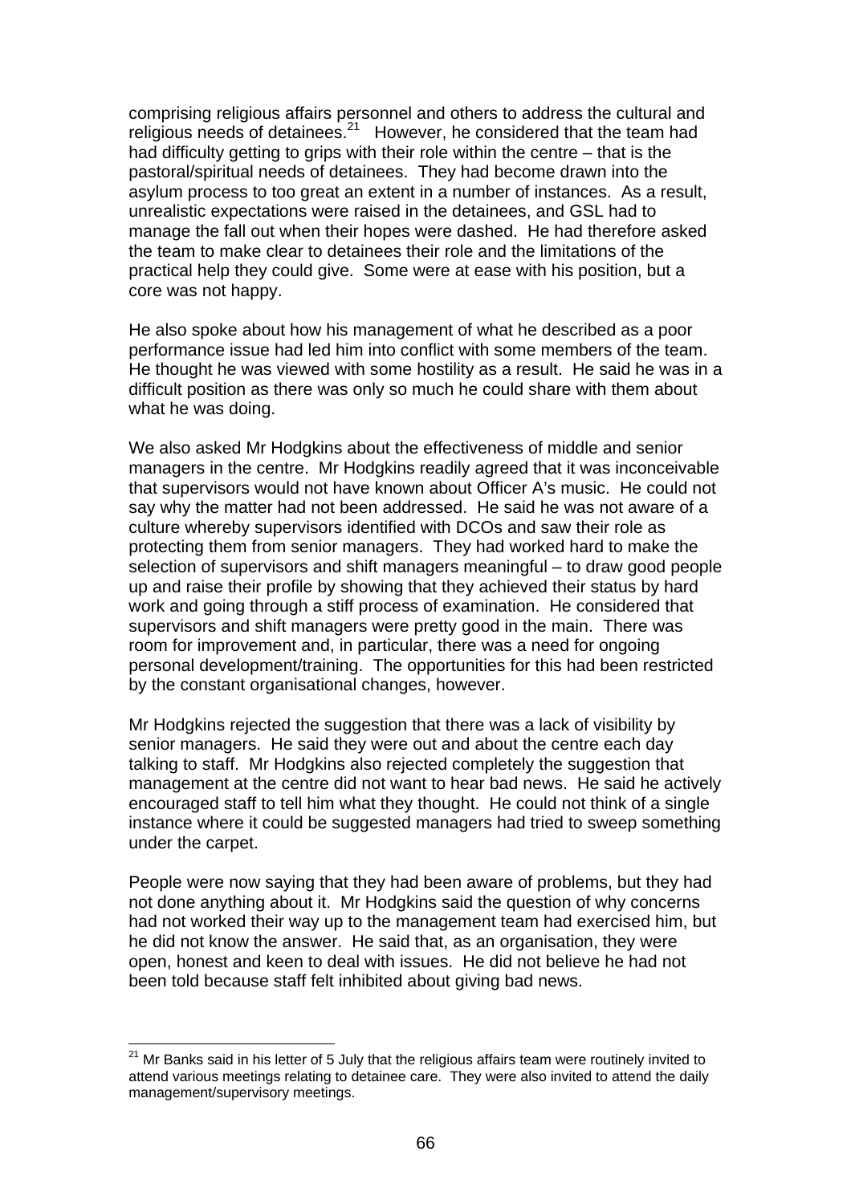comprising religious affairs personnel and others to address the cultural and religious needs of detainees.[21] However, he considered that the team had had difficulty getting to grips with their role within the centre – that is the pastoral/spiritual needs of detainees. They had become drawn into the asylum process to too great an extent in a number of instances. As a result, unrealistic expectations were raised in the detainees, and GSL had to manage the fall out when their hopes were dashed. He had therefore asked the team to make clear to detainees their role and the limitations of the practical help they could give. Some were at ease with his position, but a core was not happy.

He also spoke about how his management of what he described as a poor performance issue had led him into conflict with some members of the team. He thought he was viewed with some hostility as a result. He said he was in a difficult position as there was only so much he could share with them about what he was doing.

We also asked Mr Hodgkins about the effectiveness of middle and senior managers in the centre. Mr Hodgkins readily agreed that it was inconceivable that supervisors would not have known about Officer A's music. He could not say why the matter had not been addressed. He said he was not aware of a culture whereby supervisors identified with DCOs and saw their role as protecting them from senior managers. They had worked hard to make the selection of supervisors and shift managers meaningful – to draw good people up and raise their profile by showing that they achieved their status by hard work and going through a stiff process of examination. He considered that supervisors and shift managers were pretty good in the main. There was room for improvement and, in particular, there was a need for ongoing personal development/training. The opportunities for this had been restricted by the constant organisational changes, however.

Mr Hodgkins rejected the suggestion that there was a lack of visibility by senior managers. He said they were out and about the centre each day talking to staff. Mr Hodgkins also rejected completely the suggestion that management at the centre did not want to hear bad news. He said he actively encouraged staff to tell him what they thought. He could not think of a single instance where it could be suggested managers had tried to sweep something under the carpet.

People were now saying that they had been aware of problems, but they had not done anything about it. Mr Hodgkins said the question of why concerns had not worked their way up to the management team had exercised him, but he did not know the answer. He said that, as an organisation, they were open, honest and keen to deal with issues. He did not believe he had not been told because staff felt inhibited about giving bad news.

---

[21] Mr Banks said in his letter of 5 July that the religious affairs team were routinely invited to attend various meetings relating to detainee care. They were also invited to attend the daily management/supervisory meetings.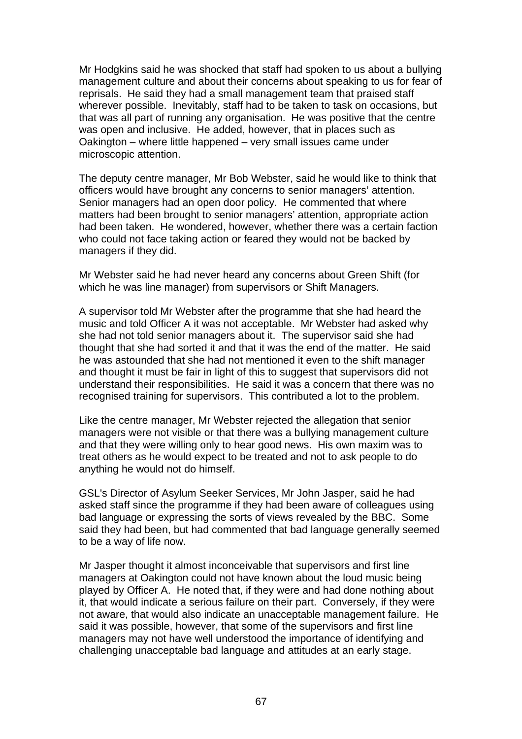Mr Hodgkins said he was shocked that staff had spoken to us about a bullying management culture and about their concerns about speaking to us for fear of reprisals. He said they had a small management team that praised staff wherever possible. Inevitably, staff had to be taken to task on occasions, but that was all part of running any organisation. He was positive that the centre was open and inclusive. He added, however, that in places such as Oakington – where little happened – very small issues came under microscopic attention.

The deputy centre manager, Mr Bob Webster, said he would like to think that officers would have brought any concerns to senior managers' attention. Senior managers had an open door policy. He commented that where matters had been brought to senior managers' attention, appropriate action had been taken. He wondered, however, whether there was a certain faction who could not face taking action or feared they would not be backed by managers if they did.

Mr Webster said he had never heard any concerns about Green Shift (for which he was line manager) from supervisors or Shift Managers.

A supervisor told Mr Webster after the programme that she had heard the music and told Officer A it was not acceptable. Mr Webster had asked why she had not told senior managers about it. The supervisor said she had thought that she had sorted it and that it was the end of the matter. He said he was astounded that she had not mentioned it even to the shift manager and thought it must be fair in light of this to suggest that supervisors did not understand their responsibilities. He said it was a concern that there was no recognised training for supervisors. This contributed a lot to the problem.

Like the centre manager, Mr Webster rejected the allegation that senior managers were not visible or that there was a bullying management culture and that they were willing only to hear good news. His own maxim was to treat others as he would expect to be treated and not to ask people to do anything he would not do himself.

GSL's Director of Asylum Seeker Services, Mr John Jasper, said he had asked staff since the programme if they had been aware of colleagues using bad language or expressing the sorts of views revealed by the BBC. Some said they had been, but had commented that bad language generally seemed to be a way of life now.

Mr Jasper thought it almost inconceivable that supervisors and first line managers at Oakington could not have known about the loud music being played by Officer A. He noted that, if they were and had done nothing about it, that would indicate a serious failure on their part. Conversely, if they were not aware, that would also indicate an unacceptable management failure. He said it was possible, however, that some of the supervisors and first line managers may not have well understood the importance of identifying and challenging unacceptable bad language and attitudes at an early stage.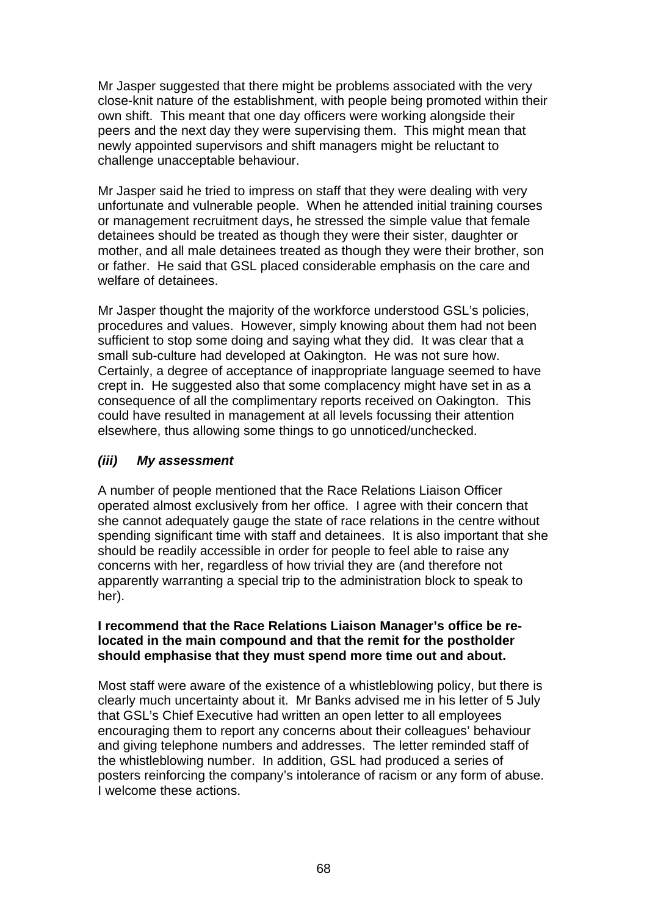Mr Jasper suggested that there might be problems associated with the very close-knit nature of the establishment, with people being promoted within their own shift. This meant that one day officers were working alongside their peers and the next day they were supervising them. This might mean that newly appointed supervisors and shift managers might be reluctant to challenge unacceptable behaviour.

Mr Jasper said he tried to impress on staff that they were dealing with very unfortunate and vulnerable people. When he attended initial training courses or management recruitment days, he stressed the simple value that female detainees should be treated as though they were their sister, daughter or mother, and all male detainees treated as though they were their brother, son or father. He said that GSL placed considerable emphasis on the care and welfare of detainees.

Mr Jasper thought the majority of the workforce understood GSL's policies, procedures and values. However, simply knowing about them had not been sufficient to stop some doing and saying what they did. It was clear that a small sub-culture had developed at Oakington. He was not sure how. Certainly, a degree of acceptance of inappropriate language seemed to have crept in. He suggested also that some complacency might have set in as a consequence of all the complimentary reports received on Oakington. This could have resulted in management at all levels focussing their attention elsewhere, thus allowing some things to go unnoticed/unchecked.

### *(iii) My assessment*

A number of people mentioned that the Race Relations Liaison Officer operated almost exclusively from her office. I agree with their concern that she cannot adequately gauge the state of race relations in the centre without spending significant time with staff and detainees. It is also important that she should be readily accessible in order for people to feel able to raise any concerns with her, regardless of how trivial they are (and therefore not apparently warranting a special trip to the administration block to speak to her).

**I recommend that the Race Relations Liaison Manager's office be re-located in the main compound and that the remit for the postholder should emphasise that they must spend more time out and about.**

Most staff were aware of the existence of a whistleblowing policy, but there is clearly much uncertainty about it. Mr Banks advised me in his letter of 5 July that GSL's Chief Executive had written an open letter to all employees encouraging them to report any concerns about their colleagues' behaviour and giving telephone numbers and addresses. The letter reminded staff of the whistleblowing number. In addition, GSL had produced a series of posters reinforcing the company's intolerance of racism or any form of abuse. I welcome these actions.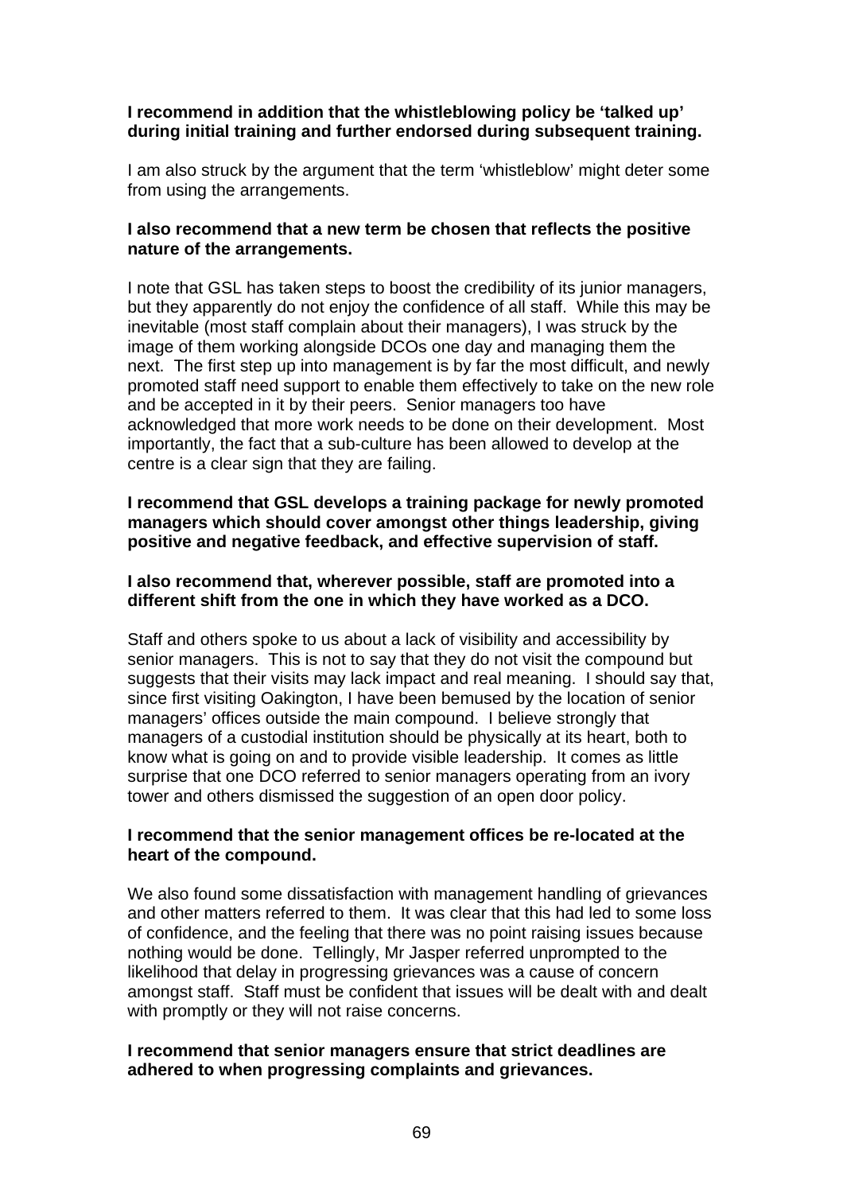**I recommend in addition that the whistleblowing policy be 'talked up' during initial training and further endorsed during subsequent training.**

I am also struck by the argument that the term 'whistleblow' might deter some from using the arrangements.

**I also recommend that a new term be chosen that reflects the positive nature of the arrangements.**

I note that GSL has taken steps to boost the credibility of its junior managers, but they apparently do not enjoy the confidence of all staff. While this may be inevitable (most staff complain about their managers), I was struck by the image of them working alongside DCOs one day and managing them the next. The first step up into management is by far the most difficult, and newly promoted staff need support to enable them effectively to take on the new role and be accepted in it by their peers. Senior managers too have acknowledged that more work needs to be done on their development. Most importantly, the fact that a sub-culture has been allowed to develop at the centre is a clear sign that they are failing.

**I recommend that GSL develops a training package for newly promoted managers which should cover amongst other things leadership, giving positive and negative feedback, and effective supervision of staff.**

**I also recommend that, wherever possible, staff are promoted into a different shift from the one in which they have worked as a DCO.**

Staff and others spoke to us about a lack of visibility and accessibility by senior managers. This is not to say that they do not visit the compound but suggests that their visits may lack impact and real meaning. I should say that, since first visiting Oakington, I have been bemused by the location of senior managers' offices outside the main compound. I believe strongly that managers of a custodial institution should be physically at its heart, both to know what is going on and to provide visible leadership. It comes as little surprise that one DCO referred to senior managers operating from an ivory tower and others dismissed the suggestion of an open door policy.

**I recommend that the senior management offices be re-located at the heart of the compound.**

We also found some dissatisfaction with management handling of grievances and other matters referred to them. It was clear that this had led to some loss of confidence, and the feeling that there was no point raising issues because nothing would be done. Tellingly, Mr Jasper referred unprompted to the likelihood that delay in progressing grievances was a cause of concern amongst staff. Staff must be confident that issues will be dealt with and dealt with promptly or they will not raise concerns.

**I recommend that senior managers ensure that strict deadlines are adhered to when progressing complaints and grievances.**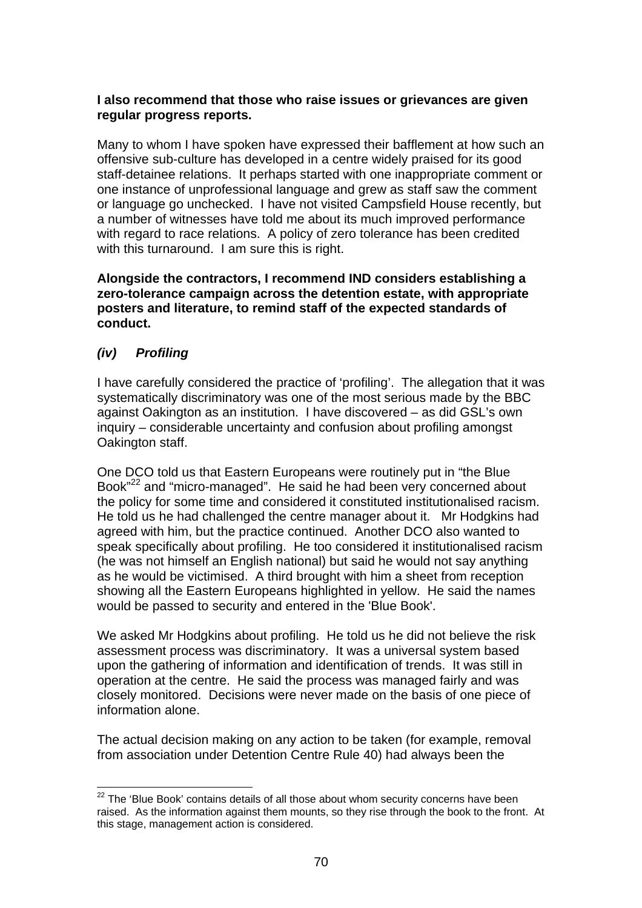**I also recommend that those who raise issues or grievances are given regular progress reports.**

Many to whom I have spoken have expressed their bafflement at how such an offensive sub-culture has developed in a centre widely praised for its good staff-detainee relations. It perhaps started with one inappropriate comment or one instance of unprofessional language and grew as staff saw the comment or language go unchecked. I have not visited Campsfield House recently, but a number of witnesses have told me about its much improved performance with regard to race relations. A policy of zero tolerance has been credited with this turnaround. I am sure this is right.

**Alongside the contractors, I recommend IND considers establishing a zero-tolerance campaign across the detention estate, with appropriate posters and literature, to remind staff of the expected standards of conduct.**

### *(iv) Profiling*

I have carefully considered the practice of 'profiling'. The allegation that it was systematically discriminatory was one of the most serious made by the BBC against Oakington as an institution. I have discovered – as did GSL's own inquiry – considerable uncertainty and confusion about profiling amongst Oakington staff.

One DCO told us that Eastern Europeans were routinely put in "the Blue Book"[22] and "micro-managed". He said he had been very concerned about the policy for some time and considered it constituted institutionalised racism. He told us he had challenged the centre manager about it. Mr Hodgkins had agreed with him, but the practice continued. Another DCO also wanted to speak specifically about profiling. He too considered it institutionalised racism (he was not himself an English national) but said he would not say anything as he would be victimised. A third brought with him a sheet from reception showing all the Eastern Europeans highlighted in yellow. He said the names would be passed to security and entered in the 'Blue Book'.

We asked Mr Hodgkins about profiling. He told us he did not believe the risk assessment process was discriminatory. It was a universal system based upon the gathering of information and identification of trends. It was still in operation at the centre. He said the process was managed fairly and was closely monitored. Decisions were never made on the basis of one piece of information alone.

The actual decision making on any action to be taken (for example, removal from association under Detention Centre Rule 40) had always been the

[22] The 'Blue Book' contains details of all those about whom security concerns have been raised. As the information against them mounts, so they rise through the book to the front. At this stage, management action is considered.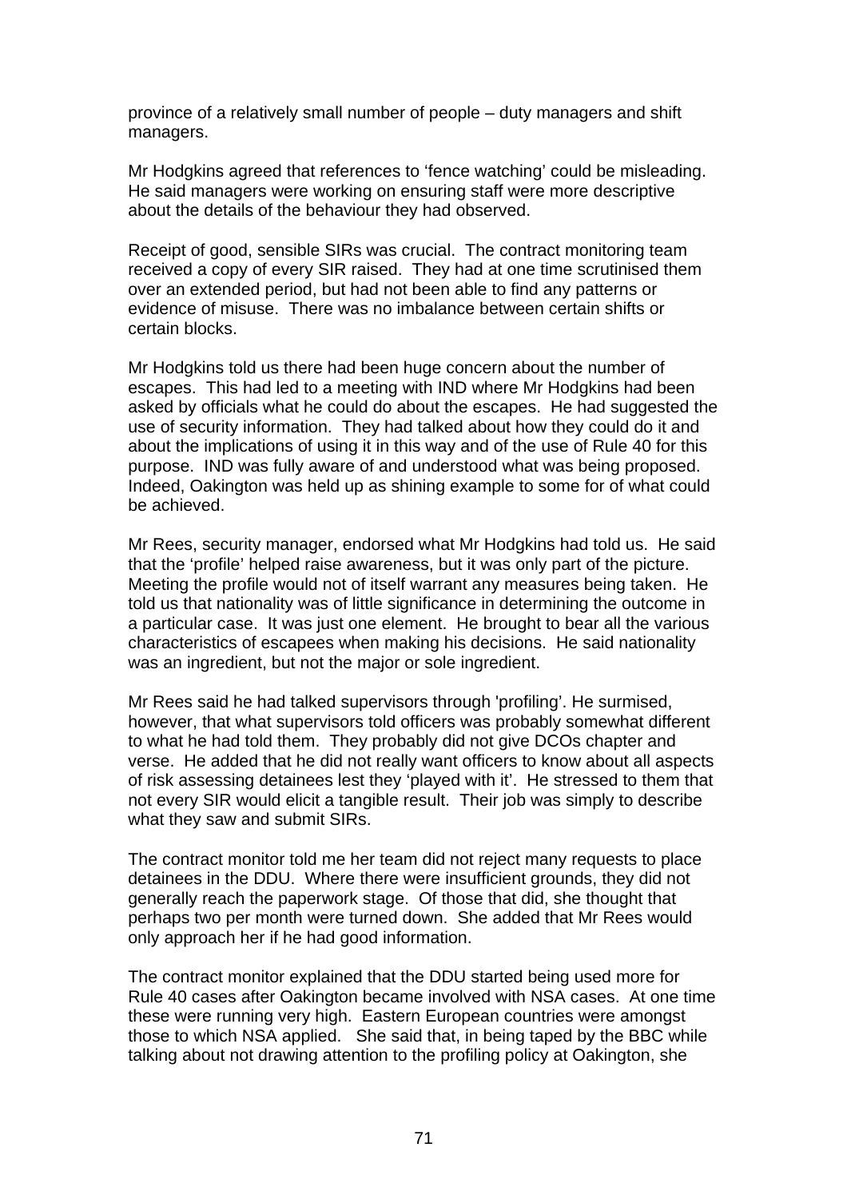province of a relatively small number of people – duty managers and shift managers.

Mr Hodgkins agreed that references to 'fence watching' could be misleading. He said managers were working on ensuring staff were more descriptive about the details of the behaviour they had observed.

Receipt of good, sensible SIRs was crucial. The contract monitoring team received a copy of every SIR raised. They had at one time scrutinised them over an extended period, but had not been able to find any patterns or evidence of misuse. There was no imbalance between certain shifts or certain blocks.

Mr Hodgkins told us there had been huge concern about the number of escapes. This had led to a meeting with IND where Mr Hodgkins had been asked by officials what he could do about the escapes. He had suggested the use of security information. They had talked about how they could do it and about the implications of using it in this way and of the use of Rule 40 for this purpose. IND was fully aware of and understood what was being proposed. Indeed, Oakington was held up as shining example to some for of what could be achieved.

Mr Rees, security manager, endorsed what Mr Hodgkins had told us. He said that the 'profile' helped raise awareness, but it was only part of the picture. Meeting the profile would not of itself warrant any measures being taken. He told us that nationality was of little significance in determining the outcome in a particular case. It was just one element. He brought to bear all the various characteristics of escapees when making his decisions. He said nationality was an ingredient, but not the major or sole ingredient.

Mr Rees said he had talked supervisors through 'profiling'. He surmised, however, that what supervisors told officers was probably somewhat different to what he had told them. They probably did not give DCOs chapter and verse. He added that he did not really want officers to know about all aspects of risk assessing detainees lest they 'played with it'. He stressed to them that not every SIR would elicit a tangible result. Their job was simply to describe what they saw and submit SIRs.

The contract monitor told me her team did not reject many requests to place detainees in the DDU. Where there were insufficient grounds, they did not generally reach the paperwork stage. Of those that did, she thought that perhaps two per month were turned down. She added that Mr Rees would only approach her if he had good information.

The contract monitor explained that the DDU started being used more for Rule 40 cases after Oakington became involved with NSA cases. At one time these were running very high. Eastern European countries were amongst those to which NSA applied. She said that, in being taped by the BBC while talking about not drawing attention to the profiling policy at Oakington, she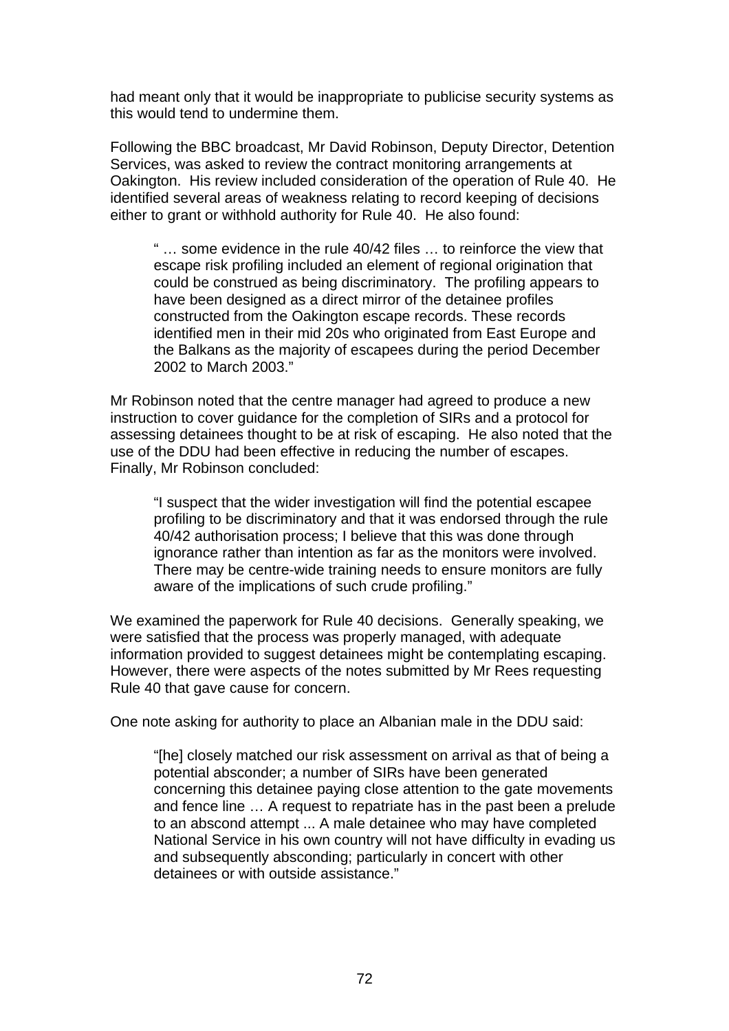had meant only that it would be inappropriate to publicise security systems as this would tend to undermine them.

Following the BBC broadcast, Mr David Robinson, Deputy Director, Detention Services, was asked to review the contract monitoring arrangements at Oakington. His review included consideration of the operation of Rule 40. He identified several areas of weakness relating to record keeping of decisions either to grant or withhold authority for Rule 40. He also found:

> " … some evidence in the rule 40/42 files … to reinforce the view that escape risk profiling included an element of regional origination that could be construed as being discriminatory. The profiling appears to have been designed as a direct mirror of the detainee profiles constructed from the Oakington escape records. These records identified men in their mid 20s who originated from East Europe and the Balkans as the majority of escapees during the period December 2002 to March 2003."

Mr Robinson noted that the centre manager had agreed to produce a new instruction to cover guidance for the completion of SIRs and a protocol for assessing detainees thought to be at risk of escaping. He also noted that the use of the DDU had been effective in reducing the number of escapes. Finally, Mr Robinson concluded:

> "I suspect that the wider investigation will find the potential escapee profiling to be discriminatory and that it was endorsed through the rule 40/42 authorisation process; I believe that this was done through ignorance rather than intention as far as the monitors were involved. There may be centre-wide training needs to ensure monitors are fully aware of the implications of such crude profiling."

We examined the paperwork for Rule 40 decisions. Generally speaking, we were satisfied that the process was properly managed, with adequate information provided to suggest detainees might be contemplating escaping. However, there were aspects of the notes submitted by Mr Rees requesting Rule 40 that gave cause for concern.

One note asking for authority to place an Albanian male in the DDU said:

> "[he] closely matched our risk assessment on arrival as that of being a potential absconder; a number of SIRs have been generated concerning this detainee paying close attention to the gate movements and fence line … A request to repatriate has in the past been a prelude to an abscond attempt ... A male detainee who may have completed National Service in his own country will not have difficulty in evading us and subsequently absconding; particularly in concert with other detainees or with outside assistance."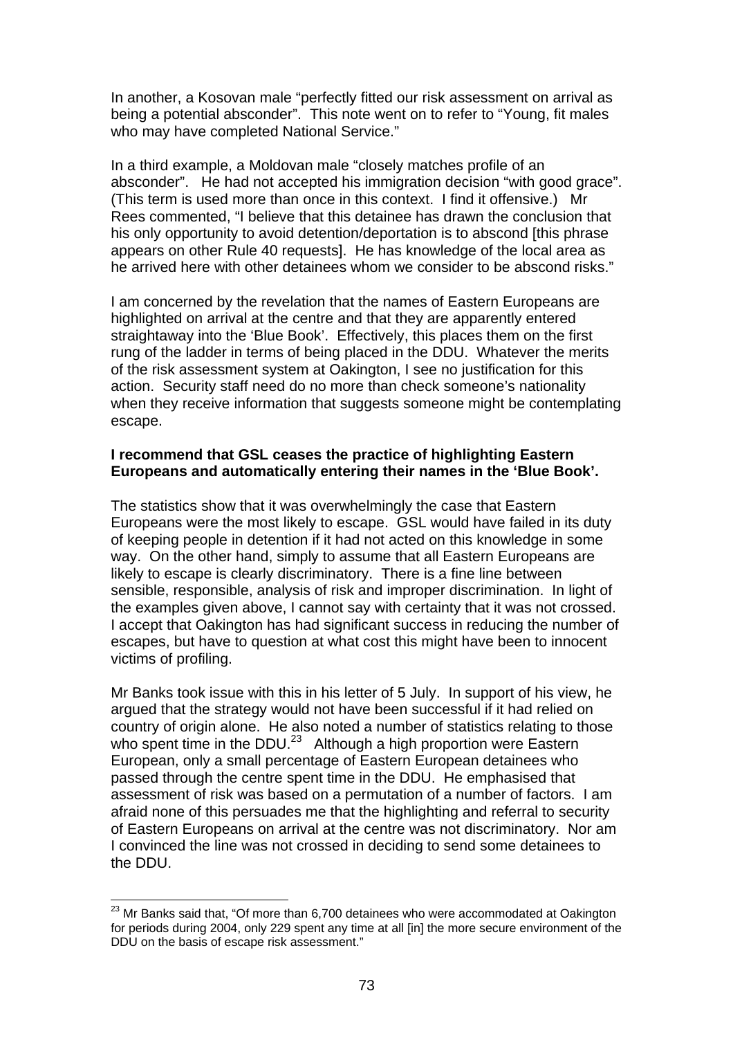In another, a Kosovan male "perfectly fitted our risk assessment on arrival as being a potential absconder". This note went on to refer to "Young, fit males who may have completed National Service."

In a third example, a Moldovan male "closely matches profile of an absconder". He had not accepted his immigration decision "with good grace". (This term is used more than once in this context. I find it offensive.) Mr Rees commented, "I believe that this detainee has drawn the conclusion that his only opportunity to avoid detention/deportation is to abscond [this phrase appears on other Rule 40 requests]. He has knowledge of the local area as he arrived here with other detainees whom we consider to be abscond risks."

I am concerned by the revelation that the names of Eastern Europeans are highlighted on arrival at the centre and that they are apparently entered straightaway into the 'Blue Book'. Effectively, this places them on the first rung of the ladder in terms of being placed in the DDU. Whatever the merits of the risk assessment system at Oakington, I see no justification for this action. Security staff need do no more than check someone's nationality when they receive information that suggests someone might be contemplating escape.

**I recommend that GSL ceases the practice of highlighting Eastern Europeans and automatically entering their names in the 'Blue Book'.**

The statistics show that it was overwhelmingly the case that Eastern Europeans were the most likely to escape. GSL would have failed in its duty of keeping people in detention if it had not acted on this knowledge in some way. On the other hand, simply to assume that all Eastern Europeans are likely to escape is clearly discriminatory. There is a fine line between sensible, responsible, analysis of risk and improper discrimination. In light of the examples given above, I cannot say with certainty that it was not crossed. I accept that Oakington has had significant success in reducing the number of escapes, but have to question at what cost this might have been to innocent victims of profiling.

Mr Banks took issue with this in his letter of 5 July. In support of his view, he argued that the strategy would not have been successful if it had relied on country of origin alone. He also noted a number of statistics relating to those who spent time in the DDU.[23] Although a high proportion were Eastern European, only a small percentage of Eastern European detainees who passed through the centre spent time in the DDU. He emphasised that assessment of risk was based on a permutation of a number of factors. I am afraid none of this persuades me that the highlighting and referral to security of Eastern Europeans on arrival at the centre was not discriminatory. Nor am I convinced the line was not crossed in deciding to send some detainees to the DDU.

[23] Mr Banks said that, "Of more than 6,700 detainees who were accommodated at Oakington for periods during 2004, only 229 spent any time at all [in] the more secure environment of the DDU on the basis of escape risk assessment."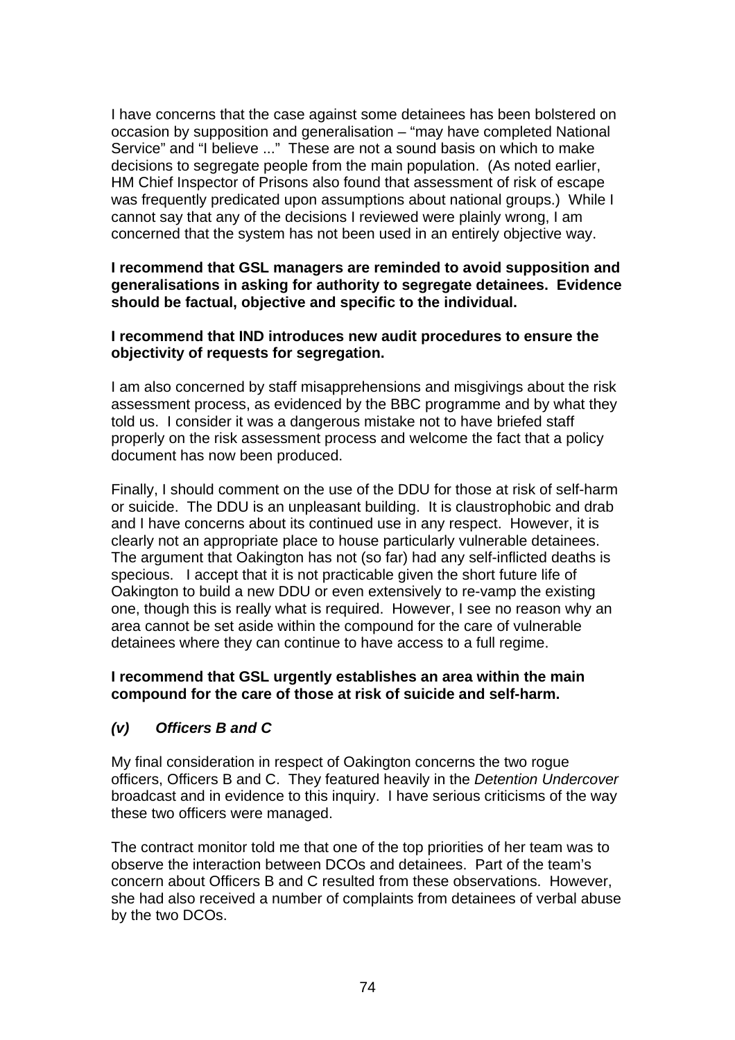I have concerns that the case against some detainees has been bolstered on occasion by supposition and generalisation – "may have completed National Service" and "I believe ..." These are not a sound basis on which to make decisions to segregate people from the main population. (As noted earlier, HM Chief Inspector of Prisons also found that assessment of risk of escape was frequently predicated upon assumptions about national groups.) While I cannot say that any of the decisions I reviewed were plainly wrong, I am concerned that the system has not been used in an entirely objective way.

**I recommend that GSL managers are reminded to avoid supposition and generalisations in asking for authority to segregate detainees. Evidence should be factual, objective and specific to the individual.**

**I recommend that IND introduces new audit procedures to ensure the objectivity of requests for segregation.**

I am also concerned by staff misapprehensions and misgivings about the risk assessment process, as evidenced by the BBC programme and by what they told us. I consider it was a dangerous mistake not to have briefed staff properly on the risk assessment process and welcome the fact that a policy document has now been produced.

Finally, I should comment on the use of the DDU for those at risk of self-harm or suicide. The DDU is an unpleasant building. It is claustrophobic and drab and I have concerns about its continued use in any respect. However, it is clearly not an appropriate place to house particularly vulnerable detainees. The argument that Oakington has not (so far) had any self-inflicted deaths is specious. I accept that it is not practicable given the short future life of Oakington to build a new DDU or even extensively to re-vamp the existing one, though this is really what is required. However, I see no reason why an area cannot be set aside within the compound for the care of vulnerable detainees where they can continue to have access to a full regime.

**I recommend that GSL urgently establishes an area within the main compound for the care of those at risk of suicide and self-harm.**

### *(v) Officers B and C*

My final consideration in respect of Oakington concerns the two rogue officers, Officers B and C. They featured heavily in the *Detention Undercover* broadcast and in evidence to this inquiry. I have serious criticisms of the way these two officers were managed.

The contract monitor told me that one of the top priorities of her team was to observe the interaction between DCOs and detainees. Part of the team's concern about Officers B and C resulted from these observations. However, she had also received a number of complaints from detainees of verbal abuse by the two DCOs.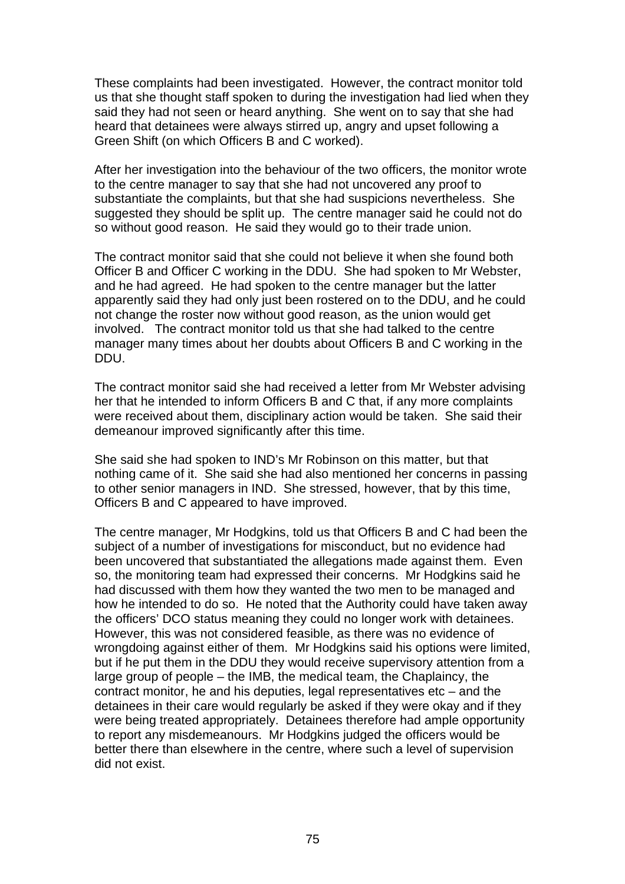These complaints had been investigated. However, the contract monitor told us that she thought staff spoken to during the investigation had lied when they said they had not seen or heard anything. She went on to say that she had heard that detainees were always stirred up, angry and upset following a Green Shift (on which Officers B and C worked).

After her investigation into the behaviour of the two officers, the monitor wrote to the centre manager to say that she had not uncovered any proof to substantiate the complaints, but that she had suspicions nevertheless. She suggested they should be split up. The centre manager said he could not do so without good reason. He said they would go to their trade union.

The contract monitor said that she could not believe it when she found both Officer B and Officer C working in the DDU. She had spoken to Mr Webster, and he had agreed. He had spoken to the centre manager but the latter apparently said they had only just been rostered on to the DDU, and he could not change the roster now without good reason, as the union would get involved. The contract monitor told us that she had talked to the centre manager many times about her doubts about Officers B and C working in the DDU.

The contract monitor said she had received a letter from Mr Webster advising her that he intended to inform Officers B and C that, if any more complaints were received about them, disciplinary action would be taken. She said their demeanour improved significantly after this time.

She said she had spoken to IND's Mr Robinson on this matter, but that nothing came of it. She said she had also mentioned her concerns in passing to other senior managers in IND. She stressed, however, that by this time, Officers B and C appeared to have improved.

The centre manager, Mr Hodgkins, told us that Officers B and C had been the subject of a number of investigations for misconduct, but no evidence had been uncovered that substantiated the allegations made against them. Even so, the monitoring team had expressed their concerns. Mr Hodgkins said he had discussed with them how they wanted the two men to be managed and how he intended to do so. He noted that the Authority could have taken away the officers' DCO status meaning they could no longer work with detainees. However, this was not considered feasible, as there was no evidence of wrongdoing against either of them. Mr Hodgkins said his options were limited, but if he put them in the DDU they would receive supervisory attention from a large group of people – the IMB, the medical team, the Chaplaincy, the contract monitor, he and his deputies, legal representatives etc – and the detainees in their care would regularly be asked if they were okay and if they were being treated appropriately. Detainees therefore had ample opportunity to report any misdemeanours. Mr Hodgkins judged the officers would be better there than elsewhere in the centre, where such a level of supervision did not exist.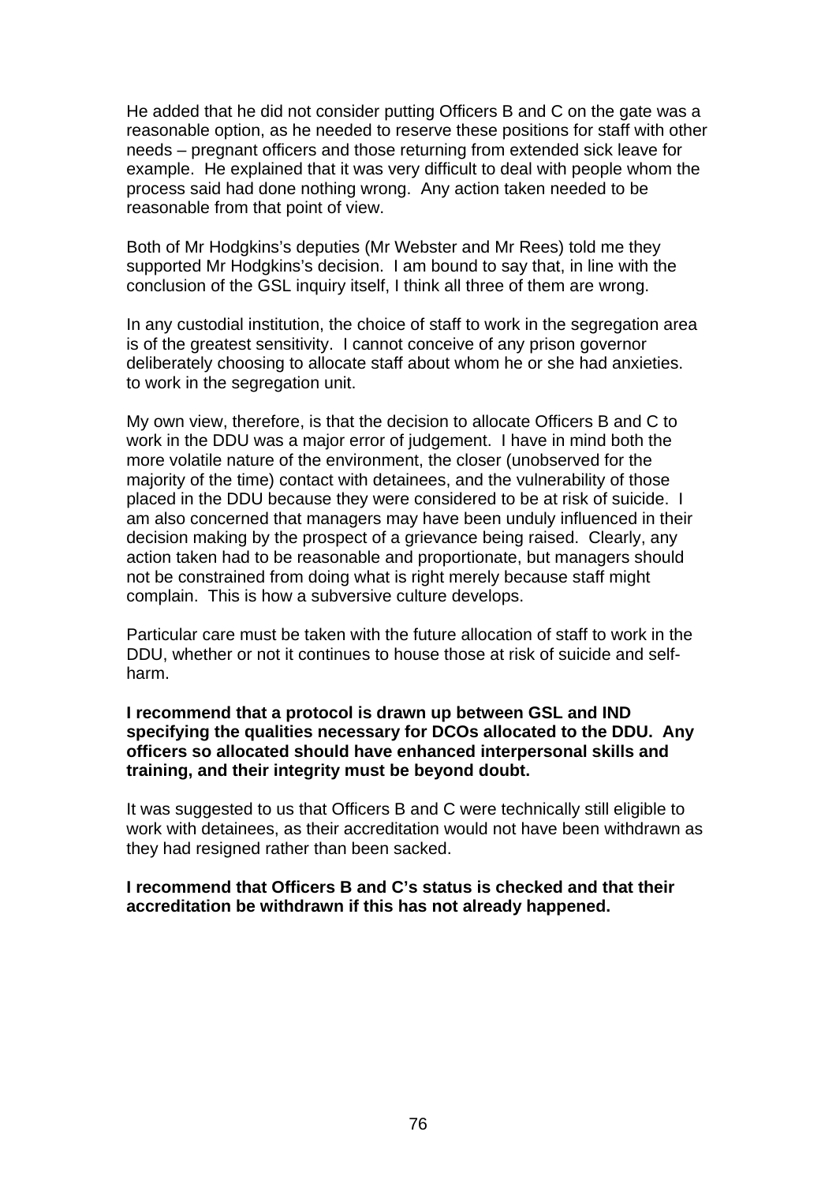He added that he did not consider putting Officers B and C on the gate was a reasonable option, as he needed to reserve these positions for staff with other needs – pregnant officers and those returning from extended sick leave for example. He explained that it was very difficult to deal with people whom the process said had done nothing wrong. Any action taken needed to be reasonable from that point of view.

Both of Mr Hodgkins's deputies (Mr Webster and Mr Rees) told me they supported Mr Hodgkins's decision. I am bound to say that, in line with the conclusion of the GSL inquiry itself, I think all three of them are wrong.

In any custodial institution, the choice of staff to work in the segregation area is of the greatest sensitivity. I cannot conceive of any prison governor deliberately choosing to allocate staff about whom he or she had anxieties. to work in the segregation unit.

My own view, therefore, is that the decision to allocate Officers B and C to work in the DDU was a major error of judgement. I have in mind both the more volatile nature of the environment, the closer (unobserved for the majority of the time) contact with detainees, and the vulnerability of those placed in the DDU because they were considered to be at risk of suicide. I am also concerned that managers may have been unduly influenced in their decision making by the prospect of a grievance being raised. Clearly, any action taken had to be reasonable and proportionate, but managers should not be constrained from doing what is right merely because staff might complain. This is how a subversive culture develops.

Particular care must be taken with the future allocation of staff to work in the DDU, whether or not it continues to house those at risk of suicide and self-harm.

**I recommend that a protocol is drawn up between GSL and IND specifying the qualities necessary for DCOs allocated to the DDU. Any officers so allocated should have enhanced interpersonal skills and training, and their integrity must be beyond doubt.**

It was suggested to us that Officers B and C were technically still eligible to work with detainees, as their accreditation would not have been withdrawn as they had resigned rather than been sacked.

**I recommend that Officers B and C's status is checked and that their accreditation be withdrawn if this has not already happened.**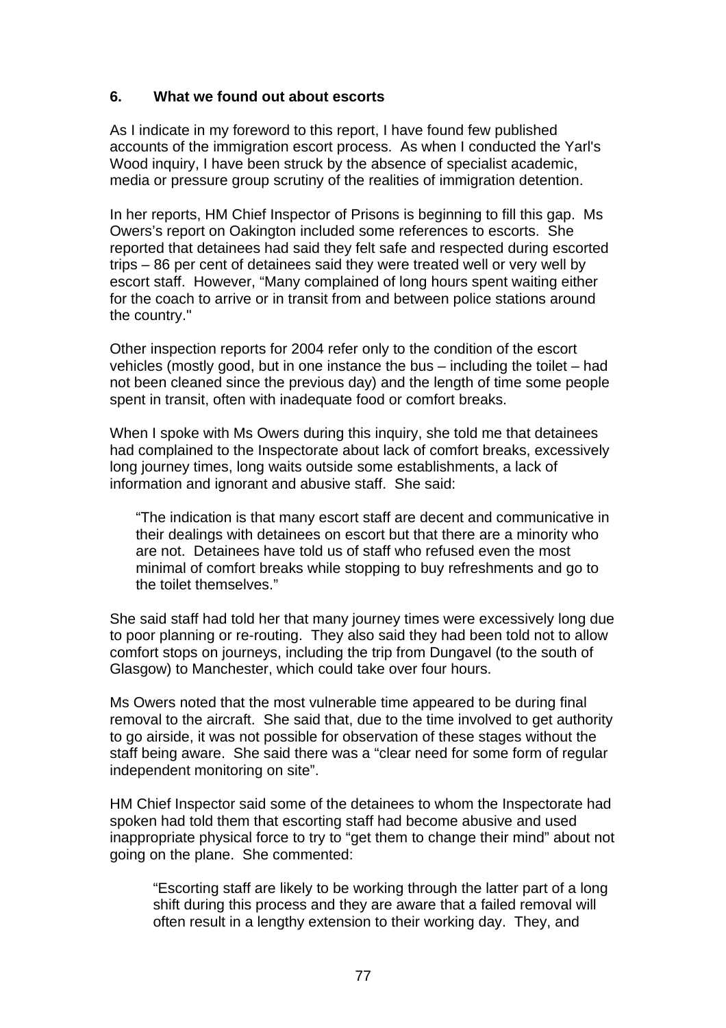## 6. What we found out about escorts

As I indicate in my foreword to this report, I have found few published accounts of the immigration escort process. As when I conducted the Yarl's Wood inquiry, I have been struck by the absence of specialist academic, media or pressure group scrutiny of the realities of immigration detention.

In her reports, HM Chief Inspector of Prisons is beginning to fill this gap. Ms Owers's report on Oakington included some references to escorts. She reported that detainees had said they felt safe and respected during escorted trips – 86 per cent of detainees said they were treated well or very well by escort staff. However, "Many complained of long hours spent waiting either for the coach to arrive or in transit from and between police stations around the country."

Other inspection reports for 2004 refer only to the condition of the escort vehicles (mostly good, but in one instance the bus – including the toilet – had not been cleaned since the previous day) and the length of time some people spent in transit, often with inadequate food or comfort breaks.

When I spoke with Ms Owers during this inquiry, she told me that detainees had complained to the Inspectorate about lack of comfort breaks, excessively long journey times, long waits outside some establishments, a lack of information and ignorant and abusive staff. She said:

> "The indication is that many escort staff are decent and communicative in their dealings with detainees on escort but that there are a minority who are not. Detainees have told us of staff who refused even the most minimal of comfort breaks while stopping to buy refreshments and go to the toilet themselves."

She said staff had told her that many journey times were excessively long due to poor planning or re-routing. They also said they had been told not to allow comfort stops on journeys, including the trip from Dungavel (to the south of Glasgow) to Manchester, which could take over four hours.

Ms Owers noted that the most vulnerable time appeared to be during final removal to the aircraft. She said that, due to the time involved to get authority to go airside, it was not possible for observation of these stages without the staff being aware. She said there was a "clear need for some form of regular independent monitoring on site".

HM Chief Inspector said some of the detainees to whom the Inspectorate had spoken had told them that escorting staff had become abusive and used inappropriate physical force to try to "get them to change their mind" about not going on the plane. She commented:

> "Escorting staff are likely to be working through the latter part of a long shift during this process and they are aware that a failed removal will often result in a lengthy extension to their working day. They, and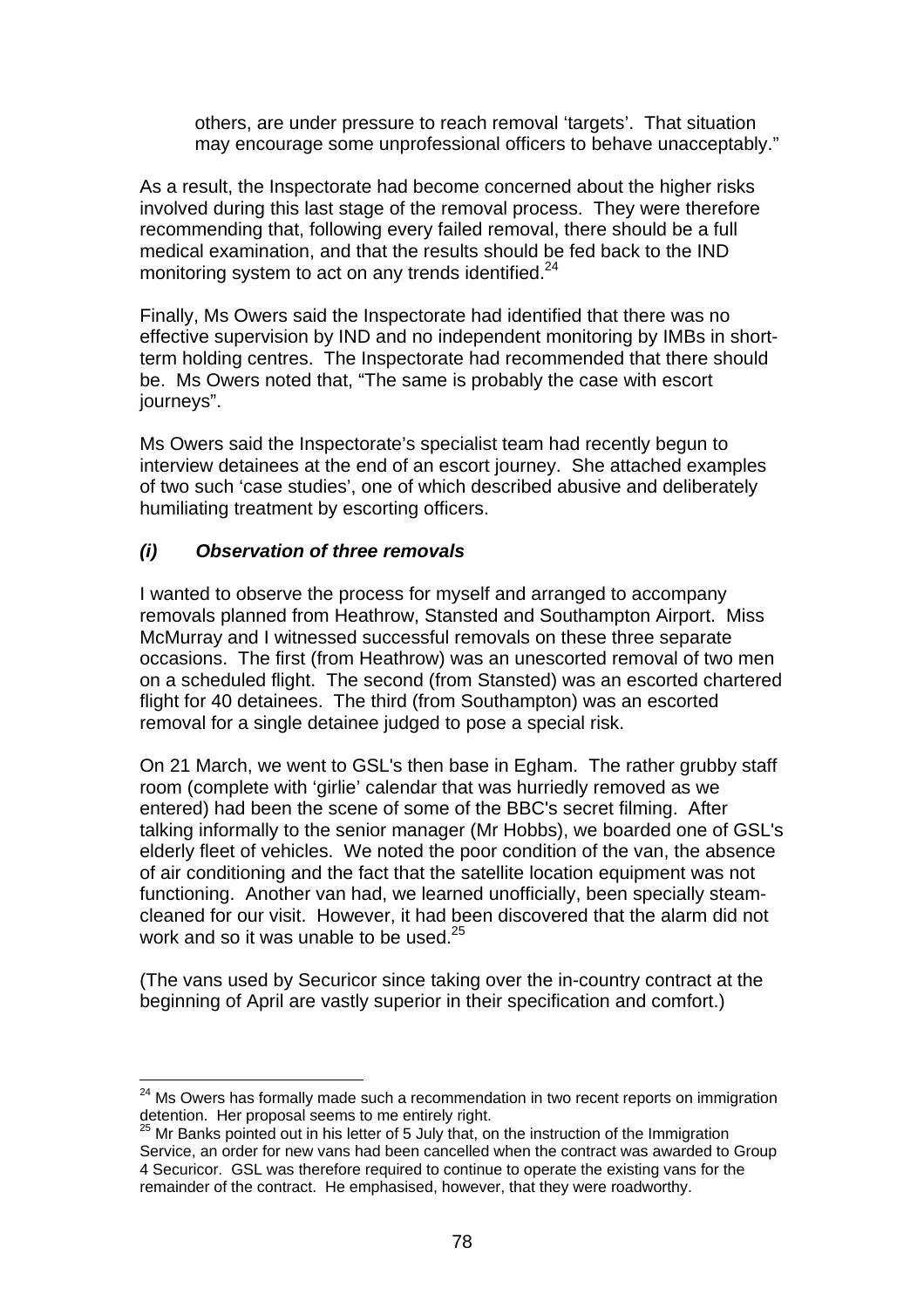others, are under pressure to reach removal 'targets'. That situation may encourage some unprofessional officers to behave unacceptably."

As a result, the Inspectorate had become concerned about the higher risks involved during this last stage of the removal process. They were therefore recommending that, following every failed removal, there should be a full medical examination, and that the results should be fed back to the IND monitoring system to act on any trends identified.[24]

Finally, Ms Owers said the Inspectorate had identified that there was no effective supervision by IND and no independent monitoring by IMBs in short-term holding centres. The Inspectorate had recommended that there should be. Ms Owers noted that, "The same is probably the case with escort journeys".

Ms Owers said the Inspectorate's specialist team had recently begun to interview detainees at the end of an escort journey. She attached examples of two such 'case studies', one of which described abusive and deliberately humiliating treatment by escorting officers.

### *(i) Observation of three removals*

I wanted to observe the process for myself and arranged to accompany removals planned from Heathrow, Stansted and Southampton Airport. Miss McMurray and I witnessed successful removals on these three separate occasions. The first (from Heathrow) was an unescorted removal of two men on a scheduled flight. The second (from Stansted) was an escorted chartered flight for 40 detainees. The third (from Southampton) was an escorted removal for a single detainee judged to pose a special risk.

On 21 March, we went to GSL's then base in Egham. The rather grubby staff room (complete with 'girlie' calendar that was hurriedly removed as we entered) had been the scene of some of the BBC's secret filming. After talking informally to the senior manager (Mr Hobbs), we boarded one of GSL's elderly fleet of vehicles. We noted the poor condition of the van, the absence of air conditioning and the fact that the satellite location equipment was not functioning. Another van had, we learned unofficially, been specially steam-cleaned for our visit. However, it had been discovered that the alarm did not work and so it was unable to be used.[25]

(The vans used by Securicor since taking over the in-country contract at the beginning of April are vastly superior in their specification and comfort.)

---

[24] Ms Owers has formally made such a recommendation in two recent reports on immigration detention. Her proposal seems to me entirely right.

[25] Mr Banks pointed out in his letter of 5 July that, on the instruction of the Immigration Service, an order for new vans had been cancelled when the contract was awarded to Group 4 Securicor. GSL was therefore required to continue to operate the existing vans for the remainder of the contract. He emphasised, however, that they were roadworthy.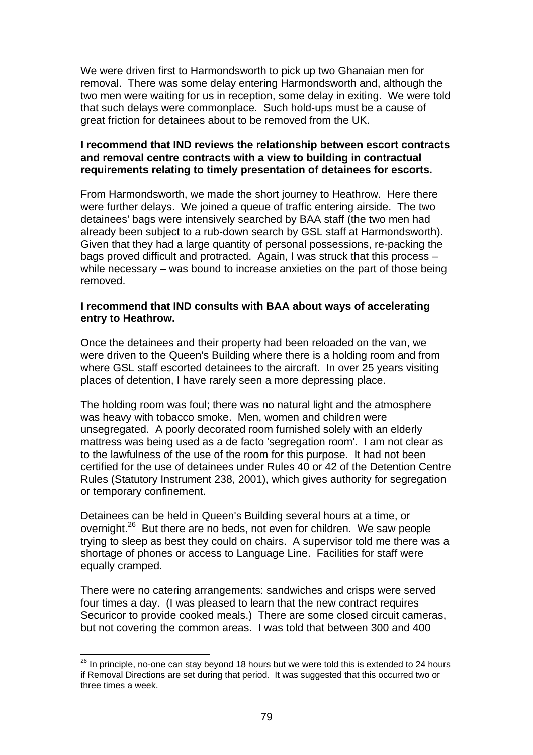We were driven first to Harmondsworth to pick up two Ghanaian men for removal. There was some delay entering Harmondsworth and, although the two men were waiting for us in reception, some delay in exiting. We were told that such delays were commonplace. Such hold-ups must be a cause of great friction for detainees about to be removed from the UK.

**I recommend that IND reviews the relationship between escort contracts and removal centre contracts with a view to building in contractual requirements relating to timely presentation of detainees for escorts.**

From Harmondsworth, we made the short journey to Heathrow. Here there were further delays. We joined a queue of traffic entering airside. The two detainees' bags were intensively searched by BAA staff (the two men had already been subject to a rub-down search by GSL staff at Harmondsworth). Given that they had a large quantity of personal possessions, re-packing the bags proved difficult and protracted. Again, I was struck that this process – while necessary – was bound to increase anxieties on the part of those being removed.

**I recommend that IND consults with BAA about ways of accelerating entry to Heathrow.**

Once the detainees and their property had been reloaded on the van, we were driven to the Queen's Building where there is a holding room and from where GSL staff escorted detainees to the aircraft. In over 25 years visiting places of detention, I have rarely seen a more depressing place.

The holding room was foul; there was no natural light and the atmosphere was heavy with tobacco smoke. Men, women and children were unsegregated. A poorly decorated room furnished solely with an elderly mattress was being used as a de facto 'segregation room'. I am not clear as to the lawfulness of the use of the room for this purpose. It had not been certified for the use of detainees under Rules 40 or 42 of the Detention Centre Rules (Statutory Instrument 238, 2001), which gives authority for segregation or temporary confinement.

Detainees can be held in Queen's Building several hours at a time, or overnight.[26] But there are no beds, not even for children. We saw people trying to sleep as best they could on chairs. A supervisor told me there was a shortage of phones or access to Language Line. Facilities for staff were equally cramped.

There were no catering arrangements: sandwiches and crisps were served four times a day. (I was pleased to learn that the new contract requires Securicor to provide cooked meals.) There are some closed circuit cameras, but not covering the common areas. I was told that between 300 and 400

---

[26] In principle, no-one can stay beyond 18 hours but we were told this is extended to 24 hours if Removal Directions are set during that period. It was suggested that this occurred two or three times a week.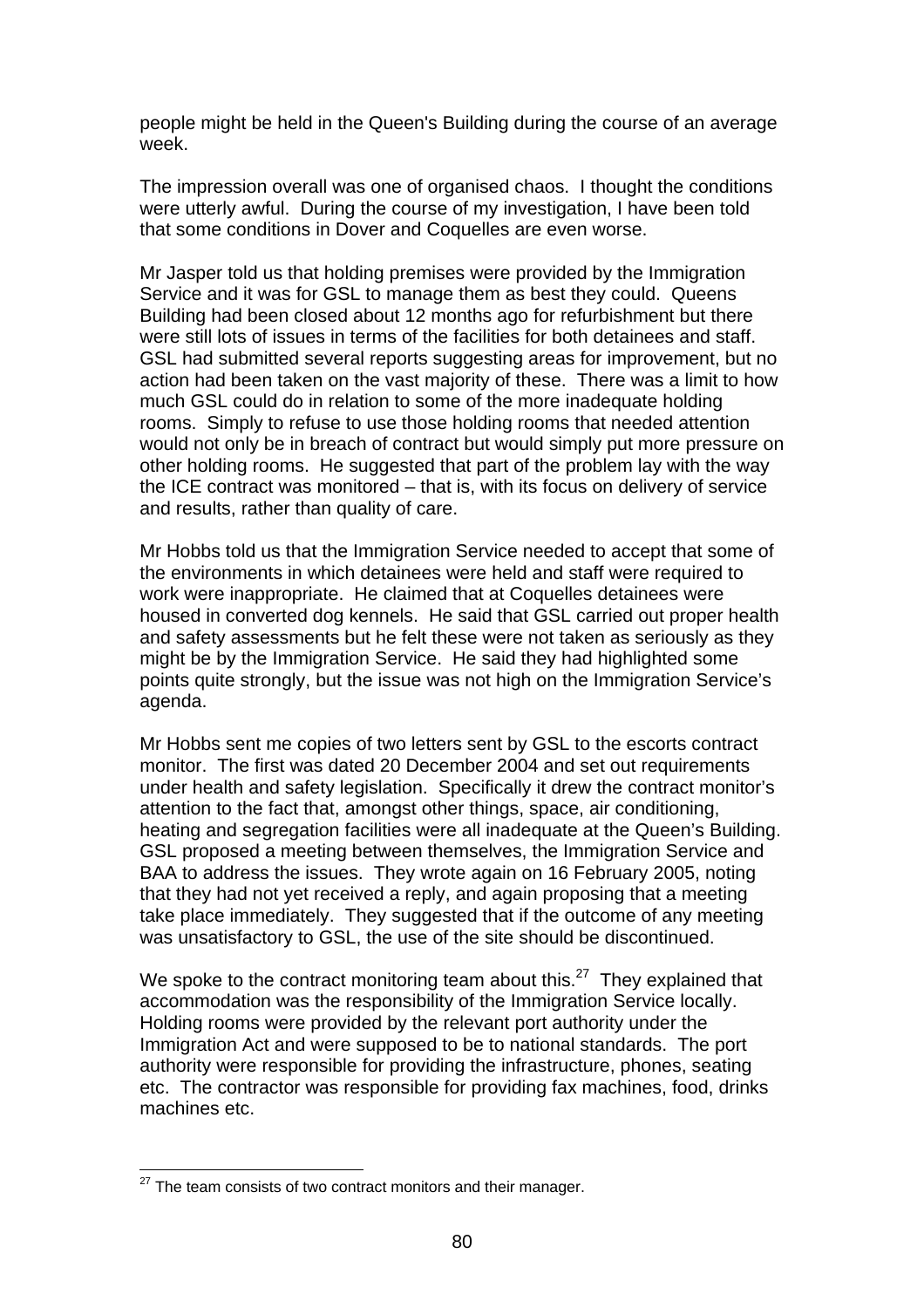people might be held in the Queen's Building during the course of an average week.

The impression overall was one of organised chaos. I thought the conditions were utterly awful. During the course of my investigation, I have been told that some conditions in Dover and Coquelles are even worse.

Mr Jasper told us that holding premises were provided by the Immigration Service and it was for GSL to manage them as best they could. Queens Building had been closed about 12 months ago for refurbishment but there were still lots of issues in terms of the facilities for both detainees and staff. GSL had submitted several reports suggesting areas for improvement, but no action had been taken on the vast majority of these. There was a limit to how much GSL could do in relation to some of the more inadequate holding rooms. Simply to refuse to use those holding rooms that needed attention would not only be in breach of contract but would simply put more pressure on other holding rooms. He suggested that part of the problem lay with the way the ICE contract was monitored – that is, with its focus on delivery of service and results, rather than quality of care.

Mr Hobbs told us that the Immigration Service needed to accept that some of the environments in which detainees were held and staff were required to work were inappropriate. He claimed that at Coquelles detainees were housed in converted dog kennels. He said that GSL carried out proper health and safety assessments but he felt these were not taken as seriously as they might be by the Immigration Service. He said they had highlighted some points quite strongly, but the issue was not high on the Immigration Service's agenda.

Mr Hobbs sent me copies of two letters sent by GSL to the escorts contract monitor. The first was dated 20 December 2004 and set out requirements under health and safety legislation. Specifically it drew the contract monitor's attention to the fact that, amongst other things, space, air conditioning, heating and segregation facilities were all inadequate at the Queen's Building. GSL proposed a meeting between themselves, the Immigration Service and BAA to address the issues. They wrote again on 16 February 2005, noting that they had not yet received a reply, and again proposing that a meeting take place immediately. They suggested that if the outcome of any meeting was unsatisfactory to GSL, the use of the site should be discontinued.

We spoke to the contract monitoring team about this.[27] They explained that accommodation was the responsibility of the Immigration Service locally. Holding rooms were provided by the relevant port authority under the Immigration Act and were supposed to be to national standards. The port authority were responsible for providing the infrastructure, phones, seating etc. The contractor was responsible for providing fax machines, food, drinks machines etc.

[27] The team consists of two contract monitors and their manager.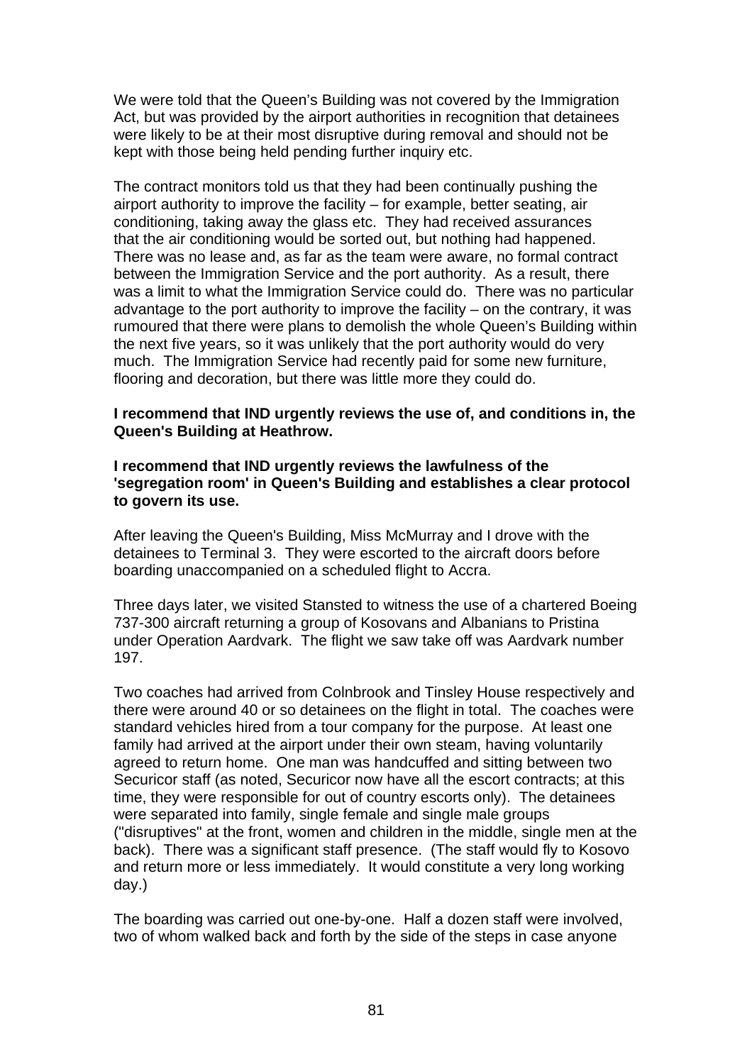We were told that the Queen's Building was not covered by the Immigration Act, but was provided by the airport authorities in recognition that detainees were likely to be at their most disruptive during removal and should not be kept with those being held pending further inquiry etc.

The contract monitors told us that they had been continually pushing the airport authority to improve the facility – for example, better seating, air conditioning, taking away the glass etc. They had received assurances that the air conditioning would be sorted out, but nothing had happened. There was no lease and, as far as the team were aware, no formal contract between the Immigration Service and the port authority. As a result, there was a limit to what the Immigration Service could do. There was no particular advantage to the port authority to improve the facility – on the contrary, it was rumoured that there were plans to demolish the whole Queen's Building within the next five years, so it was unlikely that the port authority would do very much. The Immigration Service had recently paid for some new furniture, flooring and decoration, but there was little more they could do.

**I recommend that IND urgently reviews the use of, and conditions in, the Queen's Building at Heathrow.**

**I recommend that IND urgently reviews the lawfulness of the 'segregation room' in Queen's Building and establishes a clear protocol to govern its use.**

After leaving the Queen's Building, Miss McMurray and I drove with the detainees to Terminal 3. They were escorted to the aircraft doors before boarding unaccompanied on a scheduled flight to Accra.

Three days later, we visited Stansted to witness the use of a chartered Boeing 737-300 aircraft returning a group of Kosovans and Albanians to Pristina under Operation Aardvark. The flight we saw take off was Aardvark number 197.

Two coaches had arrived from Colnbrook and Tinsley House respectively and there were around 40 or so detainees on the flight in total. The coaches were standard vehicles hired from a tour company for the purpose. At least one family had arrived at the airport under their own steam, having voluntarily agreed to return home. One man was handcuffed and sitting between two Securicor staff (as noted, Securicor now have all the escort contracts; at this time, they were responsible for out of country escorts only). The detainees were separated into family, single female and single male groups ("disruptives" at the front, women and children in the middle, single men at the back). There was a significant staff presence. (The staff would fly to Kosovo and return more or less immediately. It would constitute a very long working day.)

The boarding was carried out one-by-one. Half a dozen staff were involved, two of whom walked back and forth by the side of the steps in case anyone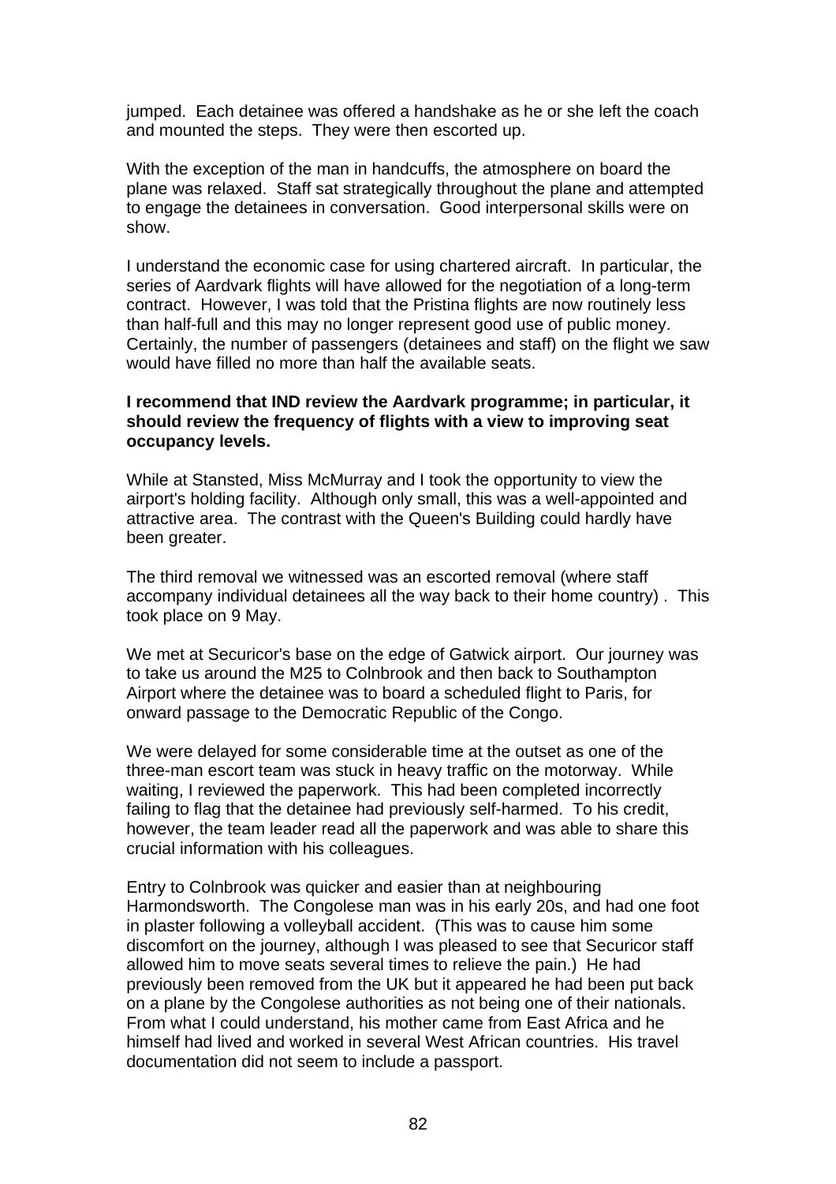jumped. Each detainee was offered a handshake as he or she left the coach and mounted the steps. They were then escorted up.

With the exception of the man in handcuffs, the atmosphere on board the plane was relaxed. Staff sat strategically throughout the plane and attempted to engage the detainees in conversation. Good interpersonal skills were on show.

I understand the economic case for using chartered aircraft. In particular, the series of Aardvark flights will have allowed for the negotiation of a long-term contract. However, I was told that the Pristina flights are now routinely less than half-full and this may no longer represent good use of public money. Certainly, the number of passengers (detainees and staff) on the flight we saw would have filled no more than half the available seats.

**I recommend that IND review the Aardvark programme; in particular, it should review the frequency of flights with a view to improving seat occupancy levels.**

While at Stansted, Miss McMurray and I took the opportunity to view the airport's holding facility. Although only small, this was a well-appointed and attractive area. The contrast with the Queen's Building could hardly have been greater.

The third removal we witnessed was an escorted removal (where staff accompany individual detainees all the way back to their home country) . This took place on 9 May.

We met at Securicor's base on the edge of Gatwick airport. Our journey was to take us around the M25 to Colnbrook and then back to Southampton Airport where the detainee was to board a scheduled flight to Paris, for onward passage to the Democratic Republic of the Congo.

We were delayed for some considerable time at the outset as one of the three-man escort team was stuck in heavy traffic on the motorway. While waiting, I reviewed the paperwork. This had been completed incorrectly failing to flag that the detainee had previously self-harmed. To his credit, however, the team leader read all the paperwork and was able to share this crucial information with his colleagues.

Entry to Colnbrook was quicker and easier than at neighbouring Harmondsworth. The Congolese man was in his early 20s, and had one foot in plaster following a volleyball accident. (This was to cause him some discomfort on the journey, although I was pleased to see that Securicor staff allowed him to move seats several times to relieve the pain.) He had previously been removed from the UK but it appeared he had been put back on a plane by the Congolese authorities as not being one of their nationals. From what I could understand, his mother came from East Africa and he himself had lived and worked in several West African countries. His travel documentation did not seem to include a passport.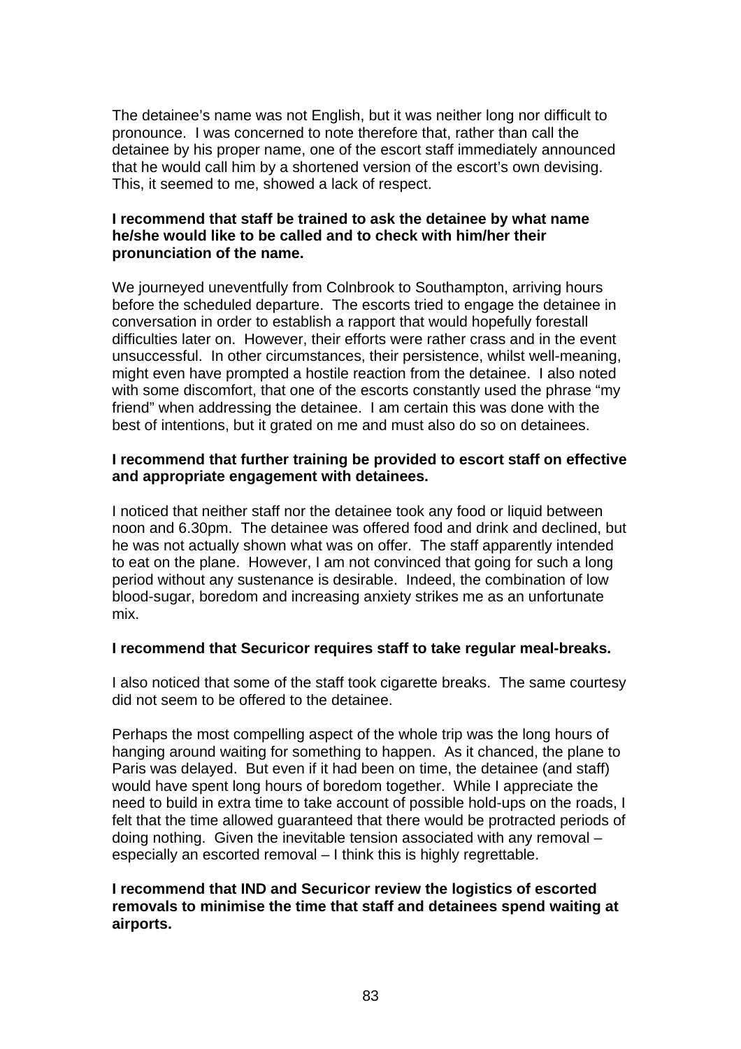The detainee's name was not English, but it was neither long nor difficult to pronounce. I was concerned to note therefore that, rather than call the detainee by his proper name, one of the escort staff immediately announced that he would call him by a shortened version of the escort's own devising. This, it seemed to me, showed a lack of respect.

**I recommend that staff be trained to ask the detainee by what name he/she would like to be called and to check with him/her their pronunciation of the name.**

We journeyed uneventfully from Colnbrook to Southampton, arriving hours before the scheduled departure. The escorts tried to engage the detainee in conversation in order to establish a rapport that would hopefully forestall difficulties later on. However, their efforts were rather crass and in the event unsuccessful. In other circumstances, their persistence, whilst well-meaning, might even have prompted a hostile reaction from the detainee. I also noted with some discomfort, that one of the escorts constantly used the phrase "my friend" when addressing the detainee. I am certain this was done with the best of intentions, but it grated on me and must also do so on detainees.

**I recommend that further training be provided to escort staff on effective and appropriate engagement with detainees.**

I noticed that neither staff nor the detainee took any food or liquid between noon and 6.30pm. The detainee was offered food and drink and declined, but he was not actually shown what was on offer. The staff apparently intended to eat on the plane. However, I am not convinced that going for such a long period without any sustenance is desirable. Indeed, the combination of low blood-sugar, boredom and increasing anxiety strikes me as an unfortunate mix.

**I recommend that Securicor requires staff to take regular meal-breaks.**

I also noticed that some of the staff took cigarette breaks. The same courtesy did not seem to be offered to the detainee.

Perhaps the most compelling aspect of the whole trip was the long hours of hanging around waiting for something to happen. As it chanced, the plane to Paris was delayed. But even if it had been on time, the detainee (and staff) would have spent long hours of boredom together. While I appreciate the need to build in extra time to take account of possible hold-ups on the roads, I felt that the time allowed guaranteed that there would be protracted periods of doing nothing. Given the inevitable tension associated with any removal – especially an escorted removal – I think this is highly regrettable.

**I recommend that IND and Securicor review the logistics of escorted removals to minimise the time that staff and detainees spend waiting at airports.**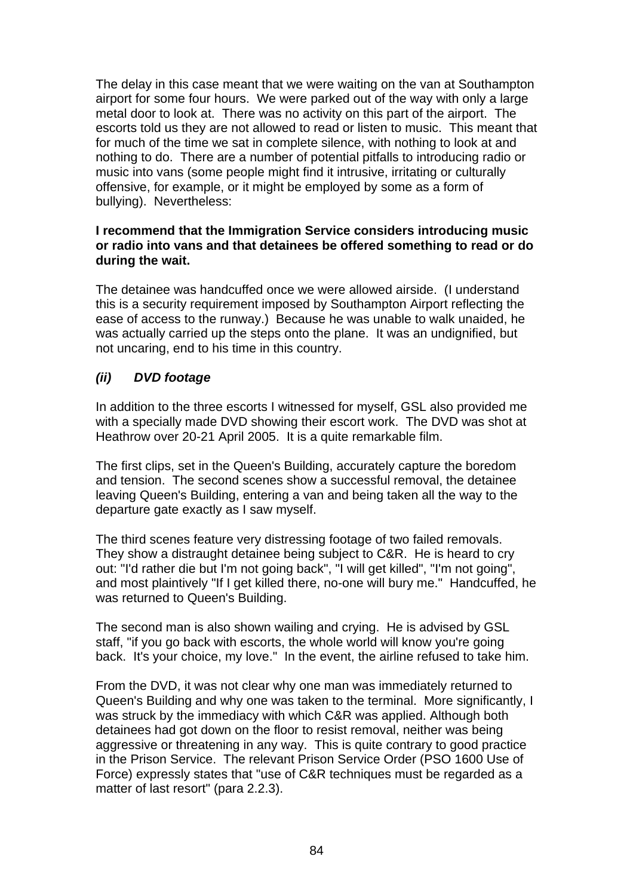The delay in this case meant that we were waiting on the van at Southampton airport for some four hours. We were parked out of the way with only a large metal door to look at. There was no activity on this part of the airport. The escorts told us they are not allowed to read or listen to music. This meant that for much of the time we sat in complete silence, with nothing to look at and nothing to do. There are a number of potential pitfalls to introducing radio or music into vans (some people might find it intrusive, irritating or culturally offensive, for example, or it might be employed by some as a form of bullying). Nevertheless:

**I recommend that the Immigration Service considers introducing music or radio into vans and that detainees be offered something to read or do during the wait.**

The detainee was handcuffed once we were allowed airside. (I understand this is a security requirement imposed by Southampton Airport reflecting the ease of access to the runway.) Because he was unable to walk unaided, he was actually carried up the steps onto the plane. It was an undignified, but not uncaring, end to his time in this country.

### *(ii) DVD footage*

In addition to the three escorts I witnessed for myself, GSL also provided me with a specially made DVD showing their escort work. The DVD was shot at Heathrow over 20-21 April 2005. It is a quite remarkable film.

The first clips, set in the Queen's Building, accurately capture the boredom and tension. The second scenes show a successful removal, the detainee leaving Queen's Building, entering a van and being taken all the way to the departure gate exactly as I saw myself.

The third scenes feature very distressing footage of two failed removals. They show a distraught detainee being subject to C&R. He is heard to cry out: "I'd rather die but I'm not going back", "I will get killed", "I'm not going", and most plaintively "If I get killed there, no-one will bury me." Handcuffed, he was returned to Queen's Building.

The second man is also shown wailing and crying. He is advised by GSL staff, "if you go back with escorts, the whole world will know you're going back. It's your choice, my love." In the event, the airline refused to take him.

From the DVD, it was not clear why one man was immediately returned to Queen's Building and why one was taken to the terminal. More significantly, I was struck by the immediacy with which C&R was applied. Although both detainees had got down on the floor to resist removal, neither was being aggressive or threatening in any way. This is quite contrary to good practice in the Prison Service. The relevant Prison Service Order (PSO 1600 Use of Force) expressly states that "use of C&R techniques must be regarded as a matter of last resort" (para 2.2.3).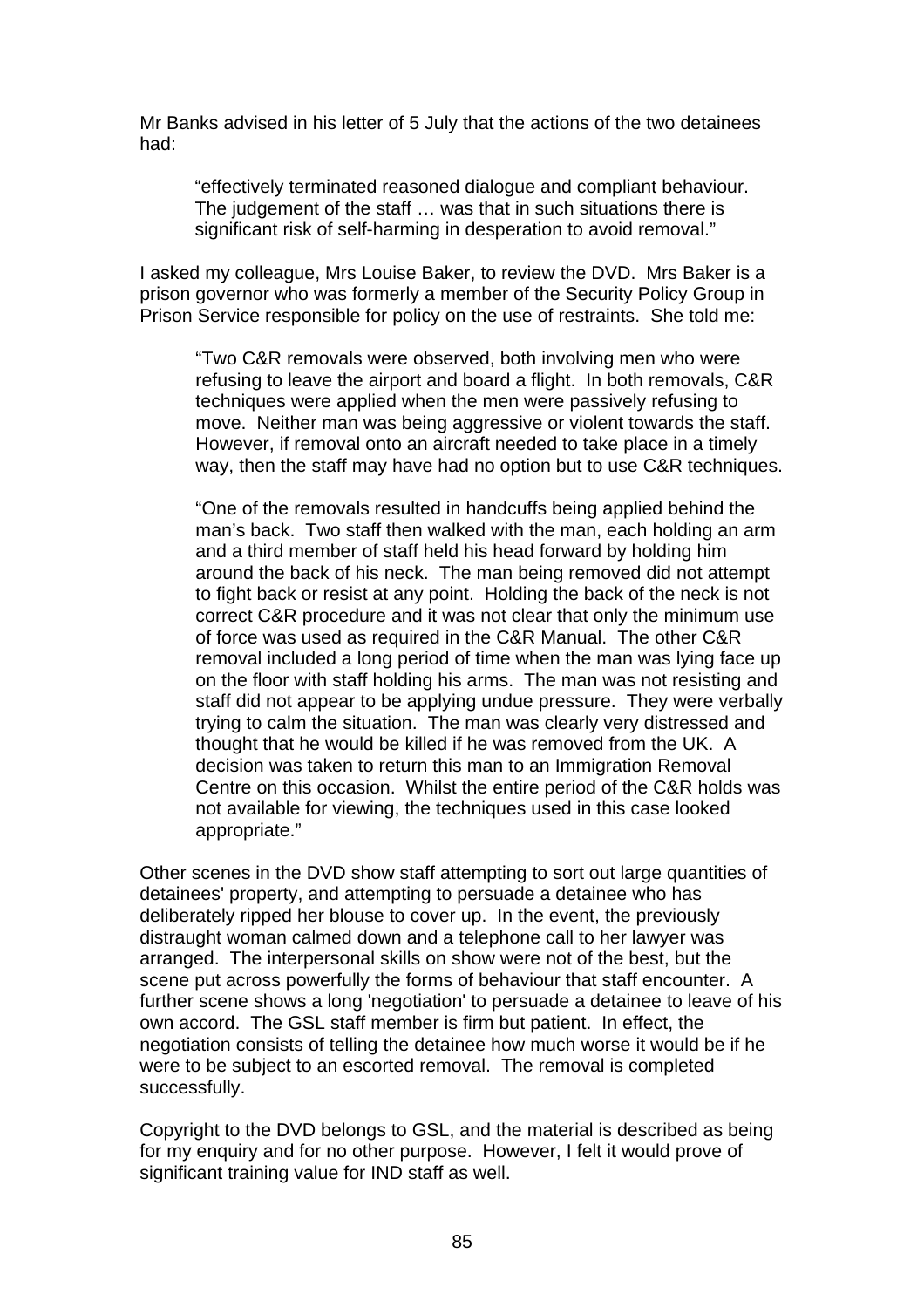Mr Banks advised in his letter of 5 July that the actions of the two detainees had:

> "effectively terminated reasoned dialogue and compliant behaviour. The judgement of the staff … was that in such situations there is significant risk of self-harming in desperation to avoid removal."

I asked my colleague, Mrs Louise Baker, to review the DVD. Mrs Baker is a prison governor who was formerly a member of the Security Policy Group in Prison Service responsible for policy on the use of restraints. She told me:

> "Two C&R removals were observed, both involving men who were refusing to leave the airport and board a flight. In both removals, C&R techniques were applied when the men were passively refusing to move. Neither man was being aggressive or violent towards the staff. However, if removal onto an aircraft needed to take place in a timely way, then the staff may have had no option but to use C&R techniques.
>
> "One of the removals resulted in handcuffs being applied behind the man's back. Two staff then walked with the man, each holding an arm and a third member of staff held his head forward by holding him around the back of his neck. The man being removed did not attempt to fight back or resist at any point. Holding the back of the neck is not correct C&R procedure and it was not clear that only the minimum use of force was used as required in the C&R Manual. The other C&R removal included a long period of time when the man was lying face up on the floor with staff holding his arms. The man was not resisting and staff did not appear to be applying undue pressure. They were verbally trying to calm the situation. The man was clearly very distressed and thought that he would be killed if he was removed from the UK. A decision was taken to return this man to an Immigration Removal Centre on this occasion. Whilst the entire period of the C&R holds was not available for viewing, the techniques used in this case looked appropriate."

Other scenes in the DVD show staff attempting to sort out large quantities of detainees' property, and attempting to persuade a detainee who has deliberately ripped her blouse to cover up. In the event, the previously distraught woman calmed down and a telephone call to her lawyer was arranged. The interpersonal skills on show were not of the best, but the scene put across powerfully the forms of behaviour that staff encounter. A further scene shows a long 'negotiation' to persuade a detainee to leave of his own accord. The GSL staff member is firm but patient. In effect, the negotiation consists of telling the detainee how much worse it would be if he were to be subject to an escorted removal. The removal is completed successfully.

Copyright to the DVD belongs to GSL, and the material is described as being for my enquiry and for no other purpose. However, I felt it would prove of significant training value for IND staff as well.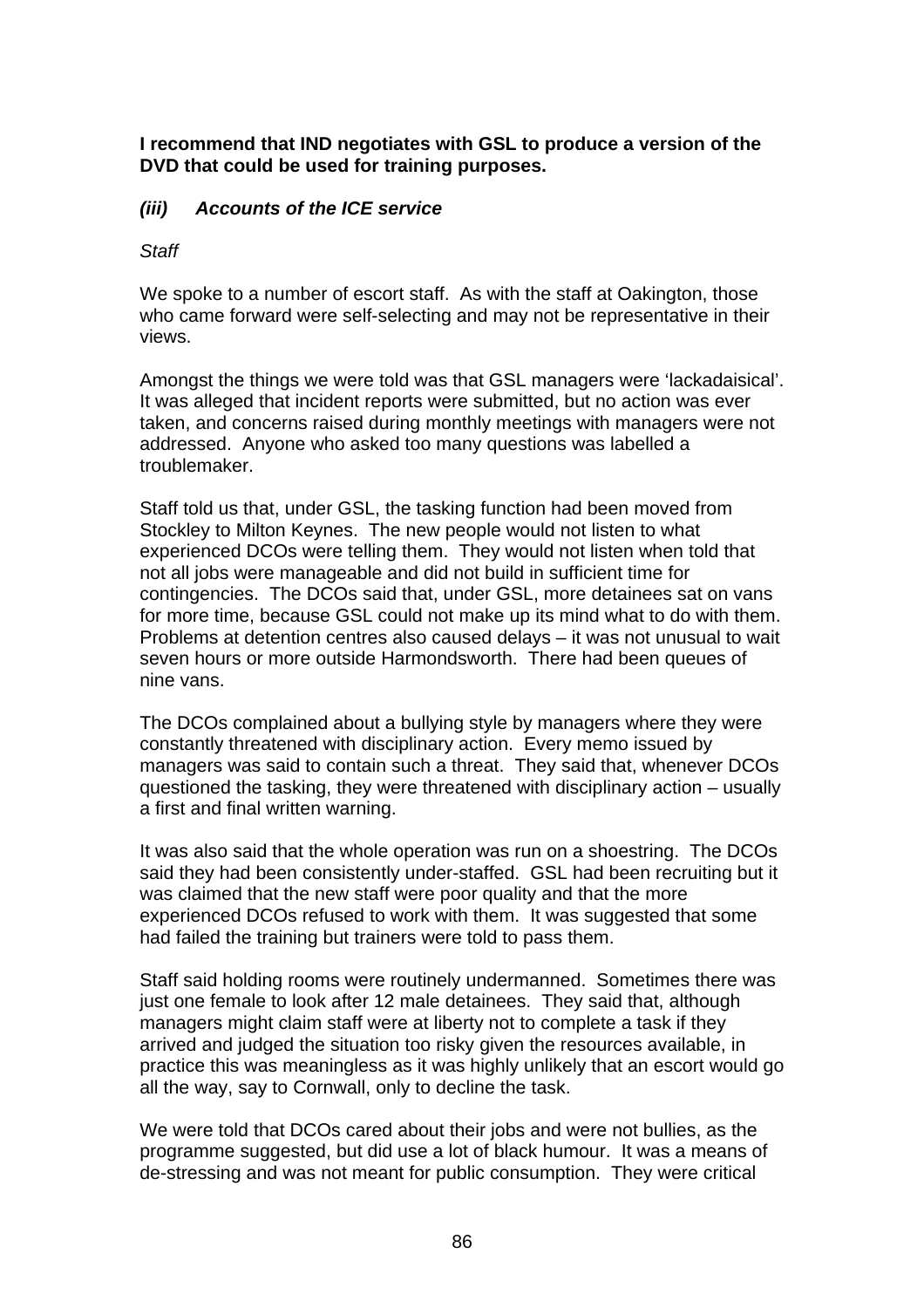**I recommend that IND negotiates with GSL to produce a version of the DVD that could be used for training purposes.**

### *(iii) Accounts of the ICE service*

*Staff*

We spoke to a number of escort staff. As with the staff at Oakington, those who came forward were self-selecting and may not be representative in their views.

Amongst the things we were told was that GSL managers were 'lackadaisical'. It was alleged that incident reports were submitted, but no action was ever taken, and concerns raised during monthly meetings with managers were not addressed. Anyone who asked too many questions was labelled a troublemaker.

Staff told us that, under GSL, the tasking function had been moved from Stockley to Milton Keynes. The new people would not listen to what experienced DCOs were telling them. They would not listen when told that not all jobs were manageable and did not build in sufficient time for contingencies. The DCOs said that, under GSL, more detainees sat on vans for more time, because GSL could not make up its mind what to do with them. Problems at detention centres also caused delays – it was not unusual to wait seven hours or more outside Harmondsworth. There had been queues of nine vans.

The DCOs complained about a bullying style by managers where they were constantly threatened with disciplinary action. Every memo issued by managers was said to contain such a threat. They said that, whenever DCOs questioned the tasking, they were threatened with disciplinary action – usually a first and final written warning.

It was also said that the whole operation was run on a shoestring. The DCOs said they had been consistently under-staffed. GSL had been recruiting but it was claimed that the new staff were poor quality and that the more experienced DCOs refused to work with them. It was suggested that some had failed the training but trainers were told to pass them.

Staff said holding rooms were routinely undermanned. Sometimes there was just one female to look after 12 male detainees. They said that, although managers might claim staff were at liberty not to complete a task if they arrived and judged the situation too risky given the resources available, in practice this was meaningless as it was highly unlikely that an escort would go all the way, say to Cornwall, only to decline the task.

We were told that DCOs cared about their jobs and were not bullies, as the programme suggested, but did use a lot of black humour. It was a means of de-stressing and was not meant for public consumption. They were critical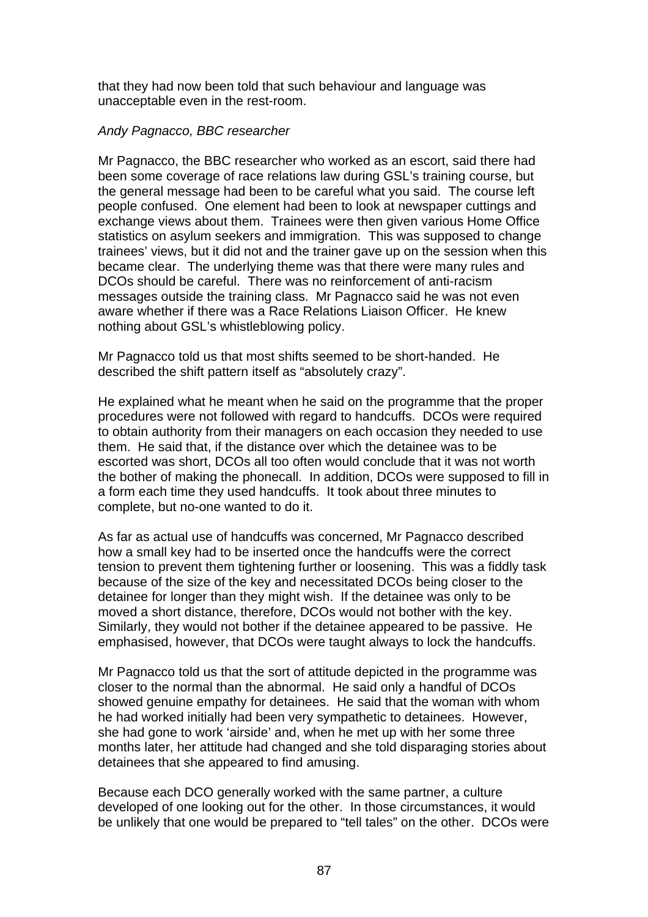that they had now been told that such behaviour and language was unacceptable even in the rest-room.

*Andy Pagnacco, BBC researcher*

Mr Pagnacco, the BBC researcher who worked as an escort, said there had been some coverage of race relations law during GSL's training course, but the general message had been to be careful what you said. The course left people confused. One element had been to look at newspaper cuttings and exchange views about them. Trainees were then given various Home Office statistics on asylum seekers and immigration. This was supposed to change trainees' views, but it did not and the trainer gave up on the session when this became clear. The underlying theme was that there were many rules and DCOs should be careful. There was no reinforcement of anti-racism messages outside the training class. Mr Pagnacco said he was not even aware whether if there was a Race Relations Liaison Officer. He knew nothing about GSL's whistleblowing policy.

Mr Pagnacco told us that most shifts seemed to be short-handed. He described the shift pattern itself as "absolutely crazy".

He explained what he meant when he said on the programme that the proper procedures were not followed with regard to handcuffs. DCOs were required to obtain authority from their managers on each occasion they needed to use them. He said that, if the distance over which the detainee was to be escorted was short, DCOs all too often would conclude that it was not worth the bother of making the phonecall. In addition, DCOs were supposed to fill in a form each time they used handcuffs. It took about three minutes to complete, but no-one wanted to do it.

As far as actual use of handcuffs was concerned, Mr Pagnacco described how a small key had to be inserted once the handcuffs were the correct tension to prevent them tightening further or loosening. This was a fiddly task because of the size of the key and necessitated DCOs being closer to the detainee for longer than they might wish. If the detainee was only to be moved a short distance, therefore, DCOs would not bother with the key. Similarly, they would not bother if the detainee appeared to be passive. He emphasised, however, that DCOs were taught always to lock the handcuffs.

Mr Pagnacco told us that the sort of attitude depicted in the programme was closer to the normal than the abnormal. He said only a handful of DCOs showed genuine empathy for detainees. He said that the woman with whom he had worked initially had been very sympathetic to detainees. However, she had gone to work 'airside' and, when he met up with her some three months later, her attitude had changed and she told disparaging stories about detainees that she appeared to find amusing.

Because each DCO generally worked with the same partner, a culture developed of one looking out for the other. In those circumstances, it would be unlikely that one would be prepared to "tell tales" on the other. DCOs were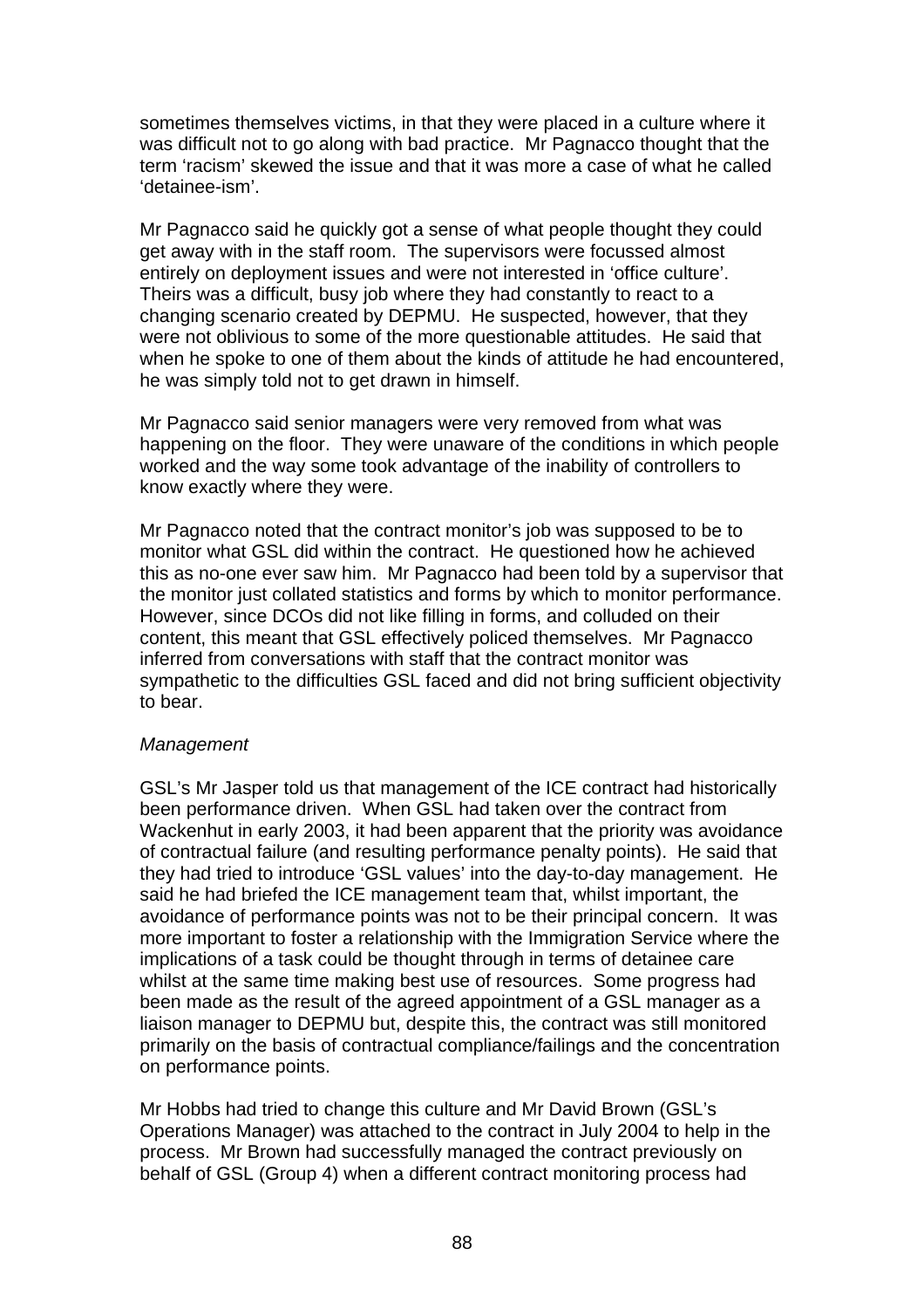sometimes themselves victims, in that they were placed in a culture where it was difficult not to go along with bad practice. Mr Pagnacco thought that the term 'racism' skewed the issue and that it was more a case of what he called 'detainee-ism'.

Mr Pagnacco said he quickly got a sense of what people thought they could get away with in the staff room. The supervisors were focussed almost entirely on deployment issues and were not interested in 'office culture'. Theirs was a difficult, busy job where they had constantly to react to a changing scenario created by DEPMU. He suspected, however, that they were not oblivious to some of the more questionable attitudes. He said that when he spoke to one of them about the kinds of attitude he had encountered, he was simply told not to get drawn in himself.

Mr Pagnacco said senior managers were very removed from what was happening on the floor. They were unaware of the conditions in which people worked and the way some took advantage of the inability of controllers to know exactly where they were.

Mr Pagnacco noted that the contract monitor's job was supposed to be to monitor what GSL did within the contract. He questioned how he achieved this as no-one ever saw him. Mr Pagnacco had been told by a supervisor that the monitor just collated statistics and forms by which to monitor performance. However, since DCOs did not like filling in forms, and colluded on their content, this meant that GSL effectively policed themselves. Mr Pagnacco inferred from conversations with staff that the contract monitor was sympathetic to the difficulties GSL faced and did not bring sufficient objectivity to bear.

*Management*

GSL's Mr Jasper told us that management of the ICE contract had historically been performance driven. When GSL had taken over the contract from Wackenhut in early 2003, it had been apparent that the priority was avoidance of contractual failure (and resulting performance penalty points). He said that they had tried to introduce 'GSL values' into the day-to-day management. He said he had briefed the ICE management team that, whilst important, the avoidance of performance points was not to be their principal concern. It was more important to foster a relationship with the Immigration Service where the implications of a task could be thought through in terms of detainee care whilst at the same time making best use of resources. Some progress had been made as the result of the agreed appointment of a GSL manager as a liaison manager to DEPMU but, despite this, the contract was still monitored primarily on the basis of contractual compliance/failings and the concentration on performance points.

Mr Hobbs had tried to change this culture and Mr David Brown (GSL's Operations Manager) was attached to the contract in July 2004 to help in the process. Mr Brown had successfully managed the contract previously on behalf of GSL (Group 4) when a different contract monitoring process had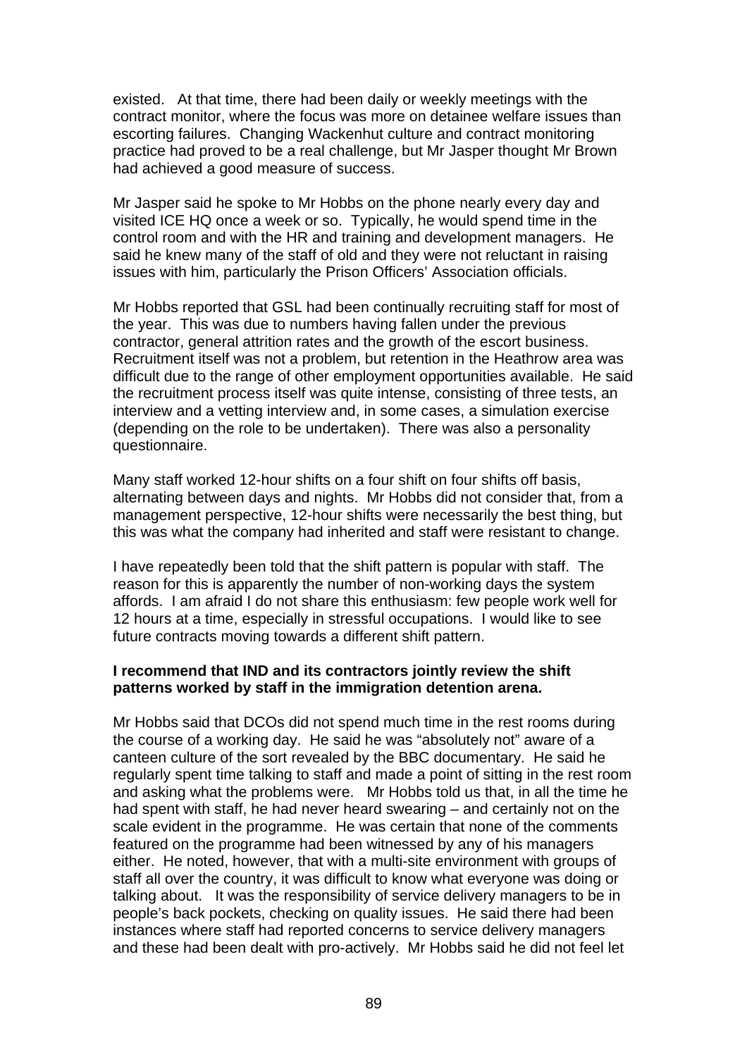existed. At that time, there had been daily or weekly meetings with the contract monitor, where the focus was more on detainee welfare issues than escorting failures. Changing Wackenhut culture and contract monitoring practice had proved to be a real challenge, but Mr Jasper thought Mr Brown had achieved a good measure of success.

Mr Jasper said he spoke to Mr Hobbs on the phone nearly every day and visited ICE HQ once a week or so. Typically, he would spend time in the control room and with the HR and training and development managers. He said he knew many of the staff of old and they were not reluctant in raising issues with him, particularly the Prison Officers' Association officials.

Mr Hobbs reported that GSL had been continually recruiting staff for most of the year. This was due to numbers having fallen under the previous contractor, general attrition rates and the growth of the escort business. Recruitment itself was not a problem, but retention in the Heathrow area was difficult due to the range of other employment opportunities available. He said the recruitment process itself was quite intense, consisting of three tests, an interview and a vetting interview and, in some cases, a simulation exercise (depending on the role to be undertaken). There was also a personality questionnaire.

Many staff worked 12-hour shifts on a four shift on four shifts off basis, alternating between days and nights. Mr Hobbs did not consider that, from a management perspective, 12-hour shifts were necessarily the best thing, but this was what the company had inherited and staff were resistant to change.

I have repeatedly been told that the shift pattern is popular with staff. The reason for this is apparently the number of non-working days the system affords. I am afraid I do not share this enthusiasm: few people work well for 12 hours at a time, especially in stressful occupations. I would like to see future contracts moving towards a different shift pattern.

**I recommend that IND and its contractors jointly review the shift patterns worked by staff in the immigration detention arena.**

Mr Hobbs said that DCOs did not spend much time in the rest rooms during the course of a working day. He said he was "absolutely not" aware of a canteen culture of the sort revealed by the BBC documentary. He said he regularly spent time talking to staff and made a point of sitting in the rest room and asking what the problems were. Mr Hobbs told us that, in all the time he had spent with staff, he had never heard swearing – and certainly not on the scale evident in the programme. He was certain that none of the comments featured on the programme had been witnessed by any of his managers either. He noted, however, that with a multi-site environment with groups of staff all over the country, it was difficult to know what everyone was doing or talking about. It was the responsibility of service delivery managers to be in people's back pockets, checking on quality issues. He said there had been instances where staff had reported concerns to service delivery managers and these had been dealt with pro-actively. Mr Hobbs said he did not feel let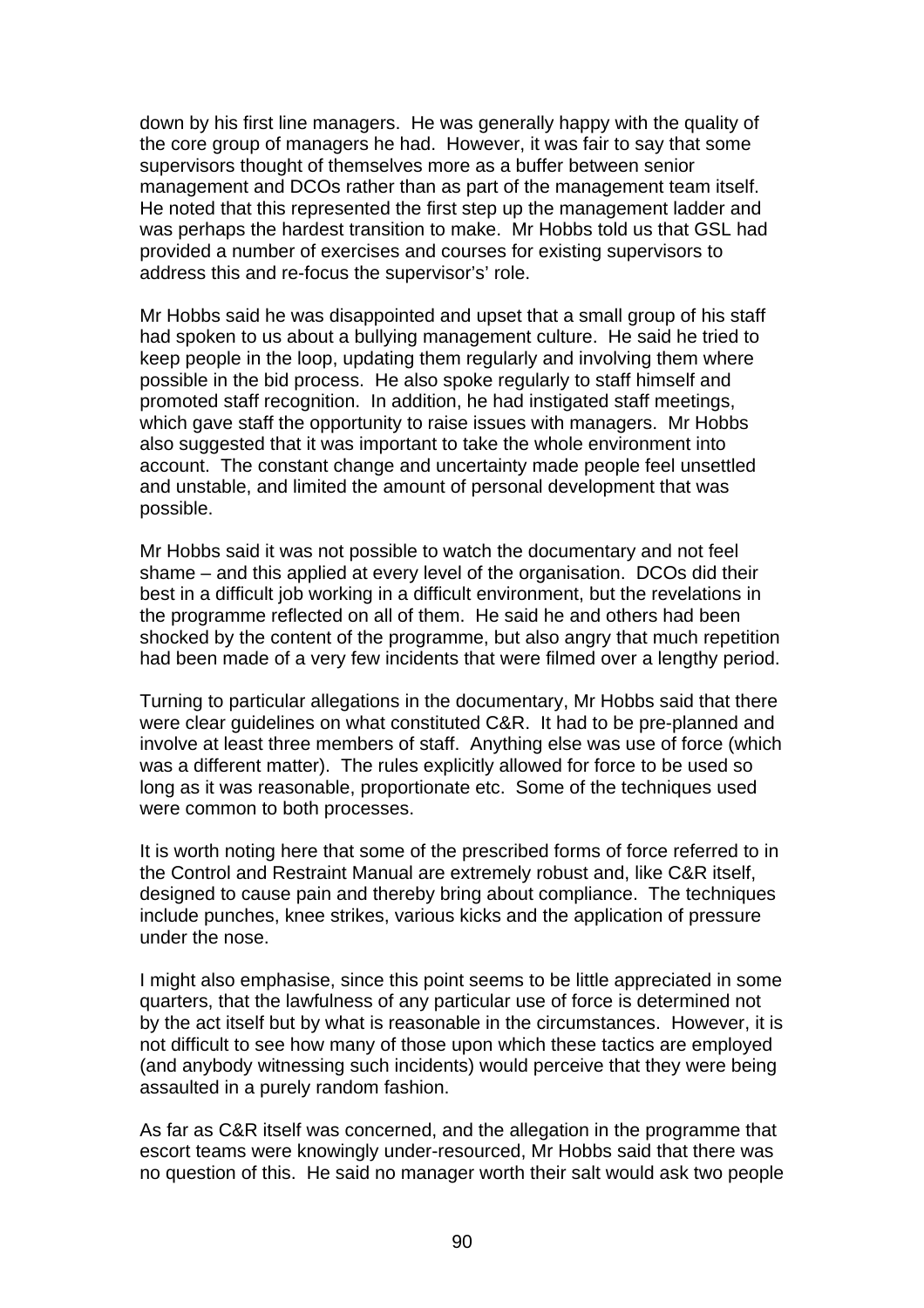down by his first line managers. He was generally happy with the quality of the core group of managers he had. However, it was fair to say that some supervisors thought of themselves more as a buffer between senior management and DCOs rather than as part of the management team itself. He noted that this represented the first step up the management ladder and was perhaps the hardest transition to make. Mr Hobbs told us that GSL had provided a number of exercises and courses for existing supervisors to address this and re-focus the supervisor's' role.

Mr Hobbs said he was disappointed and upset that a small group of his staff had spoken to us about a bullying management culture. He said he tried to keep people in the loop, updating them regularly and involving them where possible in the bid process. He also spoke regularly to staff himself and promoted staff recognition. In addition, he had instigated staff meetings, which gave staff the opportunity to raise issues with managers. Mr Hobbs also suggested that it was important to take the whole environment into account. The constant change and uncertainty made people feel unsettled and unstable, and limited the amount of personal development that was possible.

Mr Hobbs said it was not possible to watch the documentary and not feel shame – and this applied at every level of the organisation. DCOs did their best in a difficult job working in a difficult environment, but the revelations in the programme reflected on all of them. He said he and others had been shocked by the content of the programme, but also angry that much repetition had been made of a very few incidents that were filmed over a lengthy period.

Turning to particular allegations in the documentary, Mr Hobbs said that there were clear guidelines on what constituted C&R. It had to be pre-planned and involve at least three members of staff. Anything else was use of force (which was a different matter). The rules explicitly allowed for force to be used so long as it was reasonable, proportionate etc. Some of the techniques used were common to both processes.

It is worth noting here that some of the prescribed forms of force referred to in the Control and Restraint Manual are extremely robust and, like C&R itself, designed to cause pain and thereby bring about compliance. The techniques include punches, knee strikes, various kicks and the application of pressure under the nose.

I might also emphasise, since this point seems to be little appreciated in some quarters, that the lawfulness of any particular use of force is determined not by the act itself but by what is reasonable in the circumstances. However, it is not difficult to see how many of those upon which these tactics are employed (and anybody witnessing such incidents) would perceive that they were being assaulted in a purely random fashion.

As far as C&R itself was concerned, and the allegation in the programme that escort teams were knowingly under-resourced, Mr Hobbs said that there was no question of this. He said no manager worth their salt would ask two people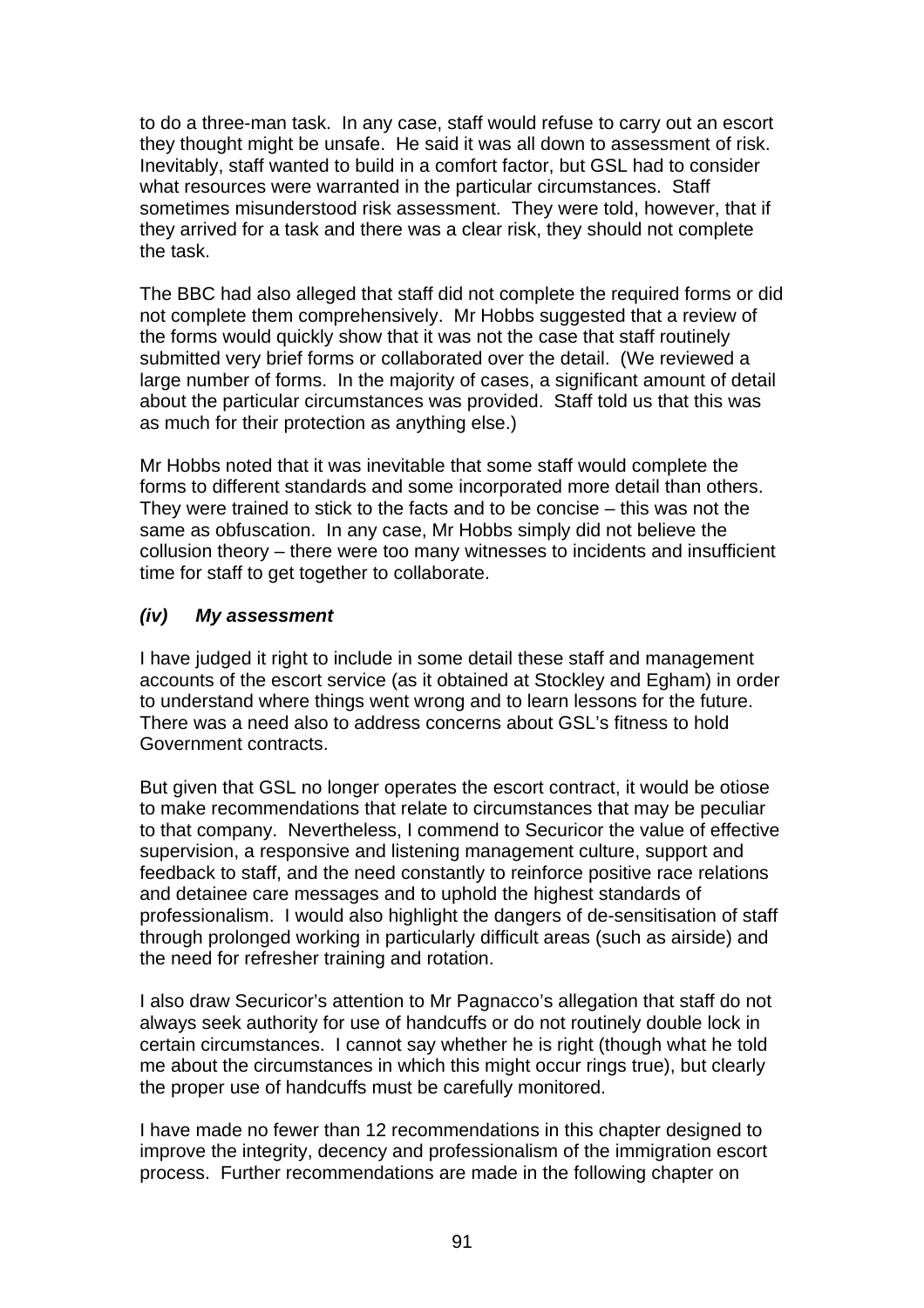to do a three-man task. In any case, staff would refuse to carry out an escort they thought might be unsafe. He said it was all down to assessment of risk. Inevitably, staff wanted to build in a comfort factor, but GSL had to consider what resources were warranted in the particular circumstances. Staff sometimes misunderstood risk assessment. They were told, however, that if they arrived for a task and there was a clear risk, they should not complete the task.

The BBC had also alleged that staff did not complete the required forms or did not complete them comprehensively. Mr Hobbs suggested that a review of the forms would quickly show that it was not the case that staff routinely submitted very brief forms or collaborated over the detail. (We reviewed a large number of forms. In the majority of cases, a significant amount of detail about the particular circumstances was provided. Staff told us that this was as much for their protection as anything else.)

Mr Hobbs noted that it was inevitable that some staff would complete the forms to different standards and some incorporated more detail than others. They were trained to stick to the facts and to be concise – this was not the same as obfuscation. In any case, Mr Hobbs simply did not believe the collusion theory – there were too many witnesses to incidents and insufficient time for staff to get together to collaborate.

### *(iv) My assessment*

I have judged it right to include in some detail these staff and management accounts of the escort service (as it obtained at Stockley and Egham) in order to understand where things went wrong and to learn lessons for the future. There was a need also to address concerns about GSL's fitness to hold Government contracts.

But given that GSL no longer operates the escort contract, it would be otiose to make recommendations that relate to circumstances that may be peculiar to that company. Nevertheless, I commend to Securicor the value of effective supervision, a responsive and listening management culture, support and feedback to staff, and the need constantly to reinforce positive race relations and detainee care messages and to uphold the highest standards of professionalism. I would also highlight the dangers of de-sensitisation of staff through prolonged working in particularly difficult areas (such as airside) and the need for refresher training and rotation.

I also draw Securicor's attention to Mr Pagnacco's allegation that staff do not always seek authority for use of handcuffs or do not routinely double lock in certain circumstances. I cannot say whether he is right (though what he told me about the circumstances in which this might occur rings true), but clearly the proper use of handcuffs must be carefully monitored.

I have made no fewer than 12 recommendations in this chapter designed to improve the integrity, decency and professionalism of the immigration escort process. Further recommendations are made in the following chapter on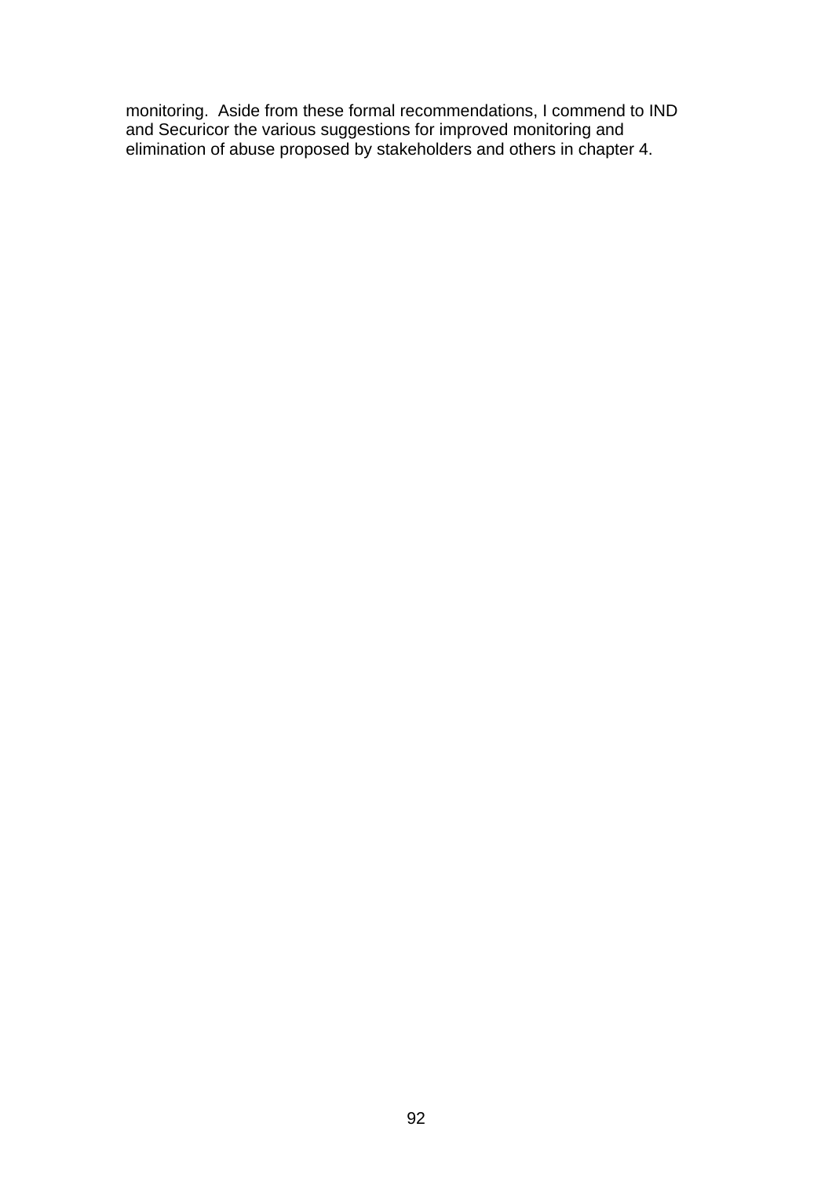monitoring. Aside from these formal recommendations, I commend to IND and Securicor the various suggestions for improved monitoring and elimination of abuse proposed by stakeholders and others in chapter 4.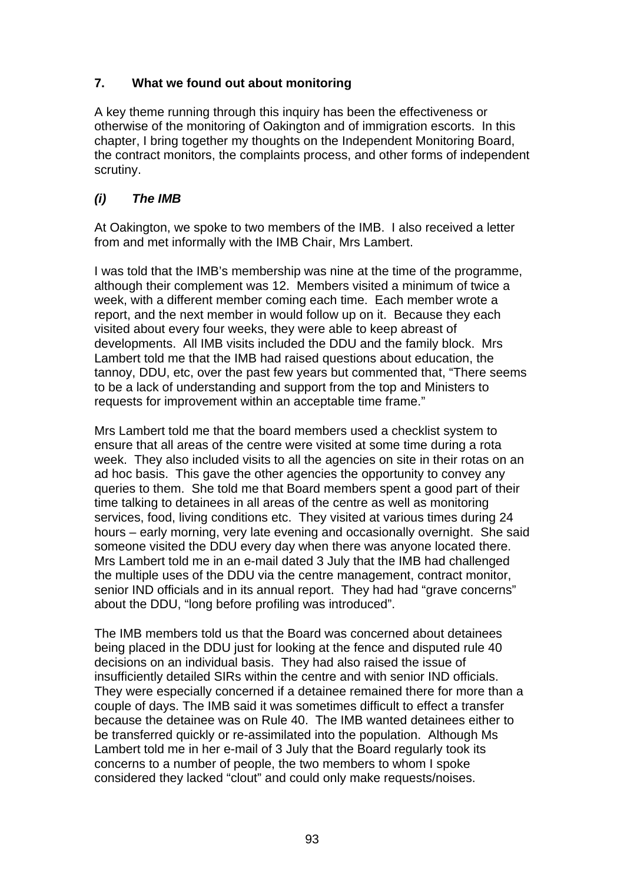## 7. What we found out about monitoring

A key theme running through this inquiry has been the effectiveness or otherwise of the monitoring of Oakington and of immigration escorts. In this chapter, I bring together my thoughts on the Independent Monitoring Board, the contract monitors, the complaints process, and other forms of independent scrutiny.

### *(i) The IMB*

At Oakington, we spoke to two members of the IMB. I also received a letter from and met informally with the IMB Chair, Mrs Lambert.

I was told that the IMB's membership was nine at the time of the programme, although their complement was 12. Members visited a minimum of twice a week, with a different member coming each time. Each member wrote a report, and the next member in would follow up on it. Because they each visited about every four weeks, they were able to keep abreast of developments. All IMB visits included the DDU and the family block. Mrs Lambert told me that the IMB had raised questions about education, the tannoy, DDU, etc, over the past few years but commented that, "There seems to be a lack of understanding and support from the top and Ministers to requests for improvement within an acceptable time frame."

Mrs Lambert told me that the board members used a checklist system to ensure that all areas of the centre were visited at some time during a rota week. They also included visits to all the agencies on site in their rotas on an ad hoc basis. This gave the other agencies the opportunity to convey any queries to them. She told me that Board members spent a good part of their time talking to detainees in all areas of the centre as well as monitoring services, food, living conditions etc. They visited at various times during 24 hours – early morning, very late evening and occasionally overnight. She said someone visited the DDU every day when there was anyone located there. Mrs Lambert told me in an e-mail dated 3 July that the IMB had challenged the multiple uses of the DDU via the centre management, contract monitor, senior IND officials and in its annual report. They had had "grave concerns" about the DDU, "long before profiling was introduced".

The IMB members told us that the Board was concerned about detainees being placed in the DDU just for looking at the fence and disputed rule 40 decisions on an individual basis. They had also raised the issue of insufficiently detailed SIRs within the centre and with senior IND officials. They were especially concerned if a detainee remained there for more than a couple of days. The IMB said it was sometimes difficult to effect a transfer because the detainee was on Rule 40. The IMB wanted detainees either to be transferred quickly or re-assimilated into the population. Although Ms Lambert told me in her e-mail of 3 July that the Board regularly took its concerns to a number of people, the two members to whom I spoke considered they lacked "clout" and could only make requests/noises.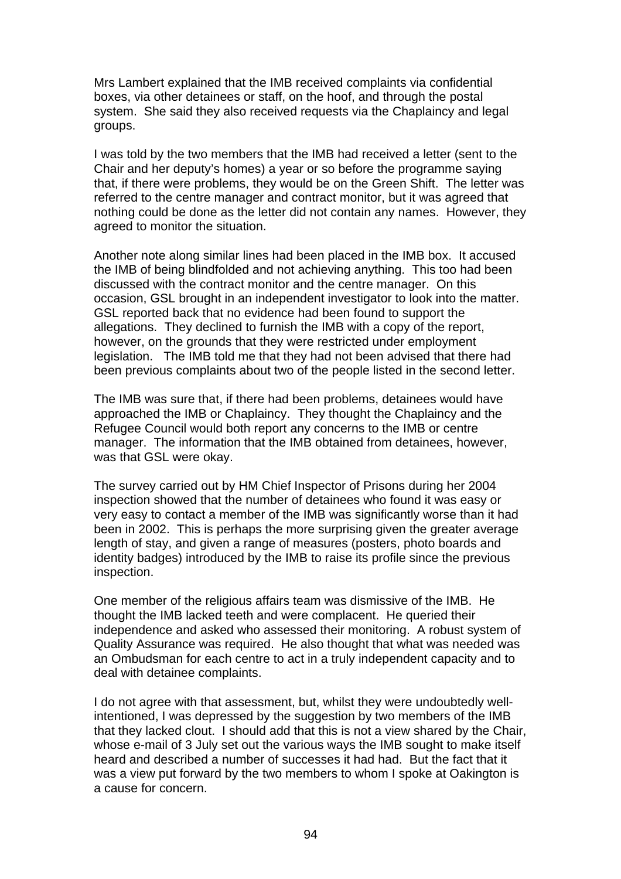Mrs Lambert explained that the IMB received complaints via confidential boxes, via other detainees or staff, on the hoof, and through the postal system. She said they also received requests via the Chaplaincy and legal groups.

I was told by the two members that the IMB had received a letter (sent to the Chair and her deputy's homes) a year or so before the programme saying that, if there were problems, they would be on the Green Shift. The letter was referred to the centre manager and contract monitor, but it was agreed that nothing could be done as the letter did not contain any names. However, they agreed to monitor the situation.

Another note along similar lines had been placed in the IMB box. It accused the IMB of being blindfolded and not achieving anything. This too had been discussed with the contract monitor and the centre manager. On this occasion, GSL brought in an independent investigator to look into the matter. GSL reported back that no evidence had been found to support the allegations. They declined to furnish the IMB with a copy of the report, however, on the grounds that they were restricted under employment legislation. The IMB told me that they had not been advised that there had been previous complaints about two of the people listed in the second letter.

The IMB was sure that, if there had been problems, detainees would have approached the IMB or Chaplaincy. They thought the Chaplaincy and the Refugee Council would both report any concerns to the IMB or centre manager. The information that the IMB obtained from detainees, however, was that GSL were okay.

The survey carried out by HM Chief Inspector of Prisons during her 2004 inspection showed that the number of detainees who found it was easy or very easy to contact a member of the IMB was significantly worse than it had been in 2002. This is perhaps the more surprising given the greater average length of stay, and given a range of measures (posters, photo boards and identity badges) introduced by the IMB to raise its profile since the previous inspection.

One member of the religious affairs team was dismissive of the IMB. He thought the IMB lacked teeth and were complacent. He queried their independence and asked who assessed their monitoring. A robust system of Quality Assurance was required. He also thought that what was needed was an Ombudsman for each centre to act in a truly independent capacity and to deal with detainee complaints.

I do not agree with that assessment, but, whilst they were undoubtedly well-intentioned, I was depressed by the suggestion by two members of the IMB that they lacked clout. I should add that this is not a view shared by the Chair, whose e-mail of 3 July set out the various ways the IMB sought to make itself heard and described a number of successes it had had. But the fact that it was a view put forward by the two members to whom I spoke at Oakington is a cause for concern.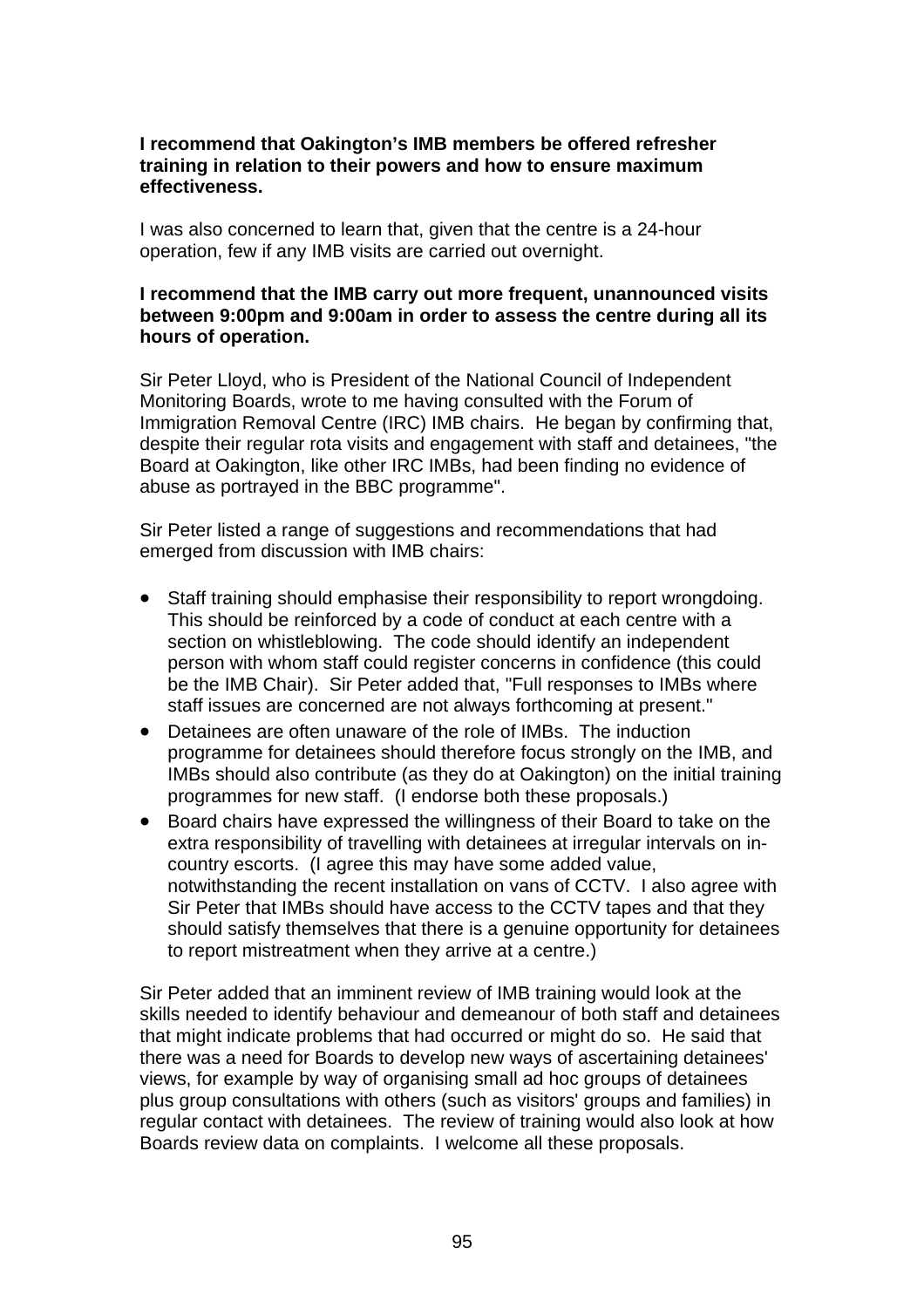**I recommend that Oakington's IMB members be offered refresher training in relation to their powers and how to ensure maximum effectiveness.**

I was also concerned to learn that, given that the centre is a 24-hour operation, few if any IMB visits are carried out overnight.

**I recommend that the IMB carry out more frequent, unannounced visits between 9:00pm and 9:00am in order to assess the centre during all its hours of operation.**

Sir Peter Lloyd, who is President of the National Council of Independent Monitoring Boards, wrote to me having consulted with the Forum of Immigration Removal Centre (IRC) IMB chairs. He began by confirming that, despite their regular rota visits and engagement with staff and detainees, "the Board at Oakington, like other IRC IMBs, had been finding no evidence of abuse as portrayed in the BBC programme".

Sir Peter listed a range of suggestions and recommendations that had emerged from discussion with IMB chairs:

- Staff training should emphasise their responsibility to report wrongdoing. This should be reinforced by a code of conduct at each centre with a section on whistleblowing. The code should identify an independent person with whom staff could register concerns in confidence (this could be the IMB Chair). Sir Peter added that, "Full responses to IMBs where staff issues are concerned are not always forthcoming at present."
- Detainees are often unaware of the role of IMBs. The induction programme for detainees should therefore focus strongly on the IMB, and IMBs should also contribute (as they do at Oakington) on the initial training programmes for new staff. (I endorse both these proposals.)
- Board chairs have expressed the willingness of their Board to take on the extra responsibility of travelling with detainees at irregular intervals on in-country escorts. (I agree this may have some added value, notwithstanding the recent installation on vans of CCTV. I also agree with Sir Peter that IMBs should have access to the CCTV tapes and that they should satisfy themselves that there is a genuine opportunity for detainees to report mistreatment when they arrive at a centre.)

Sir Peter added that an imminent review of IMB training would look at the skills needed to identify behaviour and demeanour of both staff and detainees that might indicate problems that had occurred or might do so. He said that there was a need for Boards to develop new ways of ascertaining detainees' views, for example by way of organising small ad hoc groups of detainees plus group consultations with others (such as visitors' groups and families) in regular contact with detainees. The review of training would also look at how Boards review data on complaints. I welcome all these proposals.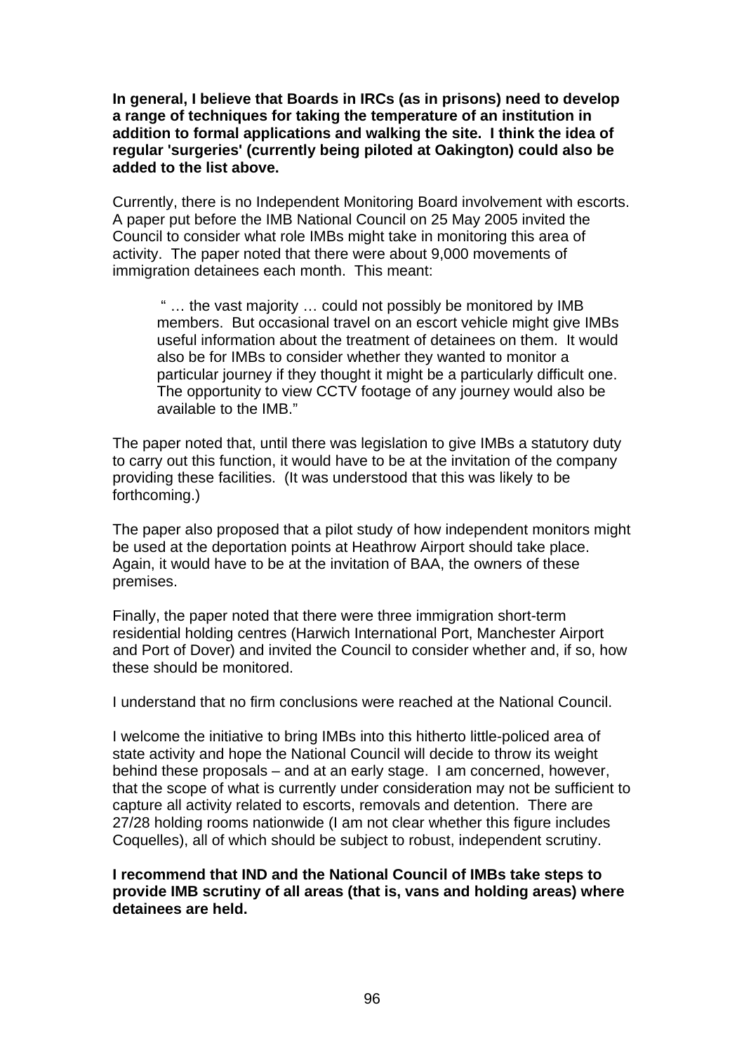**In general, I believe that Boards in IRCs (as in prisons) need to develop a range of techniques for taking the temperature of an institution in addition to formal applications and walking the site. I think the idea of regular 'surgeries' (currently being piloted at Oakington) could also be added to the list above.**

Currently, there is no Independent Monitoring Board involvement with escorts. A paper put before the IMB National Council on 25 May 2005 invited the Council to consider what role IMBs might take in monitoring this area of activity. The paper noted that there were about 9,000 movements of immigration detainees each month. This meant:

> " … the vast majority … could not possibly be monitored by IMB members. But occasional travel on an escort vehicle might give IMBs useful information about the treatment of detainees on them. It would also be for IMBs to consider whether they wanted to monitor a particular journey if they thought it might be a particularly difficult one. The opportunity to view CCTV footage of any journey would also be available to the IMB."

The paper noted that, until there was legislation to give IMBs a statutory duty to carry out this function, it would have to be at the invitation of the company providing these facilities. (It was understood that this was likely to be forthcoming.)

The paper also proposed that a pilot study of how independent monitors might be used at the deportation points at Heathrow Airport should take place. Again, it would have to be at the invitation of BAA, the owners of these premises.

Finally, the paper noted that there were three immigration short-term residential holding centres (Harwich International Port, Manchester Airport and Port of Dover) and invited the Council to consider whether and, if so, how these should be monitored.

I understand that no firm conclusions were reached at the National Council.

I welcome the initiative to bring IMBs into this hitherto little-policed area of state activity and hope the National Council will decide to throw its weight behind these proposals – and at an early stage. I am concerned, however, that the scope of what is currently under consideration may not be sufficient to capture all activity related to escorts, removals and detention. There are 27/28 holding rooms nationwide (I am not clear whether this figure includes Coquelles), all of which should be subject to robust, independent scrutiny.

**I recommend that IND and the National Council of IMBs take steps to provide IMB scrutiny of all areas (that is, vans and holding areas) where detainees are held.**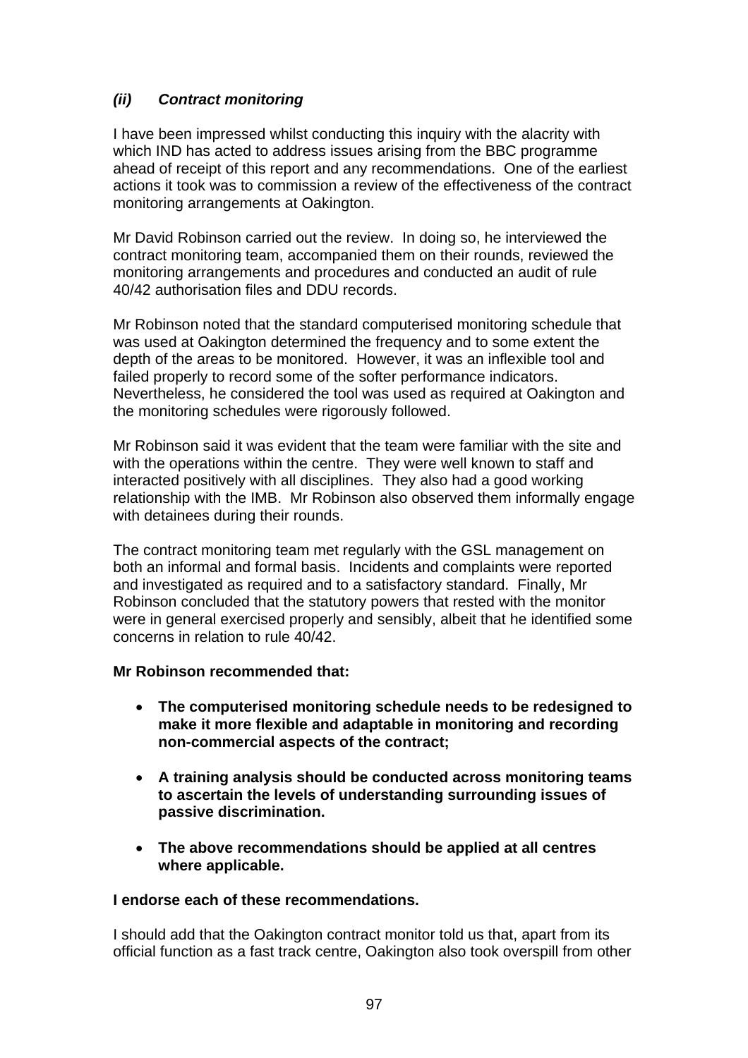### *(ii) Contract monitoring*

I have been impressed whilst conducting this inquiry with the alacrity with which IND has acted to address issues arising from the BBC programme ahead of receipt of this report and any recommendations. One of the earliest actions it took was to commission a review of the effectiveness of the contract monitoring arrangements at Oakington.

Mr David Robinson carried out the review. In doing so, he interviewed the contract monitoring team, accompanied them on their rounds, reviewed the monitoring arrangements and procedures and conducted an audit of rule 40/42 authorisation files and DDU records.

Mr Robinson noted that the standard computerised monitoring schedule that was used at Oakington determined the frequency and to some extent the depth of the areas to be monitored. However, it was an inflexible tool and failed properly to record some of the softer performance indicators. Nevertheless, he considered the tool was used as required at Oakington and the monitoring schedules were rigorously followed.

Mr Robinson said it was evident that the team were familiar with the site and with the operations within the centre. They were well known to staff and interacted positively with all disciplines. They also had a good working relationship with the IMB. Mr Robinson also observed them informally engage with detainees during their rounds.

The contract monitoring team met regularly with the GSL management on both an informal and formal basis. Incidents and complaints were reported and investigated as required and to a satisfactory standard. Finally, Mr Robinson concluded that the statutory powers that rested with the monitor were in general exercised properly and sensibly, albeit that he identified some concerns in relation to rule 40/42.

**Mr Robinson recommended that:**

- **The computerised monitoring schedule needs to be redesigned to make it more flexible and adaptable in monitoring and recording non-commercial aspects of the contract;**
- **A training analysis should be conducted across monitoring teams to ascertain the levels of understanding surrounding issues of passive discrimination.**
- **The above recommendations should be applied at all centres where applicable.**

**I endorse each of these recommendations.**

I should add that the Oakington contract monitor told us that, apart from its official function as a fast track centre, Oakington also took overspill from other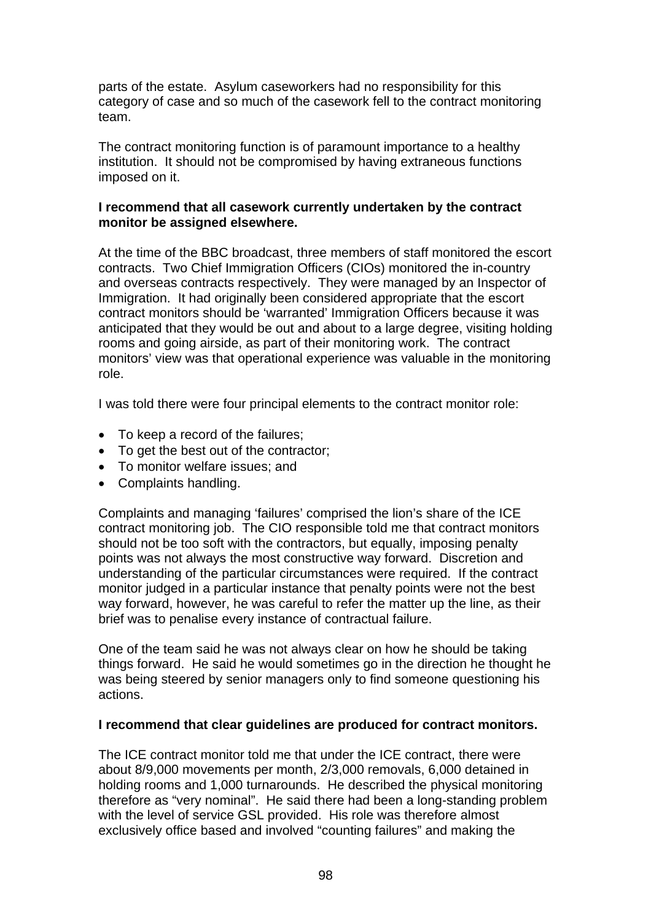parts of the estate. Asylum caseworkers had no responsibility for this category of case and so much of the casework fell to the contract monitoring team.

The contract monitoring function is of paramount importance to a healthy institution. It should not be compromised by having extraneous functions imposed on it.

**I recommend that all casework currently undertaken by the contract monitor be assigned elsewhere.**

At the time of the BBC broadcast, three members of staff monitored the escort contracts. Two Chief Immigration Officers (CIOs) monitored the in-country and overseas contracts respectively. They were managed by an Inspector of Immigration. It had originally been considered appropriate that the escort contract monitors should be 'warranted' Immigration Officers because it was anticipated that they would be out and about to a large degree, visiting holding rooms and going airside, as part of their monitoring work. The contract monitors' view was that operational experience was valuable in the monitoring role.

I was told there were four principal elements to the contract monitor role:

- To keep a record of the failures;
- To get the best out of the contractor;
- To monitor welfare issues; and
- Complaints handling.

Complaints and managing 'failures' comprised the lion's share of the ICE contract monitoring job. The CIO responsible told me that contract monitors should not be too soft with the contractors, but equally, imposing penalty points was not always the most constructive way forward. Discretion and understanding of the particular circumstances were required. If the contract monitor judged in a particular instance that penalty points were not the best way forward, however, he was careful to refer the matter up the line, as their brief was to penalise every instance of contractual failure.

One of the team said he was not always clear on how he should be taking things forward. He said he would sometimes go in the direction he thought he was being steered by senior managers only to find someone questioning his actions.

**I recommend that clear guidelines are produced for contract monitors.**

The ICE contract monitor told me that under the ICE contract, there were about 8/9,000 movements per month, 2/3,000 removals, 6,000 detained in holding rooms and 1,000 turnarounds. He described the physical monitoring therefore as "very nominal". He said there had been a long-standing problem with the level of service GSL provided. His role was therefore almost exclusively office based and involved "counting failures" and making the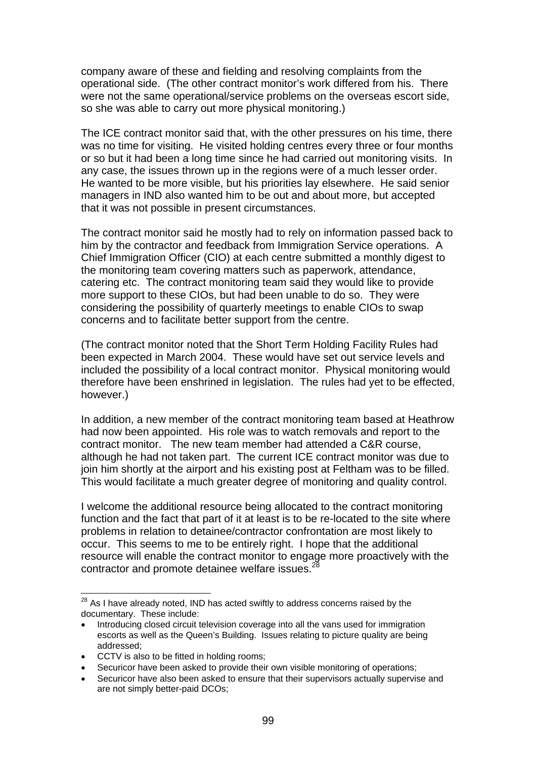company aware of these and fielding and resolving complaints from the operational side. (The other contract monitor's work differed from his. There were not the same operational/service problems on the overseas escort side, so she was able to carry out more physical monitoring.)

The ICE contract monitor said that, with the other pressures on his time, there was no time for visiting. He visited holding centres every three or four months or so but it had been a long time since he had carried out monitoring visits. In any case, the issues thrown up in the regions were of a much lesser order. He wanted to be more visible, but his priorities lay elsewhere. He said senior managers in IND also wanted him to be out and about more, but accepted that it was not possible in present circumstances.

The contract monitor said he mostly had to rely on information passed back to him by the contractor and feedback from Immigration Service operations. A Chief Immigration Officer (CIO) at each centre submitted a monthly digest to the monitoring team covering matters such as paperwork, attendance, catering etc. The contract monitoring team said they would like to provide more support to these CIOs, but had been unable to do so. They were considering the possibility of quarterly meetings to enable CIOs to swap concerns and to facilitate better support from the centre.

(The contract monitor noted that the Short Term Holding Facility Rules had been expected in March 2004. These would have set out service levels and included the possibility of a local contract monitor. Physical monitoring would therefore have been enshrined in legislation. The rules had yet to be effected, however.)

In addition, a new member of the contract monitoring team based at Heathrow had now been appointed. His role was to watch removals and report to the contract monitor. The new team member had attended a C&R course, although he had not taken part. The current ICE contract monitor was due to join him shortly at the airport and his existing post at Feltham was to be filled. This would facilitate a much greater degree of monitoring and quality control.

I welcome the additional resource being allocated to the contract monitoring function and the fact that part of it at least is to be re-located to the site where problems in relation to detainee/contractor confrontation are most likely to occur. This seems to me to be entirely right. I hope that the additional resource will enable the contract monitor to engage more proactively with the contractor and promote detainee welfare issues.[28]

---

[28] As I have already noted, IND has acted swiftly to address concerns raised by the documentary. These include:

- Introducing closed circuit television coverage into all the vans used for immigration escorts as well as the Queen's Building. Issues relating to picture quality are being addressed;
- CCTV is also to be fitted in holding rooms;
- Securicor have been asked to provide their own visible monitoring of operations;
- Securicor have also been asked to ensure that their supervisors actually supervise and are not simply better-paid DCOs;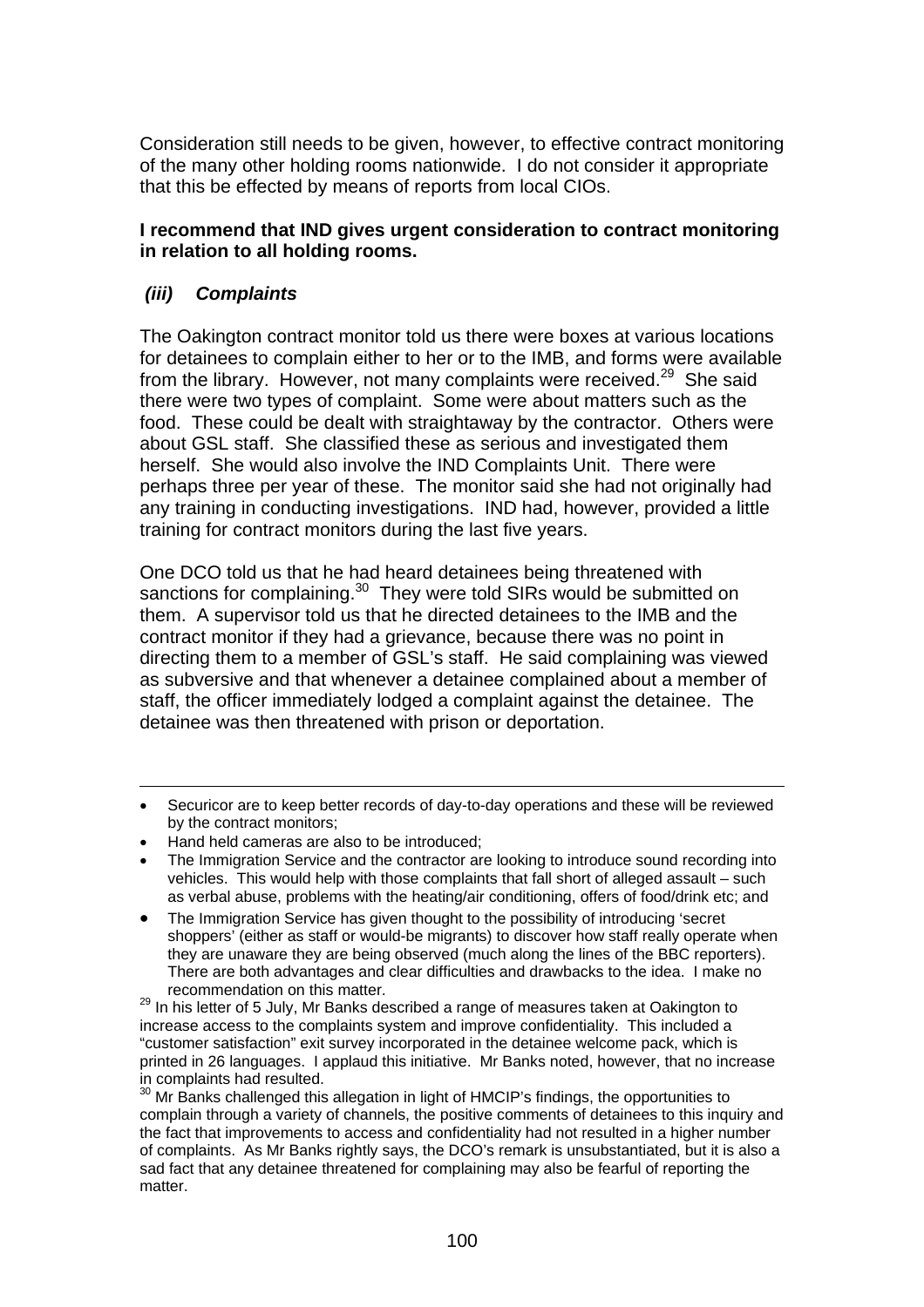Consideration still needs to be given, however, to effective contract monitoring of the many other holding rooms nationwide. I do not consider it appropriate that this be effected by means of reports from local CIOs.

**I recommend that IND gives urgent consideration to contract monitoring in relation to all holding rooms.**

### *(iii) Complaints*

The Oakington contract monitor told us there were boxes at various locations for detainees to complain either to her or to the IMB, and forms were available from the library. However, not many complaints were received.[29] She said there were two types of complaint. Some were about matters such as the food. These could be dealt with straightaway by the contractor. Others were about GSL staff. She classified these as serious and investigated them herself. She would also involve the IND Complaints Unit. There were perhaps three per year of these. The monitor said she had not originally had any training in conducting investigations. IND had, however, provided a little training for contract monitors during the last five years.

One DCO told us that he had heard detainees being threatened with sanctions for complaining.[30] They were told SIRs would be submitted on them. A supervisor told us that he directed detainees to the IMB and the contract monitor if they had a grievance, because there was no point in directing them to a member of GSL's staff. He said complaining was viewed as subversive and that whenever a detainee complained about a member of staff, the officer immediately lodged a complaint against the detainee. The detainee was then threatened with prison or deportation.

---

- Securicor are to keep better records of day-to-day operations and these will be reviewed by the contract monitors;
- Hand held cameras are also to be introduced;
- The Immigration Service and the contractor are looking to introduce sound recording into vehicles. This would help with those complaints that fall short of alleged assault – such as verbal abuse, problems with the heating/air conditioning, offers of food/drink etc; and
- The Immigration Service has given thought to the possibility of introducing 'secret shoppers' (either as staff or would-be migrants) to discover how staff really operate when they are unaware they are being observed (much along the lines of the BBC reporters). There are both advantages and clear difficulties and drawbacks to the idea. I make no recommendation on this matter.

[29] In his letter of 5 July, Mr Banks described a range of measures taken at Oakington to increase access to the complaints system and improve confidentiality. This included a "customer satisfaction" exit survey incorporated in the detainee welcome pack, which is printed in 26 languages. I applaud this initiative. Mr Banks noted, however, that no increase in complaints had resulted.

[30] Mr Banks challenged this allegation in light of HMCIP's findings, the opportunities to complain through a variety of channels, the positive comments of detainees to this inquiry and the fact that improvements to access and confidentiality had not resulted in a higher number of complaints. As Mr Banks rightly says, the DCO's remark is unsubstantiated, but it is also a sad fact that any detainee threatened for complaining may also be fearful of reporting the matter.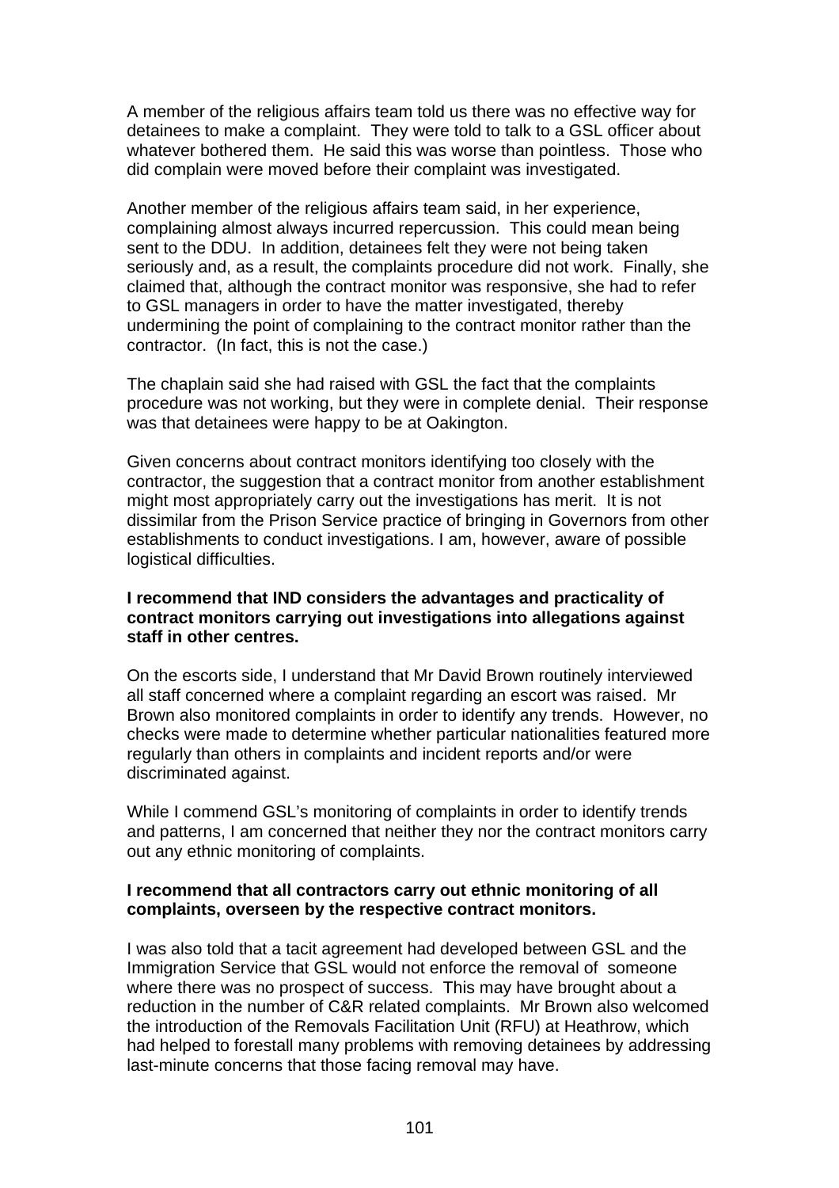A member of the religious affairs team told us there was no effective way for detainees to make a complaint. They were told to talk to a GSL officer about whatever bothered them. He said this was worse than pointless. Those who did complain were moved before their complaint was investigated.

Another member of the religious affairs team said, in her experience, complaining almost always incurred repercussion. This could mean being sent to the DDU. In addition, detainees felt they were not being taken seriously and, as a result, the complaints procedure did not work. Finally, she claimed that, although the contract monitor was responsive, she had to refer to GSL managers in order to have the matter investigated, thereby undermining the point of complaining to the contract monitor rather than the contractor. (In fact, this is not the case.)

The chaplain said she had raised with GSL the fact that the complaints procedure was not working, but they were in complete denial. Their response was that detainees were happy to be at Oakington.

Given concerns about contract monitors identifying too closely with the contractor, the suggestion that a contract monitor from another establishment might most appropriately carry out the investigations has merit. It is not dissimilar from the Prison Service practice of bringing in Governors from other establishments to conduct investigations. I am, however, aware of possible logistical difficulties.

**I recommend that IND considers the advantages and practicality of contract monitors carrying out investigations into allegations against staff in other centres.**

On the escorts side, I understand that Mr David Brown routinely interviewed all staff concerned where a complaint regarding an escort was raised. Mr Brown also monitored complaints in order to identify any trends. However, no checks were made to determine whether particular nationalities featured more regularly than others in complaints and incident reports and/or were discriminated against.

While I commend GSL's monitoring of complaints in order to identify trends and patterns, I am concerned that neither they nor the contract monitors carry out any ethnic monitoring of complaints.

**I recommend that all contractors carry out ethnic monitoring of all complaints, overseen by the respective contract monitors.**

I was also told that a tacit agreement had developed between GSL and the Immigration Service that GSL would not enforce the removal of someone where there was no prospect of success. This may have brought about a reduction in the number of C&R related complaints. Mr Brown also welcomed the introduction of the Removals Facilitation Unit (RFU) at Heathrow, which had helped to forestall many problems with removing detainees by addressing last-minute concerns that those facing removal may have.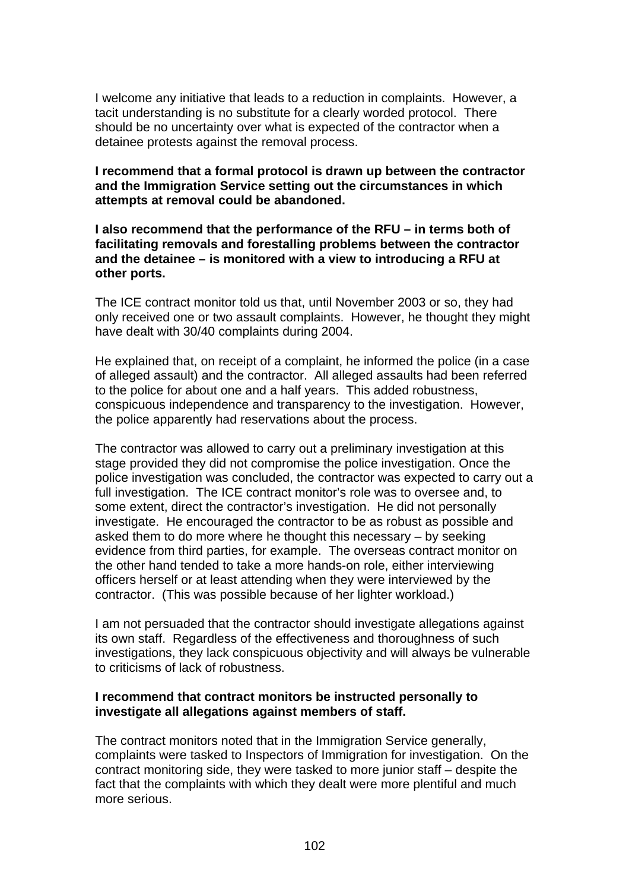I welcome any initiative that leads to a reduction in complaints. However, a tacit understanding is no substitute for a clearly worded protocol. There should be no uncertainty over what is expected of the contractor when a detainee protests against the removal process.

**I recommend that a formal protocol is drawn up between the contractor and the Immigration Service setting out the circumstances in which attempts at removal could be abandoned.**

**I also recommend that the performance of the RFU – in terms both of facilitating removals and forestalling problems between the contractor and the detainee – is monitored with a view to introducing a RFU at other ports.**

The ICE contract monitor told us that, until November 2003 or so, they had only received one or two assault complaints. However, he thought they might have dealt with 30/40 complaints during 2004.

He explained that, on receipt of a complaint, he informed the police (in a case of alleged assault) and the contractor. All alleged assaults had been referred to the police for about one and a half years. This added robustness, conspicuous independence and transparency to the investigation. However, the police apparently had reservations about the process.

The contractor was allowed to carry out a preliminary investigation at this stage provided they did not compromise the police investigation. Once the police investigation was concluded, the contractor was expected to carry out a full investigation. The ICE contract monitor's role was to oversee and, to some extent, direct the contractor's investigation. He did not personally investigate. He encouraged the contractor to be as robust as possible and asked them to do more where he thought this necessary – by seeking evidence from third parties, for example. The overseas contract monitor on the other hand tended to take a more hands-on role, either interviewing officers herself or at least attending when they were interviewed by the contractor. (This was possible because of her lighter workload.)

I am not persuaded that the contractor should investigate allegations against its own staff. Regardless of the effectiveness and thoroughness of such investigations, they lack conspicuous objectivity and will always be vulnerable to criticisms of lack of robustness.

**I recommend that contract monitors be instructed personally to investigate all allegations against members of staff.**

The contract monitors noted that in the Immigration Service generally, complaints were tasked to Inspectors of Immigration for investigation. On the contract monitoring side, they were tasked to more junior staff – despite the fact that the complaints with which they dealt were more plentiful and much more serious.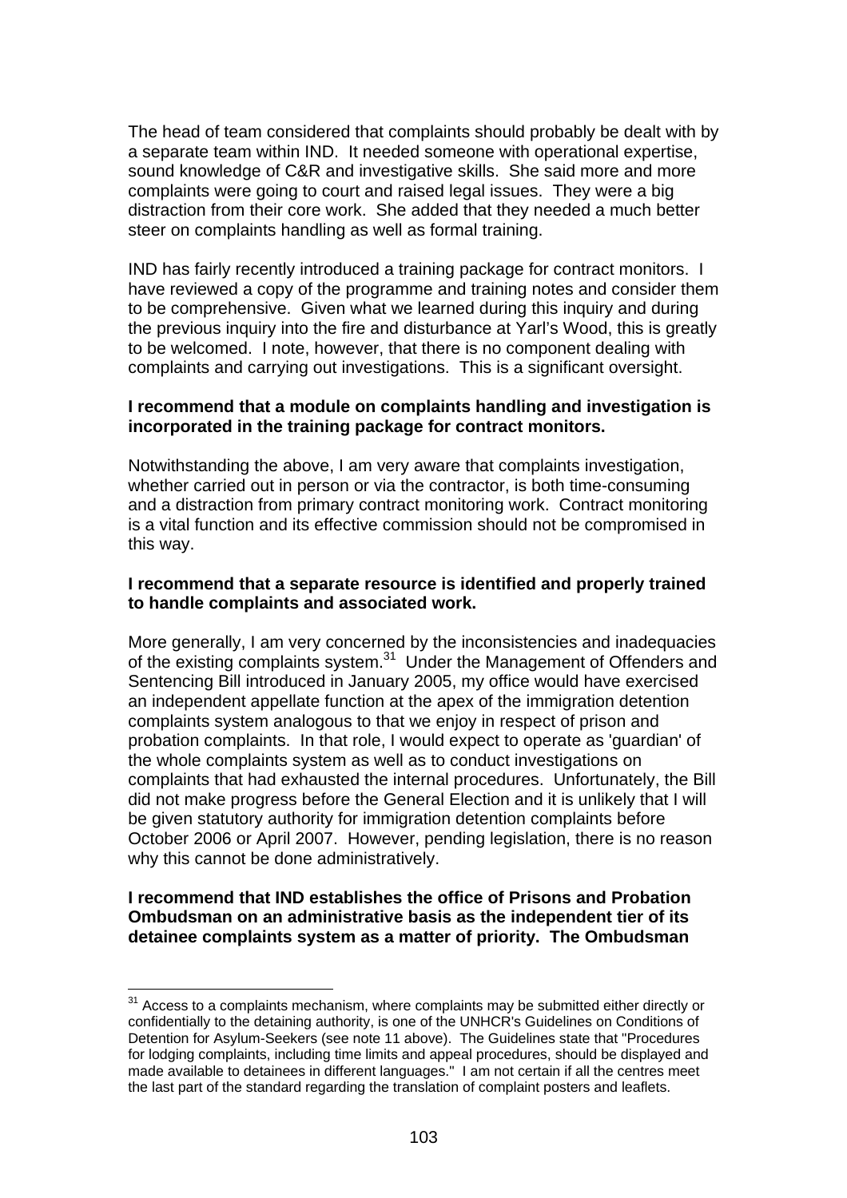The head of team considered that complaints should probably be dealt with by a separate team within IND. It needed someone with operational expertise, sound knowledge of C&R and investigative skills. She said more and more complaints were going to court and raised legal issues. They were a big distraction from their core work. She added that they needed a much better steer on complaints handling as well as formal training.

IND has fairly recently introduced a training package for contract monitors. I have reviewed a copy of the programme and training notes and consider them to be comprehensive. Given what we learned during this inquiry and during the previous inquiry into the fire and disturbance at Yarl's Wood, this is greatly to be welcomed. I note, however, that there is no component dealing with complaints and carrying out investigations. This is a significant oversight.

**I recommend that a module on complaints handling and investigation is incorporated in the training package for contract monitors.**

Notwithstanding the above, I am very aware that complaints investigation, whether carried out in person or via the contractor, is both time-consuming and a distraction from primary contract monitoring work. Contract monitoring is a vital function and its effective commission should not be compromised in this way.

**I recommend that a separate resource is identified and properly trained to handle complaints and associated work.**

More generally, I am very concerned by the inconsistencies and inadequacies of the existing complaints system.[31] Under the Management of Offenders and Sentencing Bill introduced in January 2005, my office would have exercised an independent appellate function at the apex of the immigration detention complaints system analogous to that we enjoy in respect of prison and probation complaints. In that role, I would expect to operate as 'guardian' of the whole complaints system as well as to conduct investigations on complaints that had exhausted the internal procedures. Unfortunately, the Bill did not make progress before the General Election and it is unlikely that I will be given statutory authority for immigration detention complaints before October 2006 or April 2007. However, pending legislation, there is no reason why this cannot be done administratively.

**I recommend that IND establishes the office of Prisons and Probation Ombudsman on an administrative basis as the independent tier of its detainee complaints system as a matter of priority. The Ombudsman**

[31] Access to a complaints mechanism, where complaints may be submitted either directly or confidentially to the detaining authority, is one of the UNHCR's Guidelines on Conditions of Detention for Asylum-Seekers (see note 11 above). The Guidelines state that "Procedures for lodging complaints, including time limits and appeal procedures, should be displayed and made available to detainees in different languages." I am not certain if all the centres meet the last part of the standard regarding the translation of complaint posters and leaflets.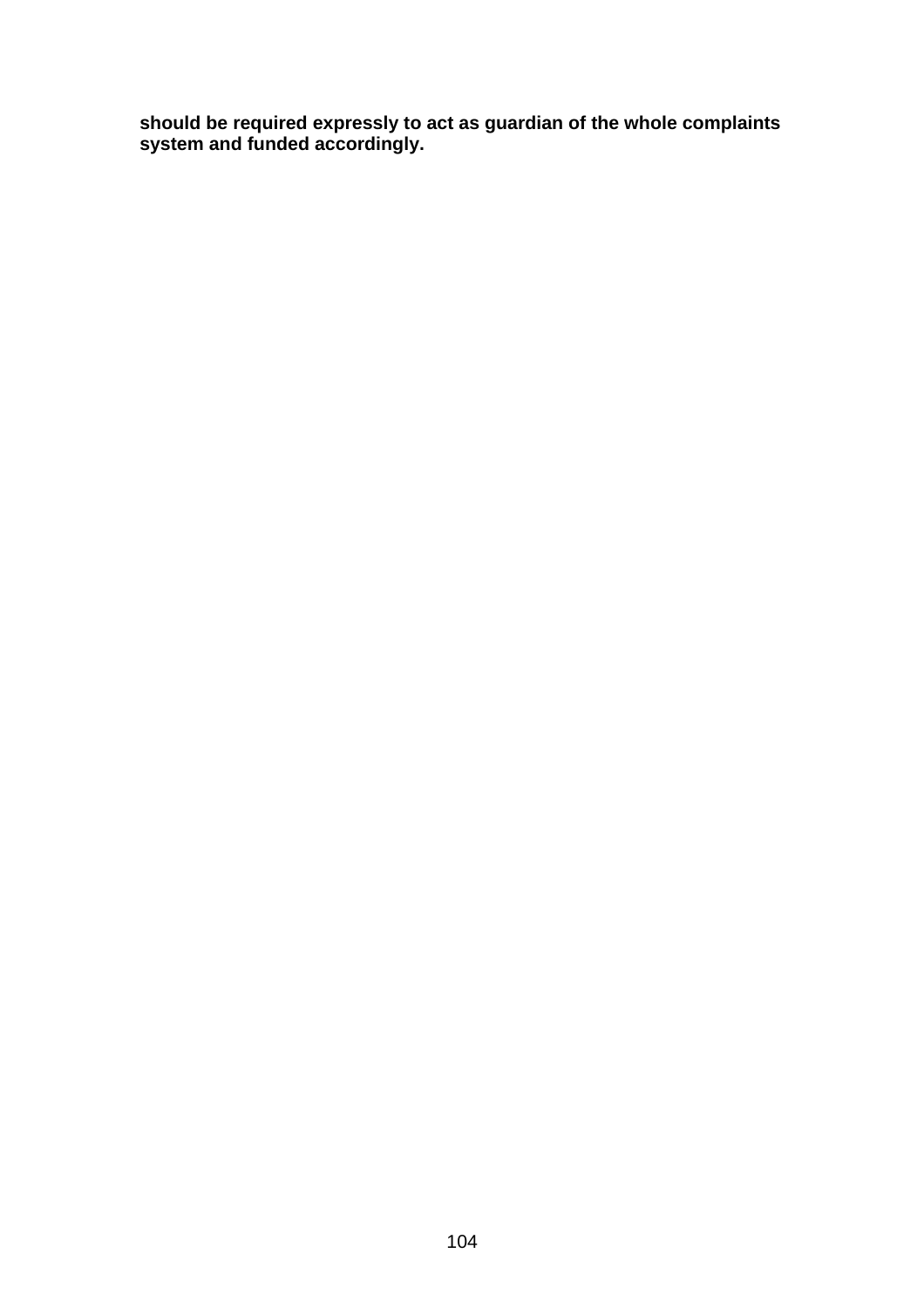**should be required expressly to act as guardian of the whole complaints system and funded accordingly.**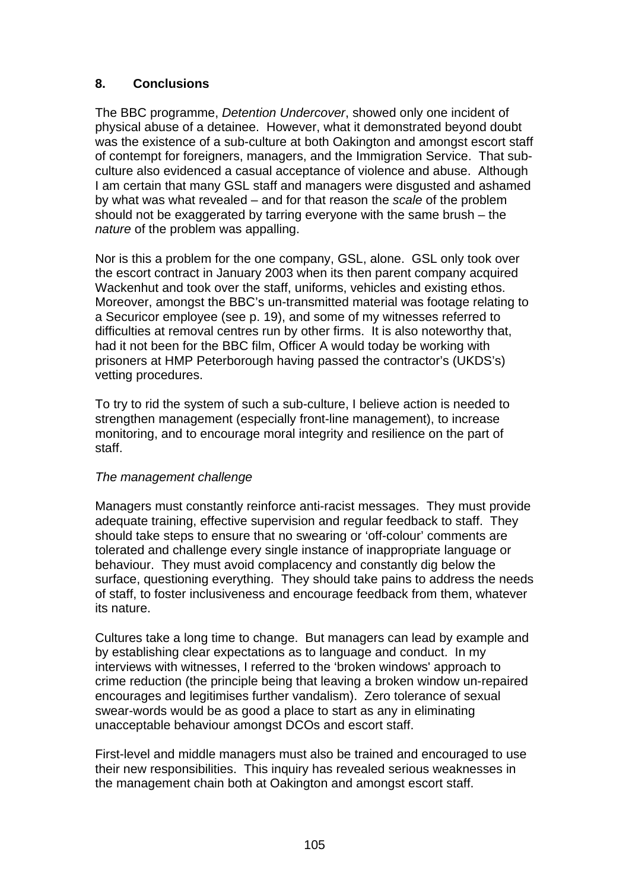## 8. Conclusions

The BBC programme, *Detention Undercover*, showed only one incident of physical abuse of a detainee. However, what it demonstrated beyond doubt was the existence of a sub-culture at both Oakington and amongst escort staff of contempt for foreigners, managers, and the Immigration Service. That sub-culture also evidenced a casual acceptance of violence and abuse. Although I am certain that many GSL staff and managers were disgusted and ashamed by what was what revealed – and for that reason the *scale* of the problem should not be exaggerated by tarring everyone with the same brush – the *nature* of the problem was appalling.

Nor is this a problem for the one company, GSL, alone. GSL only took over the escort contract in January 2003 when its then parent company acquired Wackenhut and took over the staff, uniforms, vehicles and existing ethos. Moreover, amongst the BBC's un-transmitted material was footage relating to a Securicor employee (see p. 19), and some of my witnesses referred to difficulties at removal centres run by other firms. It is also noteworthy that, had it not been for the BBC film, Officer A would today be working with prisoners at HMP Peterborough having passed the contractor's (UKDS's) vetting procedures.

To try to rid the system of such a sub-culture, I believe action is needed to strengthen management (especially front-line management), to increase monitoring, and to encourage moral integrity and resilience on the part of staff.

*The management challenge*

Managers must constantly reinforce anti-racist messages. They must provide adequate training, effective supervision and regular feedback to staff. They should take steps to ensure that no swearing or 'off-colour' comments are tolerated and challenge every single instance of inappropriate language or behaviour. They must avoid complacency and constantly dig below the surface, questioning everything. They should take pains to address the needs of staff, to foster inclusiveness and encourage feedback from them, whatever its nature.

Cultures take a long time to change. But managers can lead by example and by establishing clear expectations as to language and conduct. In my interviews with witnesses, I referred to the 'broken windows' approach to crime reduction (the principle being that leaving a broken window un-repaired encourages and legitimises further vandalism). Zero tolerance of sexual swear-words would be as good a place to start as any in eliminating unacceptable behaviour amongst DCOs and escort staff.

First-level and middle managers must also be trained and encouraged to use their new responsibilities. This inquiry has revealed serious weaknesses in the management chain both at Oakington and amongst escort staff.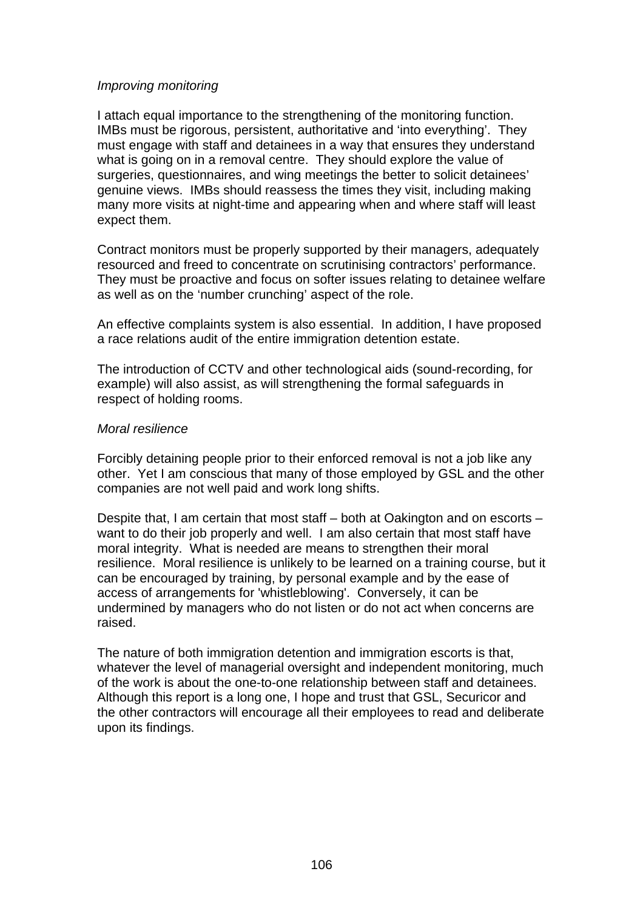*Improving monitoring*

I attach equal importance to the strengthening of the monitoring function. IMBs must be rigorous, persistent, authoritative and 'into everything'. They must engage with staff and detainees in a way that ensures they understand what is going on in a removal centre. They should explore the value of surgeries, questionnaires, and wing meetings the better to solicit detainees' genuine views. IMBs should reassess the times they visit, including making many more visits at night-time and appearing when and where staff will least expect them.

Contract monitors must be properly supported by their managers, adequately resourced and freed to concentrate on scrutinising contractors' performance. They must be proactive and focus on softer issues relating to detainee welfare as well as on the 'number crunching' aspect of the role.

An effective complaints system is also essential. In addition, I have proposed a race relations audit of the entire immigration detention estate.

The introduction of CCTV and other technological aids (sound-recording, for example) will also assist, as will strengthening the formal safeguards in respect of holding rooms.

*Moral resilience*

Forcibly detaining people prior to their enforced removal is not a job like any other. Yet I am conscious that many of those employed by GSL and the other companies are not well paid and work long shifts.

Despite that, I am certain that most staff – both at Oakington and on escorts – want to do their job properly and well. I am also certain that most staff have moral integrity. What is needed are means to strengthen their moral resilience. Moral resilience is unlikely to be learned on a training course, but it can be encouraged by training, by personal example and by the ease of access of arrangements for 'whistleblowing'. Conversely, it can be undermined by managers who do not listen or do not act when concerns are raised.

The nature of both immigration detention and immigration escorts is that, whatever the level of managerial oversight and independent monitoring, much of the work is about the one-to-one relationship between staff and detainees. Although this report is a long one, I hope and trust that GSL, Securicor and the other contractors will encourage all their employees to read and deliberate upon its findings.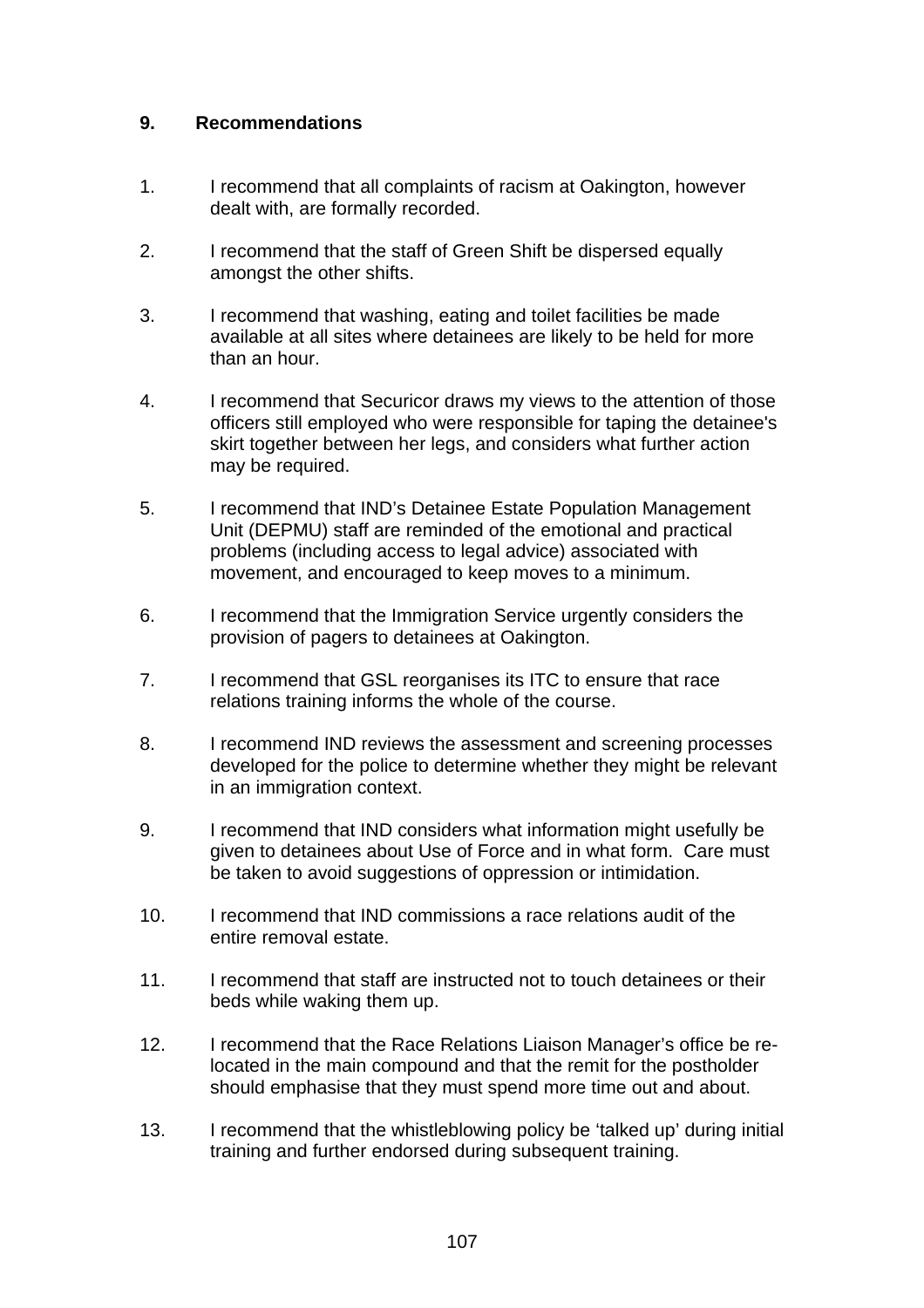## 9. Recommendations

1. I recommend that all complaints of racism at Oakington, however dealt with, are formally recorded.

2. I recommend that the staff of Green Shift be dispersed equally amongst the other shifts.

3. I recommend that washing, eating and toilet facilities be made available at all sites where detainees are likely to be held for more than an hour.

4. I recommend that Securicor draws my views to the attention of those officers still employed who were responsible for taping the detainee's skirt together between her legs, and considers what further action may be required.

5. I recommend that IND's Detainee Estate Population Management Unit (DEPMU) staff are reminded of the emotional and practical problems (including access to legal advice) associated with movement, and encouraged to keep moves to a minimum.

6. I recommend that the Immigration Service urgently considers the provision of pagers to detainees at Oakington.

7. I recommend that GSL reorganises its ITC to ensure that race relations training informs the whole of the course.

8. I recommend IND reviews the assessment and screening processes developed for the police to determine whether they might be relevant in an immigration context.

9. I recommend that IND considers what information might usefully be given to detainees about Use of Force and in what form. Care must be taken to avoid suggestions of oppression or intimidation.

10. I recommend that IND commissions a race relations audit of the entire removal estate.

11. I recommend that staff are instructed not to touch detainees or their beds while waking them up.

12. I recommend that the Race Relations Liaison Manager's office be re-located in the main compound and that the remit for the postholder should emphasise that they must spend more time out and about.

13. I recommend that the whistleblowing policy be 'talked up' during initial training and further endorsed during subsequent training.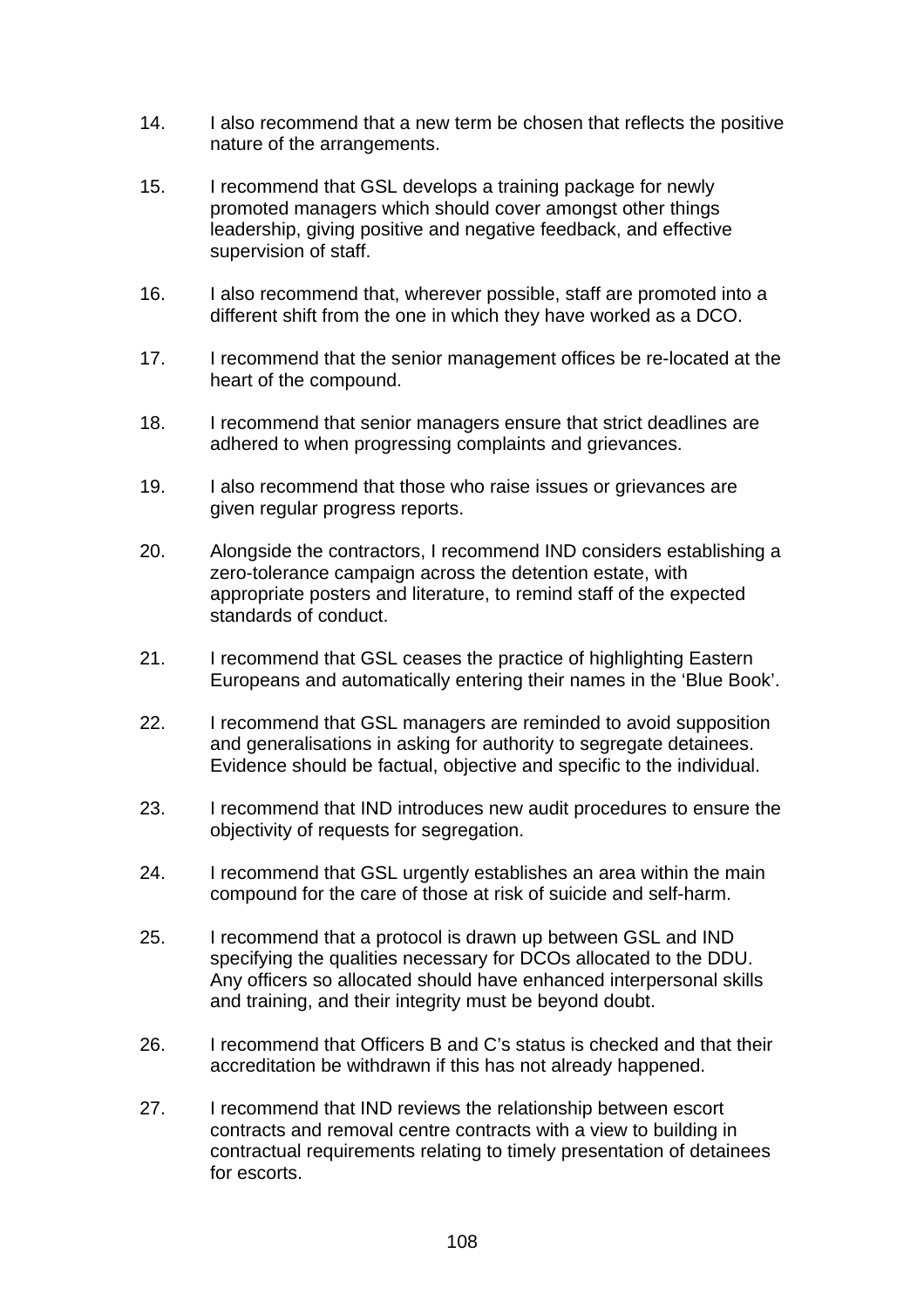14. I also recommend that a new term be chosen that reflects the positive nature of the arrangements.

15. I recommend that GSL develops a training package for newly promoted managers which should cover amongst other things leadership, giving positive and negative feedback, and effective supervision of staff.

16. I also recommend that, wherever possible, staff are promoted into a different shift from the one in which they have worked as a DCO.

17. I recommend that the senior management offices be re-located at the heart of the compound.

18. I recommend that senior managers ensure that strict deadlines are adhered to when progressing complaints and grievances.

19. I also recommend that those who raise issues or grievances are given regular progress reports.

20. Alongside the contractors, I recommend IND considers establishing a zero-tolerance campaign across the detention estate, with appropriate posters and literature, to remind staff of the expected standards of conduct.

21. I recommend that GSL ceases the practice of highlighting Eastern Europeans and automatically entering their names in the ‘Blue Book’.

22. I recommend that GSL managers are reminded to avoid supposition and generalisations in asking for authority to segregate detainees. Evidence should be factual, objective and specific to the individual.

23. I recommend that IND introduces new audit procedures to ensure the objectivity of requests for segregation.

24. I recommend that GSL urgently establishes an area within the main compound for the care of those at risk of suicide and self-harm.

25. I recommend that a protocol is drawn up between GSL and IND specifying the qualities necessary for DCOs allocated to the DDU. Any officers so allocated should have enhanced interpersonal skills and training, and their integrity must be beyond doubt.

26. I recommend that Officers B and C’s status is checked and that their accreditation be withdrawn if this has not already happened.

27. I recommend that IND reviews the relationship between escort contracts and removal centre contracts with a view to building in contractual requirements relating to timely presentation of detainees for escorts.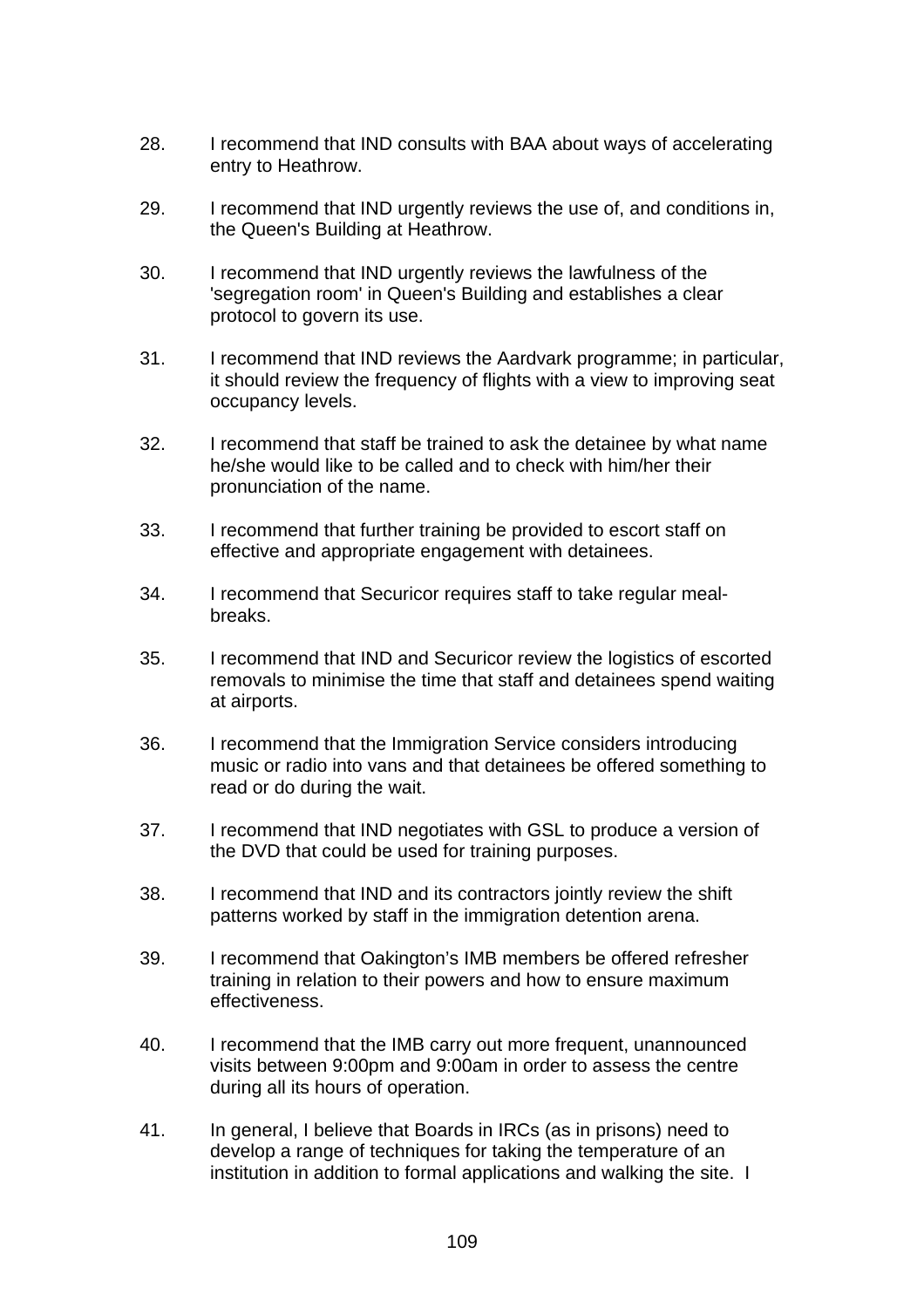28. I recommend that IND consults with BAA about ways of accelerating entry to Heathrow.

29. I recommend that IND urgently reviews the use of, and conditions in, the Queen's Building at Heathrow.

30. I recommend that IND urgently reviews the lawfulness of the 'segregation room' in Queen's Building and establishes a clear protocol to govern its use.

31. I recommend that IND reviews the Aardvark programme; in particular, it should review the frequency of flights with a view to improving seat occupancy levels.

32. I recommend that staff be trained to ask the detainee by what name he/she would like to be called and to check with him/her their pronunciation of the name.

33. I recommend that further training be provided to escort staff on effective and appropriate engagement with detainees.

34. I recommend that Securicor requires staff to take regular meal-breaks.

35. I recommend that IND and Securicor review the logistics of escorted removals to minimise the time that staff and detainees spend waiting at airports.

36. I recommend that the Immigration Service considers introducing music or radio into vans and that detainees be offered something to read or do during the wait.

37. I recommend that IND negotiates with GSL to produce a version of the DVD that could be used for training purposes.

38. I recommend that IND and its contractors jointly review the shift patterns worked by staff in the immigration detention arena.

39. I recommend that Oakington's IMB members be offered refresher training in relation to their powers and how to ensure maximum effectiveness.

40. I recommend that the IMB carry out more frequent, unannounced visits between 9:00pm and 9:00am in order to assess the centre during all its hours of operation.

41. In general, I believe that Boards in IRCs (as in prisons) need to develop a range of techniques for taking the temperature of an institution in addition to formal applications and walking the site. I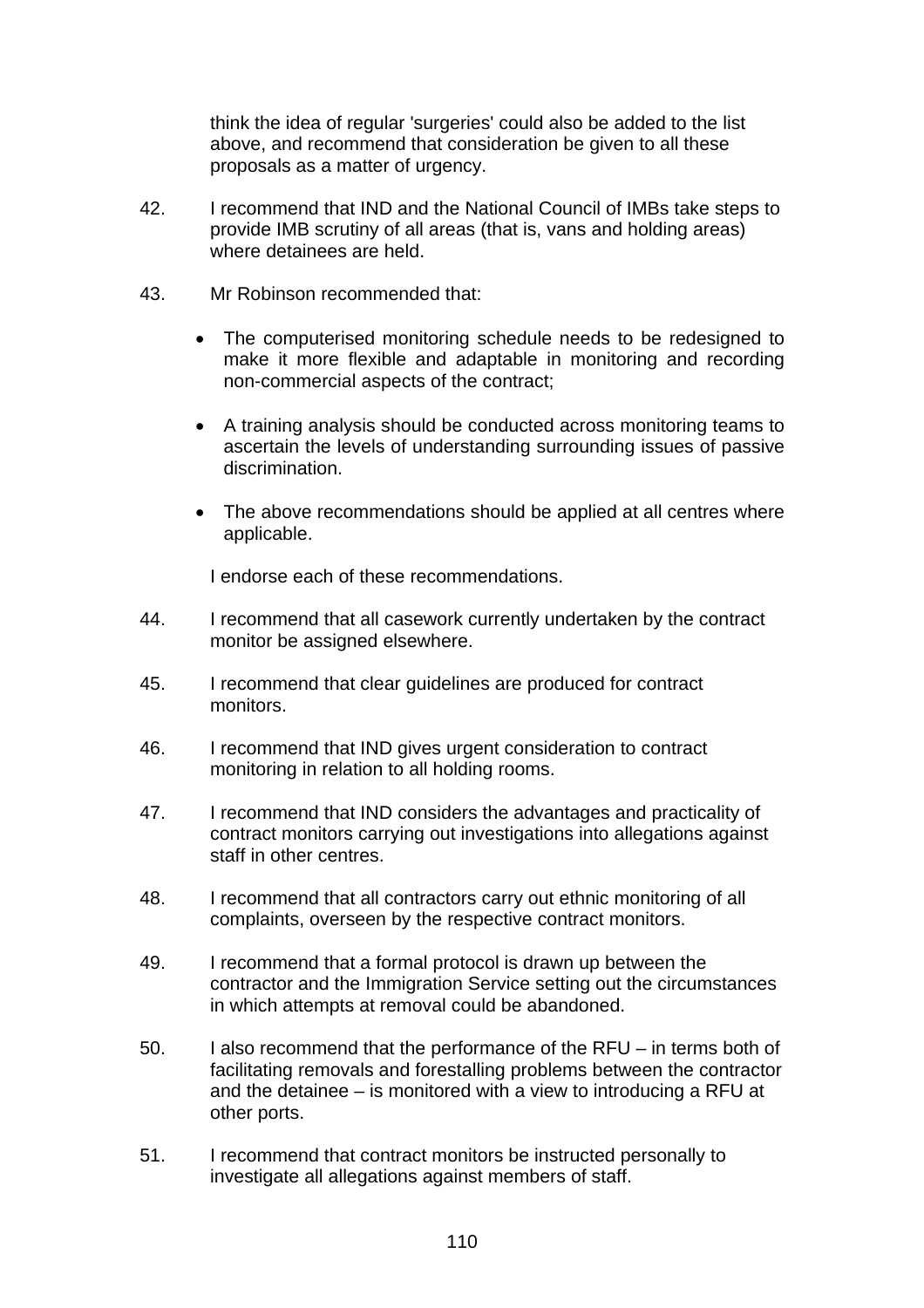think the idea of regular 'surgeries' could also be added to the list above, and recommend that consideration be given to all these proposals as a matter of urgency.

42. I recommend that IND and the National Council of IMBs take steps to provide IMB scrutiny of all areas (that is, vans and holding areas) where detainees are held.

43. Mr Robinson recommended that:

    - The computerised monitoring schedule needs to be redesigned to make it more flexible and adaptable in monitoring and recording non-commercial aspects of the contract;

    - A training analysis should be conducted across monitoring teams to ascertain the levels of understanding surrounding issues of passive discrimination.

    - The above recommendations should be applied at all centres where applicable.

    I endorse each of these recommendations.

44. I recommend that all casework currently undertaken by the contract monitor be assigned elsewhere.

45. I recommend that clear guidelines are produced for contract monitors.

46. I recommend that IND gives urgent consideration to contract monitoring in relation to all holding rooms.

47. I recommend that IND considers the advantages and practicality of contract monitors carrying out investigations into allegations against staff in other centres.

48. I recommend that all contractors carry out ethnic monitoring of all complaints, overseen by the respective contract monitors.

49. I recommend that a formal protocol is drawn up between the contractor and the Immigration Service setting out the circumstances in which attempts at removal could be abandoned.

50. I also recommend that the performance of the RFU – in terms both of facilitating removals and forestalling problems between the contractor and the detainee – is monitored with a view to introducing a RFU at other ports.

51. I recommend that contract monitors be instructed personally to investigate all allegations against members of staff.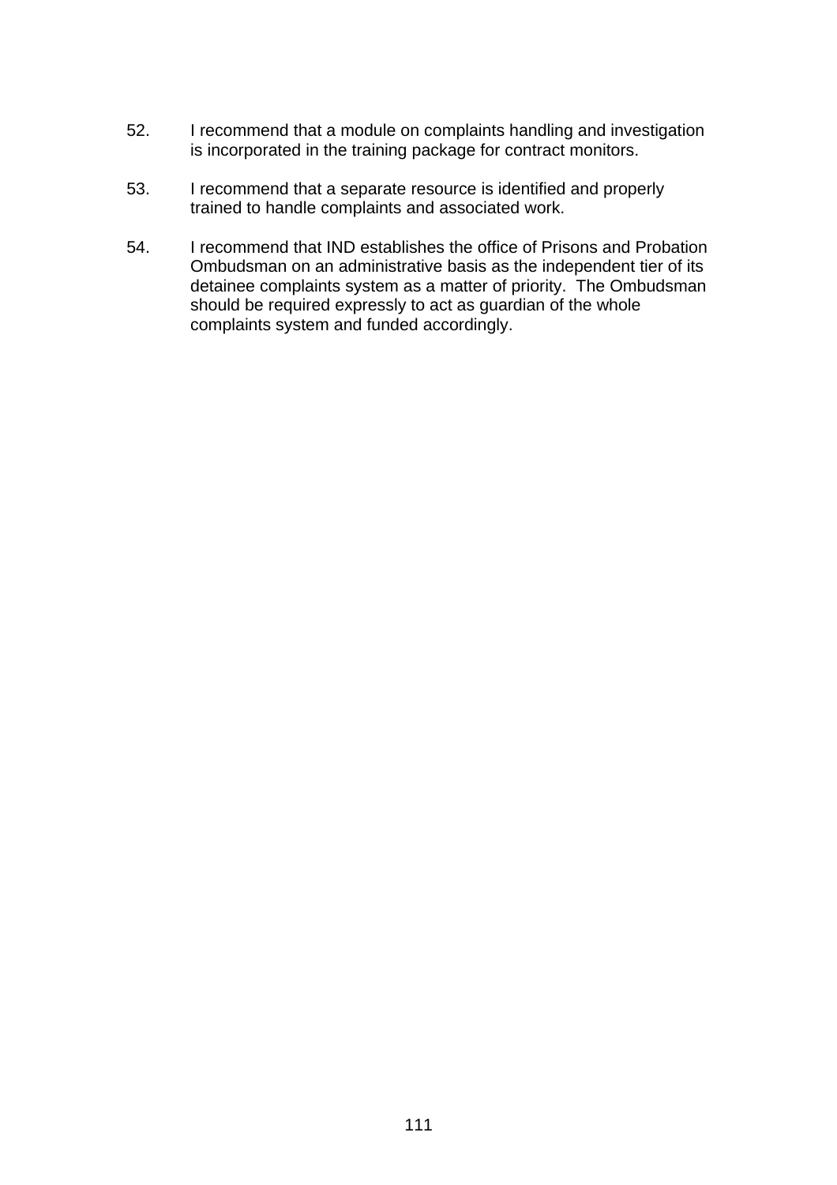52. I recommend that a module on complaints handling and investigation is incorporated in the training package for contract monitors.

53. I recommend that a separate resource is identified and properly trained to handle complaints and associated work.

54. I recommend that IND establishes the office of Prisons and Probation Ombudsman on an administrative basis as the independent tier of its detainee complaints system as a matter of priority. The Ombudsman should be required expressly to act as guardian of the whole complaints system and funded accordingly.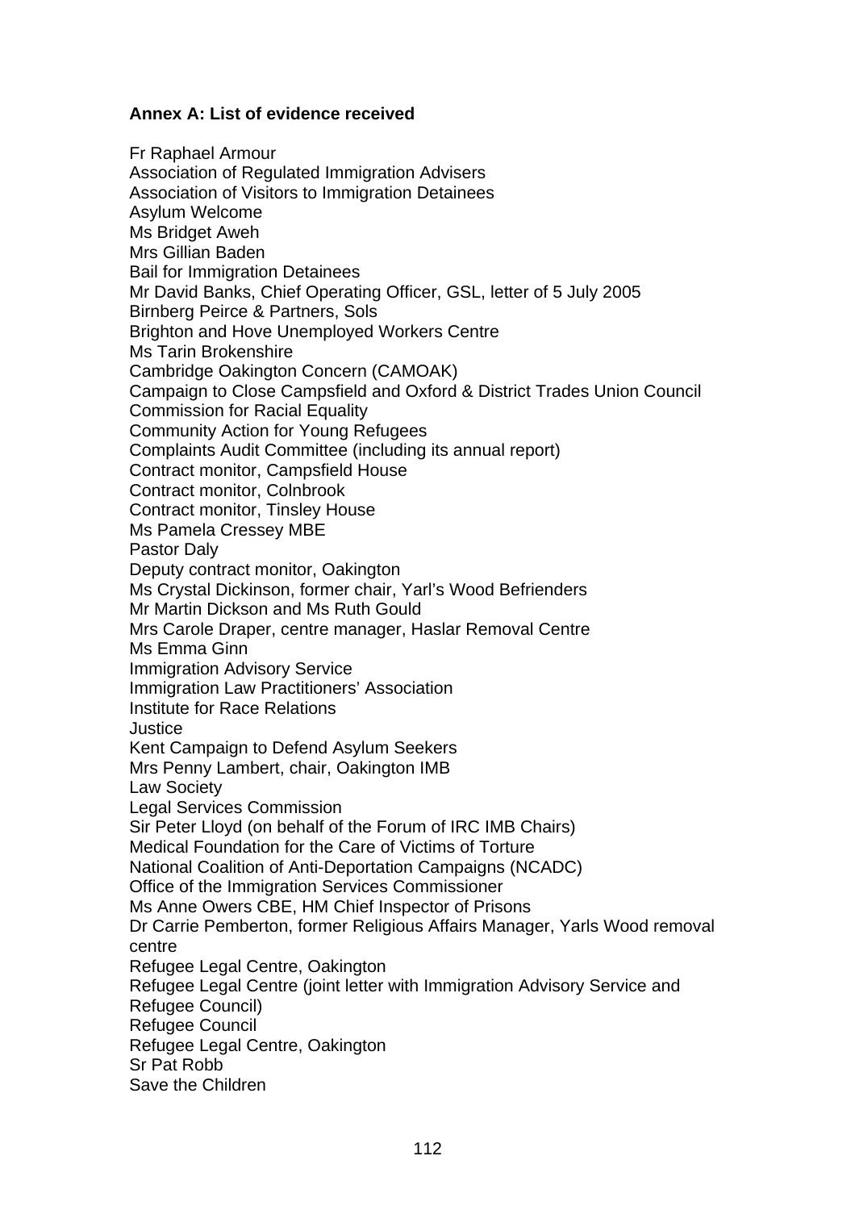**Annex A: List of evidence received**

Fr Raphael Armour
Association of Regulated Immigration Advisers
Association of Visitors to Immigration Detainees
Asylum Welcome
Ms Bridget Aweh
Mrs Gillian Baden
Bail for Immigration Detainees
Mr David Banks, Chief Operating Officer, GSL, letter of 5 July 2005
Birnberg Peirce & Partners, Sols
Brighton and Hove Unemployed Workers Centre
Ms Tarin Brokenshire
Cambridge Oakington Concern (CAMOAK)
Campaign to Close Campsfield and Oxford & District Trades Union Council
Commission for Racial Equality
Community Action for Young Refugees
Complaints Audit Committee (including its annual report)
Contract monitor, Campsfield House
Contract monitor, Colnbrook
Contract monitor, Tinsley House
Ms Pamela Cressey MBE
Pastor Daly
Deputy contract monitor, Oakington
Ms Crystal Dickinson, former chair, Yarl's Wood Befrienders
Mr Martin Dickson and Ms Ruth Gould
Mrs Carole Draper, centre manager, Haslar Removal Centre
Ms Emma Ginn
Immigration Advisory Service
Immigration Law Practitioners' Association
Institute for Race Relations
Justice
Kent Campaign to Defend Asylum Seekers
Mrs Penny Lambert, chair, Oakington IMB
Law Society
Legal Services Commission
Sir Peter Lloyd (on behalf of the Forum of IRC IMB Chairs)
Medical Foundation for the Care of Victims of Torture
National Coalition of Anti-Deportation Campaigns (NCADC)
Office of the Immigration Services Commissioner
Ms Anne Owers CBE, HM Chief Inspector of Prisons
Dr Carrie Pemberton, former Religious Affairs Manager, Yarls Wood removal centre
Refugee Legal Centre, Oakington
Refugee Legal Centre (joint letter with Immigration Advisory Service and Refugee Council)
Refugee Council
Refugee Legal Centre, Oakington
Sr Pat Robb
Save the Children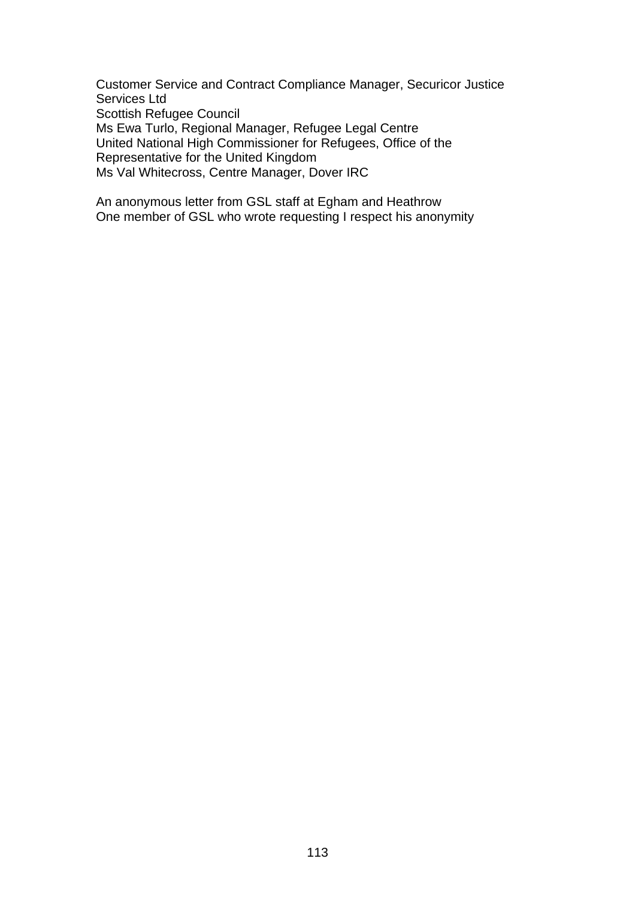Customer Service and Contract Compliance Manager, Securicor Justice Services Ltd
Scottish Refugee Council
Ms Ewa Turlo, Regional Manager, Refugee Legal Centre
United National High Commissioner for Refugees, Office of the Representative for the United Kingdom
Ms Val Whitecross, Centre Manager, Dover IRC

An anonymous letter from GSL staff at Egham and Heathrow
One member of GSL who wrote requesting I respect his anonymity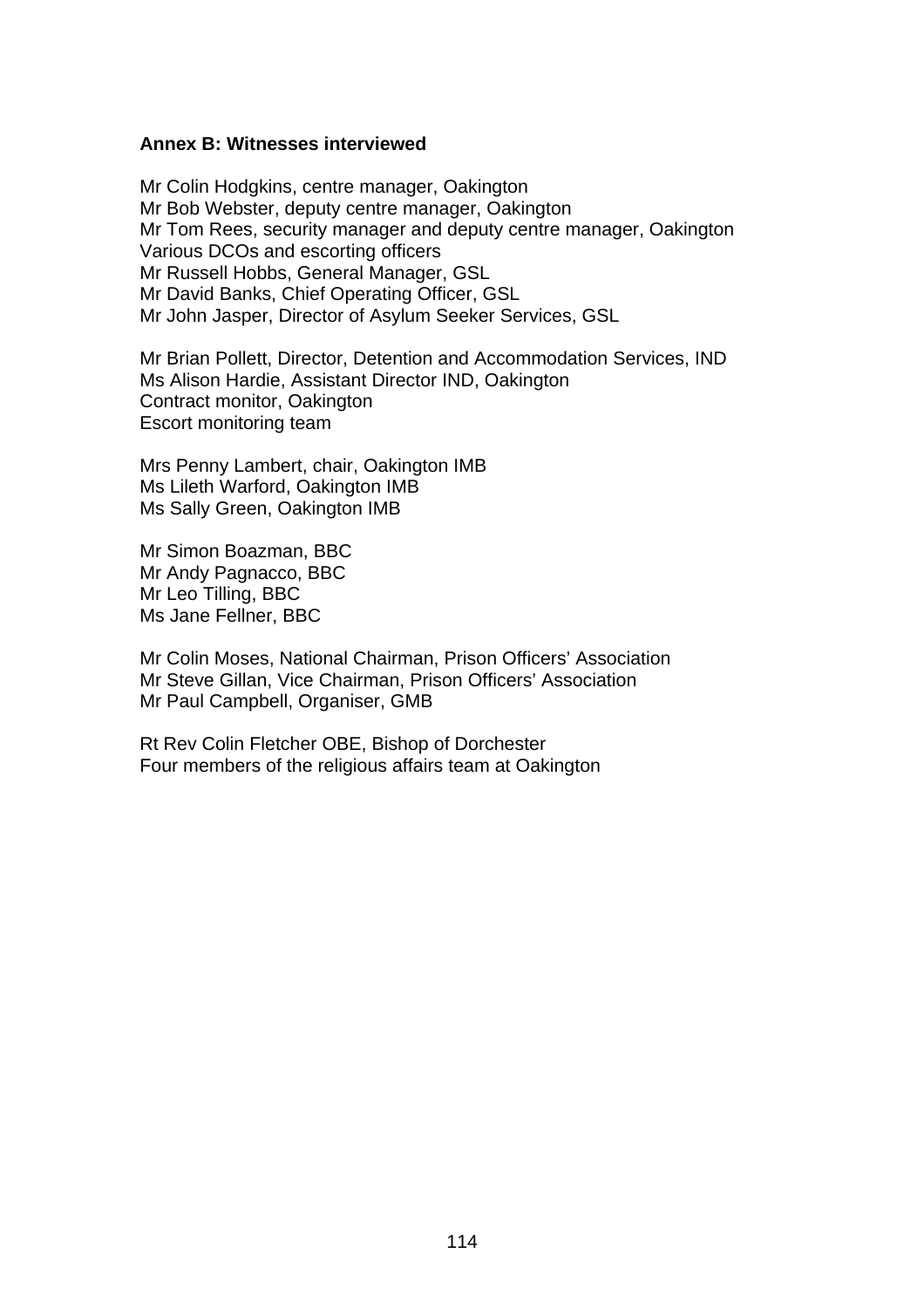## Annex B: Witnesses interviewed

Mr Colin Hodgkins, centre manager, Oakington
Mr Bob Webster, deputy centre manager, Oakington
Mr Tom Rees, security manager and deputy centre manager, Oakington
Various DCOs and escorting officers
Mr Russell Hobbs, General Manager, GSL
Mr David Banks, Chief Operating Officer, GSL
Mr John Jasper, Director of Asylum Seeker Services, GSL

Mr Brian Pollett, Director, Detention and Accommodation Services, IND
Ms Alison Hardie, Assistant Director IND, Oakington
Contract monitor, Oakington
Escort monitoring team

Mrs Penny Lambert, chair, Oakington IMB
Ms Lileth Warford, Oakington IMB
Ms Sally Green, Oakington IMB

Mr Simon Boazman, BBC
Mr Andy Pagnacco, BBC
Mr Leo Tilling, BBC
Ms Jane Fellner, BBC

Mr Colin Moses, National Chairman, Prison Officers' Association
Mr Steve Gillan, Vice Chairman, Prison Officers' Association
Mr Paul Campbell, Organiser, GMB

Rt Rev Colin Fletcher OBE, Bishop of Dorchester
Four members of the religious affairs team at Oakington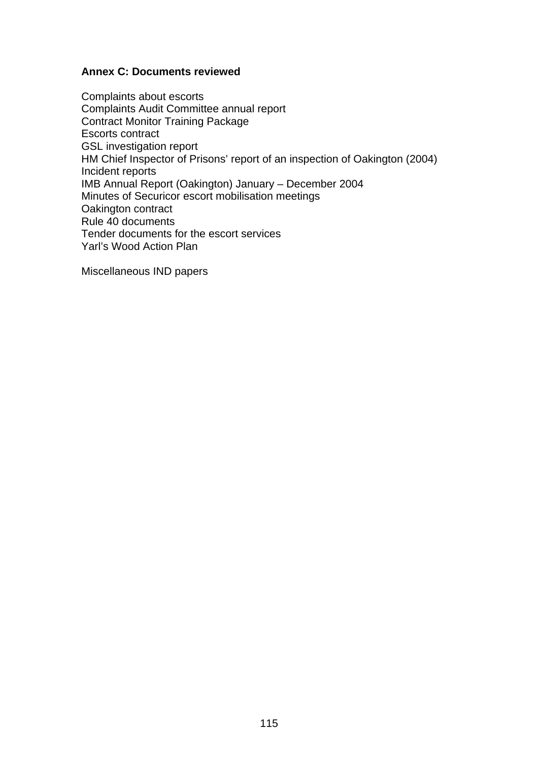## Annex C: Documents reviewed

Complaints about escorts
Complaints Audit Committee annual report
Contract Monitor Training Package
Escorts contract
GSL investigation report
HM Chief Inspector of Prisons' report of an inspection of Oakington (2004)
Incident reports
IMB Annual Report (Oakington) January – December 2004
Minutes of Securicor escort mobilisation meetings
Oakington contract
Rule 40 documents
Tender documents for the escort services
Yarl's Wood Action Plan

Miscellaneous IND papers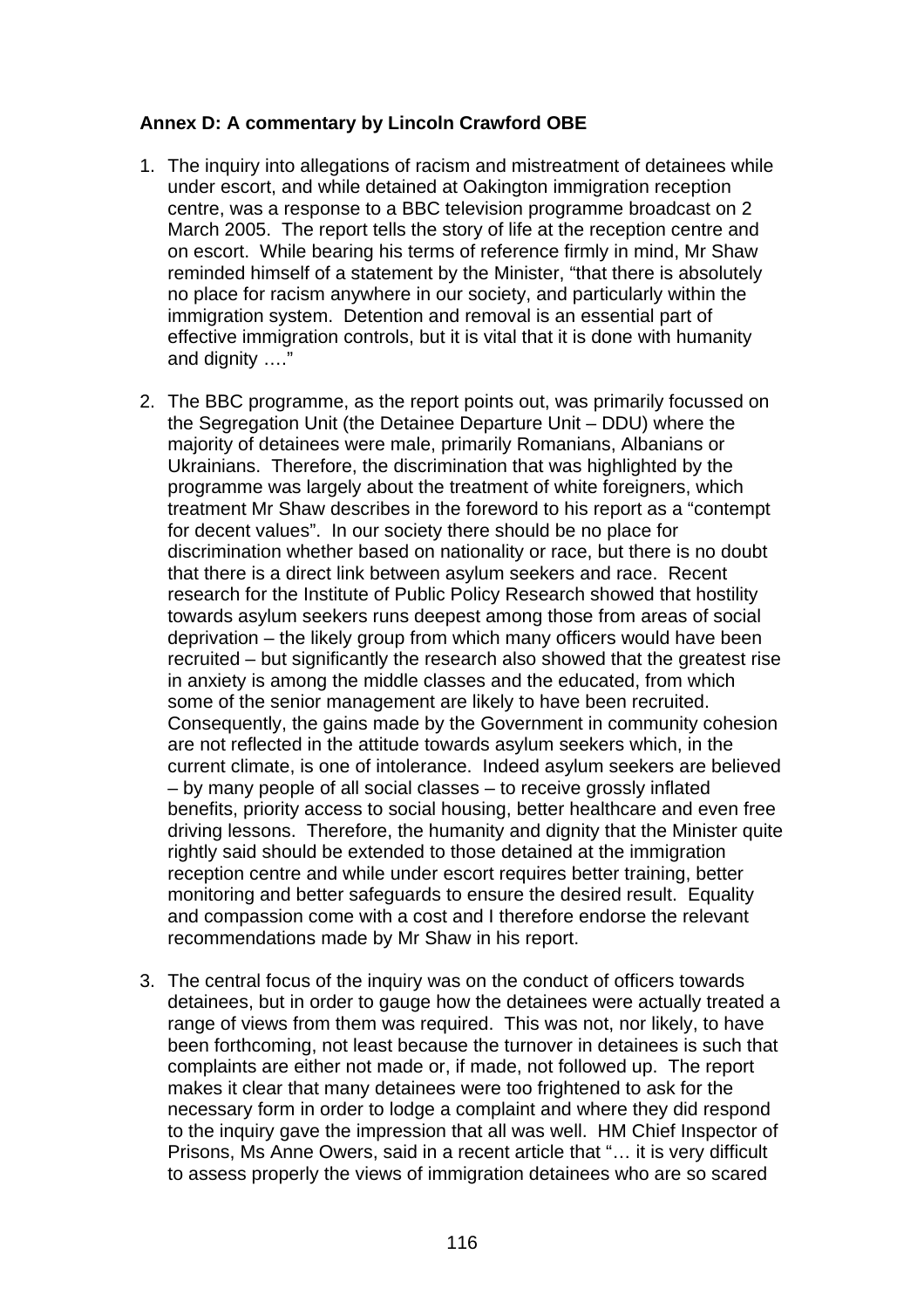**Annex D: A commentary by Lincoln Crawford OBE**

1. The inquiry into allegations of racism and mistreatment of detainees while under escort, and while detained at Oakington immigration reception centre, was a response to a BBC television programme broadcast on 2 March 2005. The report tells the story of life at the reception centre and on escort. While bearing his terms of reference firmly in mind, Mr Shaw reminded himself of a statement by the Minister, "that there is absolutely no place for racism anywhere in our society, and particularly within the immigration system. Detention and removal is an essential part of effective immigration controls, but it is vital that it is done with humanity and dignity …."

2. The BBC programme, as the report points out, was primarily focussed on the Segregation Unit (the Detainee Departure Unit – DDU) where the majority of detainees were male, primarily Romanians, Albanians or Ukrainians. Therefore, the discrimination that was highlighted by the programme was largely about the treatment of white foreigners, which treatment Mr Shaw describes in the foreword to his report as a "contempt for decent values". In our society there should be no place for discrimination whether based on nationality or race, but there is no doubt that there is a direct link between asylum seekers and race. Recent research for the Institute of Public Policy Research showed that hostility towards asylum seekers runs deepest among those from areas of social deprivation – the likely group from which many officers would have been recruited – but significantly the research also showed that the greatest rise in anxiety is among the middle classes and the educated, from which some of the senior management are likely to have been recruited. Consequently, the gains made by the Government in community cohesion are not reflected in the attitude towards asylum seekers which, in the current climate, is one of intolerance. Indeed asylum seekers are believed – by many people of all social classes – to receive grossly inflated benefits, priority access to social housing, better healthcare and even free driving lessons. Therefore, the humanity and dignity that the Minister quite rightly said should be extended to those detained at the immigration reception centre and while under escort requires better training, better monitoring and better safeguards to ensure the desired result. Equality and compassion come with a cost and I therefore endorse the relevant recommendations made by Mr Shaw in his report.

3. The central focus of the inquiry was on the conduct of officers towards detainees, but in order to gauge how the detainees were actually treated a range of views from them was required. This was not, nor likely, to have been forthcoming, not least because the turnover in detainees is such that complaints are either not made or, if made, not followed up. The report makes it clear that many detainees were too frightened to ask for the necessary form in order to lodge a complaint and where they did respond to the inquiry gave the impression that all was well. HM Chief Inspector of Prisons, Ms Anne Owers, said in a recent article that "… it is very difficult to assess properly the views of immigration detainees who are so scared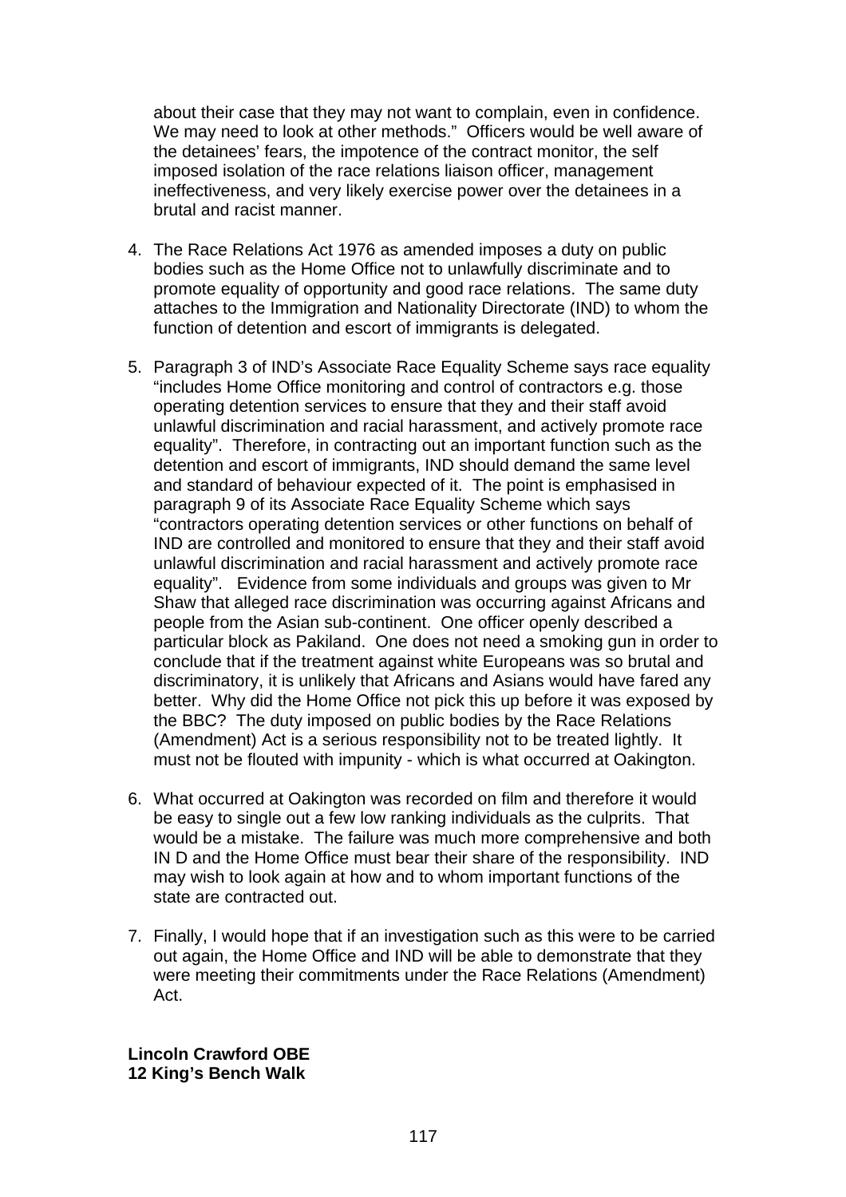about their case that they may not want to complain, even in confidence. We may need to look at other methods." Officers would be well aware of the detainees' fears, the impotence of the contract monitor, the self imposed isolation of the race relations liaison officer, management ineffectiveness, and very likely exercise power over the detainees in a brutal and racist manner.

4. The Race Relations Act 1976 as amended imposes a duty on public bodies such as the Home Office not to unlawfully discriminate and to promote equality of opportunity and good race relations. The same duty attaches to the Immigration and Nationality Directorate (IND) to whom the function of detention and escort of immigrants is delegated.

5. Paragraph 3 of IND's Associate Race Equality Scheme says race equality "includes Home Office monitoring and control of contractors e.g. those operating detention services to ensure that they and their staff avoid unlawful discrimination and racial harassment, and actively promote race equality". Therefore, in contracting out an important function such as the detention and escort of immigrants, IND should demand the same level and standard of behaviour expected of it. The point is emphasised in paragraph 9 of its Associate Race Equality Scheme which says "contractors operating detention services or other functions on behalf of IND are controlled and monitored to ensure that they and their staff avoid unlawful discrimination and racial harassment and actively promote race equality". Evidence from some individuals and groups was given to Mr Shaw that alleged race discrimination was occurring against Africans and people from the Asian sub-continent. One officer openly described a particular block as Pakiland. One does not need a smoking gun in order to conclude that if the treatment against white Europeans was so brutal and discriminatory, it is unlikely that Africans and Asians would have fared any better. Why did the Home Office not pick this up before it was exposed by the BBC? The duty imposed on public bodies by the Race Relations (Amendment) Act is a serious responsibility not to be treated lightly. It must not be flouted with impunity - which is what occurred at Oakington.

6. What occurred at Oakington was recorded on film and therefore it would be easy to single out a few low ranking individuals as the culprits. That would be a mistake. The failure was much more comprehensive and both IN D and the Home Office must bear their share of the responsibility. IND may wish to look again at how and to whom important functions of the state are contracted out.

7. Finally, I would hope that if an investigation such as this were to be carried out again, the Home Office and IND will be able to demonstrate that they were meeting their commitments under the Race Relations (Amendment) Act.

**Lincoln Crawford OBE**
**12 King's Bench Walk**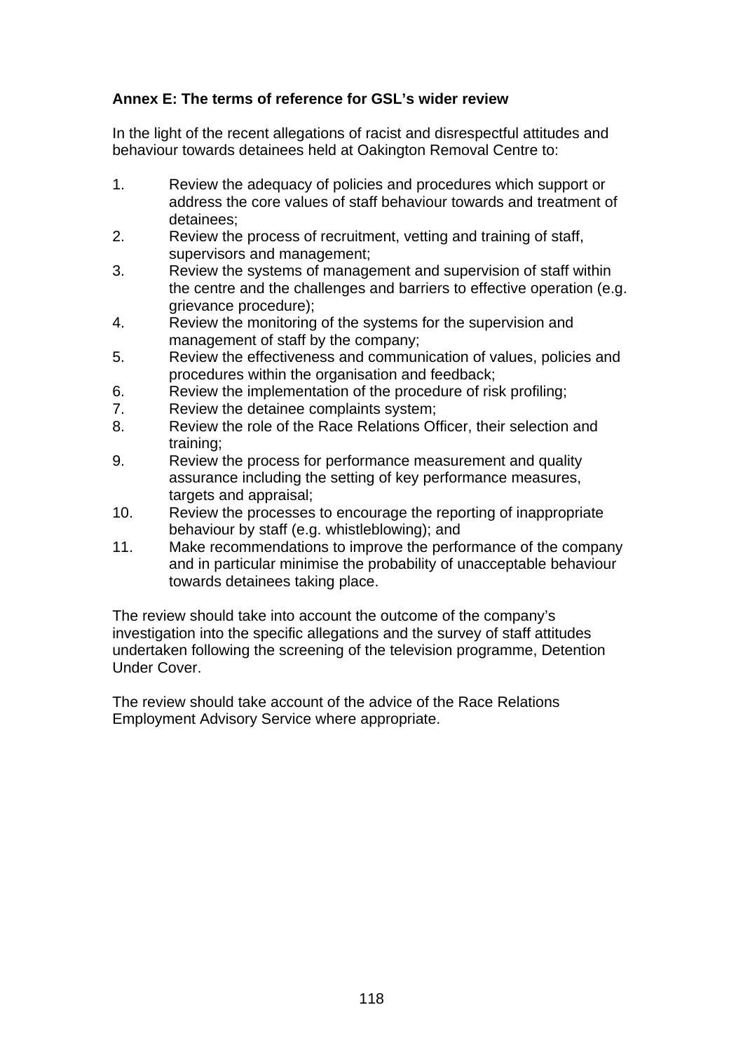**Annex E: The terms of reference for GSL's wider review**

In the light of the recent allegations of racist and disrespectful attitudes and behaviour towards detainees held at Oakington Removal Centre to:

1. Review the adequacy of policies and procedures which support or address the core values of staff behaviour towards and treatment of detainees;
2. Review the process of recruitment, vetting and training of staff, supervisors and management;
3. Review the systems of management and supervision of staff within the centre and the challenges and barriers to effective operation (e.g. grievance procedure);
4. Review the monitoring of the systems for the supervision and management of staff by the company;
5. Review the effectiveness and communication of values, policies and procedures within the organisation and feedback;
6. Review the implementation of the procedure of risk profiling;
7. Review the detainee complaints system;
8. Review the role of the Race Relations Officer, their selection and training;
9. Review the process for performance measurement and quality assurance including the setting of key performance measures, targets and appraisal;
10. Review the processes to encourage the reporting of inappropriate behaviour by staff (e.g. whistleblowing); and
11. Make recommendations to improve the performance of the company and in particular minimise the probability of unacceptable behaviour towards detainees taking place.

The review should take into account the outcome of the company's investigation into the specific allegations and the survey of staff attitudes undertaken following the screening of the television programme, Detention Under Cover.

The review should take account of the advice of the Race Relations Employment Advisory Service where appropriate.